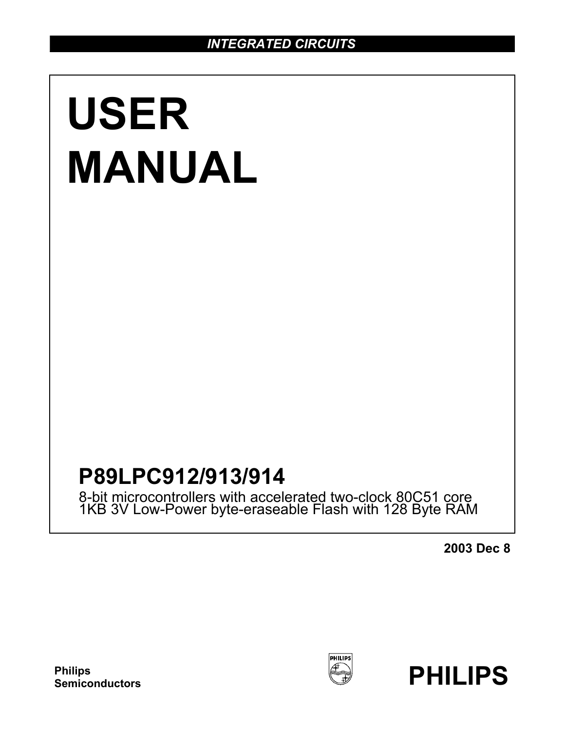*INTEGRATED CIRCUITS*

# USER MANUAL

## P89LPC912/913/914

8-bit microcontrollers with accelerated two-clock 80C51 core
1KB 3V Low-Power byte-eraseable Flash with 128 Byte RAM

**2003 Dec 8**

**Philips Semiconductors**

**PHILIPS**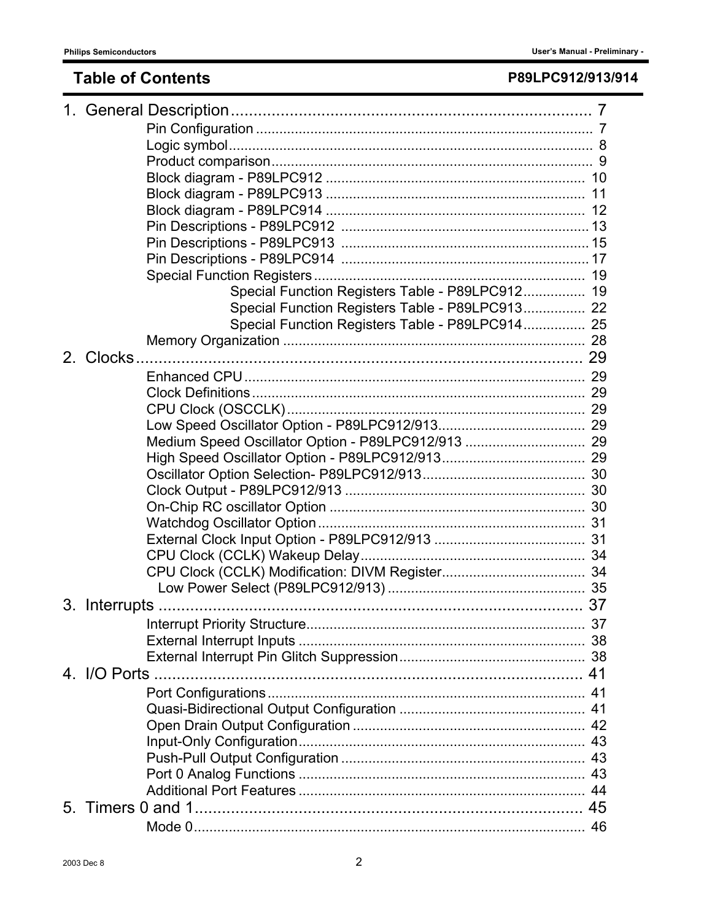# Table of Contents

**P89LPC912/913/914**

1. General Description ........................................................................ 7
   - Pin Configuration .......................................................................... 7
   - Logic symbol .................................................................................. 8
   - Product comparison ........................................................................ 9
   - Block diagram - P89LPC912 ........................................................ 10
   - Block diagram - P89LPC913 ........................................................ 11
   - Block diagram - P89LPC914 ........................................................ 12
   - Pin Descriptions - P89LPC912 ..................................................... 13
   - Pin Descriptions - P89LPC913 ..................................................... 15
   - Pin Descriptions - P89LPC914 ..................................................... 17
   - Special Function Registers ............................................................ 19
     - Special Function Registers Table - P89LPC912 ................ 19
     - Special Function Registers Table - P89LPC913 ................ 22
     - Special Function Registers Table - P89LPC914 ................ 25
   - Memory Organization .................................................................... 28
2. Clocks ............................................................................................ 29
   - Enhanced CPU .............................................................................. 29
   - Clock Definitions ............................................................................ 29
   - CPU Clock (OSCCLK) ................................................................... 29
   - Low Speed Oscillator Option - P89LPC912/913 ............................ 29
   - Medium Speed Oscillator Option - P89LPC912/913 ....................... 29
   - High Speed Oscillator Option - P89LPC912/913 ............................ 29
   - Oscillator Option Selection- P89LPC912/913 ................................ 30
   - Clock Output - P89LPC912/913 ..................................................... 30
   - On-Chip RC oscillator Option ......................................................... 30
   - Watchdog Oscillator Option ........................................................... 31
   - External Clock Input Option - P89LPC912/913 .............................. 31
   - CPU Clock (CCLK) Wakeup Delay ................................................. 34
   - CPU Clock (CCLK) Modification: DIVM Register ............................ 34
     - Low Power Select (P89LPC912/913) .......................................... 35
3. Interrupts ....................................................................................... 37
   - Interrupt Priority Structure ............................................................... 37
   - External Interrupt Inputs ................................................................. 38
   - External Interrupt Pin Glitch Suppression ....................................... 38
4. I/O Ports ......................................................................................... 41
   - Port Configurations ......................................................................... 41
   - Quasi-Bidirectional Output Configuration ....................................... 41
   - Open Drain Output Configuration ................................................... 42
   - Input-Only Configuration ................................................................. 43
   - Push-Pull Output Configuration ...................................................... 43
   - Port 0 Analog Functions ................................................................. 43
   - Additional Port Features ................................................................. 44
5. Timers 0 and 1 ............................................................................... 45
   - Mode 0 ............................................................................................ 46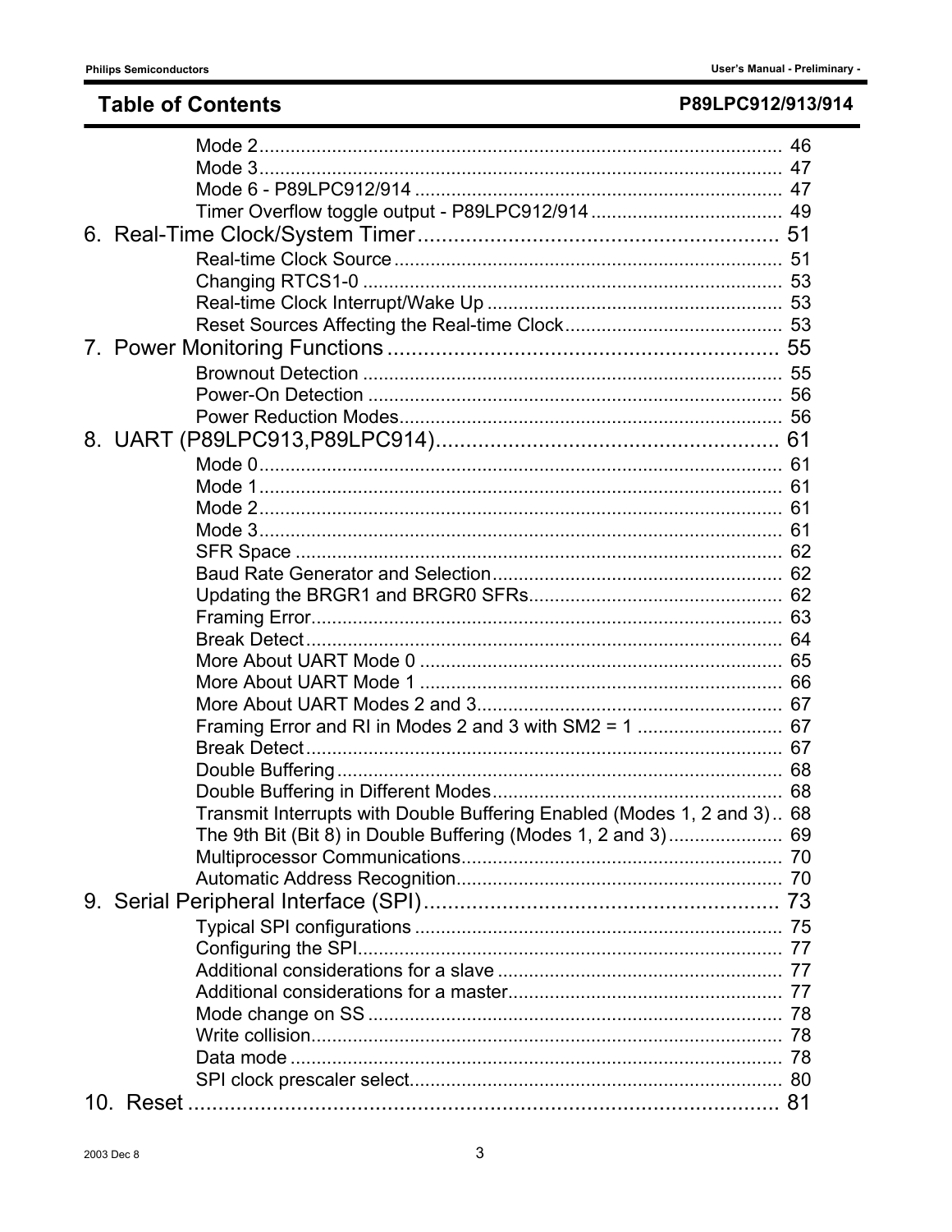## Table of Contents

Mode 2 ........ 46
Mode 3 ........ 47
Mode 6 - P89LPC912/914 ........ 47
Timer Overflow toggle output - P89LPC912/914 ........ 49

6. Real-Time Clock/System Timer ........ 51
   - Real-time Clock Source ........ 51
   - Changing RTCS1-0 ........ 53
   - Real-time Clock Interrupt/Wake Up ........ 53
   - Reset Sources Affecting the Real-time Clock ........ 53

7. Power Monitoring Functions ........ 55
   - Brownout Detection ........ 55
   - Power-On Detection ........ 56
   - Power Reduction Modes ........ 56

8. UART (P89LPC913,P89LPC914) ........ 61
   - Mode 0 ........ 61
   - Mode 1 ........ 61
   - Mode 2 ........ 61
   - Mode 3 ........ 61
   - SFR Space ........ 62
   - Baud Rate Generator and Selection ........ 62
   - Updating the BRGR1 and BRGR0 SFRs ........ 62
   - Framing Error ........ 63
   - Break Detect ........ 64
   - More About UART Mode 0 ........ 65
   - More About UART Mode 1 ........ 66
   - More About UART Modes 2 and 3 ........ 67
   - Framing Error and RI in Modes 2 and 3 with SM2 = 1 ........ 67
   - Break Detect ........ 67
   - Double Buffering ........ 68
   - Double Buffering in Different Modes ........ 68
   - Transmit Interrupts with Double Buffering Enabled (Modes 1, 2 and 3) ........ 68
   - The 9th Bit (Bit 8) in Double Buffering (Modes 1, 2 and 3) ........ 69
   - Multiprocessor Communications ........ 70
   - Automatic Address Recognition ........ 70

9. Serial Peripheral Interface (SPI) ........ 73
   - Typical SPI configurations ........ 75
   - Configuring the SPI ........ 77
   - Additional considerations for a slave ........ 77
   - Additional considerations for a master ........ 77
   - Mode change on SS ........ 78
   - Write collision ........ 78
   - Data mode ........ 78
   - SPI clock prescaler select ........ 80

10. Reset ........ 81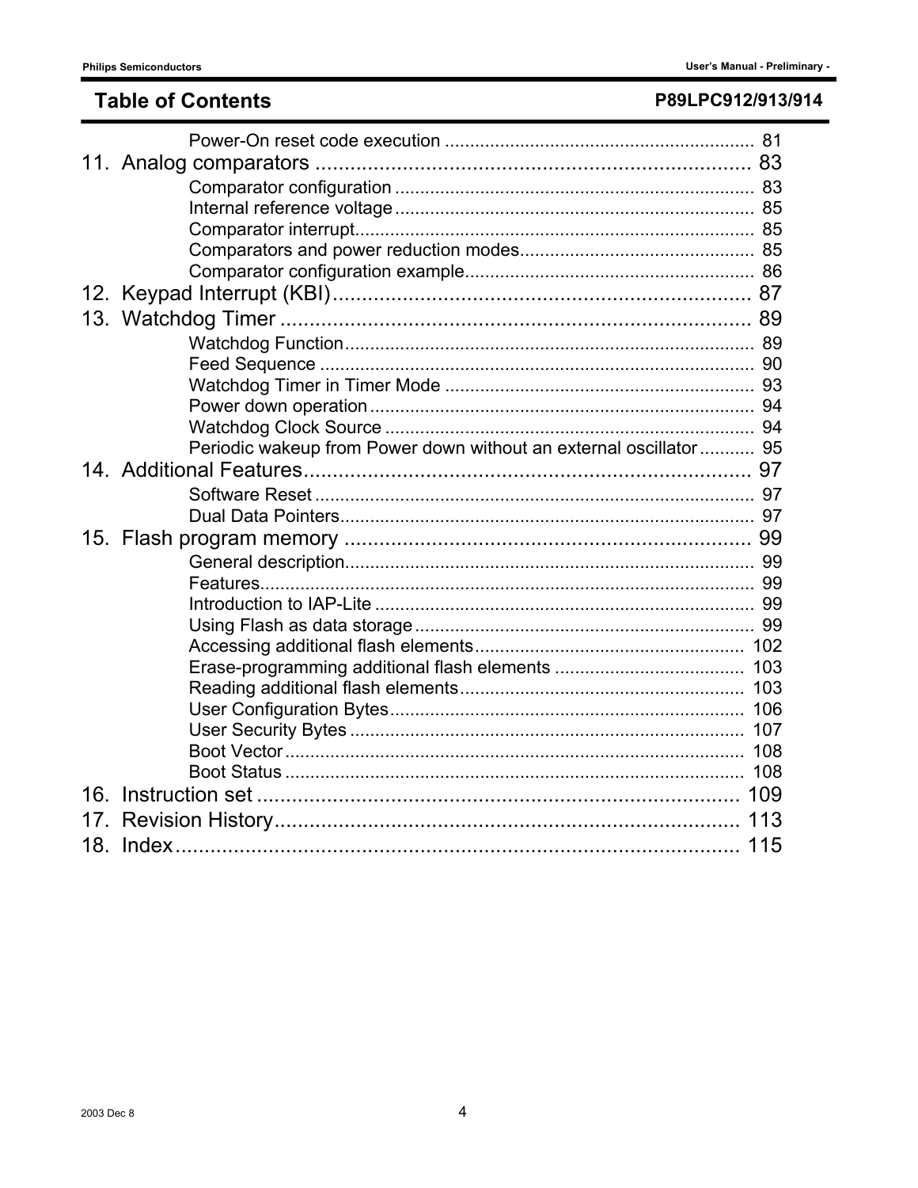# Table of Contents

Power-On reset code execution ........................................................... 81

11. Analog comparators ........................................................................ 83

- Comparator configuration ............................................................... 83
- Internal reference voltage ............................................................... 85
- Comparator interrupt ....................................................................... 85
- Comparators and power reduction modes ........................................ 85
- Comparator configuration example .................................................. 86

12. Keypad Interrupt (KBI) ..................................................................... 87

13. Watchdog Timer ................................................................................ 89

- Watchdog Function .......................................................................... 89
- Feed Sequence ................................................................................ 90
- Watchdog Timer in Timer Mode ....................................................... 93
- Power down operation ..................................................................... 94
- Watchdog Clock Source ................................................................... 94
- Periodic wakeup from Power down without an external oscillator ........... 95

14. Additional Features ........................................................................... 97

- Software Reset ................................................................................. 97
- Dual Data Pointers ........................................................................... 97

15. Flash program memory ..................................................................... 99

- General description .......................................................................... 99
- Features ........................................................................................... 99
- Introduction to IAP-Lite .................................................................... 99
- Using Flash as data storage ............................................................. 99
- Accessing additional flash elements ................................................. 102
- Erase-programming additional flash elements .................................. 103
- Reading additional flash elements .................................................... 103
- User Configuration Bytes .................................................................. 106
- User Security Bytes .......................................................................... 107
- Boot Vector ...................................................................................... 108
- Boot Status ...................................................................................... 108

16. Instruction set ................................................................................. 109

17. Revision History .............................................................................. 113

18. Index ............................................................................................... 115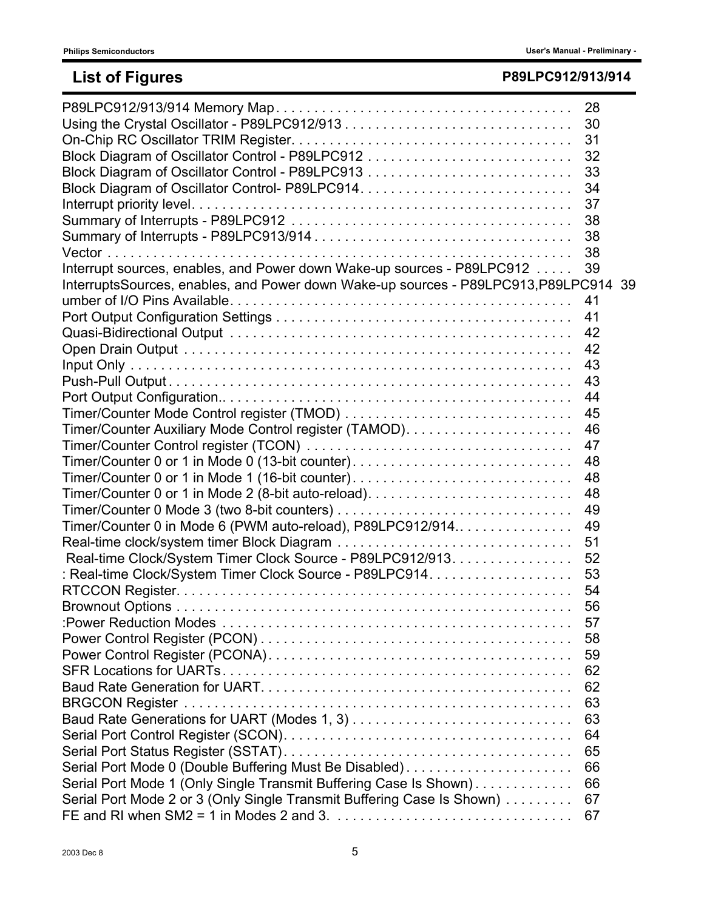# List of Figures

| Figure | Page |
|---|---|
| P89LPC912/913/914 Memory Map | 28 |
| Using the Crystal Oscillator - P89LPC912/913 | 30 |
| On-Chip RC Oscillator TRIM Register | 31 |
| Block Diagram of Oscillator Control - P89LPC912 | 32 |
| Block Diagram of Oscillator Control - P89LPC913 | 33 |
| Block Diagram of Oscillator Control- P89LPC914 | 34 |
| Interrupt priority level | 37 |
| Summary of Interrupts - P89LPC912 | 38 |
| Summary of Interrupts - P89LPC913/914 | 38 |
| Vector | 38 |
| Interrupt sources, enables, and Power down Wake-up sources - P89LPC912 | 39 |
| InterruptsSources, enables, and Power down Wake-up sources - P89LPC913,P89LPC914 | 39 |
| umber of I/O Pins Available | 41 |
| Port Output Configuration Settings | 41 |
| Quasi-Bidirectional Output | 42 |
| Open Drain Output | 42 |
| Input Only | 43 |
| Push-Pull Output | 43 |
| Port Output Configuration. | 44 |
| Timer/Counter Mode Control register (TMOD) | 45 |
| Timer/Counter Auxiliary Mode Control register (TAMOD) | 46 |
| Timer/Counter Control register (TCON) | 47 |
| Timer/Counter 0 or 1 in Mode 0 (13-bit counter) | 48 |
| Timer/Counter 0 or 1 in Mode 1 (16-bit counter) | 48 |
| Timer/Counter 0 or 1 in Mode 2 (8-bit auto-reload) | 48 |
| Timer/Counter 0 Mode 3 (two 8-bit counters) | 49 |
| Timer/Counter 0 in Mode 6 (PWM auto-reload), P89LPC912/914. | 49 |
| Real-time clock/system timer Block Diagram | 51 |
| Real-time Clock/System Timer Clock Source - P89LPC912/913 | 52 |
| : Real-time Clock/System Timer Clock Source - P89LPC914 | 53 |
| RTCCON Register | 54 |
| Brownout Options | 56 |
| :Power Reduction Modes | 57 |
| Power Control Register (PCON) | 58 |
| Power Control Register (PCONA) | 59 |
| SFR Locations for UARTs | 62 |
| Baud Rate Generation for UART | 62 |
| BRGCON Register | 63 |
| Baud Rate Generations for UART (Modes 1, 3) | 63 |
| Serial Port Control Register (SCON) | 64 |
| Serial Port Status Register (SSTAT) | 65 |
| Serial Port Mode 0 (Double Buffering Must Be Disabled) | 66 |
| Serial Port Mode 1 (Only Single Transmit Buffering Case Is Shown) | 66 |
| Serial Port Mode 2 or 3 (Only Single Transmit Buffering Case Is Shown) | 67 |
| FE and RI when SM2 = 1 in Modes 2 and 3. | 67 |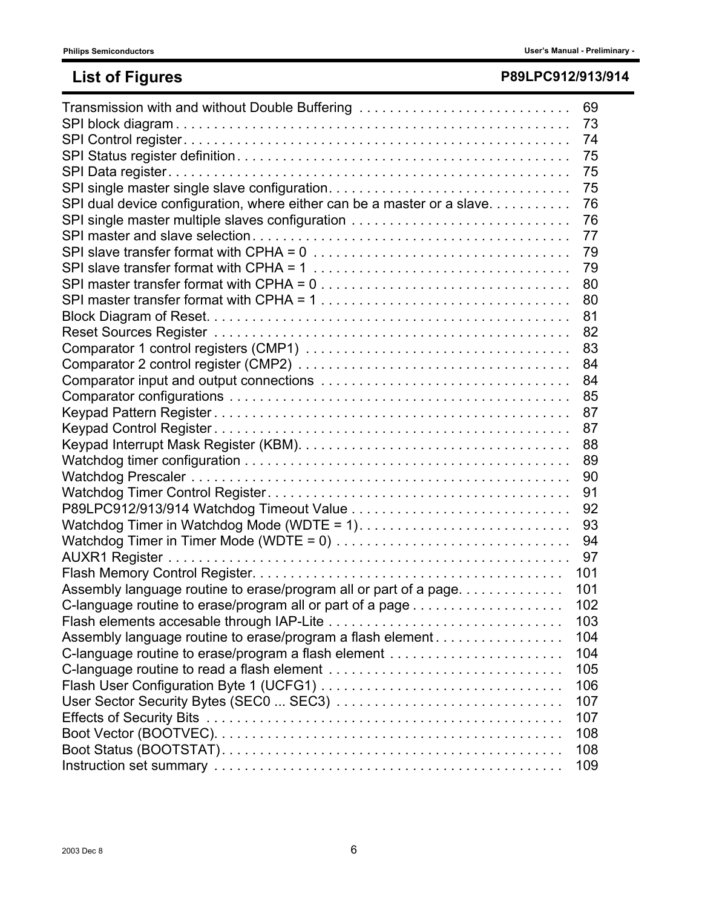## List of Figures

Transmission with and without Double Buffering . . . . . . . . . . . . . . . . . . . . . . . . . . . . 69
SPI block diagram . . . . . . . . . . . . . . . . . . . . . . . . . . . . . . . . . . . . . . . . . . . . . . . . . . . . . 73
SPI Control register . . . . . . . . . . . . . . . . . . . . . . . . . . . . . . . . . . . . . . . . . . . . . . . . . . . . 74
SPI Status register definition . . . . . . . . . . . . . . . . . . . . . . . . . . . . . . . . . . . . . . . . . . . . . 75
SPI Data register . . . . . . . . . . . . . . . . . . . . . . . . . . . . . . . . . . . . . . . . . . . . . . . . . . . . . . 75
SPI single master single slave configuration . . . . . . . . . . . . . . . . . . . . . . . . . . . . . . . . 75
SPI dual device configuration, where either can be a master or a slave . . . . . . . . . . . 76
SPI single master multiple slaves configuration . . . . . . . . . . . . . . . . . . . . . . . . . . . . . 76
SPI master and slave selection . . . . . . . . . . . . . . . . . . . . . . . . . . . . . . . . . . . . . . . . . . . 77
SPI slave transfer format with CPHA = 0 . . . . . . . . . . . . . . . . . . . . . . . . . . . . . . . . . . 79
SPI slave transfer format with CPHA = 1 . . . . . . . . . . . . . . . . . . . . . . . . . . . . . . . . . . 79
SPI master transfer format with CPHA = 0 . . . . . . . . . . . . . . . . . . . . . . . . . . . . . . . . . 80
SPI master transfer format with CPHA = 1 . . . . . . . . . . . . . . . . . . . . . . . . . . . . . . . . . 80
Block Diagram of Reset . . . . . . . . . . . . . . . . . . . . . . . . . . . . . . . . . . . . . . . . . . . . . . . . . 81
Reset Sources Register . . . . . . . . . . . . . . . . . . . . . . . . . . . . . . . . . . . . . . . . . . . . . . . . 82
Comparator 1 control registers (CMP1) . . . . . . . . . . . . . . . . . . . . . . . . . . . . . . . . . . . 83
Comparator 2 control register (CMP2) . . . . . . . . . . . . . . . . . . . . . . . . . . . . . . . . . . . . 84
Comparator input and output connections . . . . . . . . . . . . . . . . . . . . . . . . . . . . . . . . . 84
Comparator configurations . . . . . . . . . . . . . . . . . . . . . . . . . . . . . . . . . . . . . . . . . . . . . . 85
Keypad Pattern Register . . . . . . . . . . . . . . . . . . . . . . . . . . . . . . . . . . . . . . . . . . . . . . . . 87
Keypad Control Register . . . . . . . . . . . . . . . . . . . . . . . . . . . . . . . . . . . . . . . . . . . . . . . . 87
Keypad Interrupt Mask Register (KBM) . . . . . . . . . . . . . . . . . . . . . . . . . . . . . . . . . . . . 88
Watchdog timer configuration . . . . . . . . . . . . . . . . . . . . . . . . . . . . . . . . . . . . . . . . . . . . 89
Watchdog Prescaler . . . . . . . . . . . . . . . . . . . . . . . . . . . . . . . . . . . . . . . . . . . . . . . . . . . 90
Watchdog Timer Control Register . . . . . . . . . . . . . . . . . . . . . . . . . . . . . . . . . . . . . . . . . 91
P89LPC912/913/914 Watchdog Timeout Value . . . . . . . . . . . . . . . . . . . . . . . . . . . . . . 92
Watchdog Timer in Watchdog Mode (WDTE = 1) . . . . . . . . . . . . . . . . . . . . . . . . . . . . 93
Watchdog Timer in Timer Mode (WDTE = 0) . . . . . . . . . . . . . . . . . . . . . . . . . . . . . . . 94
AUXR1 Register . . . . . . . . . . . . . . . . . . . . . . . . . . . . . . . . . . . . . . . . . . . . . . . . . . . . . . 97
Flash Memory Control Register . . . . . . . . . . . . . . . . . . . . . . . . . . . . . . . . . . . . . . . . . . 101
Assembly language routine to erase/program all or part of a page . . . . . . . . . . . . . . 101
C-language routine to erase/program all or part of a page . . . . . . . . . . . . . . . . . . . . 102
Flash elements accesable through IAP-Lite . . . . . . . . . . . . . . . . . . . . . . . . . . . . . . . 103
Assembly language routine to erase/program a flash element . . . . . . . . . . . . . . . . . 104
C-language routine to erase/program a flash element . . . . . . . . . . . . . . . . . . . . . . . 104
C-language routine to read a flash element . . . . . . . . . . . . . . . . . . . . . . . . . . . . . . . 105
Flash User Configuration Byte 1 (UCFG1) . . . . . . . . . . . . . . . . . . . . . . . . . . . . . . . . 106
User Sector Security Bytes (SEC0 ... SEC3) . . . . . . . . . . . . . . . . . . . . . . . . . . . . . . 107
Effects of Security Bits . . . . . . . . . . . . . . . . . . . . . . . . . . . . . . . . . . . . . . . . . . . . . . . 107
Boot Vector (BOOTVEC) . . . . . . . . . . . . . . . . . . . . . . . . . . . . . . . . . . . . . . . . . . . . . . 108
Boot Status (BOOTSTAT) . . . . . . . . . . . . . . . . . . . . . . . . . . . . . . . . . . . . . . . . . . . . . 108
Instruction set summary . . . . . . . . . . . . . . . . . . . . . . . . . . . . . . . . . . . . . . . . . . . . . . 109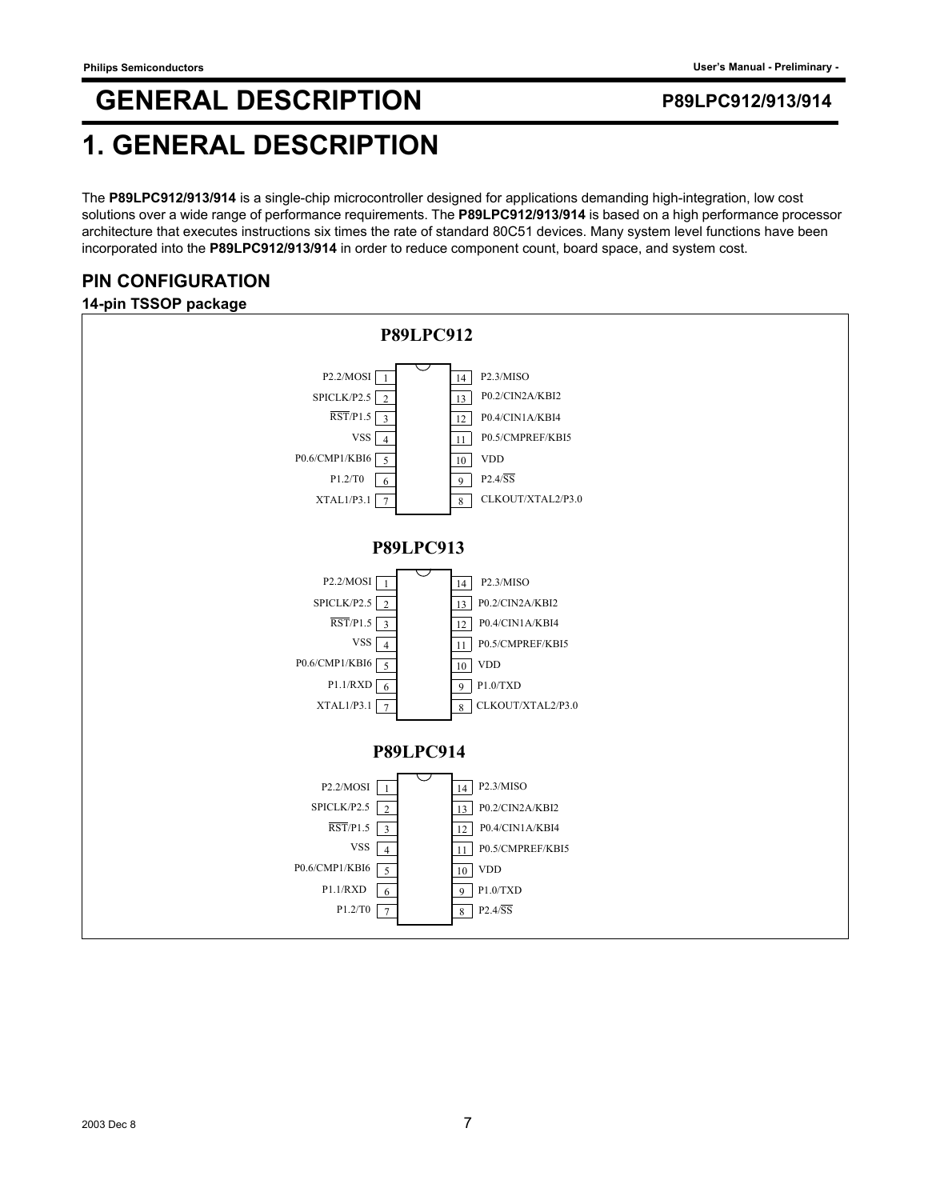# 1. GENERAL DESCRIPTION

The **P89LPC912/913/914** is a single-chip microcontroller designed for applications demanding high-integration, low cost solutions over a wide range of performance requirements. The **P89LPC912/913/914** is based on a high performance processor architecture that executes instructions six times the rate of standard 80C51 devices. Many system level functions have been incorporated into the **P89LPC912/913/914** in order to reduce component count, board space, and system cost.

## PIN CONFIGURATION

### 14-pin TSSOP package

**P89LPC912**

| Pin | Function | Pin | Function |
|---|---|---|---|
| 1 | P2.2/MOSI | 14 | P2.3/MISO |
| 2 | SPICLK/P2.5 | 13 | P0.2/CIN2A/KBI2 |
| 3 | RST/P1.5 | 12 | P0.4/CIN1A/KBI4 |
| 4 | VSS | 11 | P0.5/CMPREF/KBI5 |
| 5 | P0.6/CMP1/KBI6 | 10 | VDD |
| 6 | P1.2/T0 | 9 | P2.4/SS |
| 7 | XTAL1/P3.1 | 8 | CLKOUT/XTAL2/P3.0 |

**P89LPC913**

| Pin | Function | Pin | Function |
|---|---|---|---|
| 1 | P2.2/MOSI | 14 | P2.3/MISO |
| 2 | SPICLK/P2.5 | 13 | P0.2/CIN2A/KBI2 |
| 3 | RST/P1.5 | 12 | P0.4/CIN1A/KBI4 |
| 4 | VSS | 11 | P0.5/CMPREF/KBI5 |
| 5 | P0.6/CMP1/KBI6 | 10 | VDD |
| 6 | P1.1/RXD | 9 | P1.0/TXD |
| 7 | XTAL1/P3.1 | 8 | CLKOUT/XTAL2/P3.0 |

**P89LPC914**

| Pin | Function | Pin | Function |
|---|---|---|---|
| 1 | P2.2/MOSI | 14 | P2.3/MISO |
| 2 | SPICLK/P2.5 | 13 | P0.2/CIN2A/KBI2 |
| 3 | RST/P1.5 | 12 | P0.4/CIN1A/KBI4 |
| 4 | VSS | 11 | P0.5/CMPREF/KBI5 |
| 5 | P0.6/CMP1/KBI6 | 10 | VDD |
| 6 | P1.1/RXD | 9 | P1.0/TXD |
| 7 | P1.2/T0 | 8 | P2.4/SS |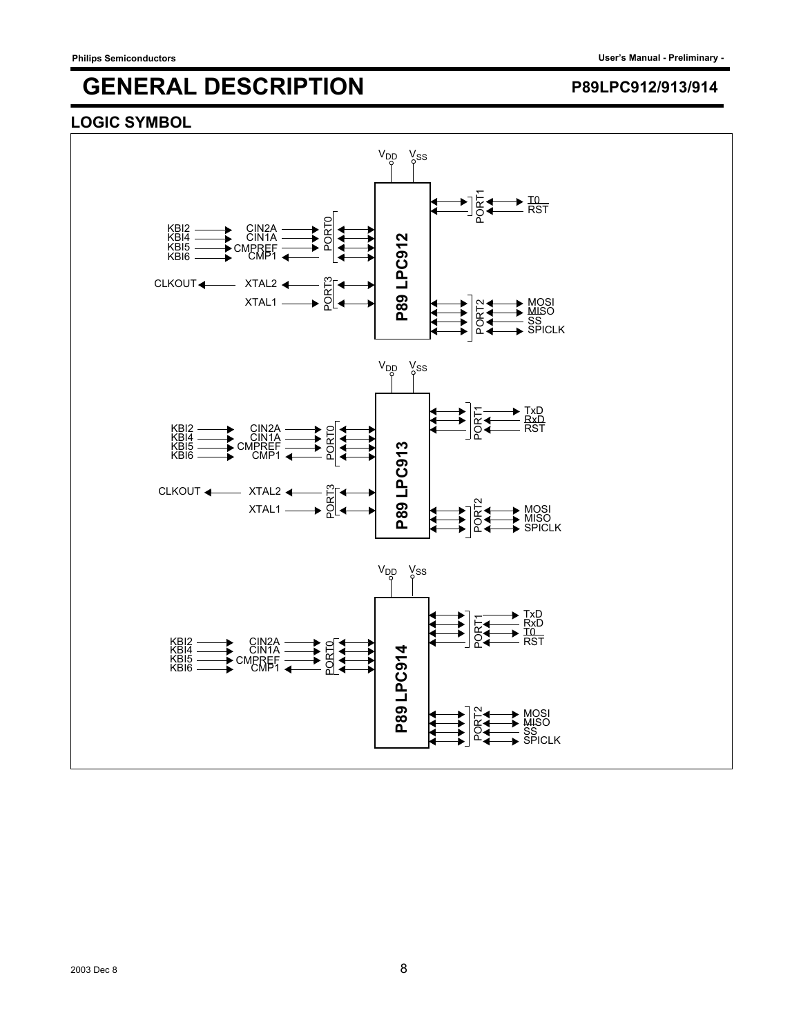# GENERAL DESCRIPTION

P89LPC912/913/914

## LOGIC SYMBOL

$V_{DD}$ $V_{SS}$

P89 LPC912

PORT1: T0, RST

PORT0: KBI2 → CIN2A, KBI4 → CIN1A, KBI5 → CMPREF, KBI6 → CMP1

PORT3: CLKOUT ← XTAL2, XTAL1

PORT2: MOSI, MISO, SS, SPICLK

$V_{DD}$ $V_{SS}$

P89 LPC913

PORT1: TxD, RxD, RST

PORT0: KBI2 → CIN2A, KBI4 → CIN1A, KBI5 → CMPREF, KBI6 → CMP1

PORT3: CLKOUT ← XTAL2, XTAL1

PORT2: MOSI, MISO, SPICLK

$V_{DD}$ $V_{SS}$

P89 LPC914

PORT1: TxD, RxD, T0, RST

PORT0: KBI2 → CIN2A, KBI4 → CIN1A, KBI5 → CMPREF, KBI6 → CMP1

PORT2: MOSI, MISO, SS, SPICLK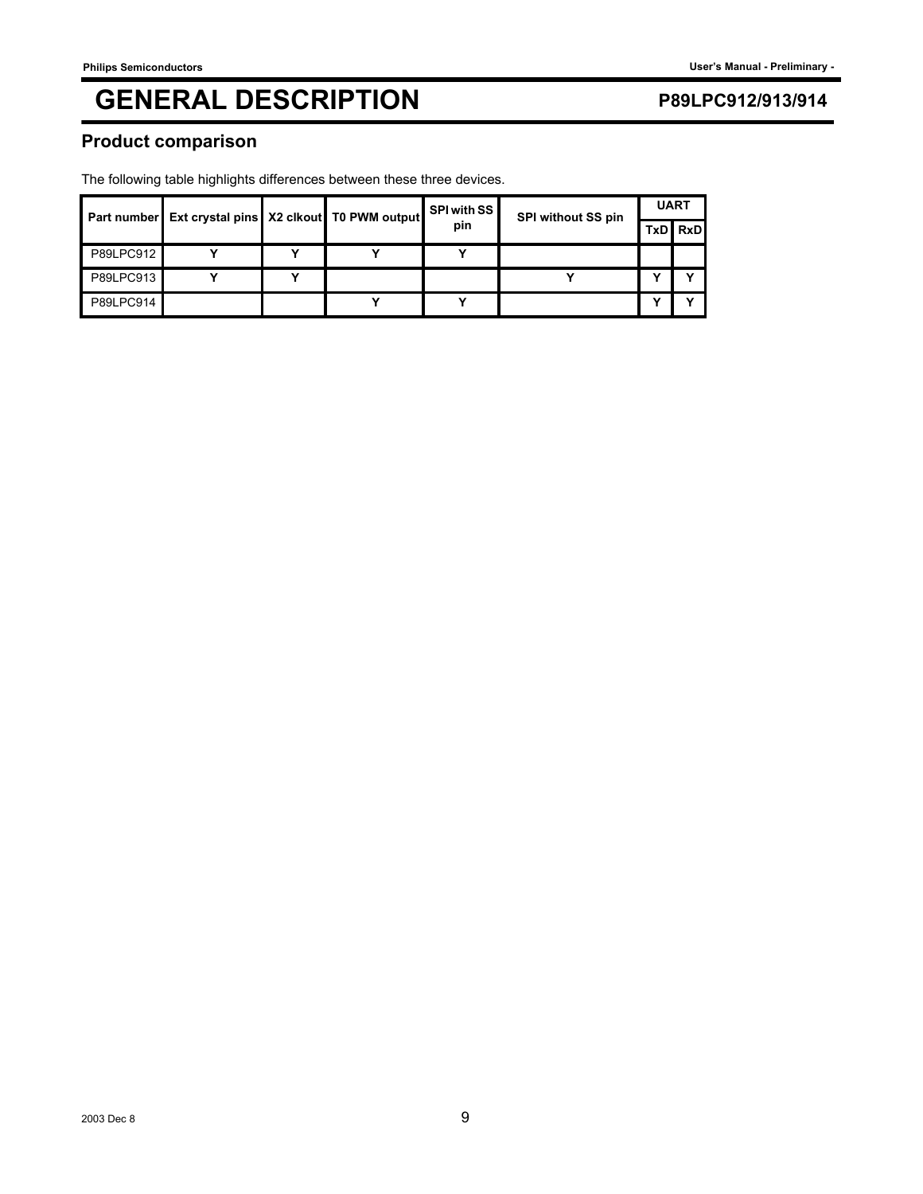# GENERAL DESCRIPTION

## Product comparison

The following table highlights differences between these three devices.

| Part number | Ext crystal pins | X2 clkout | T0 PWM output | SPI with SS pin | SPI without SS pin | UART | |
|---|---|---|---|---|---|---|---|
| | | | | | | TxD | RxD |
| P89LPC912 | Y | Y | Y | Y | | | |
| P89LPC913 | Y | Y | | | Y | Y | Y |
| P89LPC914 | | | Y | Y | | Y | Y |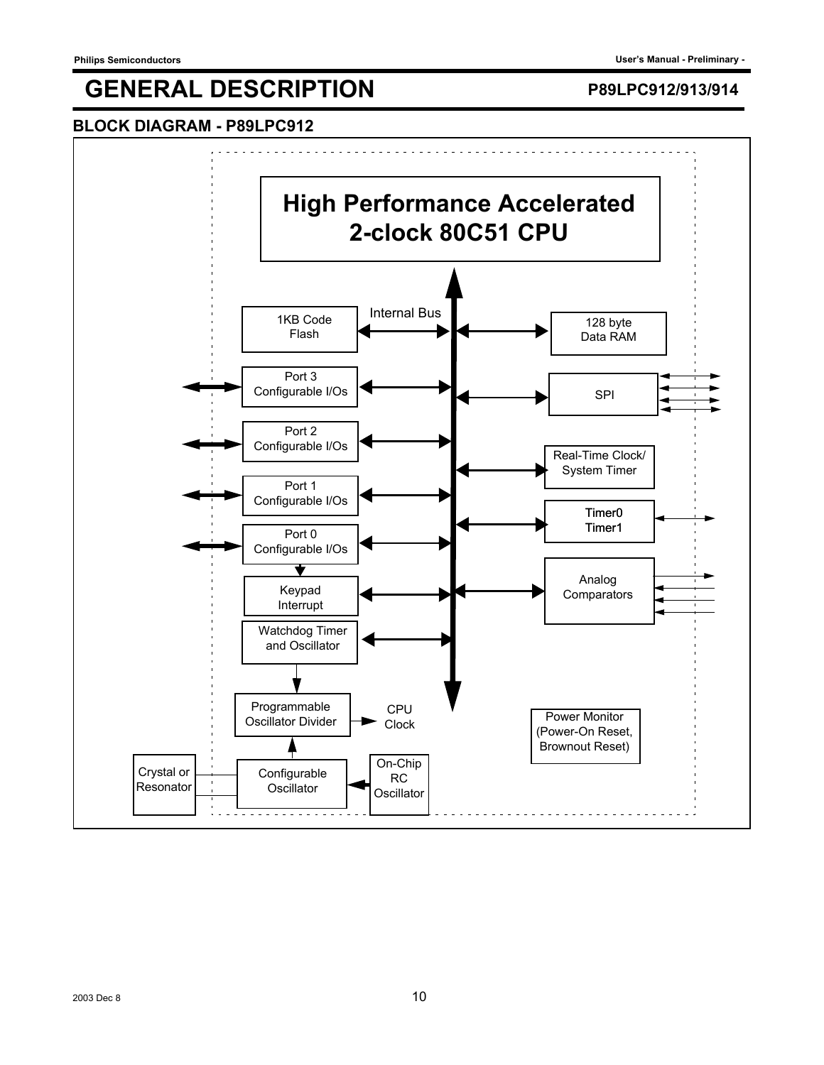# GENERAL DESCRIPTION

P89LPC912/913/914

## BLOCK DIAGRAM - P89LPC912

High Performance Accelerated 2-clock 80C51 CPU

Internal Bus

1KB Code Flash

128 byte Data RAM

Port 3 Configurable I/Os

SPI

Port 2 Configurable I/Os

Real-Time Clock/ System Timer

Port 1 Configurable I/Os

Timer0 Timer1

Port 0 Configurable I/Os

Analog Comparators

Keypad Interrupt

Watchdog Timer and Oscillator

Programmable Oscillator Divider

CPU Clock

Power Monitor (Power-On Reset, Brownout Reset)

Crystal or Resonator

Configurable Oscillator

On-Chip RC Oscillator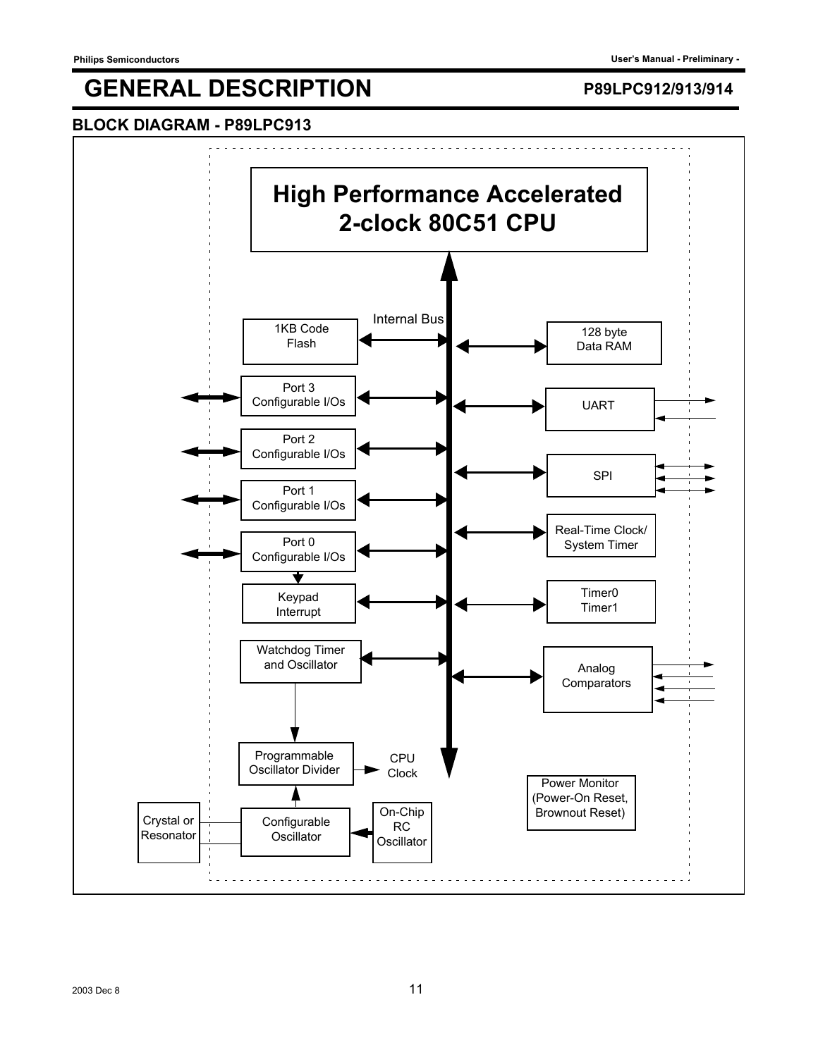# GENERAL DESCRIPTION

P89LPC912/913/914

## BLOCK DIAGRAM - P89LPC913

High Performance Accelerated 2-clock 80C51 CPU

Internal Bus

1KB Code Flash

128 byte Data RAM

Port 3 Configurable I/Os

UART

Port 2 Configurable I/Os

SPI

Port 1 Configurable I/Os

Real-Time Clock/ System Timer

Port 0 Configurable I/Os

Keypad Interrupt

Timer0 Timer1

Watchdog Timer and Oscillator

Analog Comparators

Programmable Oscillator Divider

CPU Clock

Power Monitor (Power-On Reset, Brownout Reset)

Crystal or Resonator

Configurable Oscillator

On-Chip RC Oscillator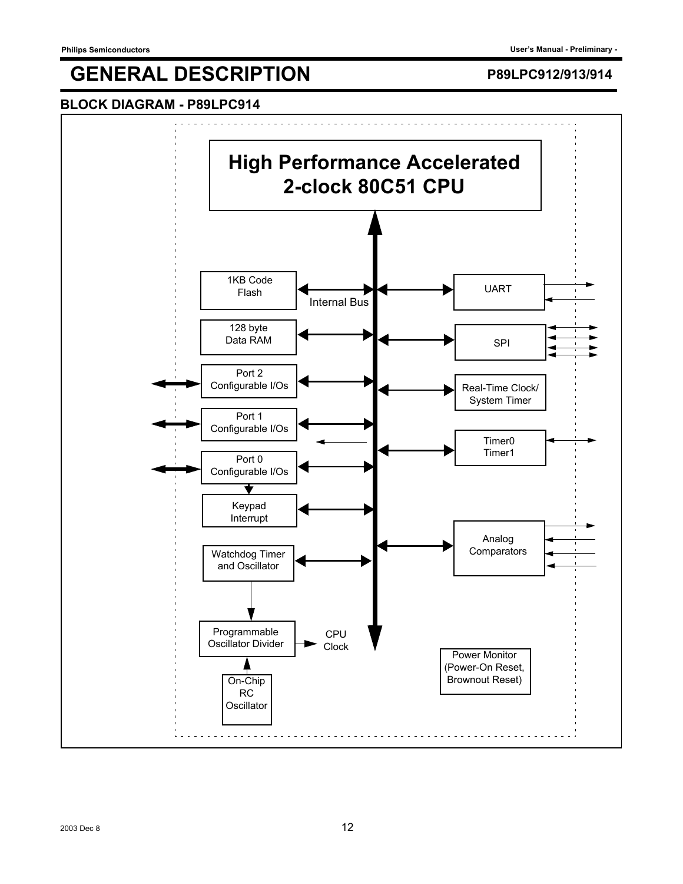# GENERAL DESCRIPTION

## BLOCK DIAGRAM - P89LPC914

High Performance Accelerated 2-clock 80C51 CPU

1KB Code Flash

128 byte Data RAM

Port 2 Configurable I/Os

Port 1 Configurable I/Os

Port 0 Configurable I/Os

Keypad Interrupt

Watchdog Timer and Oscillator

Programmable Oscillator Divider

On-Chip RC Oscillator

CPU Clock

Internal Bus

UART

SPI

Real-Time Clock/ System Timer

Timer0 Timer1

Analog Comparators

Power Monitor (Power-On Reset, Brownout Reset)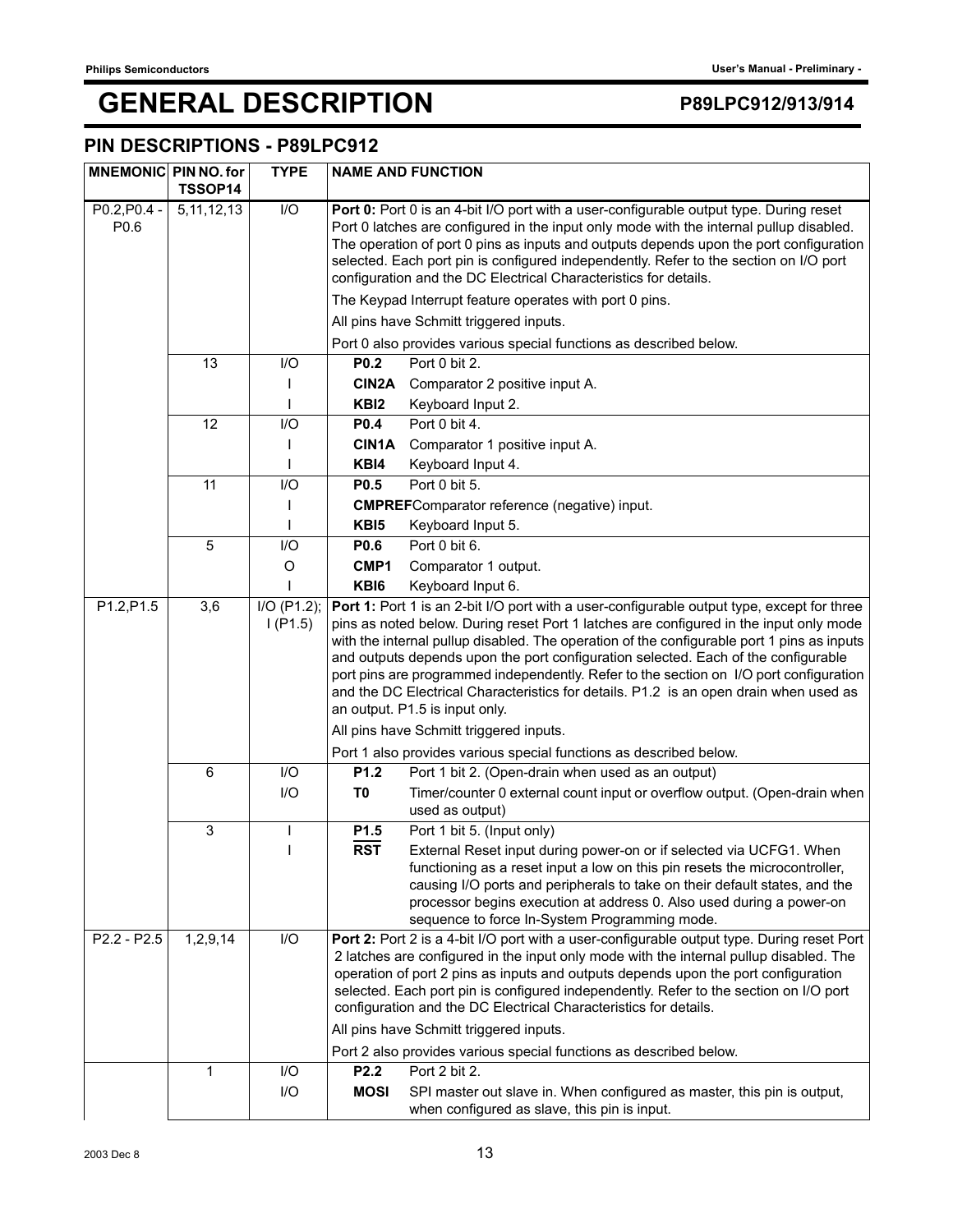# GENERAL DESCRIPTION

## PIN DESCRIPTIONS - P89LPC912

| MNEMONIC | PIN NO. for TSSOP14 | TYPE | NAME AND FUNCTION |
|---|---|---|---|
| P0.2,P0.4 - P0.6 | 5,11,12,13 | I/O | **Port 0:** Port 0 is an 4-bit I/O port with a user-configurable output type. During reset Port 0 latches are configured in the input only mode with the internal pullup disabled. The operation of port 0 pins as inputs and outputs depends upon the port configuration selected. Each port pin is configured independently. Refer to the section on I/O port configuration and the DC Electrical Characteristics for details. |
| | | | The Keypad Interrupt feature operates with port 0 pins. |
| | | | All pins have Schmitt triggered inputs. |
| | | | Port 0 also provides various special functions as described below. |
| | 13 | I/O | **P0.2** Port 0 bit 2. |
| | | I | **CIN2A** Comparator 2 positive input A. |
| | | I | **KBI2** Keyboard Input 2. |
| | 12 | I/O | **P0.4** Port 0 bit 4. |
| | | I | **CIN1A** Comparator 1 positive input A. |
| | | I | **KBI4** Keyboard Input 4. |
| | 11 | I/O | **P0.5** Port 0 bit 5. |
| | | I | **CMPREF** Comparator reference (negative) input. |
| | | I | **KBI5** Keyboard Input 5. |
| | 5 | I/O | **P0.6** Port 0 bit 6. |
| | | O | **CMP1** Comparator 1 output. |
| | | I | **KBI6** Keyboard Input 6. |
| P1.2,P1.5 | 3,6 | I/O (P1.2); I (P1.5) | **Port 1:** Port 1 is an 2-bit I/O port with a user-configurable output type, except for three pins as noted below. During reset Port 1 latches are configured in the input only mode with the internal pullup disabled. The operation of the configurable port 1 pins as inputs and outputs depends upon the port configuration selected. Each of the configurable port pins are programmed independently. Refer to the section on I/O port configuration and the DC Electrical Characteristics for details. P1.2 is an open drain when used as an output. P1.5 is input only. |
| | | | All pins have Schmitt triggered inputs. |
| | | | Port 1 also provides various special functions as described below. |
| | 6 | I/O | **P1.2** Port 1 bit 2. (Open-drain when used as an output) |
| | | I/O | **T0** Timer/counter 0 external count input or overflow output. (Open-drain when used as output) |
| | 3 | I | **P1.5** Port 1 bit 5. (Input only) |
| | | I | $\overline{\textbf{RST}}$ External Reset input during power-on or if selected via UCFG1. When functioning as a reset input a low on this pin resets the microcontroller, causing I/O ports and peripherals to take on their default states, and the processor begins execution at address 0. Also used during a power-on sequence to force In-System Programming mode. |
| P2.2 - P2.5 | 1,2,9,14 | I/O | **Port 2:** Port 2 is a 4-bit I/O port with a user-configurable output type. During reset Port 2 latches are configured in the input only mode with the internal pullup disabled. The operation of port 2 pins as inputs and outputs depends upon the port configuration selected. Each port pin is configured independently. Refer to the section on I/O port configuration and the DC Electrical Characteristics for details. |
| | | | All pins have Schmitt triggered inputs. |
| | | | Port 2 also provides various special functions as described below. |
| | 1 | I/O | **P2.2** Port 2 bit 2. |
| | | I/O | **MOSI** SPI master out slave in. When configured as master, this pin is output, when configured as slave, this pin is input. |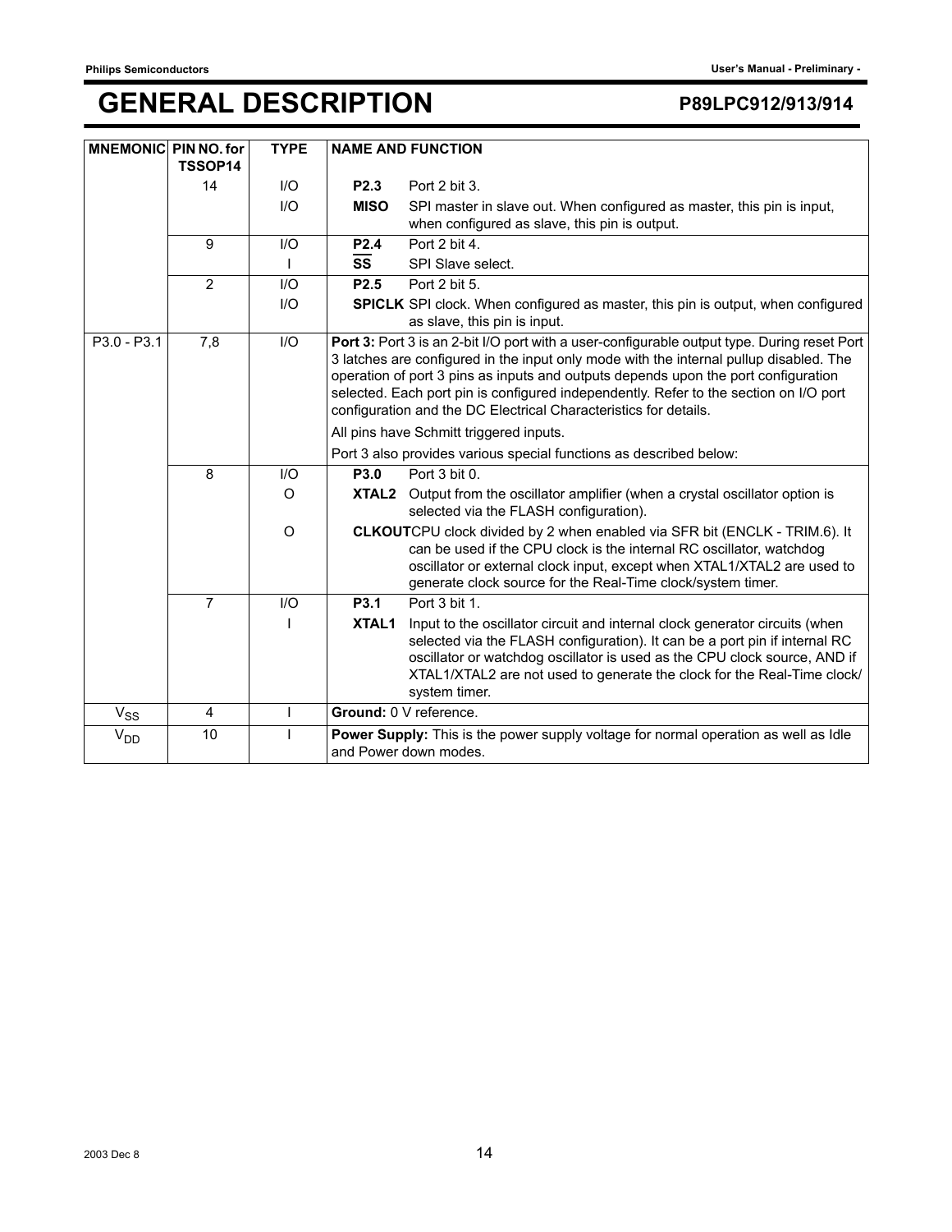| MNEMONIC | PIN NO. for TSSOP14 | TYPE | NAME AND FUNCTION |
|---|---|---|---|
| | 14 | I/O | **P2.3** Port 2 bit 3. |
| | | I/O | **MISO** SPI master in slave out. When configured as master, this pin is input, when configured as slave, this pin is output. |
| | 9 | I/O | **P2.4** Port 2 bit 4. |
| | | I | **$\overline{\text{SS}}$** SPI Slave select. |
| | 2 | I/O | **P2.5** Port 2 bit 5. |
| | | I/O | **SPICLK** SPI clock. When configured as master, this pin is output, when configured as slave, this pin is input. |
| P3.0 - P3.1 | 7,8 | I/O | **Port 3:** Port 3 is an 2-bit I/O port with a user-configurable output type. During reset Port 3 latches are configured in the input only mode with the internal pullup disabled. The operation of port 3 pins as inputs and outputs depends upon the port configuration selected. Each port pin is configured independently. Refer to the section on I/O port configuration and the DC Electrical Characteristics for details.<br>All pins have Schmitt triggered inputs.<br>Port 3 also provides various special functions as described below: |
| | 8 | I/O | **P3.0** Port 3 bit 0. |
| | | O | **XTAL2** Output from the oscillator amplifier (when a crystal oscillator option is selected via the FLASH configuration). |
| | | O | **CLKOUT** CPU clock divided by 2 when enabled via SFR bit (ENCLK - TRIM.6). It can be used if the CPU clock is the internal RC oscillator, watchdog oscillator or external clock input, except when XTAL1/XTAL2 are used to generate clock source for the Real-Time clock/system timer. |
| | 7 | I/O | **P3.1** Port 3 bit 1. |
| | | I | **XTAL1** Input to the oscillator circuit and internal clock generator circuits (when selected via the FLASH configuration). It can be a port pin if internal RC oscillator or watchdog oscillator is used as the CPU clock source, AND if XTAL1/XTAL2 are not used to generate the clock for the Real-Time clock/ system timer. |
| $V_{SS}$ | 4 | I | **Ground:** 0 V reference. |
| $V_{DD}$ | 10 | I | **Power Supply:** This is the power supply voltage for normal operation as well as Idle and Power down modes. |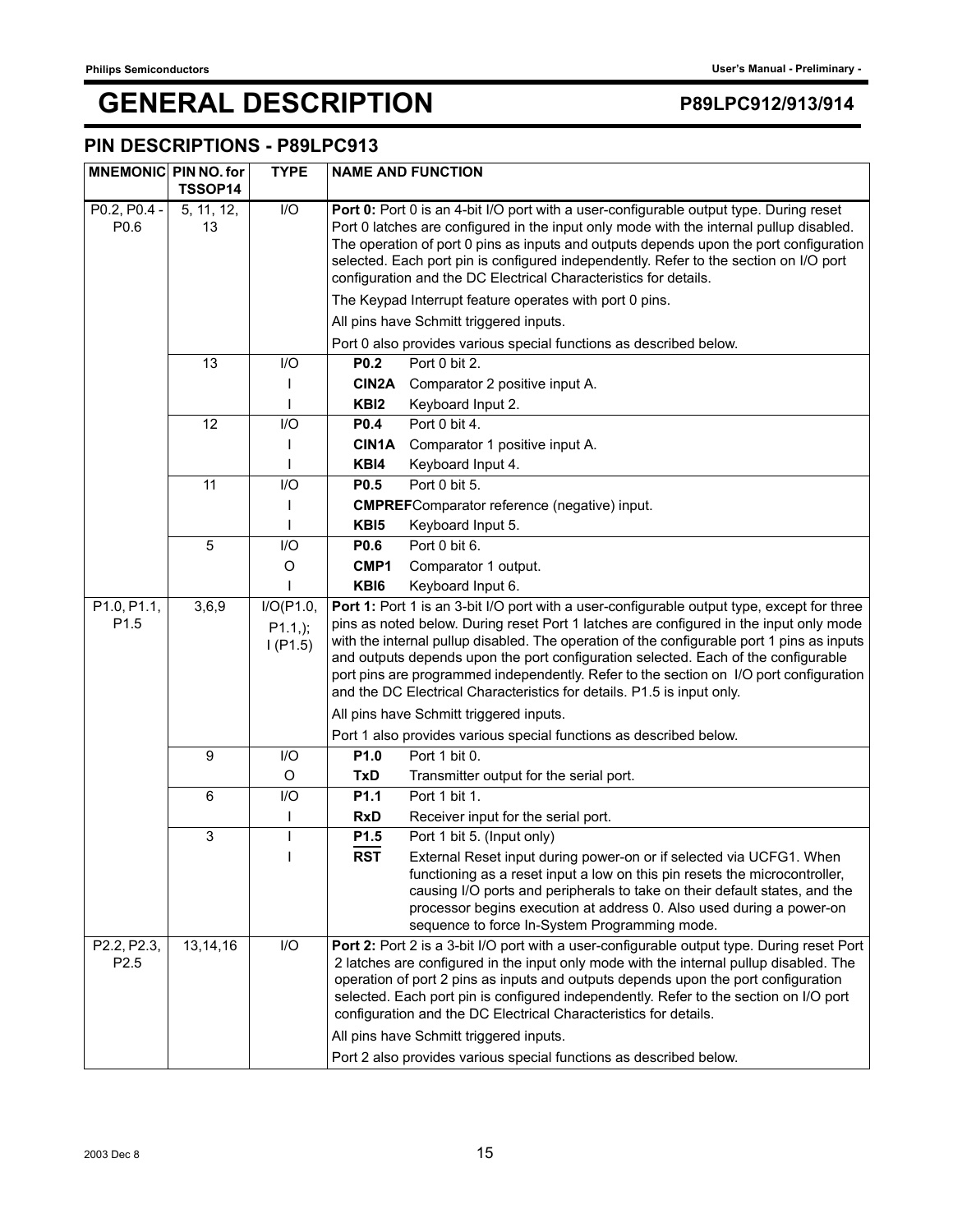# GENERAL DESCRIPTION

## PIN DESCRIPTIONS - P89LPC913

| MNEMONIC | PIN NO. for TSSOP14 | TYPE | NAME AND FUNCTION |
|---|---|---|---|
| P0.2, P0.4 - P0.6 | 5, 11, 12, 13 | I/O | **Port 0:** Port 0 is an 4-bit I/O port with a user-configurable output type. During reset Port 0 latches are configured in the input only mode with the internal pullup disabled. The operation of port 0 pins as inputs and outputs depends upon the port configuration selected. Each port pin is configured independently. Refer to the section on I/O port configuration and the DC Electrical Characteristics for details. |
| | | | The Keypad Interrupt feature operates with port 0 pins. |
| | | | All pins have Schmitt triggered inputs. |
| | | | Port 0 also provides various special functions as described below. |
| | 13 | I/O | **P0.2** Port 0 bit 2. |
| | | I | **CIN2A** Comparator 2 positive input A. |
| | | I | **KBI2** Keyboard Input 2. |
| | 12 | I/O | **P0.4** Port 0 bit 4. |
| | | I | **CIN1A** Comparator 1 positive input A. |
| | | I | **KBI4** Keyboard Input 4. |
| | 11 | I/O | **P0.5** Port 0 bit 5. |
| | | I | **CMPREF** Comparator reference (negative) input. |
| | | I | **KBI5** Keyboard Input 5. |
| | 5 | I/O | **P0.6** Port 0 bit 6. |
| | | O | **CMP1** Comparator 1 output. |
| | | I | **KBI6** Keyboard Input 6. |
| P1.0, P1.1, P1.5 | 3,6,9 | I/O(P1.0, P1.1,); I (P1.5) | **Port 1:** Port 1 is an 3-bit I/O port with a user-configurable output type, except for three pins as noted below. During reset Port 1 latches are configured in the input only mode with the internal pullup disabled. The operation of the configurable port 1 pins as inputs and outputs depends upon the port configuration selected. Each of the configurable port pins are programmed independently. Refer to the section on I/O port configuration and the DC Electrical Characteristics for details. P1.5 is input only. |
| | | | All pins have Schmitt triggered inputs. |
| | | | Port 1 also provides various special functions as described below. |
| | 9 | I/O | **P1.0** Port 1 bit 0. |
| | | O | **TxD** Transmitter output for the serial port. |
| | 6 | I/O | **P1.1** Port 1 bit 1. |
| | | I | **RxD** Receiver input for the serial port. |
| | 3 | I | **P1.5** Port 1 bit 5. (Input only) |
| | | I | **$\overline{\text{RST}}$** External Reset input during power-on or if selected via UCFG1. When functioning as a reset input a low on this pin resets the microcontroller, causing I/O ports and peripherals to take on their default states, and the processor begins execution at address 0. Also used during a power-on sequence to force In-System Programming mode. |
| P2.2, P2.3, P2.5 | 13,14,16 | I/O | **Port 2:** Port 2 is a 3-bit I/O port with a user-configurable output type. During reset Port 2 latches are configured in the input only mode with the internal pullup disabled. The operation of port 2 pins as inputs and outputs depends upon the port configuration selected. Each port pin is configured independently. Refer to the section on I/O port configuration and the DC Electrical Characteristics for details. |
| | | | All pins have Schmitt triggered inputs. |
| | | | Port 2 also provides various special functions as described below. |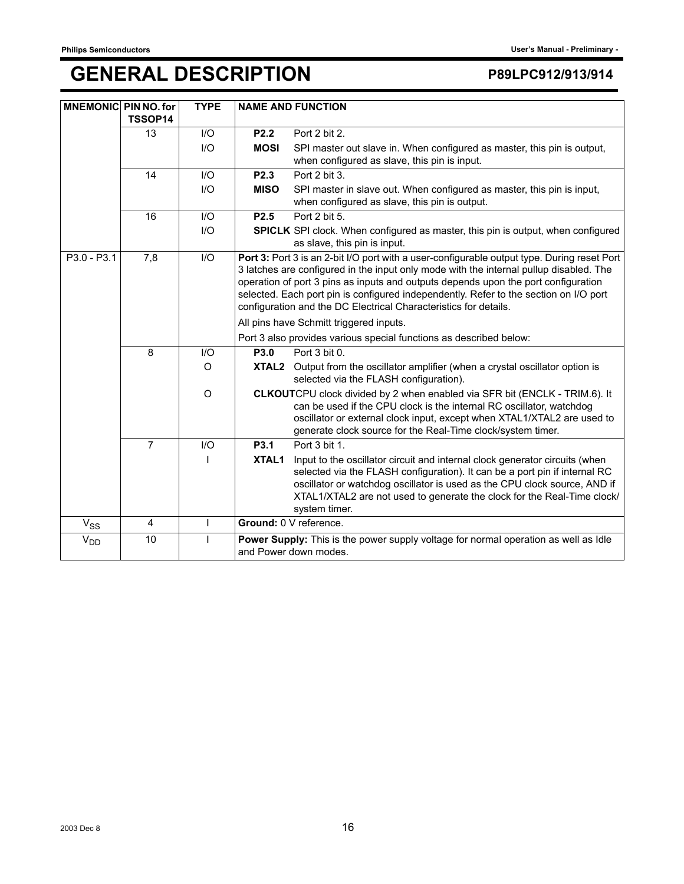# GENERAL DESCRIPTION

| MNEMONIC | PIN NO. for TSSOP14 | TYPE | NAME AND FUNCTION |
|---|---|---|---|
| | 13 | I/O | **P2.2** Port 2 bit 2. |
| | | I/O | **MOSI** SPI master out slave in. When configured as master, this pin is output, when configured as slave, this pin is input. |
| | 14 | I/O | **P2.3** Port 2 bit 3. |
| | | I/O | **MISO** SPI master in slave out. When configured as master, this pin is input, when configured as slave, this pin is output. |
| | 16 | I/O | **P2.5** Port 2 bit 5. |
| | | I/O | **SPICLK** SPI clock. When configured as master, this pin is output, when configured as slave, this pin is input. |
| P3.0 - P3.1 | 7,8 | I/O | **Port 3:** Port 3 is an 2-bit I/O port with a user-configurable output type. During reset Port 3 latches are configured in the input only mode with the internal pullup disabled. The operation of port 3 pins as inputs and outputs depends upon the port configuration selected. Each port pin is configured independently. Refer to the section on I/O port configuration and the DC Electrical Characteristics for details.<br>All pins have Schmitt triggered inputs.<br>Port 3 also provides various special functions as described below: |
| | 8 | I/O | **P3.0** Port 3 bit 0. |
| | | O | **XTAL2** Output from the oscillator amplifier (when a crystal oscillator option is selected via the FLASH configuration). |
| | | O | **CLKOUT** CPU clock divided by 2 when enabled via SFR bit (ENCLK - TRIM.6). It can be used if the CPU clock is the internal RC oscillator, watchdog oscillator or external clock input, except when XTAL1/XTAL2 are used to generate clock source for the Real-Time clock/system timer. |
| | 7 | I/O | **P3.1** Port 3 bit 1. |
| | | I | **XTAL1** Input to the oscillator circuit and internal clock generator circuits (when selected via the FLASH configuration). It can be a port pin if internal RC oscillator or watchdog oscillator is used as the CPU clock source, AND if XTAL1/XTAL2 are not used to generate the clock for the Real-Time clock/system timer. |
| $V_{SS}$ | 4 | I | **Ground:** 0 V reference. |
| $V_{DD}$ | 10 | I | **Power Supply:** This is the power supply voltage for normal operation as well as Idle and Power down modes. |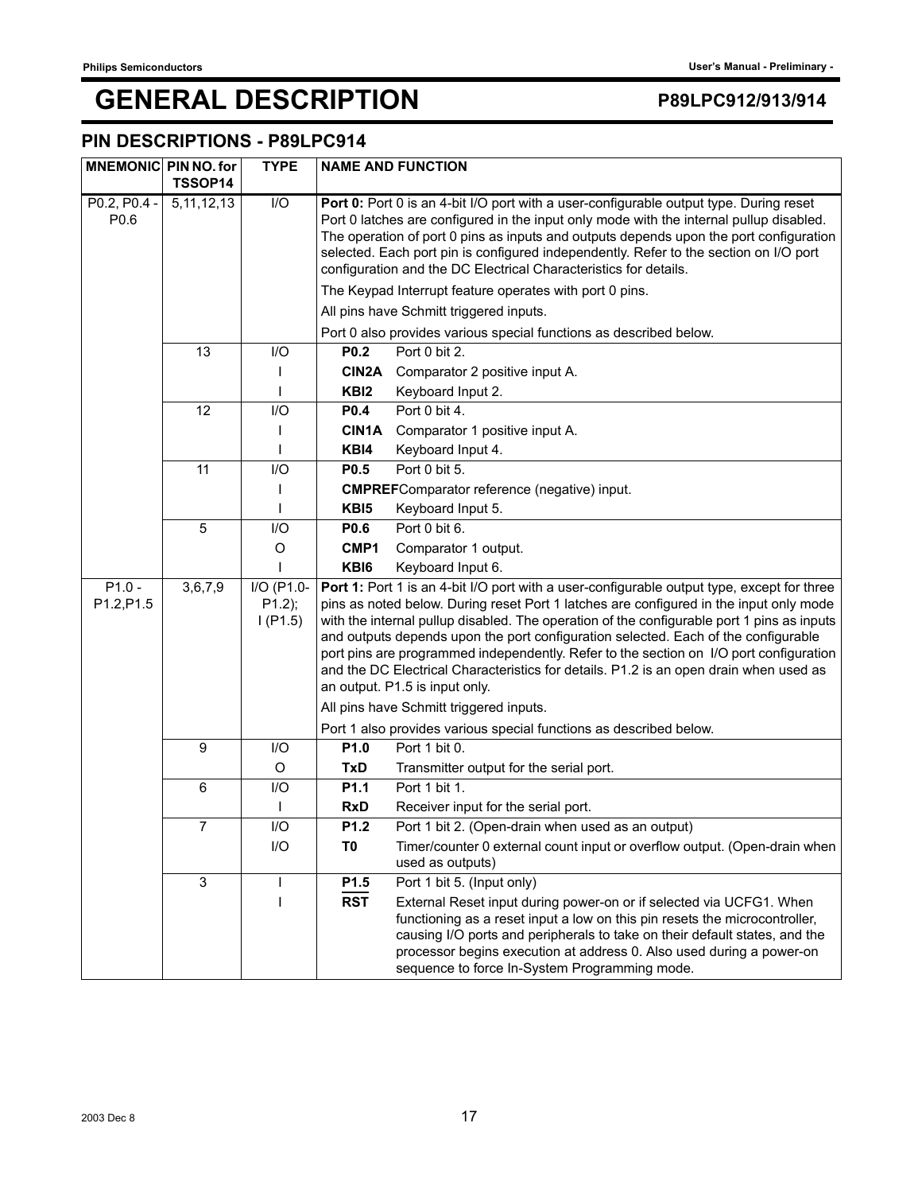# GENERAL DESCRIPTION

## PIN DESCRIPTIONS - P89LPC914

| MNEMONIC | PIN NO. for TSSOP14 | TYPE | NAME AND FUNCTION |
|---|---|---|---|
| P0.2, P0.4 - P0.6 | 5,11,12,13 | I/O | **Port 0:** Port 0 is an 4-bit I/O port with a user-configurable output type. During reset Port 0 latches are configured in the input only mode with the internal pullup disabled. The operation of port 0 pins as inputs and outputs depends upon the port configuration selected. Each port pin is configured independently. Refer to the section on I/O port configuration and the DC Electrical Characteristics for details.<br>The Keypad Interrupt feature operates with port 0 pins.<br>All pins have Schmitt triggered inputs.<br>Port 0 also provides various special functions as described below. |
| | 13 | I/O | **P0.2** Port 0 bit 2. |
| | | I | **CIN2A** Comparator 2 positive input A. |
| | | I | **KBI2** Keyboard Input 2. |
| | 12 | I/O | **P0.4** Port 0 bit 4. |
| | | I | **CIN1A** Comparator 1 positive input A. |
| | | I | **KBI4** Keyboard Input 4. |
| | 11 | I/O | **P0.5** Port 0 bit 5. |
| | | I | **CMPREF** Comparator reference (negative) input. |
| | | I | **KBI5** Keyboard Input 5. |
| | 5 | I/O | **P0.6** Port 0 bit 6. |
| | | O | **CMP1** Comparator 1 output. |
| | | I | **KBI6** Keyboard Input 6. |
| P1.0 - P1.2,P1.5 | 3,6,7,9 | I/O (P1.0-P1.2); I (P1.5) | **Port 1:** Port 1 is an 4-bit I/O port with a user-configurable output type, except for three pins as noted below. During reset Port 1 latches are configured in the input only mode with the internal pullup disabled. The operation of the configurable port 1 pins as inputs and outputs depends upon the port configuration selected. Each of the configurable port pins are programmed independently. Refer to the section on I/O port configuration and the DC Electrical Characteristics for details. P1.2 is an open drain when used as an output. P1.5 is input only.<br>All pins have Schmitt triggered inputs.<br>Port 1 also provides various special functions as described below. |
| | 9 | I/O | **P1.0** Port 1 bit 0. |
| | | O | **TxD** Transmitter output for the serial port. |
| | 6 | I/O | **P1.1** Port 1 bit 1. |
| | | I | **RxD** Receiver input for the serial port. |
| | 7 | I/O | **P1.2** Port 1 bit 2. (Open-drain when used as an output) |
| | | I/O | **T0** Timer/counter 0 external count input or overflow output. (Open-drain when used as outputs) |
| | 3 | I | **P1.5** Port 1 bit 5. (Input only) |
| | | I | **$\overline{RST}$** External Reset input during power-on or if selected via UCFG1. When functioning as a reset input a low on this pin resets the microcontroller, causing I/O ports and peripherals to take on their default states, and the processor begins execution at address 0. Also used during a power-on sequence to force In-System Programming mode. |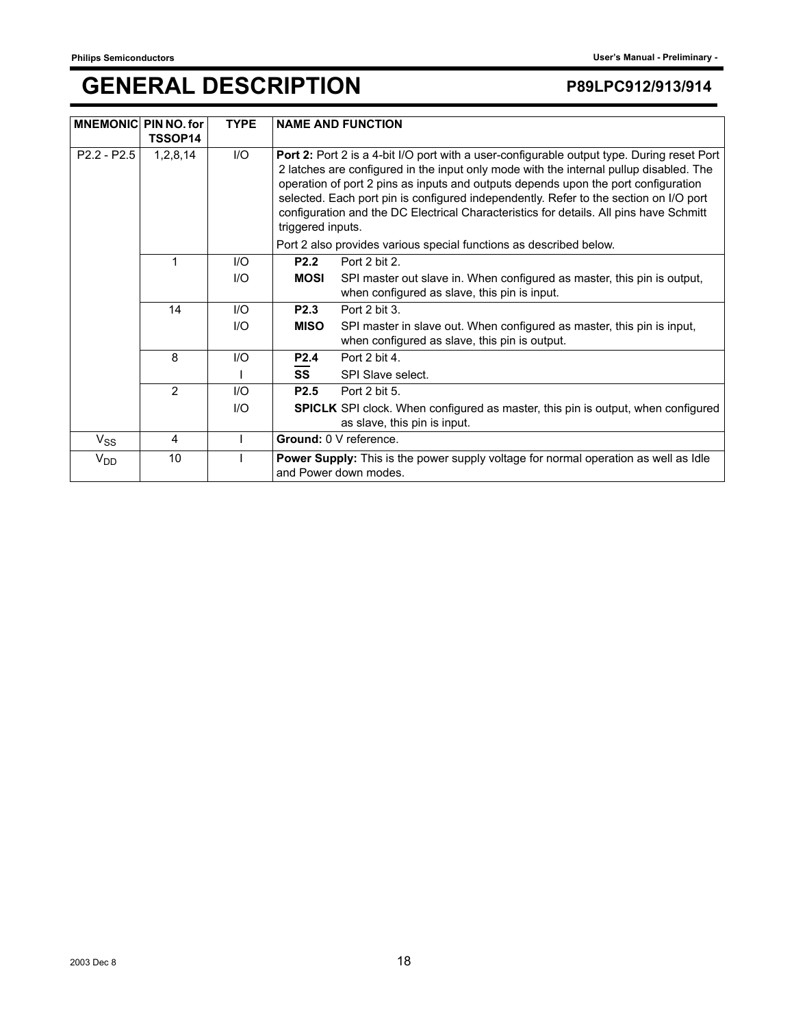# GENERAL DESCRIPTION

| MNEMONIC | PIN NO. for TSSOP14 | TYPE | NAME AND FUNCTION |
|---|---|---|---|
| P2.2 - P2.5 | 1,2,8,14 | I/O | **Port 2:** Port 2 is a 4-bit I/O port with a user-configurable output type. During reset Port 2 latches are configured in the input only mode with the internal pullup disabled. The operation of port 2 pins as inputs and outputs depends upon the port configuration selected. Each port pin is configured independently. Refer to the section on I/O port configuration and the DC Electrical Characteristics for details. All pins have Schmitt triggered inputs. Port 2 also provides various special functions as described below. |
| | 1 | I/O | **P2.2** Port 2 bit 2. |
| | | I/O | **MOSI** SPI master out slave in. When configured as master, this pin is output, when configured as slave, this pin is input. |
| | 14 | I/O | **P2.3** Port 2 bit 3. |
| | | I/O | **MISO** SPI master in slave out. When configured as master, this pin is input, when configured as slave, this pin is output. |
| | 8 | I/O | **P2.4** Port 2 bit 4. |
| | | I | **$\overline{\text{SS}}$** SPI Slave select. |
| | 2 | I/O | **P2.5** Port 2 bit 5. |
| | | I/O | **SPICLK** SPI clock. When configured as master, this pin is output, when configured as slave, this pin is input. |
| $V_{SS}$ | 4 | I | **Ground:** 0 V reference. |
| $V_{DD}$ | 10 | I | **Power Supply:** This is the power supply voltage for normal operation as well as Idle and Power down modes. |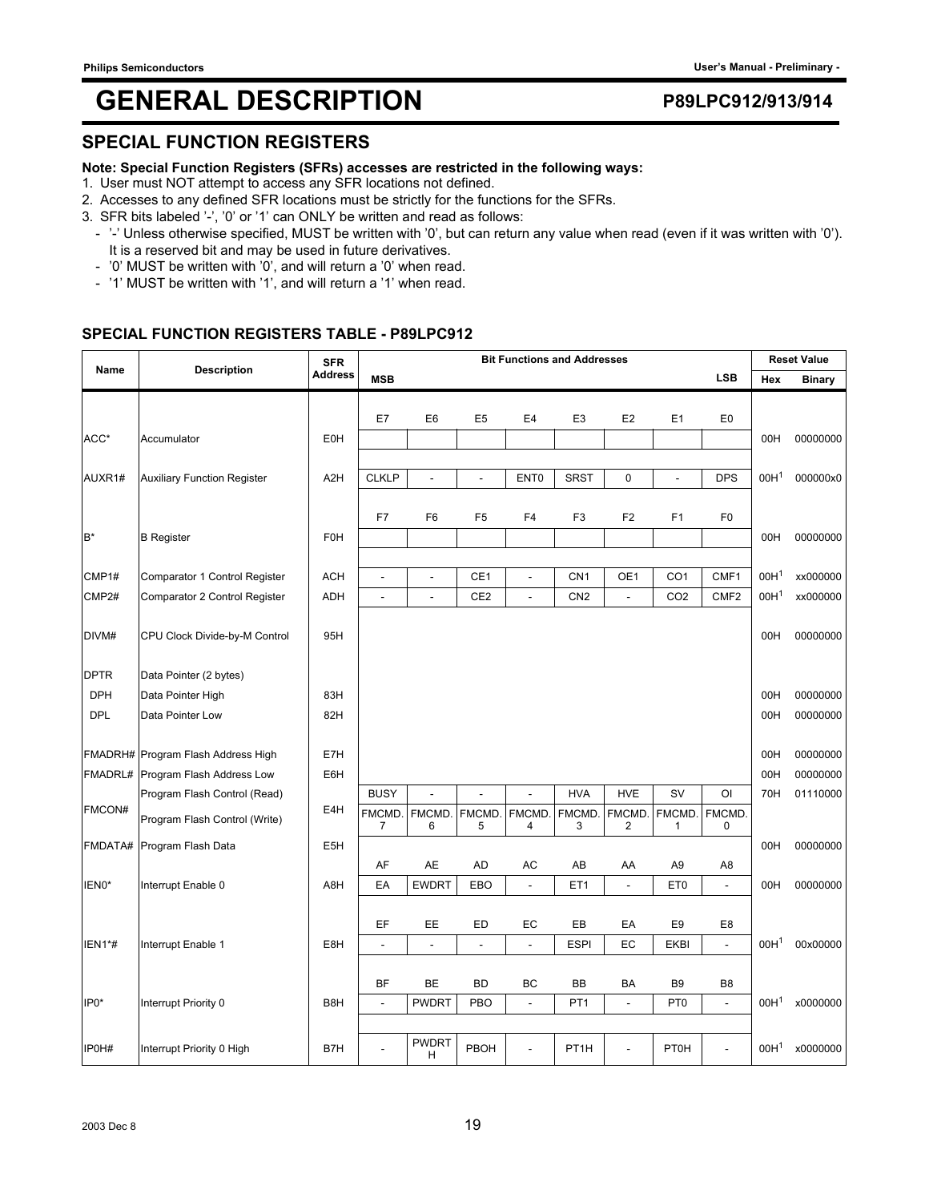# GENERAL DESCRIPTION

**P89LPC912/913/914**

## SPECIAL FUNCTION REGISTERS

**Note: Special Function Registers (SFRs) accesses are restricted in the following ways:**

1. User must NOT attempt to access any SFR locations not defined.
2. Accesses to any defined SFR locations must be strictly for the functions for the SFRs.
3. SFR bits labeled '-', '0' or '1' can ONLY be written and read as follows:
   - '-' Unless otherwise specified, MUST be written with '0', but can return any value when read (even if it was written with '0'). It is a reserved bit and may be used in future derivatives.
   - '0' MUST be written with '0', and will return a '0' when read.
   - '1' MUST be written with '1', and will return a '1' when read.

### SPECIAL FUNCTION REGISTERS TABLE - P89LPC912

| Name | Description | SFR Address | Bit Functions and Addresses | | | | | | | | Reset Value | |
|---|---|---|---|---|---|---|---|---|---|---|---|---|
| | | | MSB | | | | | | | LSB | Hex | Binary |
| | | | E7 | E6 | E5 | E4 | E3 | E2 | E1 | E0 | | |
| ACC* | Accumulator | E0H | | | | | | | | | 00H | 00000000 |
| AUXR1# | Auxiliary Function Register | A2H | CLKLP | - | - | ENT0 | SRST | 0 | - | DPS | 00H[1] | 000000x0 |
| | | | F7 | F6 | F5 | F4 | F3 | F2 | F1 | F0 | | |
| B* | B Register | F0H | | | | | | | | | 00H | 00000000 |
| CMP1# | Comparator 1 Control Register | ACH | - | - | CE1 | - | CN1 | OE1 | CO1 | CMF1 | 00H[1] | xx000000 |
| CMP2# | Comparator 2 Control Register | ADH | - | - | CE2 | - | CN2 | - | CO2 | CMF2 | 00H[1] | xx000000 |
| DIVM# | CPU Clock Divide-by-M Control | 95H | | | | | | | | | 00H | 00000000 |
| DPTR | Data Pointer (2 bytes) | | | | | | | | | | | |
| DPH | Data Pointer High | 83H | | | | | | | | | 00H | 00000000 |
| DPL | Data Pointer Low | 82H | | | | | | | | | 00H | 00000000 |
| FMADRH# | Program Flash Address High | E7H | | | | | | | | | 00H | 00000000 |
| FMADRL# | Program Flash Address Low | E6H | | | | | | | | | 00H | 00000000 |
| FMCON# | Program Flash Control (Read) | E4H | BUSY | - | - | - | HVA | HVE | SV | OI | 70H | 01110000 |
| | Program Flash Control (Write) | | FMCMD.7 | FMCMD.6 | FMCMD.5 | FMCMD.4 | FMCMD.3 | FMCMD.2 | FMCMD.1 | FMCMD.0 | | |
| FMDATA# | Program Flash Data | E5H | | | | | | | | | 00H | 00000000 |
| | | | AF | AE | AD | AC | AB | AA | A9 | A8 | | |
| IEN0* | Interrupt Enable 0 | A8H | EA | EWDRT | EBO | - | ET1 | - | ET0 | - | 00H | 00000000 |
| | | | EF | EE | ED | EC | EB | EA | E9 | E8 | | |
| IEN1*# | Interrupt Enable 1 | E8H | - | - | - | - | ESPI | EC | EKBI | - | 00H[1] | 00x00000 |
| | | | BF | BE | BD | BC | BB | BA | B9 | B8 | | |
| IP0* | Interrupt Priority 0 | B8H | - | PWDRT | PBO | - | PT1 | - | PT0 | - | 00H[1] | x0000000 |
| IP0H# | Interrupt Priority 0 High | B7H | - | PWDRTH | PBOH | - | PT1H | - | PT0H | - | 00H[1] | x0000000 |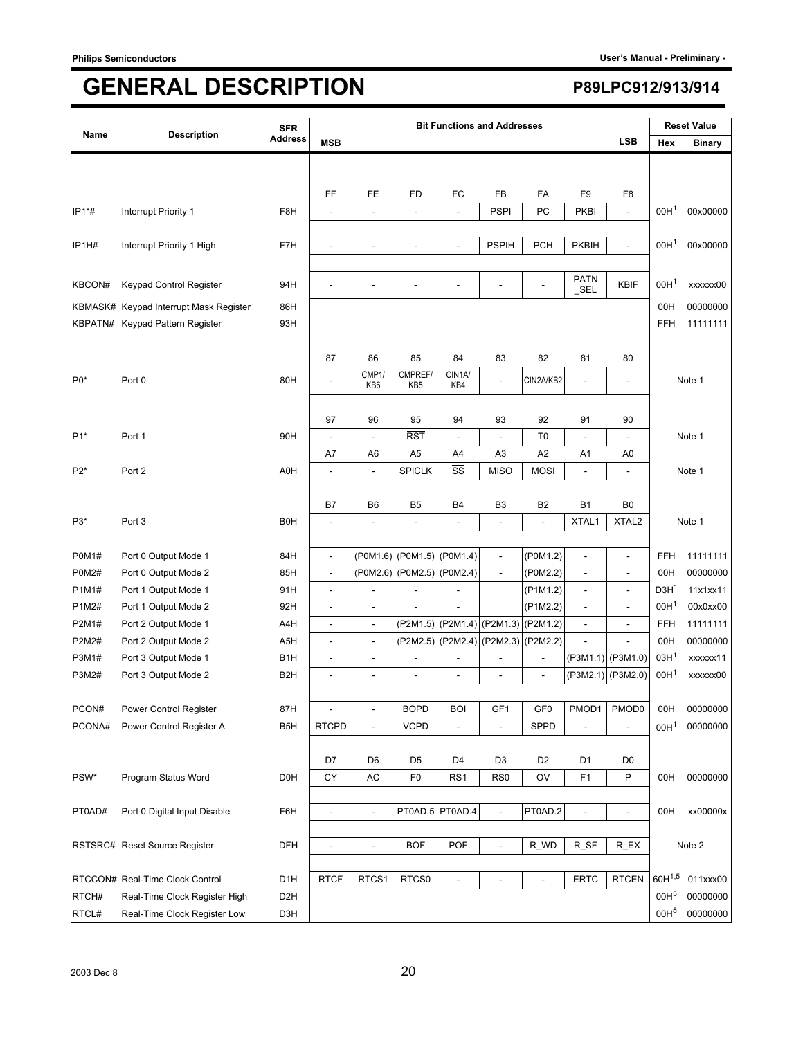# GENERAL DESCRIPTION

| Name | Description | SFR Address | MSB | | | | | | | LSB | Reset Value Hex | Reset Value Binary |
|---|---|---|---|---|---|---|---|---|---|---|---|---|
| | | | FF | FE | FD | FC | FB | FA | F9 | F8 | | |
| IP1*# | Interrupt Priority 1 | F8H | - | - | - | - | PSPI | PC | PKBI | - | 00H[1] | 00x00000 |
| IP1H# | Interrupt Priority 1 High | F7H | - | - | - | - | PSPIH | PCH | PKBIH | - | 00H[1] | 00x00000 |
| KBCON# | Keypad Control Register | 94H | - | - | - | - | - | - | PATN_SEL | KBIF | 00H[1] | xxxxxx00 |
| KBMASK# | Keypad Interrupt Mask Register | 86H | | | | | | | | | 00H | 00000000 |
| KBPATN# | Keypad Pattern Register | 93H | | | | | | | | | FFH | 11111111 |
| | | | 87 | 86 | 85 | 84 | 83 | 82 | 81 | 80 | | |
| P0* | Port 0 | 80H | - | CMP1/KB6 | CMPREF/KB5 | CIN1A/KB4 | - | CIN2A/KB2 | - | - | Note 1 | |
| | | | 97 | 96 | 95 | 94 | 93 | 92 | 91 | 90 | | |
| P1* | Port 1 | 90H | - | - | $\overline{RST}$ | - | - | T0 | - | - | Note 1 | |
| | | | A7 | A6 | A5 | A4 | A3 | A2 | A1 | A0 | | |
| P2* | Port 2 | A0H | - | - | SPICLK | $\overline{SS}$ | MISO | MOSI | - | - | Note 1 | |
| | | | B7 | B6 | B5 | B4 | B3 | B2 | B1 | B0 | | |
| P3* | Port 3 | B0H | - | - | - | - | - | - | XTAL1 | XTAL2 | Note 1 | |
| P0M1# | Port 0 Output Mode 1 | 84H | - | (P0M1.6) | (P0M1.5) | (P0M1.4) | - | (P0M1.2) | - | - | FFH | 11111111 |
| P0M2# | Port 0 Output Mode 2 | 85H | - | (P0M2.6) | (P0M2.5) | (P0M2.4) | - | (P0M2.2) | - | - | 00H | 00000000 |
| P1M1# | Port 1 Output Mode 1 | 91H | - | - | - | - | | (P1M1.2) | - | - | D3H[1] | 11x1xx11 |
| P1M2# | Port 1 Output Mode 2 | 92H | - | - | - | - | | (P1M2.2) | - | - | 00H[1] | 00x0xx00 |
| P2M1# | Port 2 Output Mode 1 | A4H | - | - | (P2M1.5) | (P2M1.4) | (P2M1.3) | (P2M1.2) | - | - | FFH | 11111111 |
| P2M2# | Port 2 Output Mode 2 | A5H | - | - | (P2M2.5) | (P2M2.4) | (P2M2.3) | (P2M2.2) | - | - | 00H | 00000000 |
| P3M1# | Port 3 Output Mode 1 | B1H | - | - | - | - | - | - | (P3M1.1) | (P3M1.0) | 03H[1] | xxxxxx11 |
| P3M2# | Port 3 Output Mode 2 | B2H | - | - | - | - | - | - | (P3M2.1) | (P3M2.0) | 00H[1] | xxxxxx00 |
| PCON# | Power Control Register | 87H | - | - | BOPD | BOI | GF1 | GF0 | PMOD1 | PMOD0 | 00H | 00000000 |
| PCONA# | Power Control Register A | B5H | RTCPD | - | VCPD | - | - | SPPD | - | - | 00H[1] | 00000000 |
| | | | D7 | D6 | D5 | D4 | D3 | D2 | D1 | D0 | | |
| PSW* | Program Status Word | D0H | CY | AC | F0 | RS1 | RS0 | OV | F1 | P | 00H | 00000000 |
| PT0AD# | Port 0 Digital Input Disable | F6H | - | - | PT0AD.5 | PT0AD.4 | - | PT0AD.2 | - | - | 00H | xx00000x |
| RSTSRC# | Reset Source Register | DFH | - | - | BOF | POF | - | R_WD | R_SF | R_EX | Note 2 | |
| RTCCON# | Real-Time Clock Control | D1H | RTCF | RTCS1 | RTCS0 | - | - | - | ERTC | RTCEN | 60H[1,5] | 011xxx00 |
| RTCH# | Real-Time Clock Register High | D2H | | | | | | | | | 00H[5] | 00000000 |
| RTCL# | Real-Time Clock Register Low | D3H | | | | | | | | | 00H[5] | 00000000 |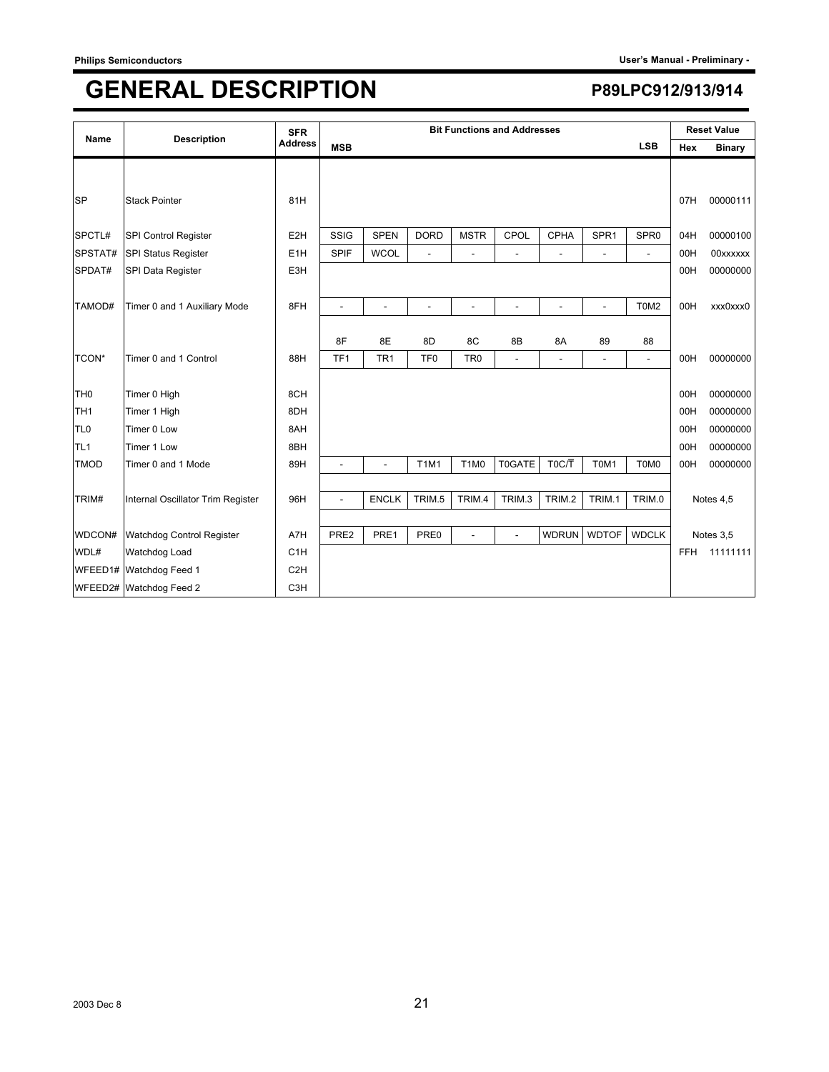# GENERAL DESCRIPTION

## P89LPC912/913/914

| Name | Description | SFR Address | MSB | | | | | | | LSB | Reset Value Hex | Reset Value Binary |
|---|---|---|---|---|---|---|---|---|---|---|---|---|
| SP | Stack Pointer | 81H | | | | | | | | | 07H | 00000111 |
| SPCTL# | SPI Control Register | E2H | SSIG | SPEN | DORD | MSTR | CPOL | CPHA | SPR1 | SPR0 | 04H | 00000100 |
| SPSTAT# | SPI Status Register | E1H | SPIF | WCOL | - | - | - | - | - | - | 00H | 00xxxxxx |
| SPDAT# | SPI Data Register | E3H | | | | | | | | | 00H | 00000000 |
| TAMOD# | Timer 0 and 1 Auxiliary Mode | 8FH | - | - | - | - | - | - | - | T0M2 | 00H | xxx0xxx0 |
| | | | 8F | 8E | 8D | 8C | 8B | 8A | 89 | 88 | | |
| TCON* | Timer 0 and 1 Control | 88H | TF1 | TR1 | TF0 | TR0 | - | - | - | - | 00H | 00000000 |
| TH0 | Timer 0 High | 8CH | | | | | | | | | 00H | 00000000 |
| TH1 | Timer 1 High | 8DH | | | | | | | | | 00H | 00000000 |
| TL0 | Timer 0 Low | 8AH | | | | | | | | | 00H | 00000000 |
| TL1 | Timer 1 Low | 8BH | | | | | | | | | 00H | 00000000 |
| TMOD | Timer 0 and 1 Mode | 89H | - | - | T1M1 | T1M0 | T0GATE | T0C/$\overline{T}$ | T0M1 | T0M0 | 00H | 00000000 |
| TRIM# | Internal Oscillator Trim Register | 96H | - | ENCLK | TRIM.5 | TRIM.4 | TRIM.3 | TRIM.2 | TRIM.1 | TRIM.0 | Notes 4,5 | |
| WDCON# | Watchdog Control Register | A7H | PRE2 | PRE1 | PRE0 | - | - | WDRUN | WDTOF | WDCLK | Notes 3,5 | |
| WDL# | Watchdog Load | C1H | | | | | | | | | FFH | 11111111 |
| WFEED1# | Watchdog Feed 1 | C2H | | | | | | | | | | |
| WFEED2# | Watchdog Feed 2 | C3H | | | | | | | | | | |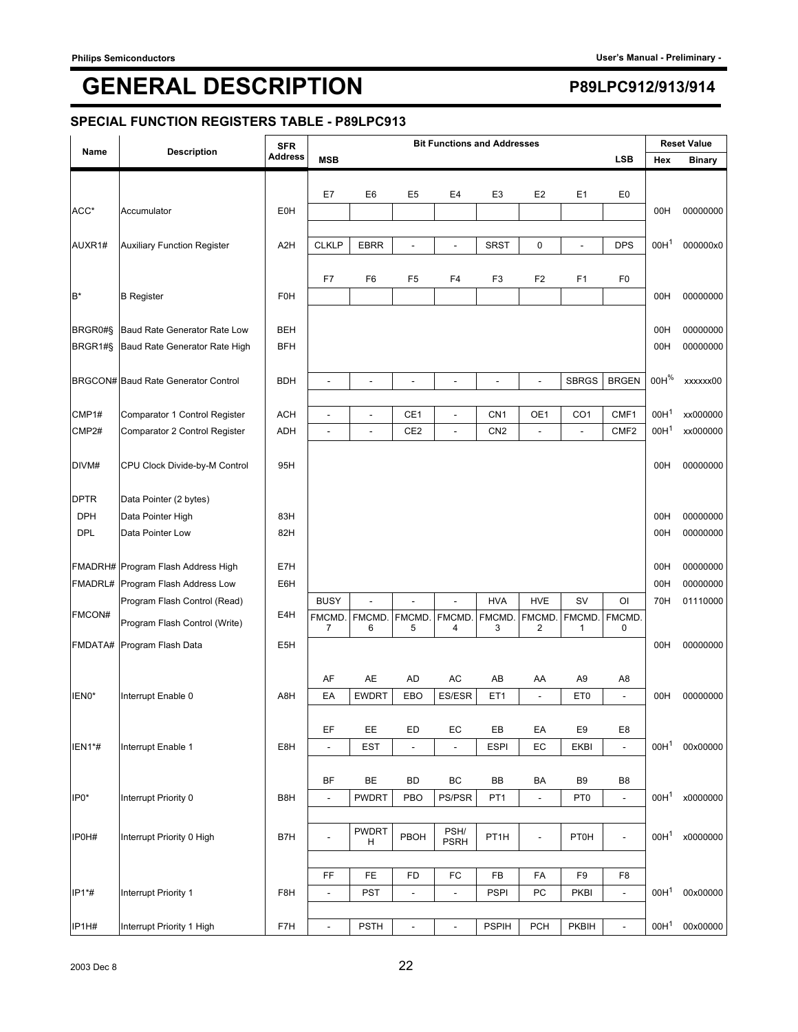# GENERAL DESCRIPTION

**P89LPC912/913/914**

### SPECIAL FUNCTION REGISTERS TABLE - P89LPC913

| Name | Description | SFR Address | MSB | | | | | | | LSB | Reset Value Hex | Reset Value Binary |
|---|---|---|---|---|---|---|---|---|---|---|---|---|
| | | | E7 | E6 | E5 | E4 | E3 | E2 | E1 | E0 | | |
| ACC* | Accumulator | E0H | | | | | | | | | 00H | 00000000 |
| AUXR1# | Auxiliary Function Register | A2H | CLKLP | EBRR | - | - | SRST | 0 | - | DPS | 00H[1] | 000000x0 |
| | | | F7 | F6 | F5 | F4 | F3 | F2 | F1 | F0 | | |
| B* | B Register | F0H | | | | | | | | | 00H | 00000000 |
| BRGR0#§ | Baud Rate Generator Rate Low | BEH | | | | | | | | | 00H | 00000000 |
| BRGR1#§ | Baud Rate Generator Rate High | BFH | | | | | | | | | 00H | 00000000 |
| BRGCON# | Baud Rate Generator Control | BDH | - | - | - | - | - | - | SBRGS | BRGEN | 00H[%] | xxxxxx00 |
| CMP1# | Comparator 1 Control Register | ACH | - | - | CE1 | - | CN1 | OE1 | CO1 | CMF1 | 00H[1] | xx000000 |
| CMP2# | Comparator 2 Control Register | ADH | - | - | CE2 | - | CN2 | - | - | CMF2 | 00H[1] | xx000000 |
| DIVM# | CPU Clock Divide-by-M Control | 95H | | | | | | | | | 00H | 00000000 |
| DPTR | Data Pointer (2 bytes) | | | | | | | | | | | |
| DPH | Data Pointer High | 83H | | | | | | | | | 00H | 00000000 |
| DPL | Data Pointer Low | 82H | | | | | | | | | 00H | 00000000 |
| FMADRH# | Program Flash Address High | E7H | | | | | | | | | 00H | 00000000 |
| FMADRL# | Program Flash Address Low | E6H | | | | | | | | | 00H | 00000000 |
| FMCON# | Program Flash Control (Read) | E4H | BUSY | - | - | - | HVA | HVE | SV | OI | 70H | 01110000 |
| | Program Flash Control (Write) | | FMCMD.7 | FMCMD.6 | FMCMD.5 | FMCMD.4 | FMCMD.3 | FMCMD.2 | FMCMD.1 | FMCMD.0 | | |
| FMDATA# | Program Flash Data | E5H | | | | | | | | | 00H | 00000000 |
| | | | AF | AE | AD | AC | AB | AA | A9 | A8 | | |
| IEN0* | Interrupt Enable 0 | A8H | EA | EWDRT | EBO | ES/ESR | ET1 | - | ET0 | - | 00H | 00000000 |
| | | | EF | EE | ED | EC | EB | EA | E9 | E8 | | |
| IEN1*# | Interrupt Enable 1 | E8H | - | EST | - | - | ESPI | EC | EKBI | - | 00H[1] | 00x00000 |
| | | | BF | BE | BD | BC | BB | BA | B9 | B8 | | |
| IP0* | Interrupt Priority 0 | B8H | - | PWDRT | PBO | PS/PSR | PT1 | - | PT0 | - | 00H[1] | x0000000 |
| IP0H# | Interrupt Priority 0 High | B7H | - | PWDRTH | PBOH | PSH/PSRH | PT1H | - | PT0H | - | 00H[1] | x0000000 |
| | | | FF | FE | FD | FC | FB | FA | F9 | F8 | | |
| IP1*# | Interrupt Priority 1 | F8H | - | PST | - | - | PSPI | PC | PKBI | - | 00H[1] | 00x00000 |
| IP1H# | Interrupt Priority 1 High | F7H | - | PSTH | - | - | PSPIH | PCH | PKBIH | - | 00H[1] | 00x00000 |

2003 Dec 8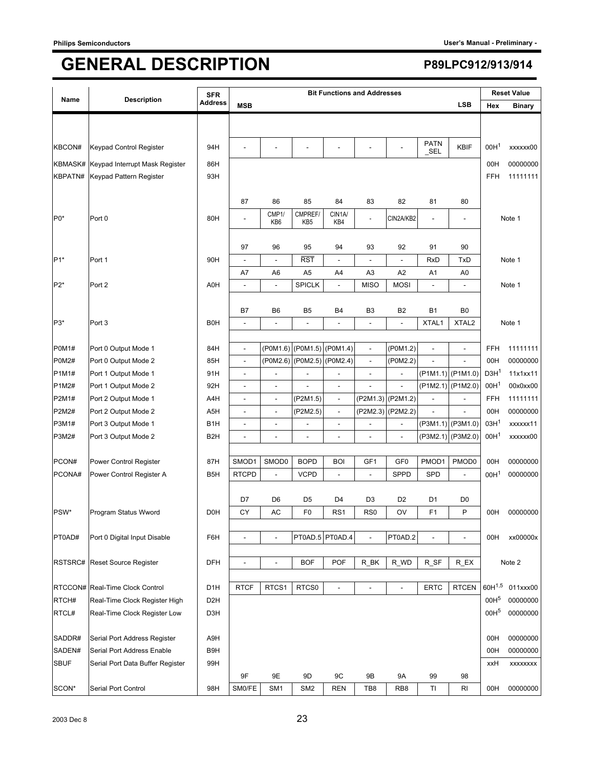# GENERAL DESCRIPTION

| Name | Description | SFR Address | Bit Functions and Addresses | | | | | | | | Reset Value | |
|---|---|---|---|---|---|---|---|---|---|---|---|---|
| | | | MSB | | | | | | | LSB | Hex | Binary |
| KBCON# | Keypad Control Register | 94H | - | - | - | - | - | - | PATN_SEL | KBIF | 00H[1] | xxxxxx00 |
| KBMASK# | Keypad Interrupt Mask Register | 86H | | | | | | | | | 00H | 00000000 |
| KBPATN# | Keypad Pattern Register | 93H | | | | | | | | | FFH | 11111111 |
| | | | 87 | 86 | 85 | 84 | 83 | 82 | 81 | 80 | | |
| P0* | Port 0 | 80H | - | CMP1/KB6 | CMPREF/KB5 | CIN1A/KB4 | - | CIN2A/KB2 | - | - | Note 1 | |
| | | | 97 | 96 | 95 | 94 | 93 | 92 | 91 | 90 | | |
| P1* | Port 1 | 90H | - | - | $\overline{RST}$ | - | - | - | RxD | TxD | Note 1 | |
| | | | A7 | A6 | A5 | A4 | A3 | A2 | A1 | A0 | | |
| P2* | Port 2 | A0H | - | - | SPICLK | - | MISO | MOSI | - | - | Note 1 | |
| | | | B7 | B6 | B5 | B4 | B3 | B2 | B1 | B0 | | |
| P3* | Port 3 | B0H | - | - | - | - | - | - | XTAL1 | XTAL2 | Note 1 | |
| P0M1# | Port 0 Output Mode 1 | 84H | - | (P0M1.6) | (P0M1.5) | (P0M1.4) | - | (P0M1.2) | - | - | FFH | 11111111 |
| P0M2# | Port 0 Output Mode 2 | 85H | - | (P0M2.6) | (P0M2.5) | (P0M2.4) | - | (P0M2.2) | - | - | 00H | 00000000 |
| P1M1# | Port 1 Output Mode 1 | 91H | - | - | - | - | - | - | (P1M1.1) | (P1M1.0) | D3H[1] | 11x1xx11 |
| P1M2# | Port 1 Output Mode 2 | 92H | - | - | - | - | - | - | (P1M2.1) | (P1M2.0) | 00H[1] | 00x0xx00 |
| P2M1# | Port 2 Output Mode 1 | A4H | - | - | (P2M1.5) | - | (P2M1.3) | (P2M1.2) | - | - | FFH | 11111111 |
| P2M2# | Port 2 Output Mode 2 | A5H | - | - | (P2M2.5) | - | (P2M2.3) | (P2M2.2) | - | - | 00H | 00000000 |
| P3M1# | Port 3 Output Mode 1 | B1H | - | - | - | - | - | - | (P3M1.1) | (P3M1.0) | 03H[1] | xxxxxx11 |
| P3M2# | Port 3 Output Mode 2 | B2H | - | - | - | - | - | - | (P3M2.1) | (P3M2.0) | 00H[1] | xxxxxx00 |
| PCON# | Power Control Register | 87H | SMOD1 | SMOD0 | BOPD | BOI | GF1 | GF0 | PMOD1 | PMOD0 | 00H | 00000000 |
| PCONA# | Power Control Register A | B5H | RTCPD | - | VCPD | - | - | SPPD | SPD | - | 00H[1] | 00000000 |
| | | | D7 | D6 | D5 | D4 | D3 | D2 | D1 | D0 | | |
| PSW* | Program Status Wword | D0H | CY | AC | F0 | RS1 | RS0 | OV | F1 | P | 00H | 00000000 |
| PT0AD# | Port 0 Digital Input Disable | F6H | - | - | PT0AD.5 | PT0AD.4 | - | PT0AD.2 | - | - | 00H | xx00000x |
| RSTSRC# | Reset Source Register | DFH | - | - | BOF | POF | R_BK | R_WD | R_SF | R_EX | Note 2 | |
| RTCCON# | Real-Time Clock Control | D1H | RTCF | RTCS1 | RTCS0 | - | - | - | ERTC | RTCEN | 60H[1,5] | 011xxx00 |
| RTCH# | Real-Time Clock Register High | D2H | | | | | | | | | 00H[5] | 00000000 |
| RTCL# | Real-Time Clock Register Low | D3H | | | | | | | | | 00H[5] | 00000000 |
| SADDR# | Serial Port Address Register | A9H | | | | | | | | | 00H | 00000000 |
| SADEN# | Serial Port Address Enable | B9H | | | | | | | | | 00H | 00000000 |
| SBUF | Serial Port Data Buffer Register | 99H | | | | | | | | | xxH | xxxxxxxx |
| | | | 9F | 9E | 9D | 9C | 9B | 9A | 99 | 98 | | |
| SCON* | Serial Port Control | 98H | SM0/FE | SM1 | SM2 | REN | TB8 | RB8 | TI | RI | 00H | 00000000 |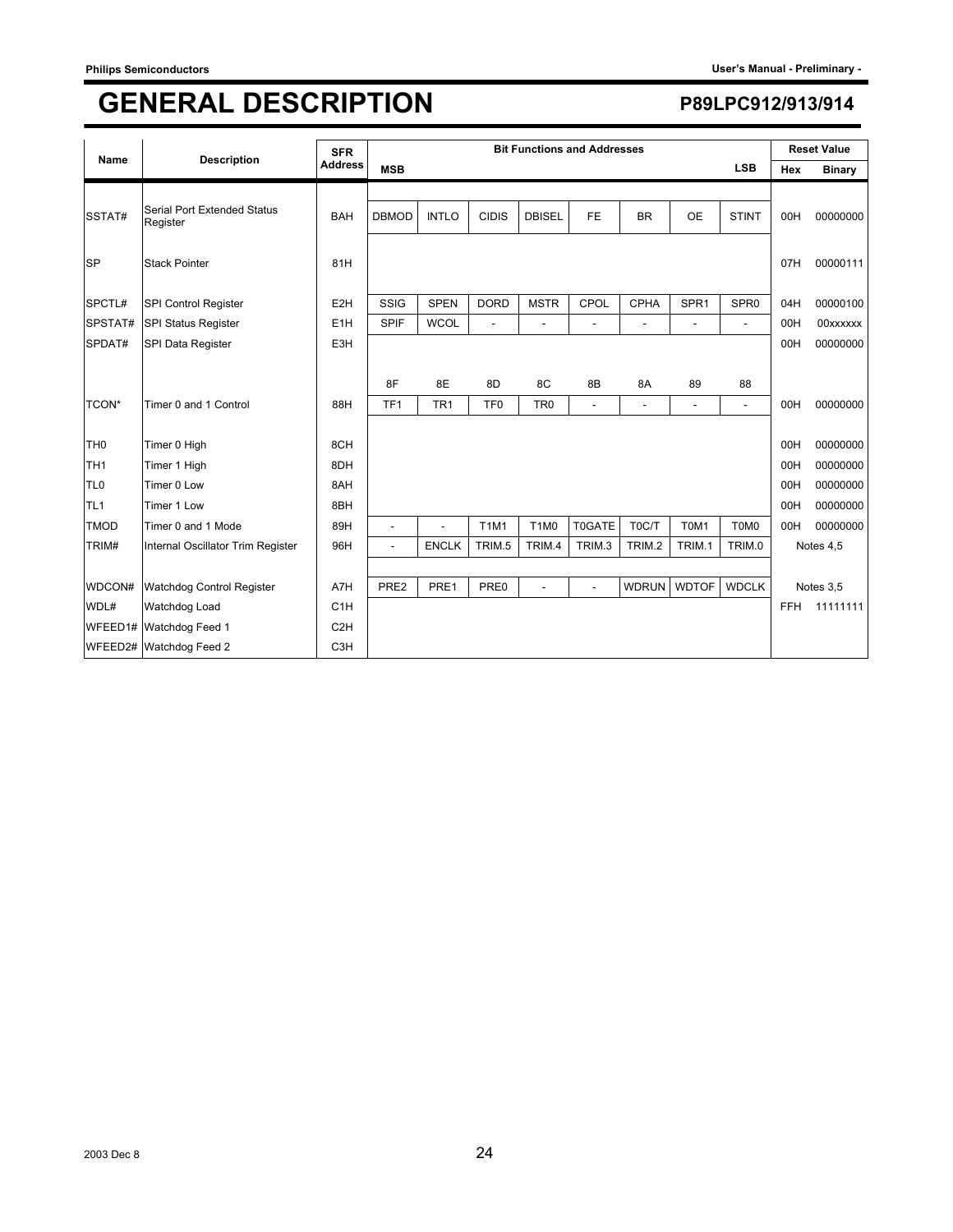# GENERAL DESCRIPTION

## P89LPC912/913/914

| Name | Description | SFR Address | Bit Functions and Addresses | | | | | | | | Reset Value | |
|---|---|---|---|---|---|---|---|---|---|---|---|---|
| | | | MSB | | | | | | | LSB | Hex | Binary |
| SSTAT# | Serial Port Extended Status Register | BAH | DBMOD | INTLO | CIDIS | DBISEL | FE | BR | OE | STINT | 00H | 00000000 |
| SP | Stack Pointer | 81H | | | | | | | | | 07H | 00000111 |
| SPCTL# | SPI Control Register | E2H | SSIG | SPEN | DORD | MSTR | CPOL | CPHA | SPR1 | SPR0 | 04H | 00000100 |
| SPSTAT# | SPI Status Register | E1H | SPIF | WCOL | - | - | - | - | - | - | 00H | 00xxxxxx |
| SPDAT# | SPI Data Register | E3H | | | | | | | | | 00H | 00000000 |
| | | | 8F | 8E | 8D | 8C | 8B | 8A | 89 | 88 | | |
| TCON* | Timer 0 and 1 Control | 88H | TF1 | TR1 | TF0 | TR0 | - | - | - | - | 00H | 00000000 |
| TH0 | Timer 0 High | 8CH | | | | | | | | | 00H | 00000000 |
| TH1 | Timer 1 High | 8DH | | | | | | | | | 00H | 00000000 |
| TL0 | Timer 0 Low | 8AH | | | | | | | | | 00H | 00000000 |
| TL1 | Timer 1 Low | 8BH | | | | | | | | | 00H | 00000000 |
| TMOD | Timer 0 and 1 Mode | 89H | - | - | T1M1 | T1M0 | T0GATE | T0C/T | T0M1 | T0M0 | 00H | 00000000 |
| TRIM# | Internal Oscillator Trim Register | 96H | - | ENCLK | TRIM.5 | TRIM.4 | TRIM.3 | TRIM.2 | TRIM.1 | TRIM.0 | Notes 4,5 | |
| WDCON# | Watchdog Control Register | A7H | PRE2 | PRE1 | PRE0 | - | - | WDRUN | WDTOF | WDCLK | Notes 3,5 | |
| WDL# | Watchdog Load | C1H | | | | | | | | | FFH | 11111111 |
| WFEED1# | Watchdog Feed 1 | C2H | | | | | | | | | | |
| WFEED2# | Watchdog Feed 2 | C3H | | | | | | | | | | |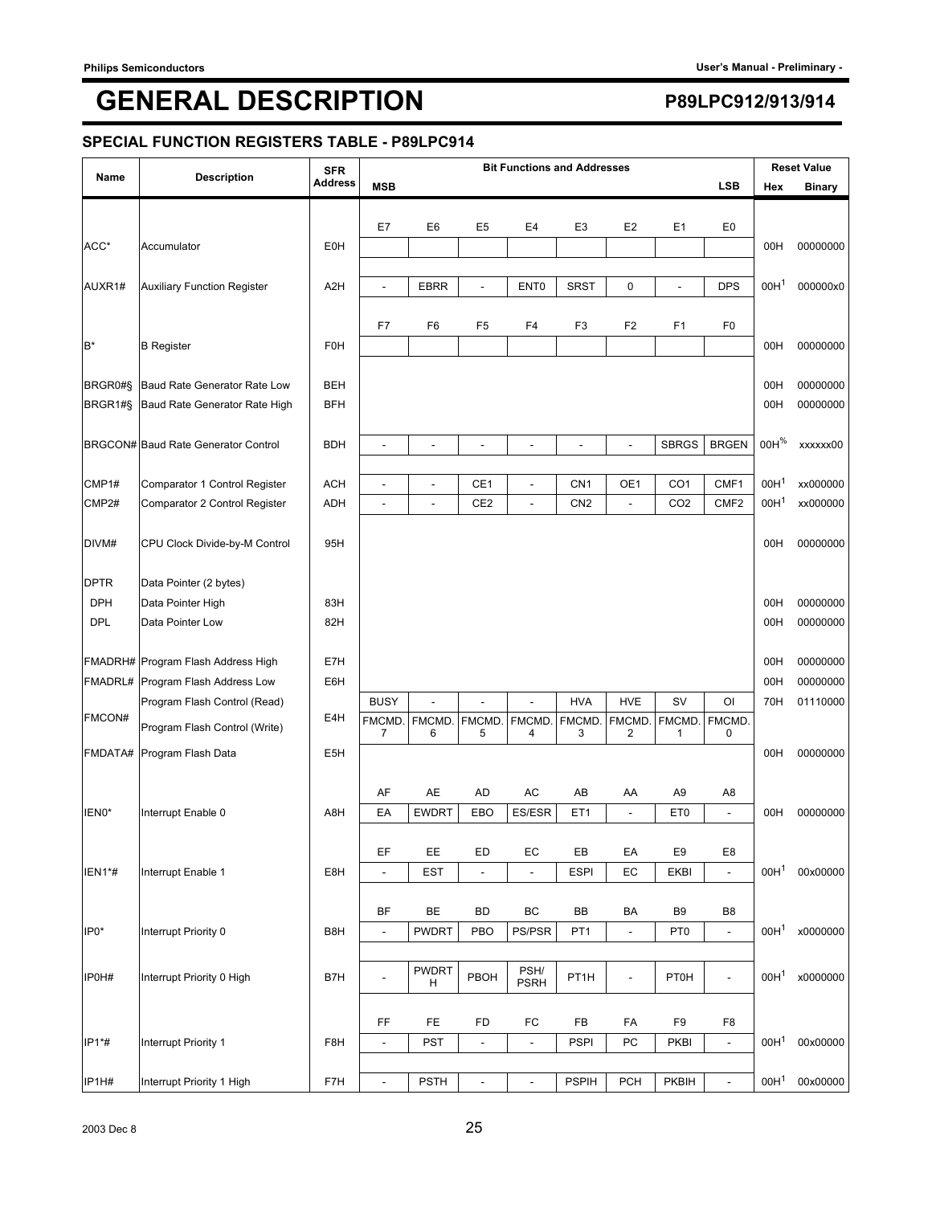## SPECIAL FUNCTION REGISTERS TABLE - P89LPC914

| Name | Description | SFR Address | Bit Functions and Addresses | | | | | | | | Reset Value | |
|---|---|---|---|---|---|---|---|---|---|---|---|---|
| | | | MSB | | | | | | | LSB | Hex | Binary |
| | | | E7 | E6 | E5 | E4 | E3 | E2 | E1 | E0 | | |
| ACC* | Accumulator | E0H | | | | | | | | | 00H | 00000000 |
| AUXR1# | Auxiliary Function Register | A2H | - | EBRR | - | ENT0 | SRST | 0 | - | DPS | 00H[1] | 000000x0 |
| | | | F7 | F6 | F5 | F4 | F3 | F2 | F1 | F0 | | |
| B* | B Register | F0H | | | | | | | | | 00H | 00000000 |
| BRGR0#§ | Baud Rate Generator Rate Low | BEH | | | | | | | | | 00H | 00000000 |
| BRGR1#§ | Baud Rate Generator Rate High | BFH | | | | | | | | | 00H | 00000000 |
| BRGCON# | Baud Rate Generator Control | BDH | - | - | - | - | - | - | SBRGS | BRGEN | 00H[%] | xxxxxx00 |
| CMP1# | Comparator 1 Control Register | ACH | - | - | CE1 | - | CN1 | OE1 | CO1 | CMF1 | 00H[1] | xx000000 |
| CMP2# | Comparator 2 Control Register | ADH | - | - | CE2 | - | CN2 | - | CO2 | CMF2 | 00H[1] | xx000000 |
| DIVM# | CPU Clock Divide-by-M Control | 95H | | | | | | | | | 00H | 00000000 |
| DPTR | Data Pointer (2 bytes) | | | | | | | | | | | |
| DPH | Data Pointer High | 83H | | | | | | | | | 00H | 00000000 |
| DPL | Data Pointer Low | 82H | | | | | | | | | 00H | 00000000 |
| FMADRH# | Program Flash Address High | E7H | | | | | | | | | 00H | 00000000 |
| FMADRL# | Program Flash Address Low | E6H | | | | | | | | | 00H | 00000000 |
| FMCON# | Program Flash Control (Read) | E4H | BUSY | - | - | - | HVA | HVE | SV | OI | 70H | 01110000 |
| | Program Flash Control (Write) | | FMCMD.7 | FMCMD.6 | FMCMD.5 | FMCMD.4 | FMCMD.3 | FMCMD.2 | FMCMD.1 | FMCMD.0 | | |
| FMDATA# | Program Flash Data | E5H | | | | | | | | | 00H | 00000000 |
| | | | AF | AE | AD | AC | AB | AA | A9 | A8 | | |
| IEN0* | Interrupt Enable 0 | A8H | EA | EWDRT | EBO | ES/ESR | ET1 | - | ET0 | - | 00H | 00000000 |
| | | | EF | EE | ED | EC | EB | EA | E9 | E8 | | |
| IEN1*# | Interrupt Enable 1 | E8H | - | EST | - | - | ESPI | EC | EKBI | - | 00H[1] | 00x00000 |
| | | | BF | BE | BD | BC | BB | BA | B9 | B8 | | |
| IP0* | Interrupt Priority 0 | B8H | - | PWDRT | PBO | PS/PSR | PT1 | - | PT0 | - | 00H[1] | x0000000 |
| IP0H# | Interrupt Priority 0 High | B7H | - | PWDRTH | PBOH | PSH/PSRH | PT1H | - | PT0H | - | 00H[1] | x0000000 |
| | | | FF | FE | FD | FC | FB | FA | F9 | F8 | | |
| IP1*# | Interrupt Priority 1 | F8H | - | PST | - | - | PSPI | PC | PKBI | - | 00H[1] | 00x00000 |
| IP1H# | Interrupt Priority 1 High | F7H | - | PSTH | - | - | PSPIH | PCH | PKBIH | - | 00H[1] | 00x00000 |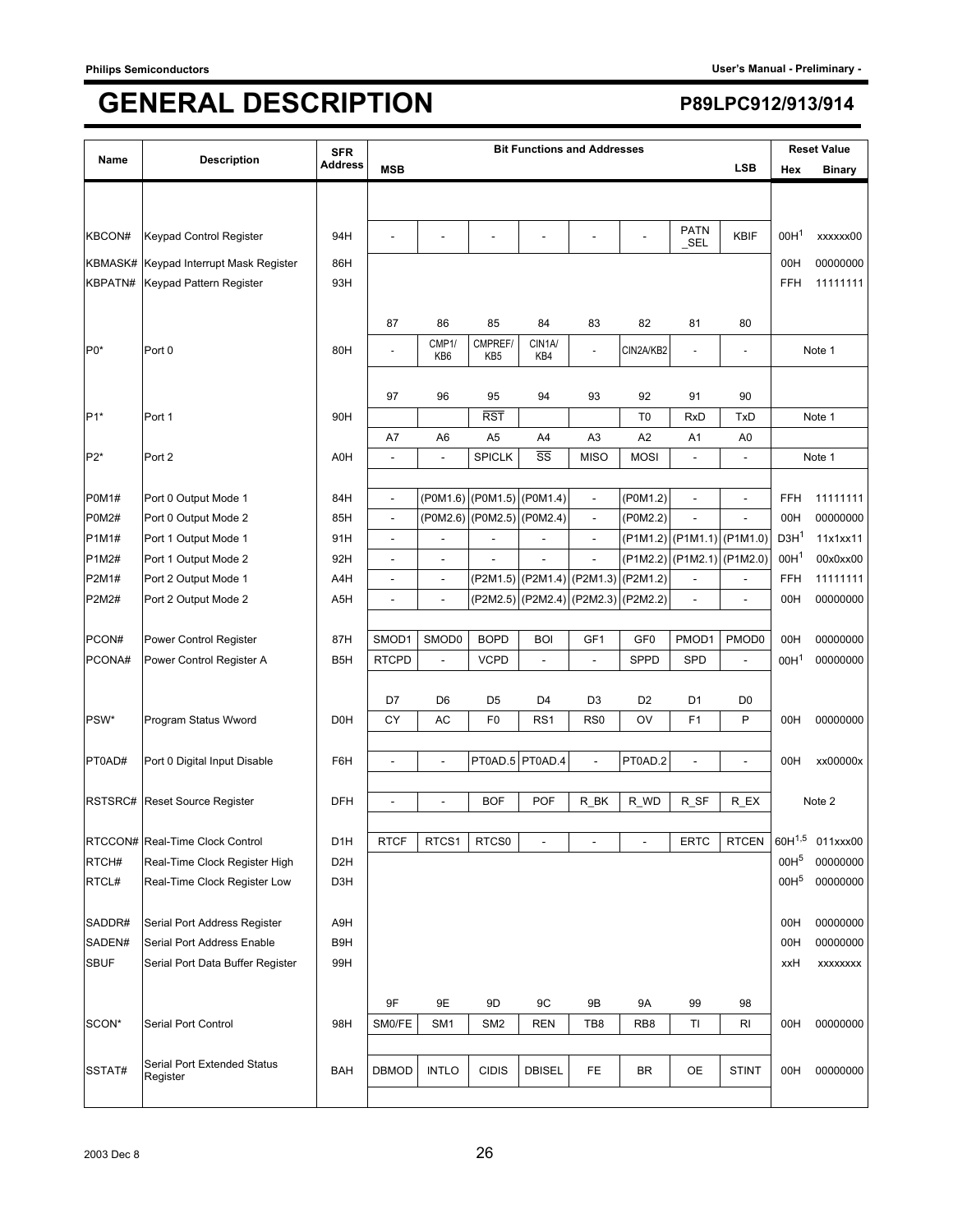# GENERAL DESCRIPTION

## P89LPC912/913/914

| Name | Description | SFR Address | MSB | | | | | | | LSB | Reset Value Hex | Reset Value Binary |
|---|---|---|---|---|---|---|---|---|---|---|---|---|
| KBCON# | Keypad Control Register | 94H | - | - | - | - | - | - | PATN _SEL | KBIF | 00H[1] | xxxxxx00 |
| KBMASK# | Keypad Interrupt Mask Register | 86H | | | | | | | | | 00H | 00000000 |
| KBPATN# | Keypad Pattern Register | 93H | | | | | | | | | FFH | 11111111 |
| | | | 87 | 86 | 85 | 84 | 83 | 82 | 81 | 80 | | |
| P0* | Port 0 | 80H | - | CMP1/ KB6 | CMPREF/ KB5 | CIN1A/ KB4 | - | CIN2A/KB2 | - | - | Note 1 | |
| | | | 97 | 96 | 95 | 94 | 93 | 92 | 91 | 90 | | |
| P1* | Port 1 | 90H | | | $\overline{RST}$ | | | T0 | RxD | TxD | Note 1 | |
| | | | A7 | A6 | A5 | A4 | A3 | A2 | A1 | A0 | | |
| P2* | Port 2 | A0H | - | - | SPICLK | $\overline{SS}$ | MISO | MOSI | - | - | Note 1 | |
| P0M1# | Port 0 Output Mode 1 | 84H | - | (P0M1.6) | (P0M1.5) | (P0M1.4) | - | (P0M1.2) | - | - | FFH | 11111111 |
| P0M2# | Port 0 Output Mode 2 | 85H | - | (P0M2.6) | (P0M2.5) | (P0M2.4) | - | (P0M2.2) | - | - | 00H | 00000000 |
| P1M1# | Port 1 Output Mode 1 | 91H | - | - | - | - | - | (P1M1.2) | (P1M1.1) | (P1M1.0) | D3H[1] | 11x1xx11 |
| P1M2# | Port 1 Output Mode 2 | 92H | - | - | - | - | - | (P1M2.2) | (P1M2.1) | (P1M2.0) | 00H[1] | 00x0xx00 |
| P2M1# | Port 2 Output Mode 1 | A4H | - | - | (P2M1.5) | (P2M1.4) | (P2M1.3) | (P2M1.2) | - | - | FFH | 11111111 |
| P2M2# | Port 2 Output Mode 2 | A5H | - | - | (P2M2.5) | (P2M2.4) | (P2M2.3) | (P2M2.2) | - | - | 00H | 00000000 |
| PCON# | Power Control Register | 87H | SMOD1 | SMOD0 | BOPD | BOI | GF1 | GF0 | PMOD1 | PMOD0 | 00H | 00000000 |
| PCONA# | Power Control Register A | B5H | RTCPD | - | VCPD | - | - | SPPD | SPD | - | 00H[1] | 00000000 |
| | | | D7 | D6 | D5 | D4 | D3 | D2 | D1 | D0 | | |
| PSW* | Program Status Wword | D0H | CY | AC | F0 | RS1 | RS0 | OV | F1 | P | 00H | 00000000 |
| PT0AD# | Port 0 Digital Input Disable | F6H | - | - | PT0AD.5 | PT0AD.4 | - | PT0AD.2 | - | - | 00H | xx00000x |
| RSTSRC# | Reset Source Register | DFH | - | - | BOF | POF | R_BK | R_WD | R_SF | R_EX | Note 2 | |
| RTCCON# | Real-Time Clock Control | D1H | RTCF | RTCS1 | RTCS0 | - | - | - | ERTC | RTCEN | 60H[1,5] | 011xxx00 |
| RTCH# | Real-Time Clock Register High | D2H | | | | | | | | | 00H[5] | 00000000 |
| RTCL# | Real-Time Clock Register Low | D3H | | | | | | | | | 00H[5] | 00000000 |
| SADDR# | Serial Port Address Register | A9H | | | | | | | | | 00H | 00000000 |
| SADEN# | Serial Port Address Enable | B9H | | | | | | | | | 00H | 00000000 |
| SBUF | Serial Port Data Buffer Register | 99H | | | | | | | | | xxH | xxxxxxxx |
| | | | 9F | 9E | 9D | 9C | 9B | 9A | 99 | 98 | | |
| SCON* | Serial Port Control | 98H | SM0/FE | SM1 | SM2 | REN | TB8 | RB8 | TI | RI | 00H | 00000000 |
| SSTAT# | Serial Port Extended Status Register | BAH | DBMOD | INTLO | CIDIS | DBISEL | FE | BR | OE | STINT | 00H | 00000000 |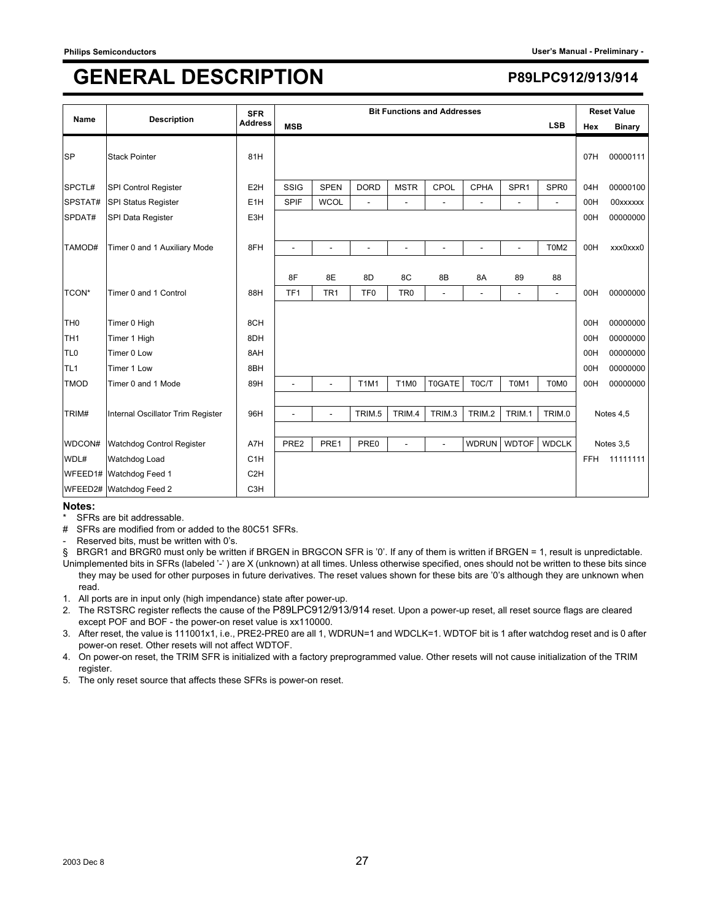# GENERAL DESCRIPTION

| Name | Description | SFR Address | Bit Functions and Addresses | | | | | | | | Reset Value | |
|---|---|---|---|---|---|---|---|---|---|---|---|---|
| | | | MSB | | | | | | | LSB | Hex | Binary |
| SP | Stack Pointer | 81H | | | | | | | | | 07H | 00000111 |
| SPCTL# | SPI Control Register | E2H | SSIG | SPEN | DORD | MSTR | CPOL | CPHA | SPR1 | SPR0 | 04H | 00000100 |
| SPSTAT# | SPI Status Register | E1H | SPIF | WCOL | - | - | - | - | - | - | 00H | 00xxxxxx |
| SPDAT# | SPI Data Register | E3H | | | | | | | | | 00H | 00000000 |
| TAMOD# | Timer 0 and 1 Auxiliary Mode | 8FH | - | - | - | - | - | - | - | T0M2 | 00H | xxx0xxx0 |
| | | | 8F | 8E | 8D | 8C | 8B | 8A | 89 | 88 | | |
| TCON* | Timer 0 and 1 Control | 88H | TF1 | TR1 | TF0 | TR0 | - | - | - | - | 00H | 00000000 |
| TH0 | Timer 0 High | 8CH | | | | | | | | | 00H | 00000000 |
| TH1 | Timer 1 High | 8DH | | | | | | | | | 00H | 00000000 |
| TL0 | Timer 0 Low | 8AH | | | | | | | | | 00H | 00000000 |
| TL1 | Timer 1 Low | 8BH | | | | | | | | | 00H | 00000000 |
| TMOD | Timer 0 and 1 Mode | 89H | - | - | T1M1 | T1M0 | T0GATE | T0C/T | T0M1 | T0M0 | 00H | 00000000 |
| TRIM# | Internal Oscillator Trim Register | 96H | - | - | TRIM.5 | TRIM.4 | TRIM.3 | TRIM.2 | TRIM.1 | TRIM.0 | Notes 4,5 | |
| WDCON# | Watchdog Control Register | A7H | PRE2 | PRE1 | PRE0 | - | - | WDRUN | WDTOF | WDCLK | Notes 3,5 | |
| WDL# | Watchdog Load | C1H | | | | | | | | | FFH | 11111111 |
| WFEED1# | Watchdog Feed 1 | C2H | | | | | | | | | | |
| WFEED2# | Watchdog Feed 2 | C3H | | | | | | | | | | |

**Notes:**

\* SFRs are bit addressable.

# SFRs are modified from or added to the 80C51 SFRs.

\- Reserved bits, must be written with 0's.

§ BRGR1 and BRGR0 must only be written if BRGEN in BRGCON SFR is '0'. If any of them is written if BRGEN = 1, result is unpredictable.

Unimplemented bits in SFRs (labeled '-' ) are X (unknown) at all times. Unless otherwise specified, ones should not be written to these bits since they may be used for other purposes in future derivatives. The reset values shown for these bits are '0's although they are unknown when read.

1. All ports are in input only (high impendance) state after power-up.
2. The RSTSRC register reflects the cause of the P89LPC912/913/914 reset. Upon a power-up reset, all reset source flags are cleared except POF and BOF - the power-on reset value is xx110000.
3. After reset, the value is 111001x1, i.e., PRE2-PRE0 are all 1, WDRUN=1 and WDCLK=1. WDTOF bit is 1 after watchdog reset and is 0 after power-on reset. Other resets will not affect WDTOF.
4. On power-on reset, the TRIM SFR is initialized with a factory preprogrammed value. Other resets will not cause initialization of the TRIM register.
5. The only reset source that affects these SFRs is power-on reset.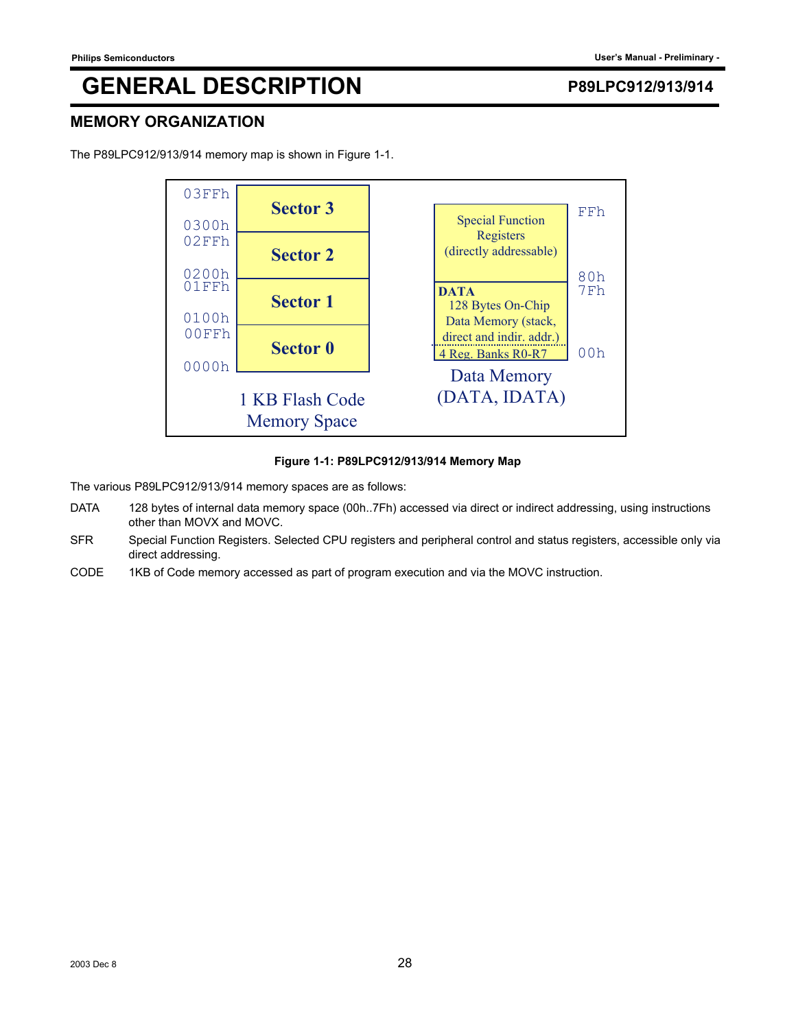# GENERAL DESCRIPTION

## MEMORY ORGANIZATION

The P89LPC912/913/914 memory map is shown in Figure 1-1.

| Address | 1 KB Flash Code Memory Space |
|---|---|
| 03FFh – 0300h | Sector 3 |
| 02FFh – 0200h | Sector 2 |
| 01FFh – 0100h | Sector 1 |
| 00FFh – 0000h | Sector 0 |

| Address | Data Memory (DATA, IDATA) |
|---|---|
| FFh – 80h | Special Function Registers (directly addressable) |
| 7Fh – 00h | DATA 128 Bytes On-Chip Data Memory (stack, direct and indir. addr.) / 4 Reg. Banks R0-R7 |

**Figure 1-1: P89LPC912/913/914 Memory Map**

The various P89LPC912/913/914 memory spaces are as follows:

DATA 128 bytes of internal data memory space (00h..7Fh) accessed via direct or indirect addressing, using instructions other than MOVX and MOVC.

SFR Special Function Registers. Selected CPU registers and peripheral control and status registers, accessible only via direct addressing.

CODE 1KB of Code memory accessed as part of program execution and via the MOVC instruction.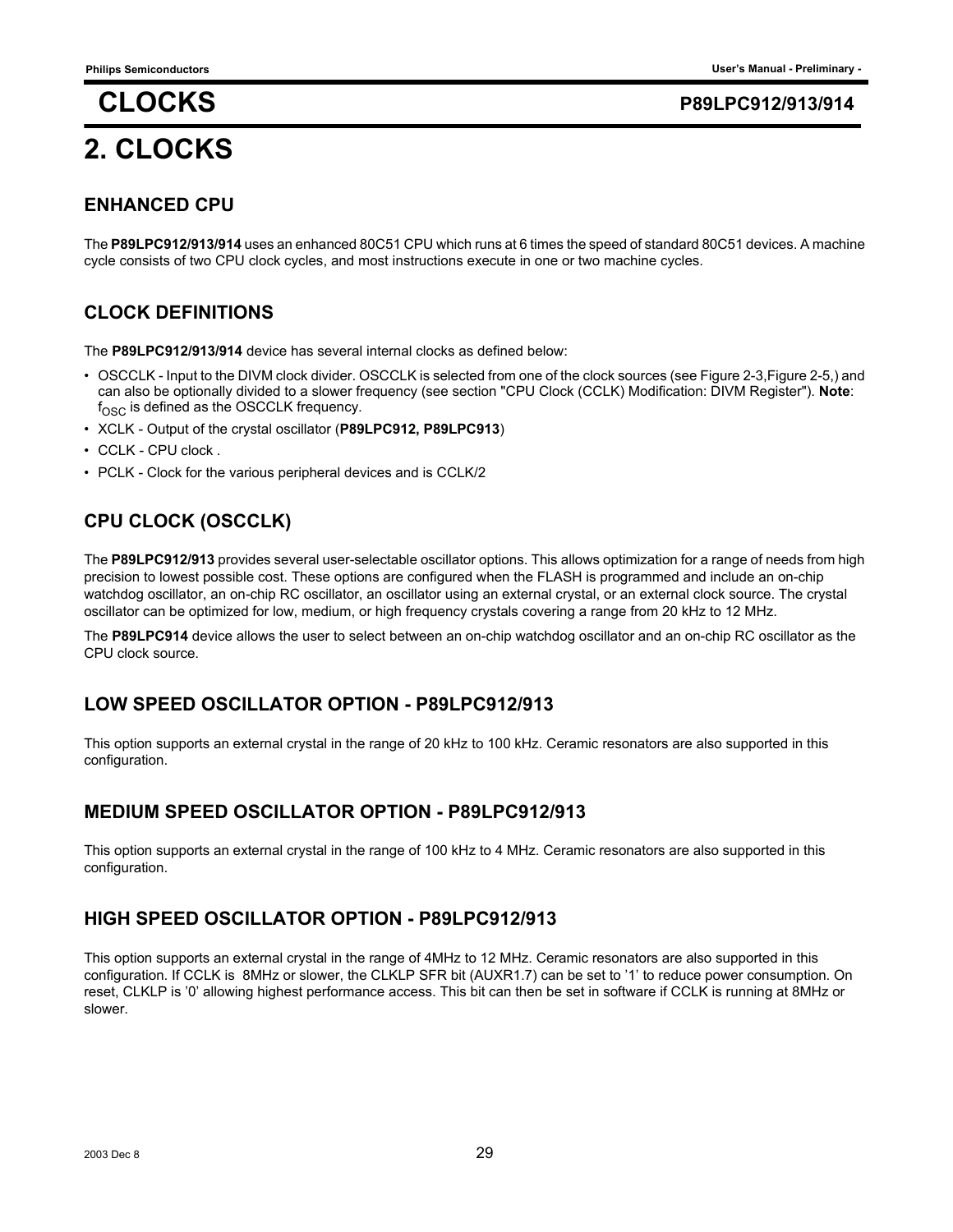# 2. CLOCKS

## ENHANCED CPU

The **P89LPC912/913/914** uses an enhanced 80C51 CPU which runs at 6 times the speed of standard 80C51 devices. A machine cycle consists of two CPU clock cycles, and most instructions execute in one or two machine cycles.

## CLOCK DEFINITIONS

The **P89LPC912/913/914** device has several internal clocks as defined below:

- OSCCLK - Input to the DIVM clock divider. OSCCLK is selected from one of the clock sources (see Figure 2-3,Figure 2-5,) and can also be optionally divided to a slower frequency (see section "CPU Clock (CCLK) Modification: DIVM Register"). **Note**: $f_{OSC}$ is defined as the OSCCLK frequency.
- XCLK - Output of the crystal oscillator (**P89LPC912, P89LPC913**)
- CCLK - CPU clock .
- PCLK - Clock for the various peripheral devices and is CCLK/2

## CPU CLOCK (OSCCLK)

The **P89LPC912/913** provides several user-selectable oscillator options. This allows optimization for a range of needs from high precision to lowest possible cost. These options are configured when the FLASH is programmed and include an on-chip watchdog oscillator, an on-chip RC oscillator, an oscillator using an external crystal, or an external clock source. The crystal oscillator can be optimized for low, medium, or high frequency crystals covering a range from 20 kHz to 12 MHz.

The **P89LPC914** device allows the user to select between an on-chip watchdog oscillator and an on-chip RC oscillator as the CPU clock source.

## LOW SPEED OSCILLATOR OPTION - P89LPC912/913

This option supports an external crystal in the range of 20 kHz to 100 kHz. Ceramic resonators are also supported in this configuration.

## MEDIUM SPEED OSCILLATOR OPTION - P89LPC912/913

This option supports an external crystal in the range of 100 kHz to 4 MHz. Ceramic resonators are also supported in this configuration.

## HIGH SPEED OSCILLATOR OPTION - P89LPC912/913

This option supports an external crystal in the range of 4MHz to 12 MHz. Ceramic resonators are also supported in this configuration. If CCLK is 8MHz or slower, the CLKLP SFR bit (AUXR1.7) can be set to '1' to reduce power consumption. On reset, CLKLP is '0' allowing highest performance access. This bit can then be set in software if CCLK is running at 8MHz or slower.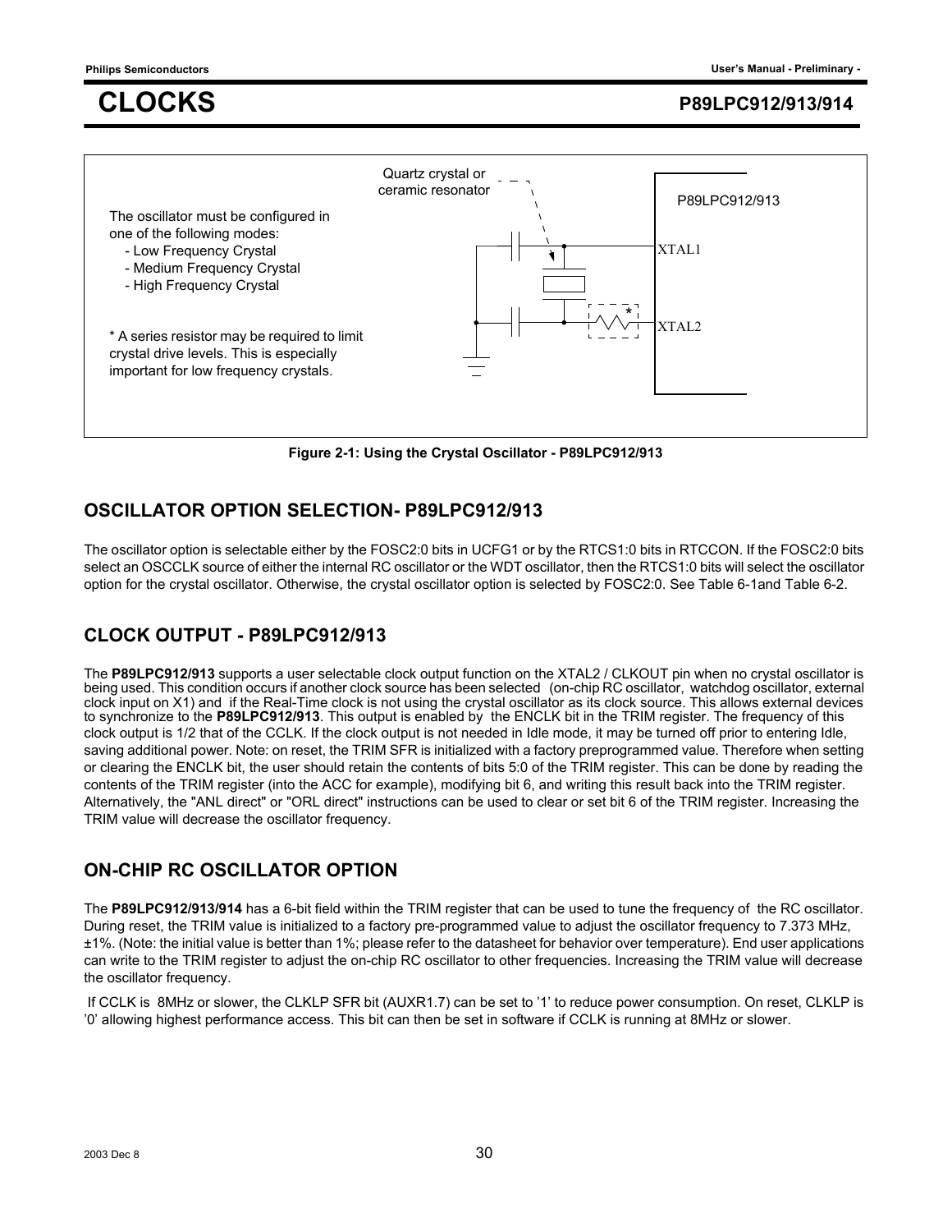# CLOCKS

The oscillator must be configured in one of the following modes:
- Low Frequency Crystal
- Medium Frequency Crystal
- High Frequency Crystal

* A series resistor may be required to limit crystal drive levels. This is especially important for low frequency crystals.

Quartz crystal or ceramic resonator

P89LPC912/913

XTAL1

XTAL2

**Figure 2-1: Using the Crystal Oscillator - P89LPC912/913**

## OSCILLATOR OPTION SELECTION- P89LPC912/913

The oscillator option is selectable either by the FOSC2:0 bits in UCFG1 or by the RTCS1:0 bits in RTCCON. If the FOSC2:0 bits select an OSCCLK source of either the internal RC oscillator or the WDT oscillator, then the RTCS1:0 bits will select the oscillator option for the crystal oscillator. Otherwise, the crystal oscillator option is selected by FOSC2:0. See Table 6-1and Table 6-2.

## CLOCK OUTPUT - P89LPC912/913

The **P89LPC912/913** supports a user selectable clock output function on the XTAL2 / CLKOUT pin when no crystal oscillator is being used. This condition occurs if another clock source has been selected (on-chip RC oscillator, watchdog oscillator, external clock input on X1) and if the Real-Time clock is not using the crystal oscillator as its clock source. This allows external devices to synchronize to the **P89LPC912/913**. This output is enabled by the ENCLK bit in the TRIM register. The frequency of this clock output is 1/2 that of the CCLK. If the clock output is not needed in Idle mode, it may be turned off prior to entering Idle, saving additional power. Note: on reset, the TRIM SFR is initialized with a factory preprogrammed value. Therefore when setting or clearing the ENCLK bit, the user should retain the contents of bits 5:0 of the TRIM register. This can be done by reading the contents of the TRIM register (into the ACC for example), modifying bit 6, and writing this result back into the TRIM register. Alternatively, the "ANL direct" or "ORL direct" instructions can be used to clear or set bit 6 of the TRIM register. Increasing the TRIM value will decrease the oscillator frequency.

## ON-CHIP RC OSCILLATOR OPTION

The **P89LPC912/913/914** has a 6-bit field within the TRIM register that can be used to tune the frequency of the RC oscillator. During reset, the TRIM value is initialized to a factory pre-programmed value to adjust the oscillator frequency to 7.373 MHz, ±1%. (Note: the initial value is better than 1%; please refer to the datasheet for behavior over temperature). End user applications can write to the TRIM register to adjust the on-chip RC oscillator to other frequencies. Increasing the TRIM value will decrease the oscillator frequency.

If CCLK is 8MHz or slower, the CLKLP SFR bit (AUXR1.7) can be set to '1' to reduce power consumption. On reset, CLKLP is '0' allowing highest performance access. This bit can then be set in software if CCLK is running at 8MHz or slower.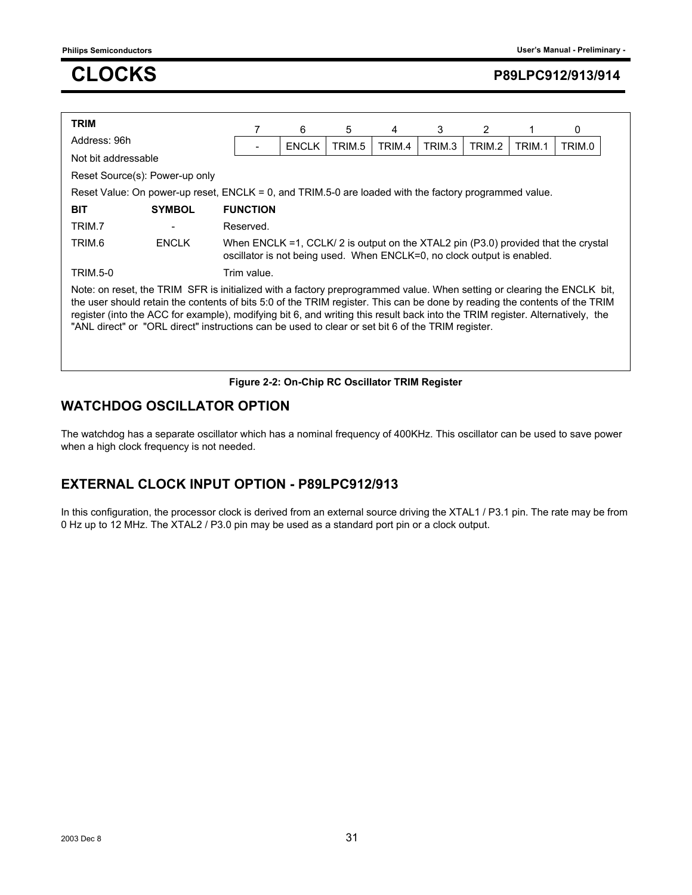**TRIM**

Address: 96h

Not bit addressable

| 7 | 6 | 5 | 4 | 3 | 2 | 1 | 0 |
|---|---|---|---|---|---|---|---|
| - | ENCLK | TRIM.5 | TRIM.4 | TRIM.3 | TRIM.2 | TRIM.1 | TRIM.0 |

Reset Source(s): Power-up only

Reset Value: On power-up reset, ENCLK = 0, and TRIM.5-0 are loaded with the factory programmed value.

| BIT | SYMBOL | FUNCTION |
|---|---|---|
| TRIM.7 | - | Reserved. |
| TRIM.6 | ENCLK | When ENCLK =1, CCLK/ 2 is output on the XTAL2 pin (P3.0) provided that the crystal oscillator is not being used. When ENCLK=0, no clock output is enabled. |
| TRIM.5-0 | | Trim value. |

Note: on reset, the TRIM SFR is initialized with a factory preprogrammed value. When setting or clearing the ENCLK bit, the user should retain the contents of bits 5:0 of the TRIM register. This can be done by reading the contents of the TRIM register (into the ACC for example), modifying bit 6, and writing this result back into the TRIM register. Alternatively, the "ANL direct" or "ORL direct" instructions can be used to clear or set bit 6 of the TRIM register.

**Figure 2-2: On-Chip RC Oscillator TRIM Register**

## WATCHDOG OSCILLATOR OPTION

The watchdog has a separate oscillator which has a nominal frequency of 400KHz. This oscillator can be used to save power when a high clock frequency is not needed.

## EXTERNAL CLOCK INPUT OPTION - P89LPC912/913

In this configuration, the processor clock is derived from an external source driving the XTAL1 / P3.1 pin. The rate may be from 0 Hz up to 12 MHz. The XTAL2 / P3.0 pin may be used as a standard port pin or a clock output.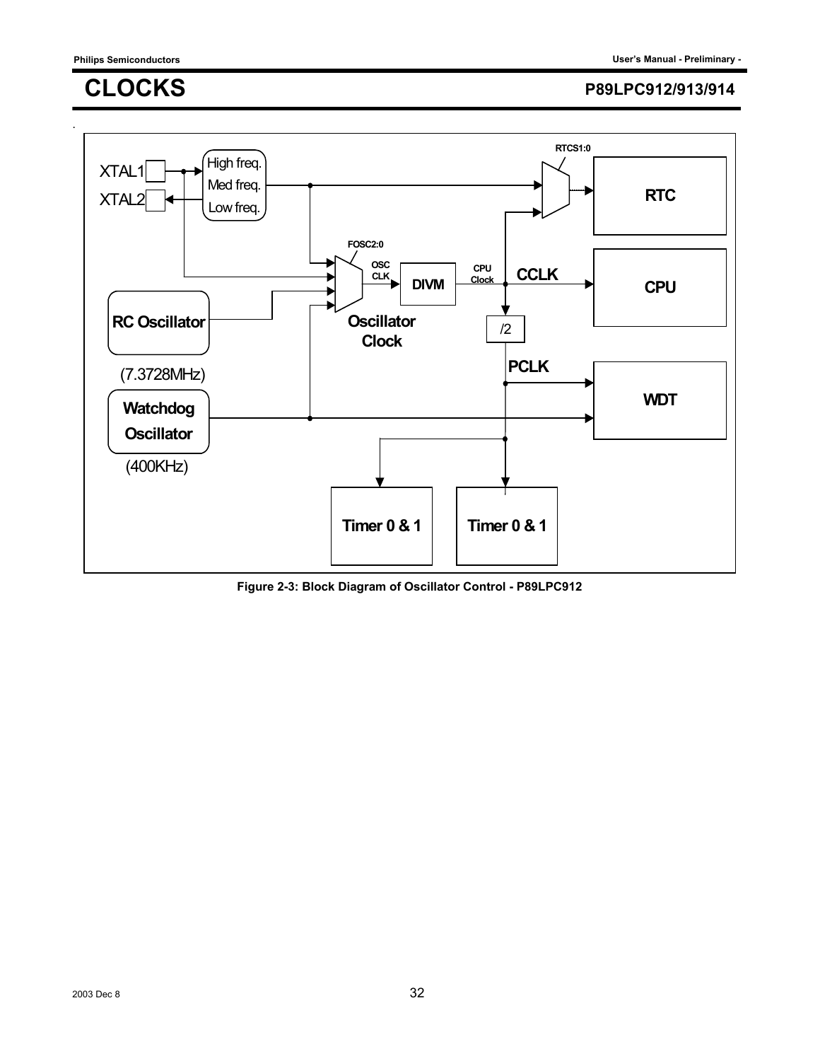Figure 2-3: Block Diagram of Oscillator Control - P89LPC912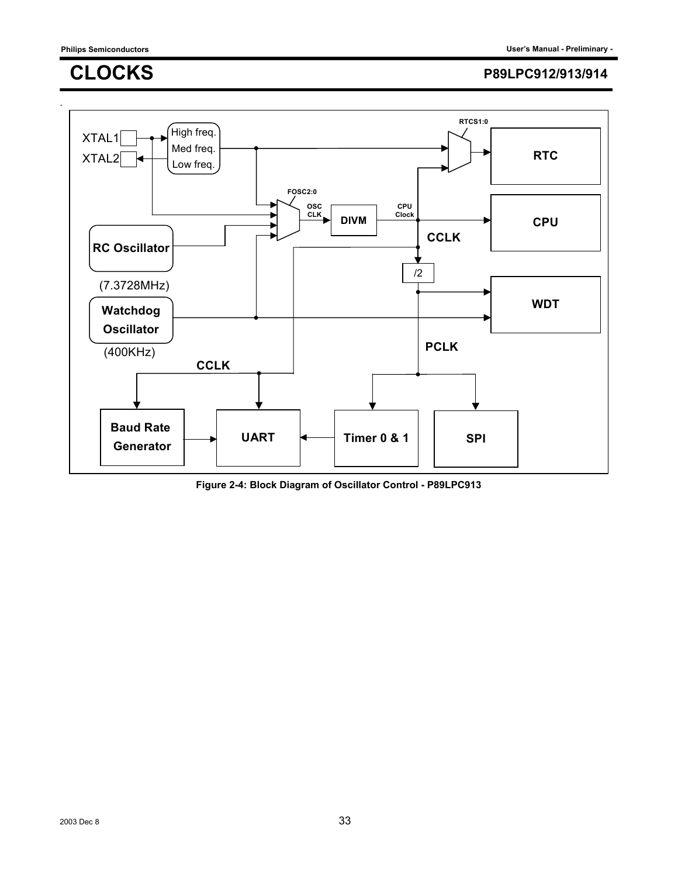# CLOCKS

XTAL1

XTAL2

High freq.
Med freq.
Low freq.

RC Oscillator

(7.3728MHz)

Watchdog Oscillator

(400KHz)

FOSC2:0

OSC CLK

DIVM

CPU Clock

RTCS1:0

RTC

CPU

CCLK

/2

WDT

PCLK

CCLK

Baud Rate Generator

UART

Timer 0 & 1

SPI

**Figure 2-4: Block Diagram of Oscillator Control - P89LPC913**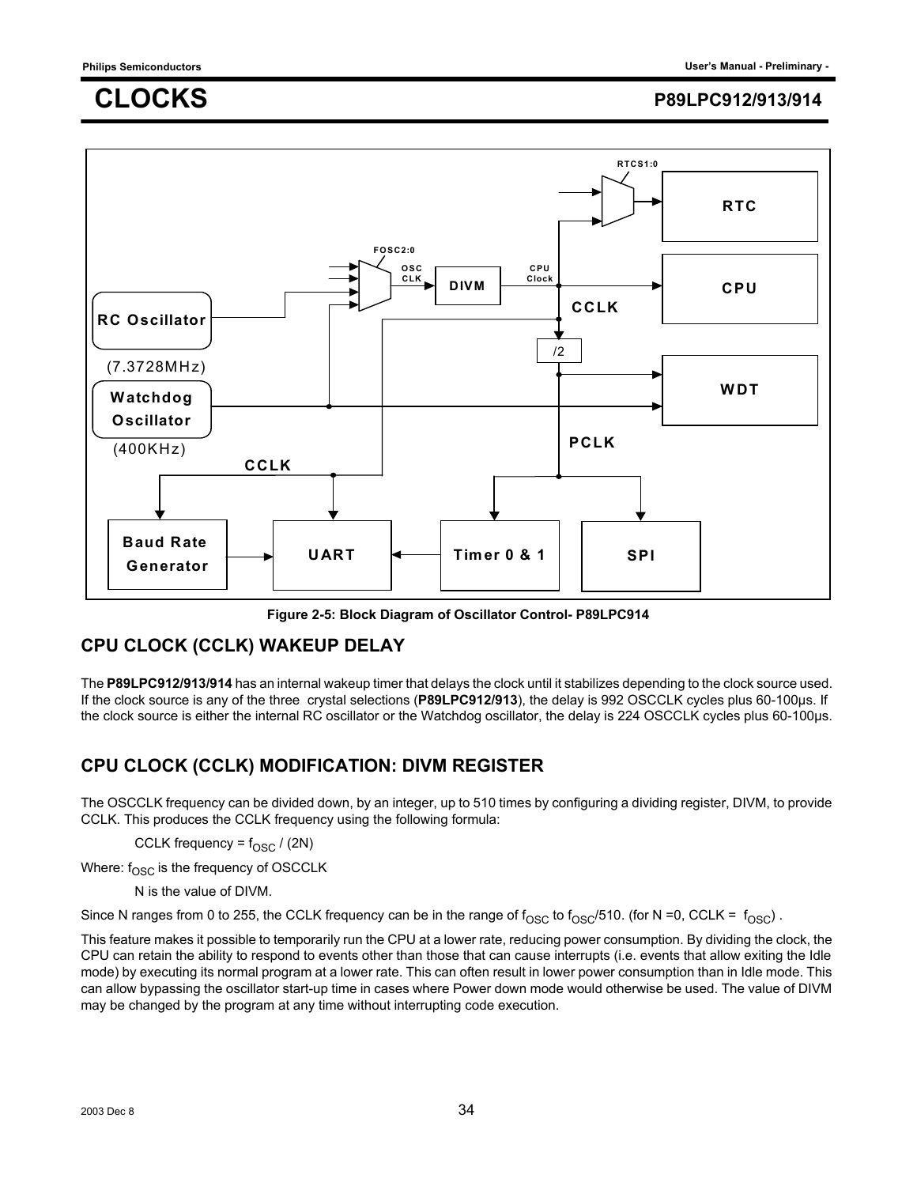Figure 2-5: Block Diagram of Oscillator Control- P89LPC914

## CPU CLOCK (CCLK) WAKEUP DELAY

The **P89LPC912/913/914** has an internal wakeup timer that delays the clock until it stabilizes depending to the clock source used. If the clock source is any of the three crystal selections (**P89LPC912/913**), the delay is 992 OSCCLK cycles plus 60-100µs. If the clock source is either the internal RC oscillator or the Watchdog oscillator, the delay is 224 OSCCLK cycles plus 60-100µs.

## CPU CLOCK (CCLK) MODIFICATION: DIVM REGISTER

The OSCCLK frequency can be divided down, by an integer, up to 510 times by configuring a dividing register, DIVM, to provide CCLK. This produces the CCLK frequency using the following formula:

CCLK frequency = $f_{OSC}$ / (2N)

Where: $f_{OSC}$ is the frequency of OSCCLK

N is the value of DIVM.

Since N ranges from 0 to 255, the CCLK frequency can be in the range of $f_{OSC}$ to $f_{OSC}$/510. (for N =0, CCLK = $f_{OSC}$) .

This feature makes it possible to temporarily run the CPU at a lower rate, reducing power consumption. By dividing the clock, the CPU can retain the ability to respond to events other than those that can cause interrupts (i.e. events that allow exiting the Idle mode) by executing its normal program at a lower rate. This can often result in lower power consumption than in Idle mode. This can allow bypassing the oscillator start-up time in cases where Power down mode would otherwise be used. The value of DIVM may be changed by the program at any time without interrupting code execution.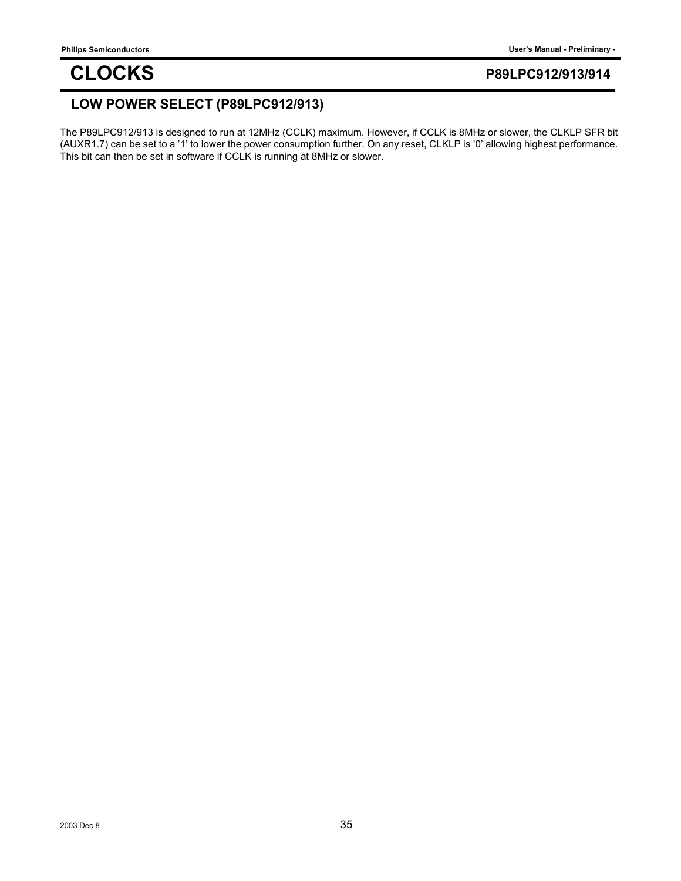# CLOCKS

## LOW POWER SELECT (P89LPC912/913)

The P89LPC912/913 is designed to run at 12MHz (CCLK) maximum. However, if CCLK is 8MHz or slower, the CLKLP SFR bit (AUXR1.7) can be set to a '1' to lower the power consumption further. On any reset, CLKLP is '0' allowing highest performance. This bit can then be set in software if CCLK is running at 8MHz or slower.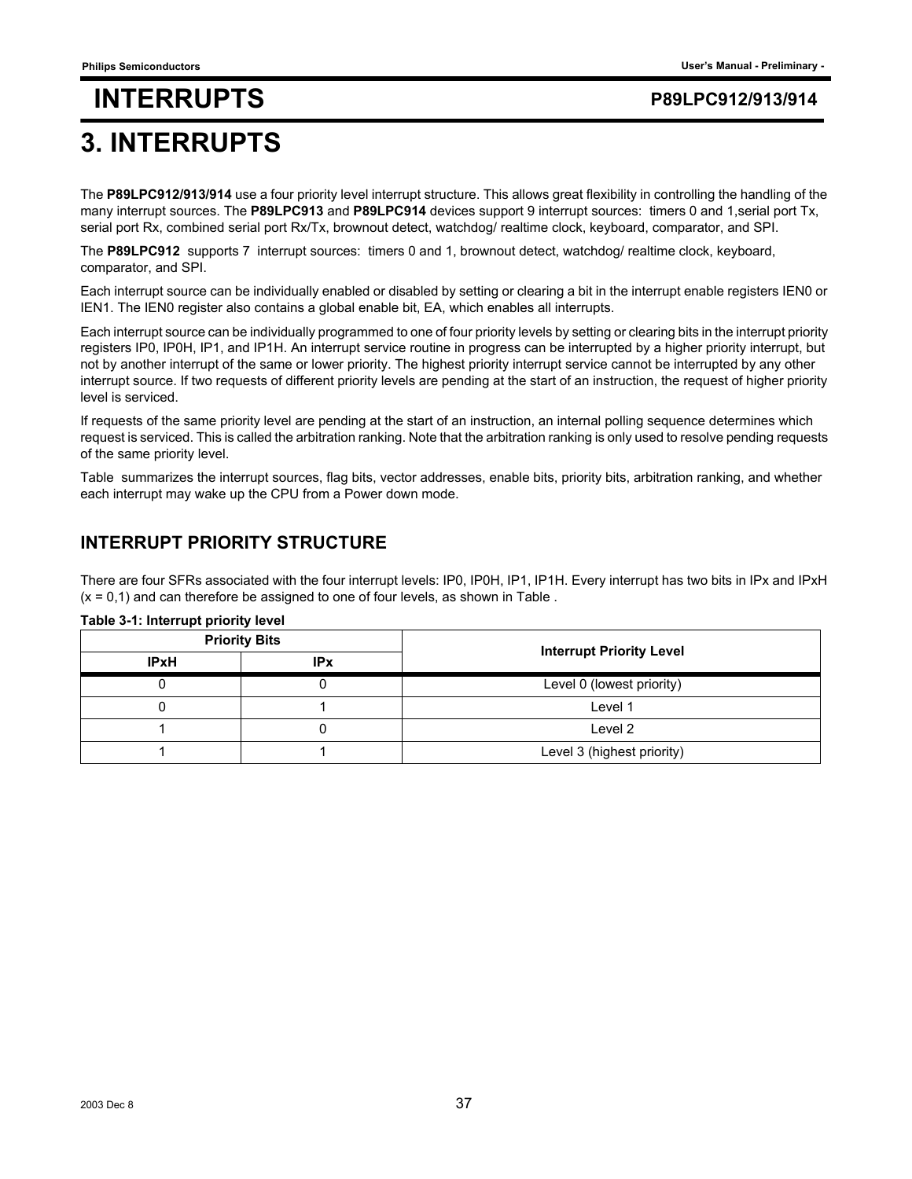# 3. INTERRUPTS

The **P89LPC912/913/914** use a four priority level interrupt structure. This allows great flexibility in controlling the handling of the many interrupt sources. The **P89LPC913** and **P89LPC914** devices support 9 interrupt sources: timers 0 and 1,serial port Tx, serial port Rx, combined serial port Rx/Tx, brownout detect, watchdog/ realtime clock, keyboard, comparator, and SPI.

The **P89LPC912** supports 7 interrupt sources: timers 0 and 1, brownout detect, watchdog/ realtime clock, keyboard, comparator, and SPI.

Each interrupt source can be individually enabled or disabled by setting or clearing a bit in the interrupt enable registers IEN0 or IEN1. The IEN0 register also contains a global enable bit, EA, which enables all interrupts.

Each interrupt source can be individually programmed to one of four priority levels by setting or clearing bits in the interrupt priority registers IP0, IP0H, IP1, and IP1H. An interrupt service routine in progress can be interrupted by a higher priority interrupt, but not by another interrupt of the same or lower priority. The highest priority interrupt service cannot be interrupted by any other interrupt source. If two requests of different priority levels are pending at the start of an instruction, the request of higher priority level is serviced.

If requests of the same priority level are pending at the start of an instruction, an internal polling sequence determines which request is serviced. This is called the arbitration ranking. Note that the arbitration ranking is only used to resolve pending requests of the same priority level.

Table summarizes the interrupt sources, flag bits, vector addresses, enable bits, priority bits, arbitration ranking, and whether each interrupt may wake up the CPU from a Power down mode.

## INTERRUPT PRIORITY STRUCTURE

There are four SFRs associated with the four interrupt levels: IP0, IP0H, IP1, IP1H. Every interrupt has two bits in IPx and IPxH (x = 0,1) and can therefore be assigned to one of four levels, as shown in Table .

**Table 3-1: Interrupt priority level**

| Priority Bits | | Interrupt Priority Level |
|---|---|---|
| IPxH | IPx | |
| 0 | 0 | Level 0 (lowest priority) |
| 0 | 1 | Level 1 |
| 1 | 0 | Level 2 |
| 1 | 1 | Level 3 (highest priority) |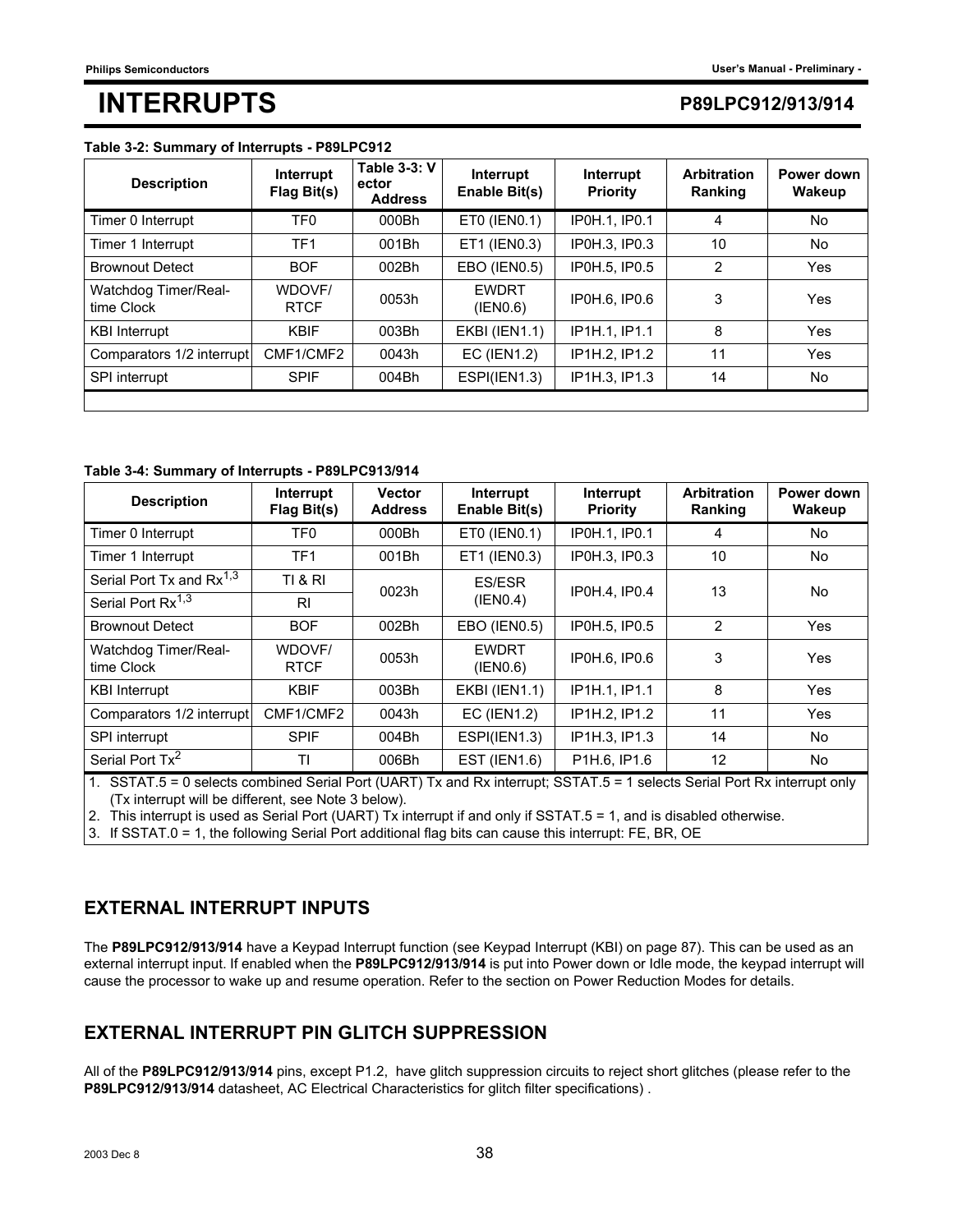# INTERRUPTS

**Table 3-2: Summary of Interrupts - P89LPC912**

| Description | Interrupt Flag Bit(s) | Table 3-3: Vector Address | Interrupt Enable Bit(s) | Interrupt Priority | Arbitration Ranking | Power down Wakeup |
|---|---|---|---|---|---|---|
| Timer 0 Interrupt | TF0 | 000Bh | ET0 (IEN0.1) | IP0H.1, IP0.1 | 4 | No |
| Timer 1 Interrupt | TF1 | 001Bh | ET1 (IEN0.3) | IP0H.3, IP0.3 | 10 | No |
| Brownout Detect | BOF | 002Bh | EBO (IEN0.5) | IP0H.5, IP0.5 | 2 | Yes |
| Watchdog Timer/Real-time Clock | WDOVF/ RTCF | 0053h | EWDRT (IEN0.6) | IP0H.6, IP0.6 | 3 | Yes |
| KBI Interrupt | KBIF | 003Bh | EKBI (IEN1.1) | IP1H.1, IP1.1 | 8 | Yes |
| Comparators 1/2 interrupt | CMF1/CMF2 | 0043h | EC (IEN1.2) | IP1H.2, IP1.2 | 11 | Yes |
| SPI interrupt | SPIF | 004Bh | ESPI(IEN1.3) | IP1H.3, IP1.3 | 14 | No |

**Table 3-4: Summary of Interrupts - P89LPC913/914**

| Description | Interrupt Flag Bit(s) | Vector Address | Interrupt Enable Bit(s) | Interrupt Priority | Arbitration Ranking | Power down Wakeup |
|---|---|---|---|---|---|---|
| Timer 0 Interrupt | TF0 | 000Bh | ET0 (IEN0.1) | IP0H.1, IP0.1 | 4 | No |
| Timer 1 Interrupt | TF1 | 001Bh | ET1 (IEN0.3) | IP0H.3, IP0.3 | 10 | No |
| Serial Port Tx and Rx[1,3] | TI & RI | 0023h | ES/ESR (IEN0.4) | IP0H.4, IP0.4 | 13 | No |
| Serial Port Rx[1,3] | RI | | | | | |
| Brownout Detect | BOF | 002Bh | EBO (IEN0.5) | IP0H.5, IP0.5 | 2 | Yes |
| Watchdog Timer/Real-time Clock | WDOVF/ RTCF | 0053h | EWDRT (IEN0.6) | IP0H.6, IP0.6 | 3 | Yes |
| KBI Interrupt | KBIF | 003Bh | EKBI (IEN1.1) | IP1H.1, IP1.1 | 8 | Yes |
| Comparators 1/2 interrupt | CMF1/CMF2 | 0043h | EC (IEN1.2) | IP1H.2, IP1.2 | 11 | Yes |
| SPI interrupt | SPIF | 004Bh | ESPI(IEN1.3) | IP1H.3, IP1.3 | 14 | No |
| Serial Port Tx[2] | TI | 006Bh | EST (IEN1.6) | P1H.6, IP1.6 | 12 | No |

1. SSTAT.5 = 0 selects combined Serial Port (UART) Tx and Rx interrupt; SSTAT.5 = 1 selects Serial Port Rx interrupt only (Tx interrupt will be different, see Note 3 below).
2. This interrupt is used as Serial Port (UART) Tx interrupt if and only if SSTAT.5 = 1, and is disabled otherwise.
3. If SSTAT.0 = 1, the following Serial Port additional flag bits can cause this interrupt: FE, BR, OE

## EXTERNAL INTERRUPT INPUTS

The **P89LPC912/913/914** have a Keypad Interrupt function (see Keypad Interrupt (KBI) on page 87). This can be used as an external interrupt input. If enabled when the **P89LPC912/913/914** is put into Power down or Idle mode, the keypad interrupt will cause the processor to wake up and resume operation. Refer to the section on Power Reduction Modes for details.

## EXTERNAL INTERRUPT PIN GLITCH SUPPRESSION

All of the **P89LPC912/913/914** pins, except P1.2, have glitch suppression circuits to reject short glitches (please refer to the **P89LPC912/913/914** datasheet, AC Electrical Characteristics for glitch filter specifications) .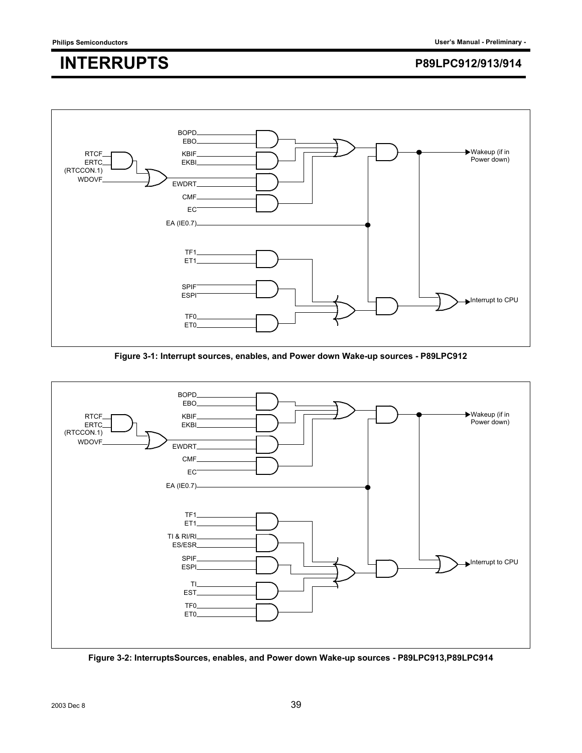BOPD
EBO
RTCF
ERTC
(RTCCON.1)
WDOVF
KBIF
EKBI
EWDRT
CMF
EC
EA (IE0.7)
TF1
ET1
SPIF
ESPI
TF0
ET0
Wakeup (if in Power down)
Interrupt to CPU

**Figure 3-1: Interrupt sources, enables, and Power down Wake-up sources - P89LPC912**

BOPD
EBO
RTCF
ERTC
(RTCCON.1)
WDOVF
KBIF
EKBI
EWDRT
CMF
EC
EA (IE0.7)
TF1
ET1
TI & RI/RI
ES/ESR
SPIF
ESPI
TI
EST
TF0
ET0
Wakeup (if in Power down)
Interrupt to CPU

**Figure 3-2: InterruptsSources, enables, and Power down Wake-up sources - P89LPC913,P89LPC914**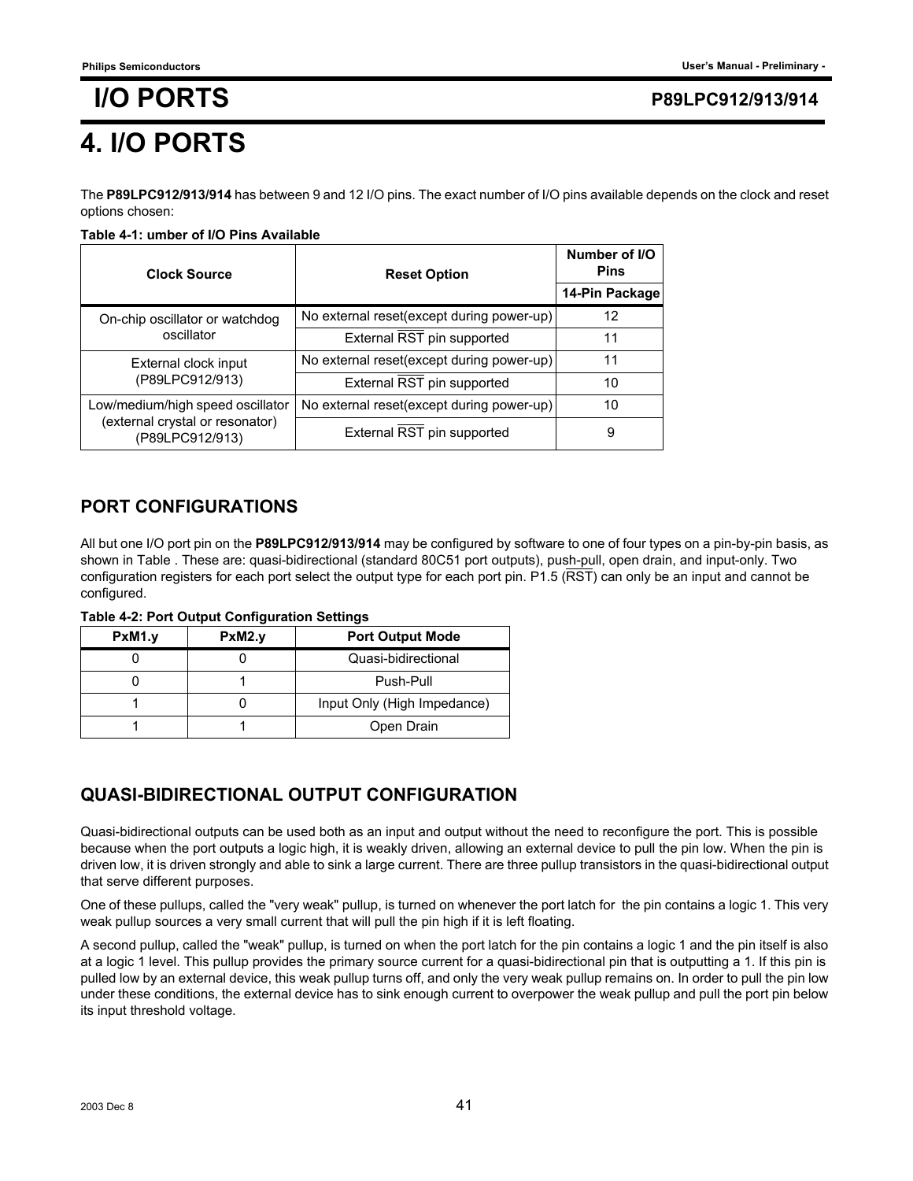# 4. I/O PORTS

The **P89LPC912/913/914** has between 9 and 12 I/O pins. The exact number of I/O pins available depends on the clock and reset options chosen:

**Table 4-1: umber of I/O Pins Available**

| Clock Source | Reset Option | Number of I/O Pins |
|---|---|---|
| | | 14-Pin Package |
| On-chip oscillator or watchdog oscillator | No external reset(except during power-up) | 12 |
| | External $\overline{RST}$ pin supported | 11 |
| External clock input (P89LPC912/913) | No external reset(except during power-up) | 11 |
| | External $\overline{RST}$ pin supported | 10 |
| Low/medium/high speed oscillator (external crystal or resonator) (P89LPC912/913) | No external reset(except during power-up) | 10 |
| | External $\overline{RST}$ pin supported | 9 |

## PORT CONFIGURATIONS

All but one I/O port pin on the **P89LPC912/913/914** may be configured by software to one of four types on a pin-by-pin basis, as shown in Table . These are: quasi-bidirectional (standard 80C51 port outputs), push-pull, open drain, and input-only. Two configuration registers for each port select the output type for each port pin. P1.5 ($\overline{RST}$) can only be an input and cannot be configured.

**Table 4-2: Port Output Configuration Settings**

| PxM1.y | PxM2.y | Port Output Mode |
|---|---|---|
| 0 | 0 | Quasi-bidirectional |
| 0 | 1 | Push-Pull |
| 1 | 0 | Input Only (High Impedance) |
| 1 | 1 | Open Drain |

## QUASI-BIDIRECTIONAL OUTPUT CONFIGURATION

Quasi-bidirectional outputs can be used both as an input and output without the need to reconfigure the port. This is possible because when the port outputs a logic high, it is weakly driven, allowing an external device to pull the pin low. When the pin is driven low, it is driven strongly and able to sink a large current. There are three pullup transistors in the quasi-bidirectional output that serve different purposes.

One of these pullups, called the "very weak" pullup, is turned on whenever the port latch for the pin contains a logic 1. This very weak pullup sources a very small current that will pull the pin high if it is left floating.

A second pullup, called the "weak" pullup, is turned on when the port latch for the pin contains a logic 1 and the pin itself is also at a logic 1 level. This pullup provides the primary source current for a quasi-bidirectional pin that is outputting a 1. If this pin is pulled low by an external device, this weak pullup turns off, and only the very weak pullup remains on. In order to pull the pin low under these conditions, the external device has to sink enough current to overpower the weak pullup and pull the port pin below its input threshold voltage.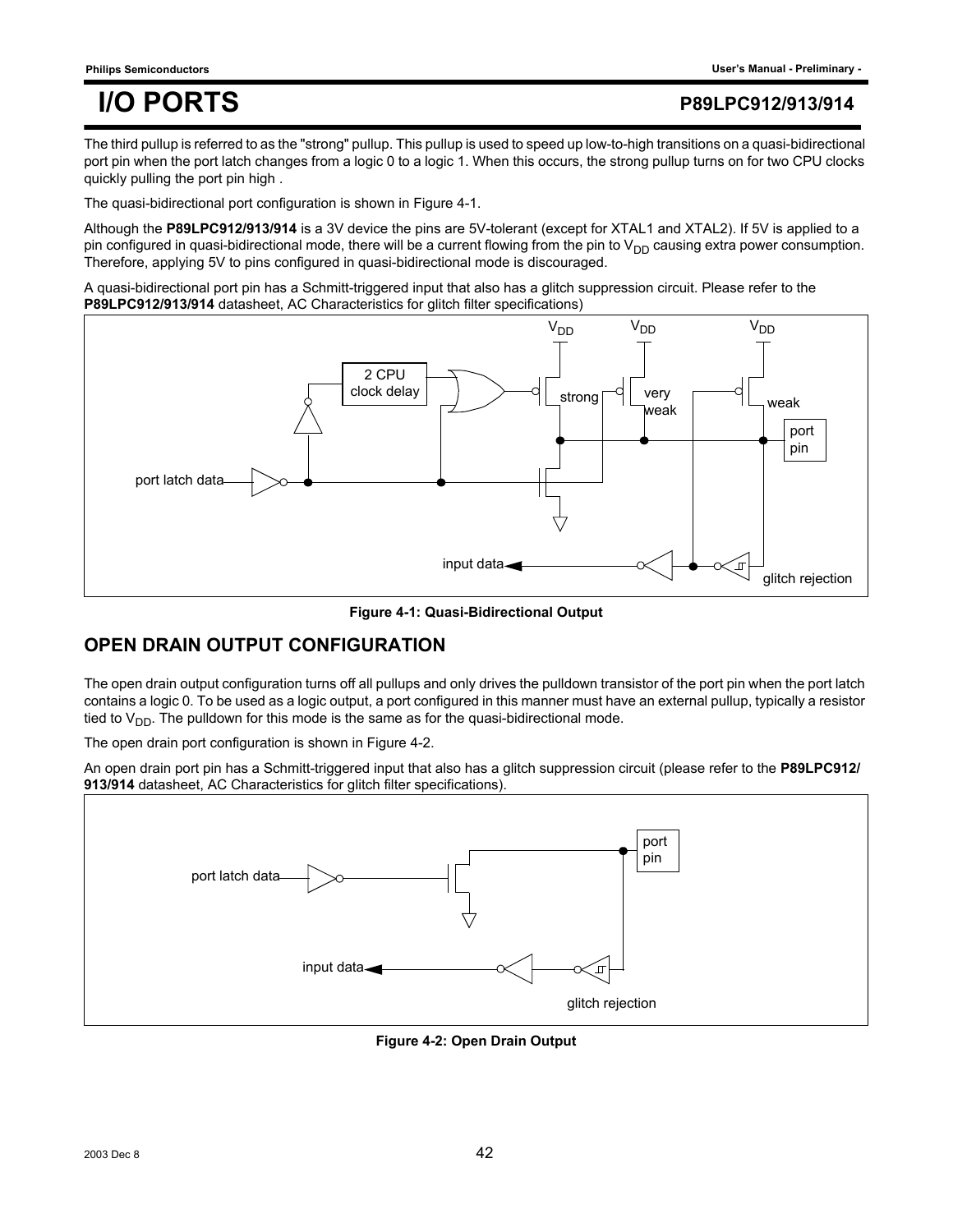The third pullup is referred to as the "strong" pullup. This pullup is used to speed up low-to-high transitions on a quasi-bidirectional port pin when the port latch changes from a logic 0 to a logic 1. When this occurs, the strong pullup turns on for two CPU clocks quickly pulling the port pin high .

The quasi-bidirectional port configuration is shown in Figure 4-1.

Although the **P89LPC912/913/914** is a 3V device the pins are 5V-tolerant (except for XTAL1 and XTAL2). If 5V is applied to a pin configured in quasi-bidirectional mode, there will be a current flowing from the pin to $V_{DD}$ causing extra power consumption. Therefore, applying 5V to pins configured in quasi-bidirectional mode is discouraged.

A quasi-bidirectional port pin has a Schmitt-triggered input that also has a glitch suppression circuit. Please refer to the **P89LPC912/913/914** datasheet, AC Characteristics for glitch filter specifications)

**Figure 4-1: Quasi-Bidirectional Output**

## OPEN DRAIN OUTPUT CONFIGURATION

The open drain output configuration turns off all pullups and only drives the pulldown transistor of the port pin when the port latch contains a logic 0. To be used as a logic output, a port configured in this manner must have an external pullup, typically a resistor tied to $V_{DD}$. The pulldown for this mode is the same as for the quasi-bidirectional mode.

The open drain port configuration is shown in Figure 4-2.

An open drain port pin has a Schmitt-triggered input that also has a glitch suppression circuit (please refer to the **P89LPC912/913/914** datasheet, AC Characteristics for glitch filter specifications).

**Figure 4-2: Open Drain Output**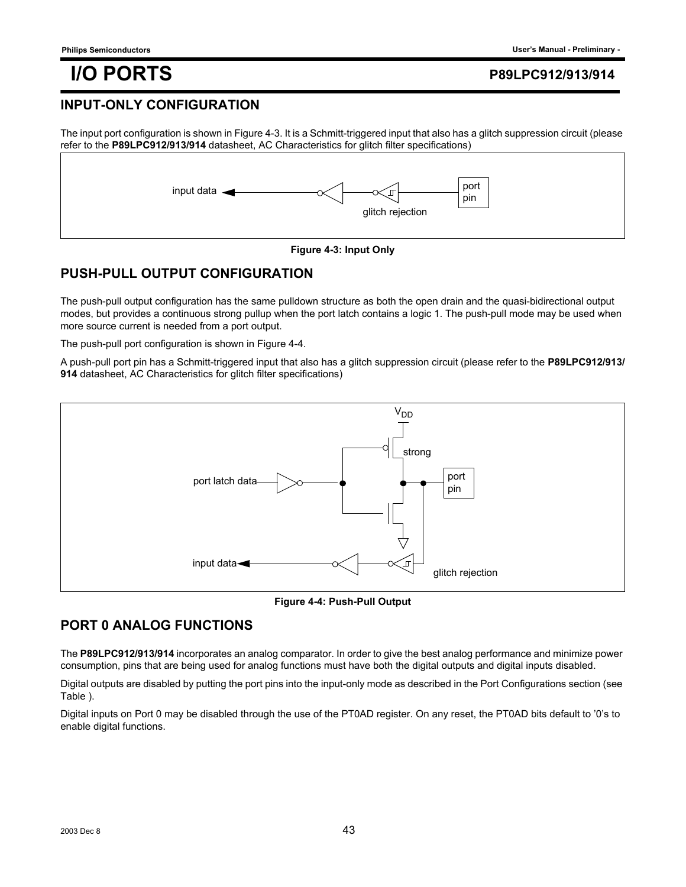## INPUT-ONLY CONFIGURATION

The input port configuration is shown in Figure 4-3. It is a Schmitt-triggered input that also has a glitch suppression circuit (please refer to the **P89LPC912/913/914** datasheet, AC Characteristics for glitch filter specifications)

input data — glitch rejection — port pin

**Figure 4-3: Input Only**

## PUSH-PULL OUTPUT CONFIGURATION

The push-pull output configuration has the same pulldown structure as both the open drain and the quasi-bidirectional output modes, but provides a continuous strong pullup when the port latch contains a logic 1. The push-pull mode may be used when more source current is needed from a port output.

The push-pull port configuration is shown in Figure 4-4.

A push-pull port pin has a Schmitt-triggered input that also has a glitch suppression circuit (please refer to the **P89LPC912/913/914** datasheet, AC Characteristics for glitch filter specifications)

$V_{DD}$ — strong — port latch data — port pin — input data — glitch rejection

**Figure 4-4: Push-Pull Output**

## PORT 0 ANALOG FUNCTIONS

The **P89LPC912/913/914** incorporates an analog comparator. In order to give the best analog performance and minimize power consumption, pins that are being used for analog functions must have both the digital outputs and digital inputs disabled.

Digital outputs are disabled by putting the port pins into the input-only mode as described in the Port Configurations section (see Table ).

Digital inputs on Port 0 may be disabled through the use of the PT0AD register. On any reset, the PT0AD bits default to '0's to enable digital functions.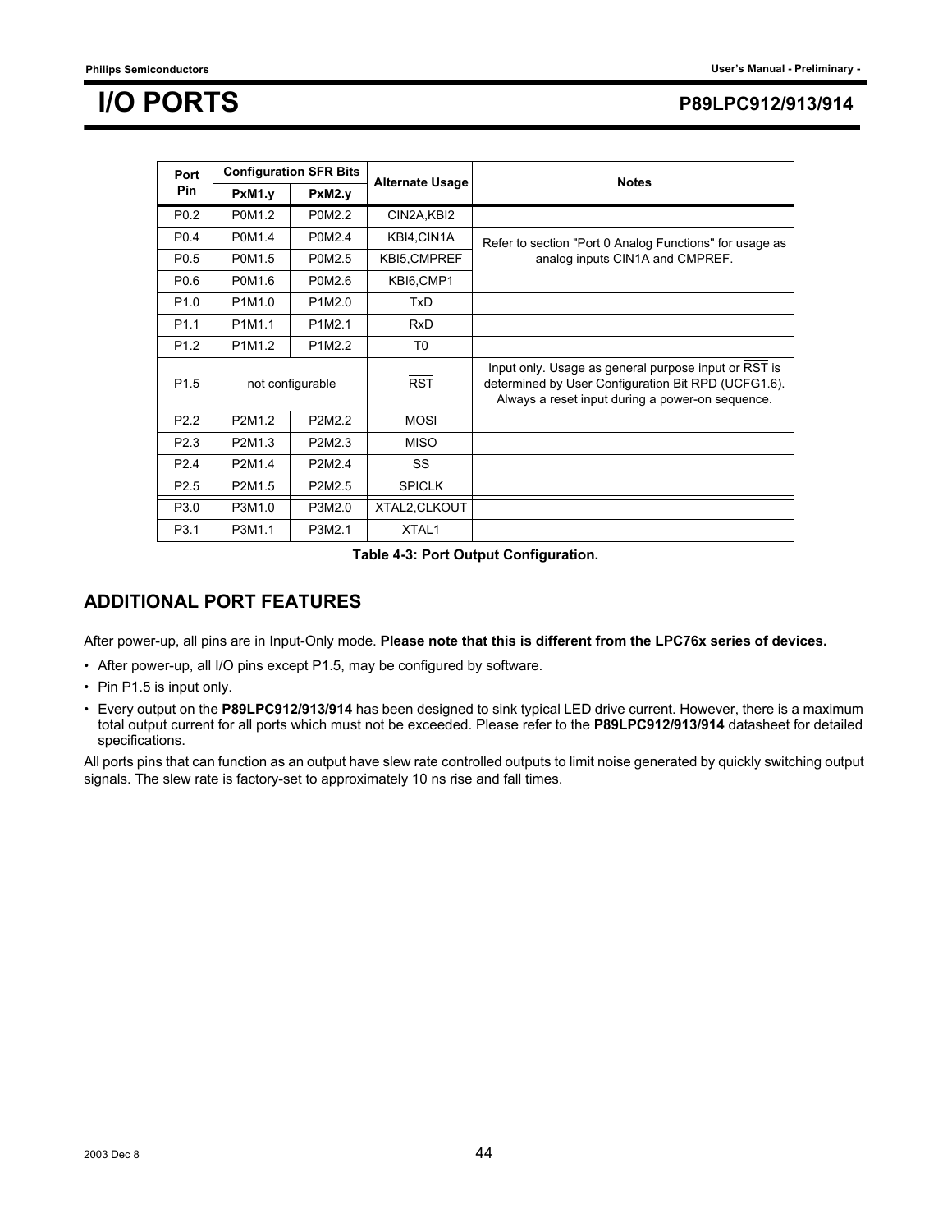| Port Pin | Configuration SFR Bits | | Alternate Usage | Notes |
|---|---|---|---|---|
| | PxM1.y | PxM2.y | | |
| P0.2 | P0M1.2 | P0M2.2 | CIN2A,KBI2 | |
| P0.4 | P0M1.4 | P0M2.4 | KBI4,CIN1A | Refer to section "Port 0 Analog Functions" for usage as analog inputs CIN1A and CMPREF. |
| P0.5 | P0M1.5 | P0M2.5 | KBI5,CMPREF | |
| P0.6 | P0M1.6 | P0M2.6 | KBI6,CMP1 | |
| P1.0 | P1M1.0 | P1M2.0 | TxD | |
| P1.1 | P1M1.1 | P1M2.1 | RxD | |
| P1.2 | P1M1.2 | P1M2.2 | T0 | |
| P1.5 | not configurable | | $\overline{RST}$ | Input only. Usage as general purpose input or $\overline{RST}$ is determined by User Configuration Bit RPD (UCFG1.6). Always a reset input during a power-on sequence. |
| P2.2 | P2M1.2 | P2M2.2 | MOSI | |
| P2.3 | P2M1.3 | P2M2.3 | MISO | |
| P2.4 | P2M1.4 | P2M2.4 | $\overline{SS}$ | |
| P2.5 | P2M1.5 | P2M2.5 | SPICLK | |
| P3.0 | P3M1.0 | P3M2.0 | XTAL2,CLKOUT | |
| P3.1 | P3M1.1 | P3M2.1 | XTAL1 | |

**Table 4-3: Port Output Configuration.**

## ADDITIONAL PORT FEATURES

After power-up, all pins are in Input-Only mode. **Please note that this is different from the LPC76x series of devices.**

- After power-up, all I/O pins except P1.5, may be configured by software.
- Pin P1.5 is input only.
- Every output on the **P89LPC912/913/914** has been designed to sink typical LED drive current. However, there is a maximum total output current for all ports which must not be exceeded. Please refer to the **P89LPC912/913/914** datasheet for detailed specifications.

All ports pins that can function as an output have slew rate controlled outputs to limit noise generated by quickly switching output signals. The slew rate is factory-set to approximately 10 ns rise and fall times.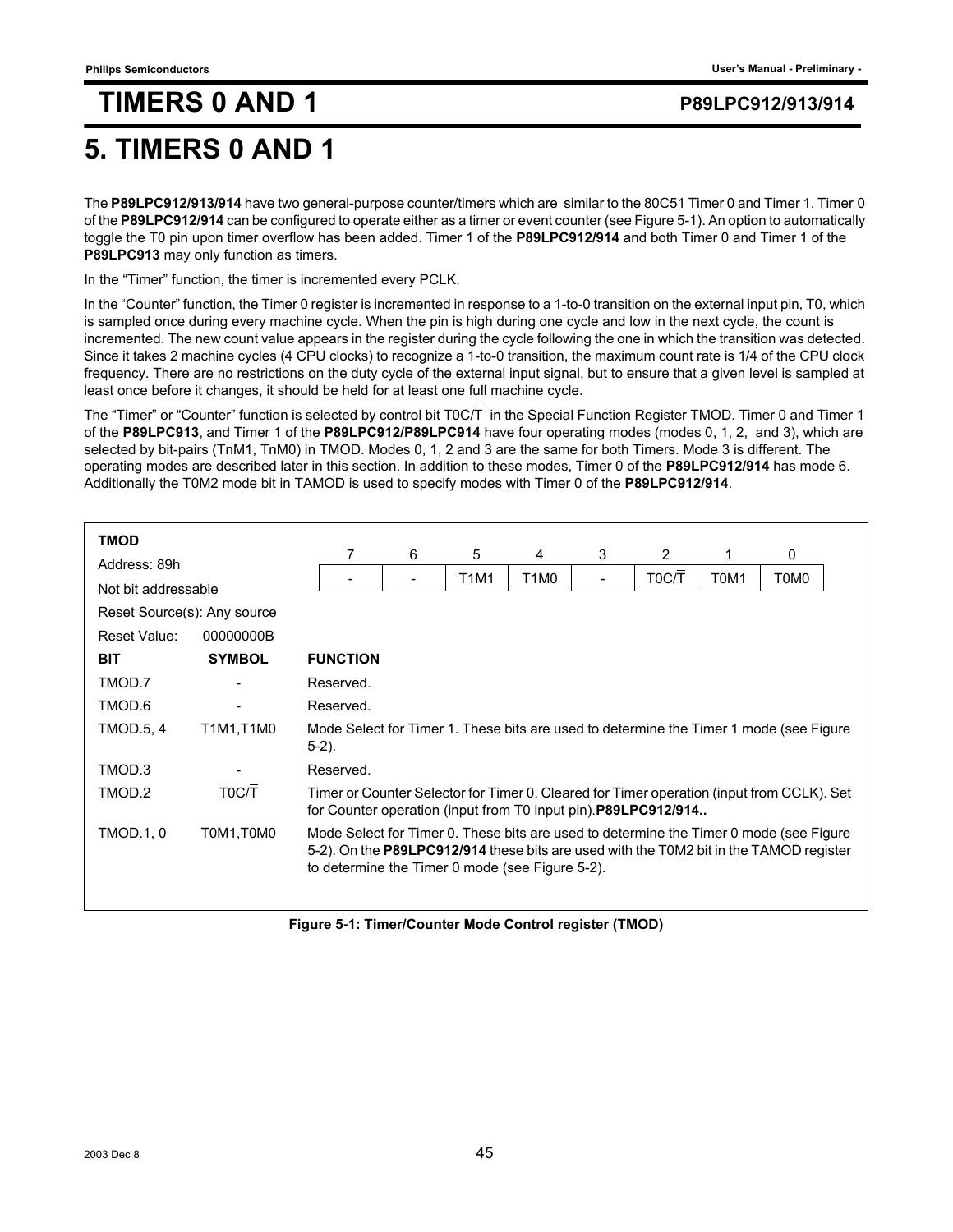# 5. TIMERS 0 AND 1

The **P89LPC912/913/914** have two general-purpose counter/timers which are similar to the 80C51 Timer 0 and Timer 1. Timer 0 of the **P89LPC912/914** can be configured to operate either as a timer or event counter (see Figure 5-1). An option to automatically toggle the T0 pin upon timer overflow has been added. Timer 1 of the **P89LPC912/914** and both Timer 0 and Timer 1 of the **P89LPC913** may only function as timers.

In the "Timer" function, the timer is incremented every PCLK.

In the "Counter" function, the Timer 0 register is incremented in response to a 1-to-0 transition on the external input pin, T0, which is sampled once during every machine cycle. When the pin is high during one cycle and low in the next cycle, the count is incremented. The new count value appears in the register during the cycle following the one in which the transition was detected. Since it takes 2 machine cycles (4 CPU clocks) to recognize a 1-to-0 transition, the maximum count rate is 1/4 of the CPU clock frequency. There are no restrictions on the duty cycle of the external input signal, but to ensure that a given level is sampled at least once before it changes, it should be held for at least one full machine cycle.

The "Timer" or "Counter" function is selected by control bit T0C/$\overline{T}$ in the Special Function Register TMOD. Timer 0 and Timer 1 of the **P89LPC913**, and Timer 1 of the **P89LPC912/P89LPC914** have four operating modes (modes 0, 1, 2, and 3), which are selected by bit-pairs (TnM1, TnM0) in TMOD. Modes 0, 1, 2 and 3 are the same for both Timers. Mode 3 is different. The operating modes are described later in this section. In addition to these modes, Timer 0 of the **P89LPC912/914** has mode 6. Additionally the T0M2 mode bit in TAMOD is used to specify modes with Timer 0 of the **P89LPC912/914**.

**TMOD**

Address: 89h

Not bit addressable

Reset Source(s): Any source

Reset Value: 00000000B

| 7 | 6 | 5 | 4 | 3 | 2 | 1 | 0 |
|---|---|---|---|---|---|---|---|
| - | - | T1M1 | T1M0 | - | T0C/$\overline{T}$ | T0M1 | T0M0 |

| BIT | SYMBOL | FUNCTION |
|---|---|---|
| TMOD.7 | - | Reserved. |
| TMOD.6 | - | Reserved. |
| TMOD.5, 4 | T1M1,T1M0 | Mode Select for Timer 1. These bits are used to determine the Timer 1 mode (see Figure 5-2). |
| TMOD.3 | - | Reserved. |
| TMOD.2 | T0C/$\overline{T}$ | Timer or Counter Selector for Timer 0. Cleared for Timer operation (input from CCLK). Set for Counter operation (input from T0 input pin).**P89LPC912/914..** |
| TMOD.1, 0 | T0M1,T0M0 | Mode Select for Timer 0. These bits are used to determine the Timer 0 mode (see Figure 5-2). On the **P89LPC912/914** these bits are used with the T0M2 bit in the TAMOD register to determine the Timer 0 mode (see Figure 5-2). |

**Figure 5-1: Timer/Counter Mode Control register (TMOD)**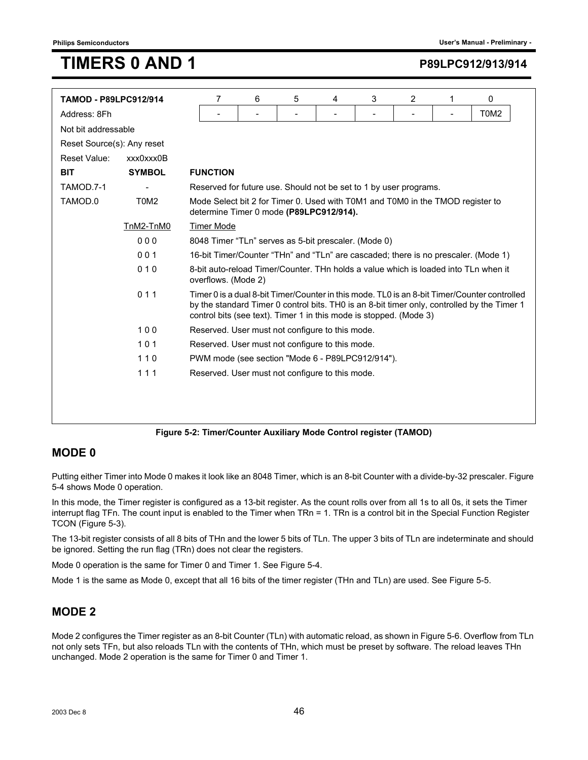# TIMERS 0 AND 1

| TAMOD - P89LPC912/914 | 7 | 6 | 5 | 4 | 3 | 2 | 1 | 0 |
|---|---|---|---|---|---|---|---|---|
| Address: 8Fh | - | - | - | - | - | - | - | T0M2 |

Not bit addressable

Reset Source(s): Any reset

Reset Value: xxx0xxx0B

| BIT | SYMBOL | FUNCTION |
|---|---|---|
| TAMOD.7-1 | - | Reserved for future use. Should not be set to 1 by user programs. |
| TAMOD.0 | T0M2 | Mode Select bit 2 for Timer 0. Used with T0M1 and T0M0 in the TMOD register to determine Timer 0 mode **(P89LPC912/914).** |
| | TnM2-TnM0 | Timer Mode |
| | 0 0 0 | 8048 Timer "TLn" serves as 5-bit prescaler. (Mode 0) |
| | 0 0 1 | 16-bit Timer/Counter "THn" and "TLn" are cascaded; there is no prescaler. (Mode 1) |
| | 0 1 0 | 8-bit auto-reload Timer/Counter. THn holds a value which is loaded into TLn when it overflows. (Mode 2) |
| | 0 1 1 | Timer 0 is a dual 8-bit Timer/Counter in this mode. TL0 is an 8-bit Timer/Counter controlled by the standard Timer 0 control bits. TH0 is an 8-bit timer only, controlled by the Timer 1 control bits (see text). Timer 1 in this mode is stopped. (Mode 3) |
| | 1 0 0 | Reserved. User must not configure to this mode. |
| | 1 0 1 | Reserved. User must not configure to this mode. |
| | 1 1 0 | PWM mode (see section "Mode 6 - P89LPC912/914"). |
| | 1 1 1 | Reserved. User must not configure to this mode. |

**Figure 5-2: Timer/Counter Auxiliary Mode Control register (TAMOD)**

## MODE 0

Putting either Timer into Mode 0 makes it look like an 8048 Timer, which is an 8-bit Counter with a divide-by-32 prescaler. Figure 5-4 shows Mode 0 operation.

In this mode, the Timer register is configured as a 13-bit register. As the count rolls over from all 1s to all 0s, it sets the Timer interrupt flag TFn. The count input is enabled to the Timer when TRn = 1. TRn is a control bit in the Special Function Register TCON (Figure 5-3).

The 13-bit register consists of all 8 bits of THn and the lower 5 bits of TLn. The upper 3 bits of TLn are indeterminate and should be ignored. Setting the run flag (TRn) does not clear the registers.

Mode 0 operation is the same for Timer 0 and Timer 1. See Figure 5-4.

Mode 1 is the same as Mode 0, except that all 16 bits of the timer register (THn and TLn) are used. See Figure 5-5.

## MODE 2

Mode 2 configures the Timer register as an 8-bit Counter (TLn) with automatic reload, as shown in Figure 5-6. Overflow from TLn not only sets TFn, but also reloads TLn with the contents of THn, which must be preset by software. The reload leaves THn unchanged. Mode 2 operation is the same for Timer 0 and Timer 1.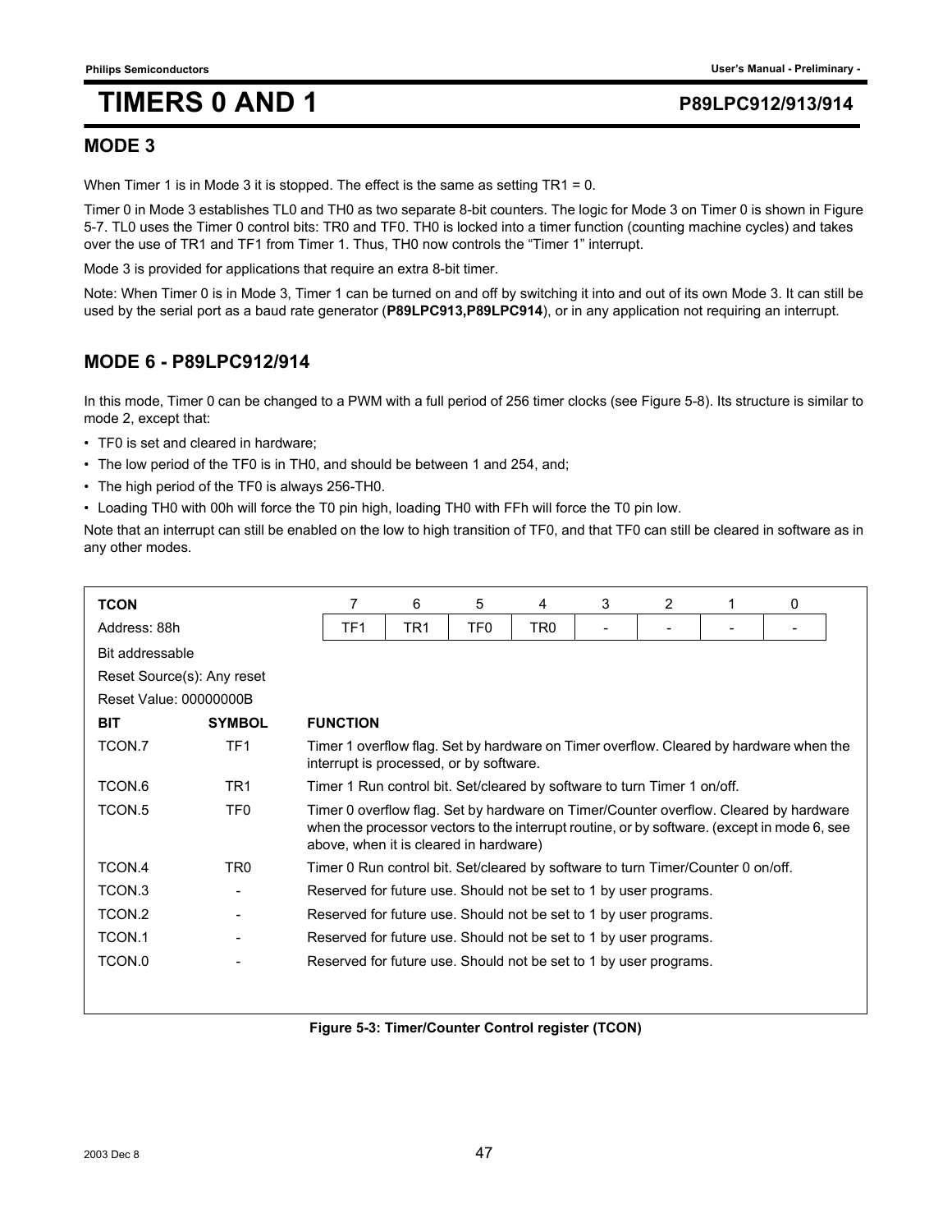## MODE 3

When Timer 1 is in Mode 3 it is stopped. The effect is the same as setting TR1 = 0.

Timer 0 in Mode 3 establishes TL0 and TH0 as two separate 8-bit counters. The logic for Mode 3 on Timer 0 is shown in Figure 5-7. TL0 uses the Timer 0 control bits: TR0 and TF0. TH0 is locked into a timer function (counting machine cycles) and takes over the use of TR1 and TF1 from Timer 1. Thus, TH0 now controls the "Timer 1" interrupt.

Mode 3 is provided for applications that require an extra 8-bit timer.

Note: When Timer 0 is in Mode 3, Timer 1 can be turned on and off by switching it into and out of its own Mode 3. It can still be used by the serial port as a baud rate generator (**P89LPC913,P89LPC914**), or in any application not requiring an interrupt.

## MODE 6 - P89LPC912/914

In this mode, Timer 0 can be changed to a PWM with a full period of 256 timer clocks (see Figure 5-8). Its structure is similar to mode 2, except that:

- TF0 is set and cleared in hardware;
- The low period of the TF0 is in TH0, and should be between 1 and 254, and;
- The high period of the TF0 is always 256-TH0.
- Loading TH0 with 00h will force the T0 pin high, loading TH0 with FFh will force the T0 pin low.

Note that an interrupt can still be enabled on the low to high transition of TF0, and that TF0 can still be cleared in software as in any other modes.

**TCON**

Address: 88h

Bit addressable

Reset Source(s): Any reset

Reset Value: 00000000B

| 7 | 6 | 5 | 4 | 3 | 2 | 1 | 0 |
|---|---|---|---|---|---|---|---|
| TF1 | TR1 | TF0 | TR0 | - | - | - | - |

| BIT | SYMBOL | FUNCTION |
|---|---|---|
| TCON.7 | TF1 | Timer 1 overflow flag. Set by hardware on Timer overflow. Cleared by hardware when the interrupt is processed, or by software. |
| TCON.6 | TR1 | Timer 1 Run control bit. Set/cleared by software to turn Timer 1 on/off. |
| TCON.5 | TF0 | Timer 0 overflow flag. Set by hardware on Timer/Counter overflow. Cleared by hardware when the processor vectors to the interrupt routine, or by software. (except in mode 6, see above, when it is cleared in hardware) |
| TCON.4 | TR0 | Timer 0 Run control bit. Set/cleared by software to turn Timer/Counter 0 on/off. |
| TCON.3 | - | Reserved for future use. Should not be set to 1 by user programs. |
| TCON.2 | - | Reserved for future use. Should not be set to 1 by user programs. |
| TCON.1 | - | Reserved for future use. Should not be set to 1 by user programs. |
| TCON.0 | - | Reserved for future use. Should not be set to 1 by user programs. |

**Figure 5-3: Timer/Counter Control register (TCON)**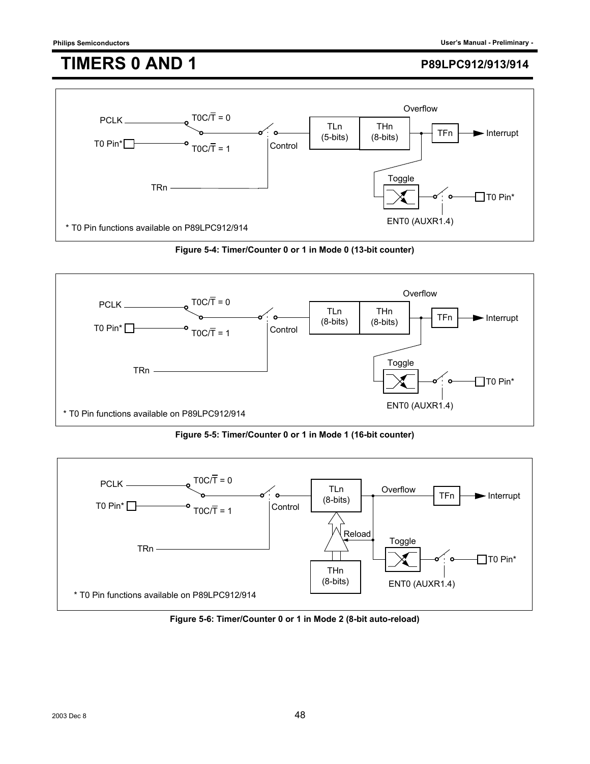# TIMERS 0 AND 1

PCLK

T0 Pin*

TRn

T0C/T = 0

T0C/T = 1

Control

TLn (5-bits)

THn (8-bits)

Overflow

TFn

Interrupt

Toggle

T0 Pin*

ENT0 (AUXR1.4)

* T0 Pin functions available on P89LPC912/914

**Figure 5-4: Timer/Counter 0 or 1 in Mode 0 (13-bit counter)**

PCLK

T0 Pin*

TRn

T0C/T = 0

T0C/T = 1

Control

TLn (8-bits)

THn (8-bits)

Overflow

TFn

Interrupt

Toggle

T0 Pin*

ENT0 (AUXR1.4)

* T0 Pin functions available on P89LPC912/914

**Figure 5-5: Timer/Counter 0 or 1 in Mode 1 (16-bit counter)**

PCLK

T0 Pin*

TRn

T0C/T = 0

T0C/T = 1

Control

TLn (8-bits)

Reload

THn (8-bits)

Overflow

TFn

Interrupt

Toggle

T0 Pin*

ENT0 (AUXR1.4)

* T0 Pin functions available on P89LPC912/914

**Figure 5-6: Timer/Counter 0 or 1 in Mode 2 (8-bit auto-reload)**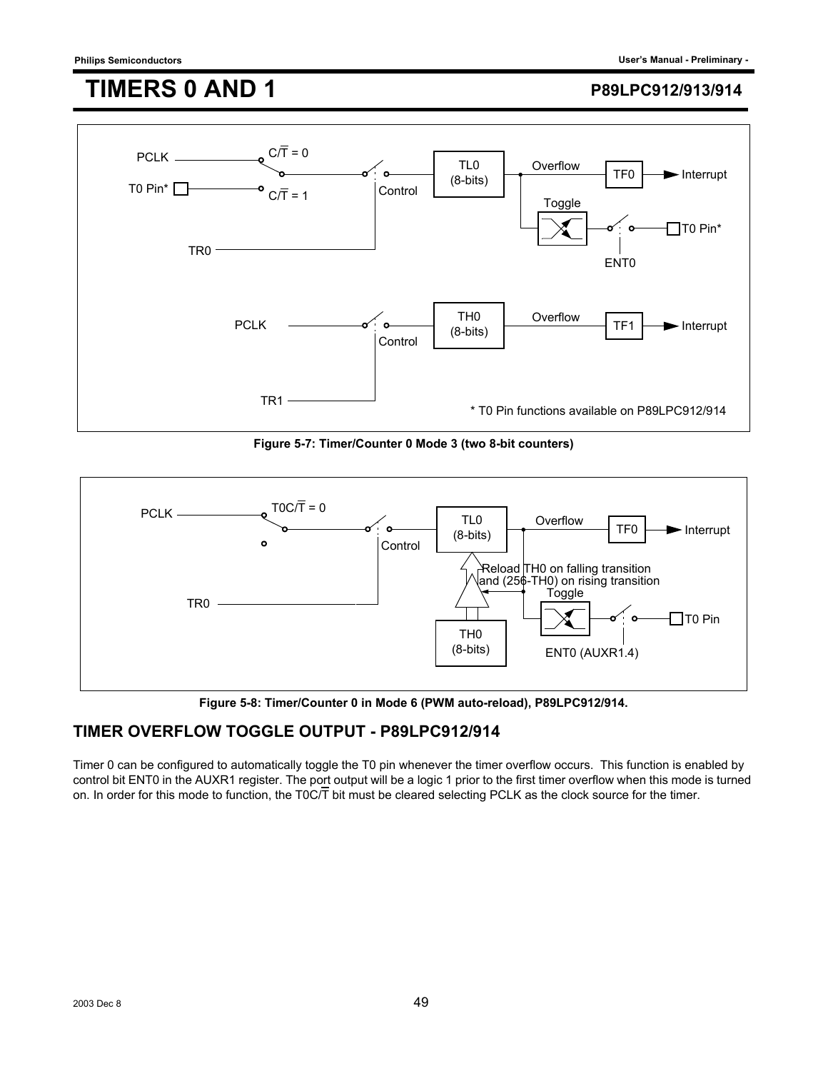# TIMERS 0 AND 1

Figure 5-7: Timer/Counter 0 Mode 3 (two 8-bit counters)

Figure 5-8: Timer/Counter 0 in Mode 6 (PWM auto-reload), P89LPC912/914.

## TIMER OVERFLOW TOGGLE OUTPUT - P89LPC912/914

Timer 0 can be configured to automatically toggle the T0 pin whenever the timer overflow occurs. This function is enabled by control bit ENT0 in the AUXR1 register. The port output will be a logic 1 prior to the first timer overflow when this mode is turned on. In order for this mode to function, the T0C/$\overline{T}$ bit must be cleared selecting PCLK as the clock source for the timer.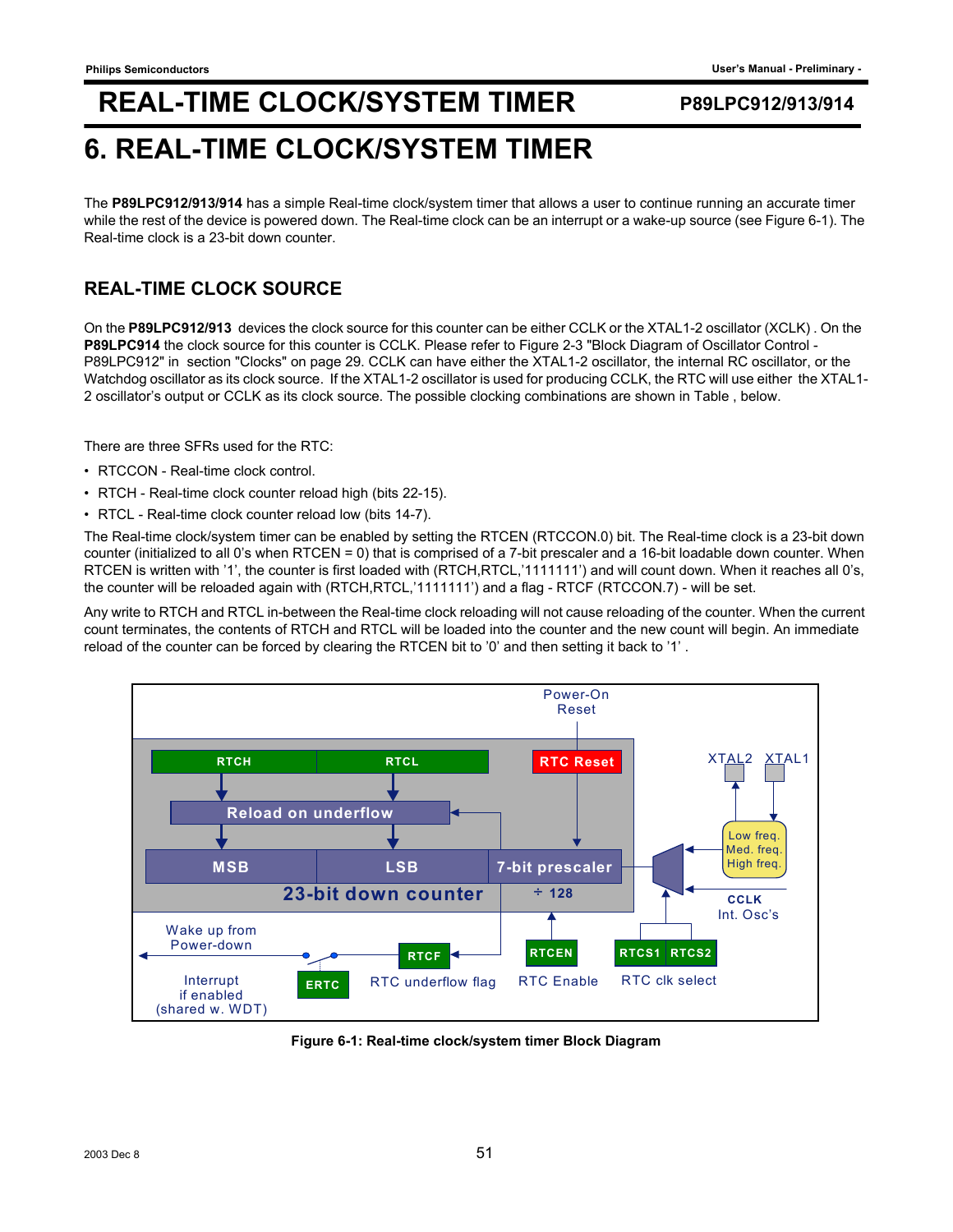# 6. REAL-TIME CLOCK/SYSTEM TIMER

The **P89LPC912/913/914** has a simple Real-time clock/system timer that allows a user to continue running an accurate timer while the rest of the device is powered down. The Real-time clock can be an interrupt or a wake-up source (see Figure 6-1). The Real-time clock is a 23-bit down counter.

## REAL-TIME CLOCK SOURCE

On the **P89LPC912/913** devices the clock source for this counter can be either CCLK or the XTAL1-2 oscillator (XCLK) . On the **P89LPC914** the clock source for this counter is CCLK. Please refer to Figure 2-3 "Block Diagram of Oscillator Control - P89LPC912" in section "Clocks" on page 29. CCLK can have either the XTAL1-2 oscillator, the internal RC oscillator, or the Watchdog oscillator as its clock source. If the XTAL1-2 oscillator is used for producing CCLK, the RTC will use either the XTAL1-2 oscillator's output or CCLK as its clock source. The possible clocking combinations are shown in Table , below.

There are three SFRs used for the RTC:

- RTCCON - Real-time clock control.
- RTCH - Real-time clock counter reload high (bits 22-15).
- RTCL - Real-time clock counter reload low (bits 14-7).

The Real-time clock/system timer can be enabled by setting the RTCEN (RTCCON.0) bit. The Real-time clock is a 23-bit down counter (initialized to all 0's when RTCEN = 0) that is comprised of a 7-bit prescaler and a 16-bit loadable down counter. When RTCEN is written with '1', the counter is first loaded with (RTCH,RTCL,'1111111') and will count down. When it reaches all 0's, the counter will be reloaded again with (RTCH,RTCL,'1111111') and a flag - RTCF (RTCCON.7) - will be set.

Any write to RTCH and RTCL in-between the Real-time clock reloading will not cause reloading of the counter. When the current count terminates, the contents of RTCH and RTCL will be loaded into the counter and the new count will begin. An immediate reload of the counter can be forced by clearing the RTCEN bit to '0' and then setting it back to '1' .

**Figure 6-1: Real-time clock/system timer Block Diagram**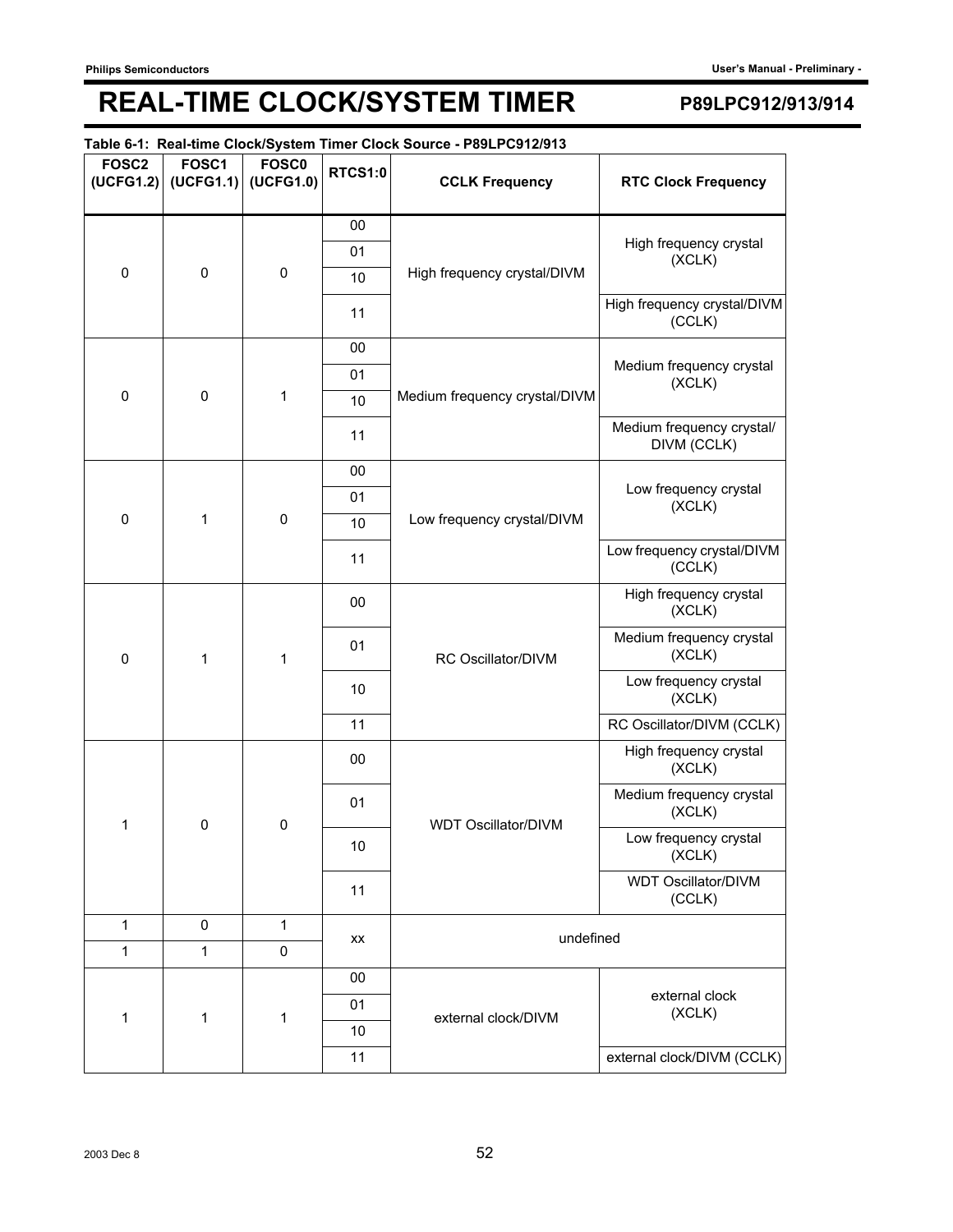# REAL-TIME CLOCK/SYSTEM TIMER

**Table 6-1: Real-time Clock/System Timer Clock Source - P89LPC912/913**

| FOSC2 (UCFG1.2) | FOSC1 (UCFG1.1) | FOSC0 (UCFG1.0) | RTCS1:0 | CCLK Frequency | RTC Clock Frequency |
|---|---|---|---|---|---|
| 0 | 0 | 0 | 00 | High frequency crystal/DIVM | High frequency crystal (XCLK) |
| | | | 01 | | |
| | | | 10 | | |
| | | | 11 | | High frequency crystal/DIVM (CCLK) |
| 0 | 0 | 1 | 00 | Medium frequency crystal/DIVM | Medium frequency crystal (XCLK) |
| | | | 01 | | |
| | | | 10 | | |
| | | | 11 | | Medium frequency crystal/ DIVM (CCLK) |
| 0 | 1 | 0 | 00 | Low frequency crystal/DIVM | Low frequency crystal (XCLK) |
| | | | 01 | | |
| | | | 10 | | |
| | | | 11 | | Low frequency crystal/DIVM (CCLK) |
| 0 | 1 | 1 | 00 | RC Oscillator/DIVM | High frequency crystal (XCLK) |
| | | | 01 | | Medium frequency crystal (XCLK) |
| | | | 10 | | Low frequency crystal (XCLK) |
| | | | 11 | | RC Oscillator/DIVM (CCLK) |
| 1 | 0 | 0 | 00 | WDT Oscillator/DIVM | High frequency crystal (XCLK) |
| | | | 01 | | Medium frequency crystal (XCLK) |
| | | | 10 | | Low frequency crystal (XCLK) |
| | | | 11 | | WDT Oscillator/DIVM (CCLK) |
| 1 | 0 | 1 | xx | undefined | |
| 1 | 1 | 0 | | | |
| 1 | 1 | 1 | 00 | external clock/DIVM | external clock (XCLK) |
| | | | 01 | | |
| | | | 10 | | |
| | | | 11 | | external clock/DIVM (CCLK) |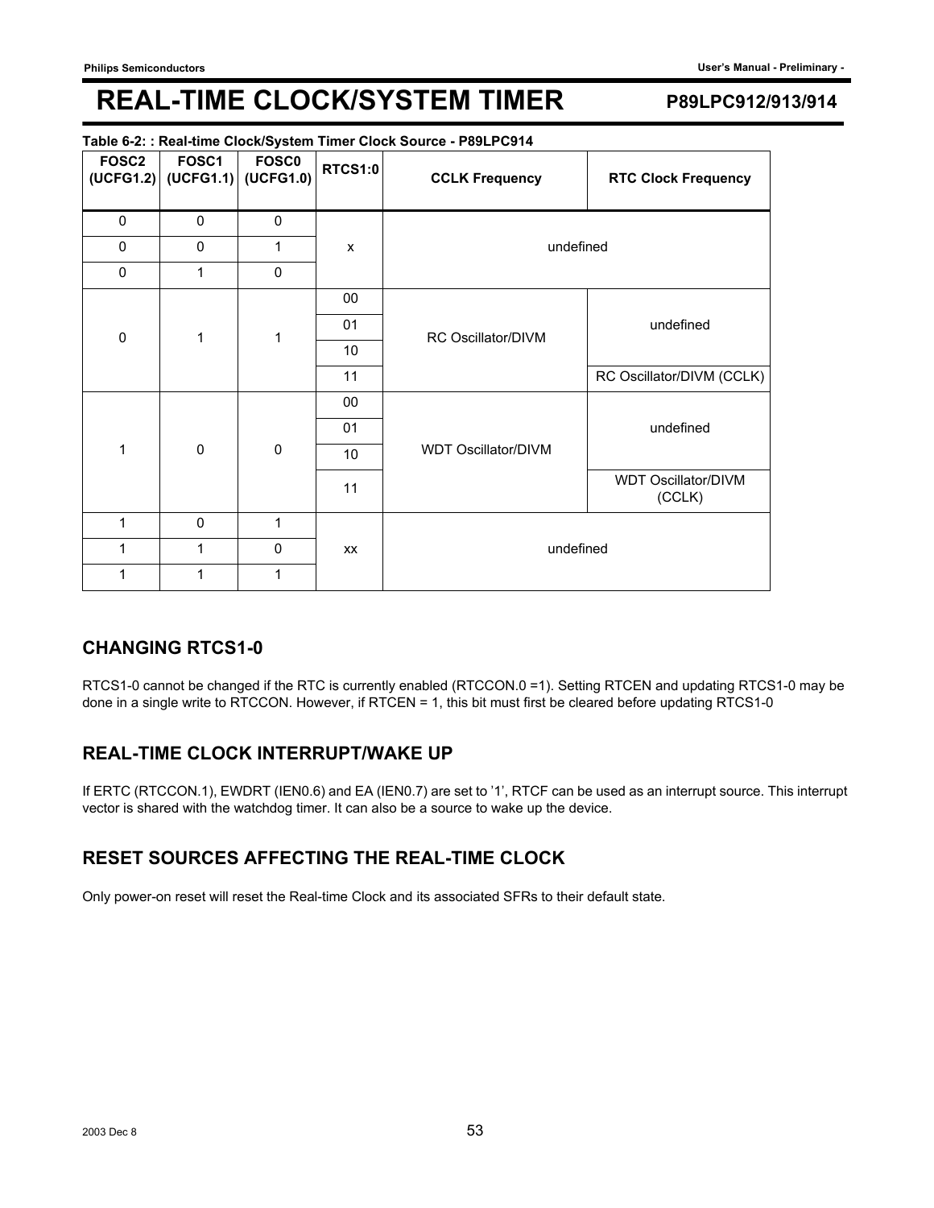# REAL-TIME CLOCK/SYSTEM TIMER

**Table 6-2: : Real-time Clock/System Timer Clock Source - P89LPC914**

| FOSC2 (UCFG1.2) | FOSC1 (UCFG1.1) | FOSC0 (UCFG1.0) | RTCS1:0 | CCLK Frequency | RTC Clock Frequency |
|---|---|---|---|---|---|
| 0 | 0 | 0 | x | undefined | |
| 0 | 0 | 1 | | | |
| 0 | 1 | 0 | | | |
| 0 | 1 | 1 | 00 | RC Oscillator/DIVM | undefined |
| | | | 01 | | |
| | | | 10 | | |
| | | | 11 | | RC Oscillator/DIVM (CCLK) |
| 1 | 0 | 0 | 00 | WDT Oscillator/DIVM | undefined |
| | | | 01 | | |
| | | | 10 | | |
| | | | 11 | | WDT Oscillator/DIVM (CCLK) |
| 1 | 0 | 1 | xx | undefined | |
| 1 | 1 | 0 | | | |
| 1 | 1 | 1 | | | |

## CHANGING RTCS1-0

RTCS1-0 cannot be changed if the RTC is currently enabled (RTCCON.0 =1). Setting RTCEN and updating RTCS1-0 may be done in a single write to RTCCON. However, if RTCEN = 1, this bit must first be cleared before updating RTCS1-0

## REAL-TIME CLOCK INTERRUPT/WAKE UP

If ERTC (RTCCON.1), EWDRT (IEN0.6) and EA (IEN0.7) are set to '1', RTCF can be used as an interrupt source. This interrupt vector is shared with the watchdog timer. It can also be a source to wake up the device.

## RESET SOURCES AFFECTING THE REAL-TIME CLOCK

Only power-on reset will reset the Real-time Clock and its associated SFRs to their default state.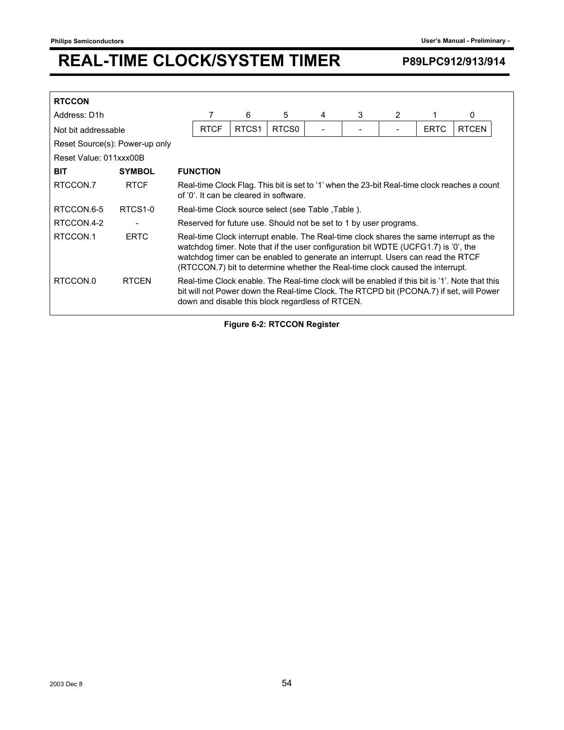**RTCCON**

Address: D1h

Not bit addressable

Reset Source(s): Power-up only

Reset Value: 011xxx00B

| 7 | 6 | 5 | 4 | 3 | 2 | 1 | 0 |
|---|---|---|---|---|---|---|---|
| RTCF | RTCS1 | RTCS0 | - | - | - | ERTC | RTCEN |

| BIT | SYMBOL | FUNCTION |
|---|---|---|
| RTCCON.7 | RTCF | Real-time Clock Flag. This bit is set to '1' when the 23-bit Real-time clock reaches a count of '0'. It can be cleared in software. |
| RTCCON.6-5 | RTCS1-0 | Real-time Clock source select (see Table ,Table ). |
| RTCCON.4-2 | - | Reserved for future use. Should not be set to 1 by user programs. |
| RTCCON.1 | ERTC | Real-time Clock interrupt enable. The Real-time clock shares the same interrupt as the watchdog timer. Note that if the user configuration bit WDTE (UCFG1.7) is '0', the watchdog timer can be enabled to generate an interrupt. Users can read the RTCF (RTCCON.7) bit to determine whether the Real-time clock caused the interrupt. |
| RTCCON.0 | RTCEN | Real-time Clock enable. The Real-time clock will be enabled if this bit is '1'. Note that this bit will not Power down the Real-time Clock. The RTCPD bit (PCONA.7) if set, will Power down and disable this block regardless of RTCEN. |

**Figure 6-2: RTCCON Register**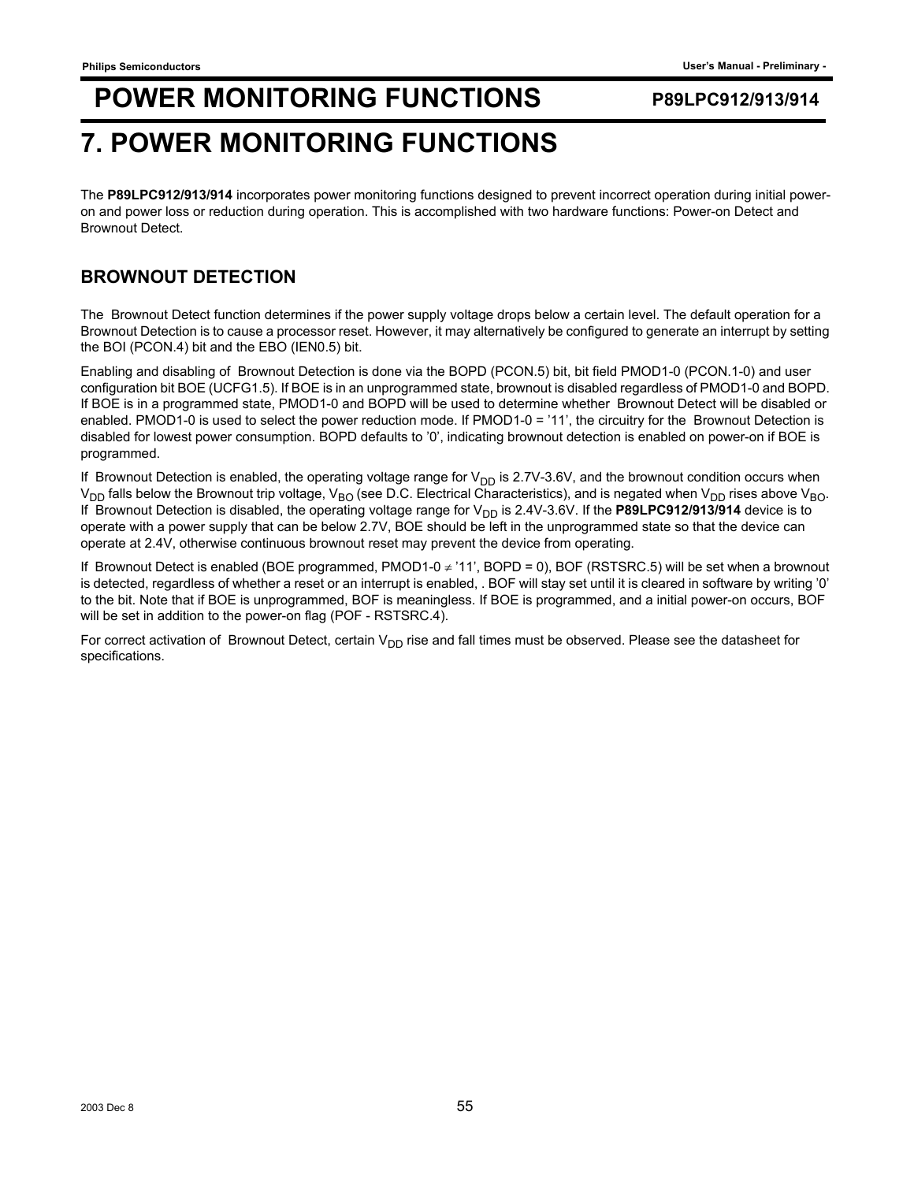# 7. POWER MONITORING FUNCTIONS

The **P89LPC912/913/914** incorporates power monitoring functions designed to prevent incorrect operation during initial power-on and power loss or reduction during operation. This is accomplished with two hardware functions: Power-on Detect and Brownout Detect.

## BROWNOUT DETECTION

The Brownout Detect function determines if the power supply voltage drops below a certain level. The default operation for a Brownout Detection is to cause a processor reset. However, it may alternatively be configured to generate an interrupt by setting the BOI (PCON.4) bit and the EBO (IEN0.5) bit.

Enabling and disabling of Brownout Detection is done via the BOPD (PCON.5) bit, bit field PMOD1-0 (PCON.1-0) and user configuration bit BOE (UCFG1.5). If BOE is in an unprogrammed state, brownout is disabled regardless of PMOD1-0 and BOPD. If BOE is in a programmed state, PMOD1-0 and BOPD will be used to determine whether Brownout Detect will be disabled or enabled. PMOD1-0 is used to select the power reduction mode. If PMOD1-0 = '11', the circuitry for the Brownout Detection is disabled for lowest power consumption. BOPD defaults to '0', indicating brownout detection is enabled on power-on if BOE is programmed.

If Brownout Detection is enabled, the operating voltage range for $V_{DD}$ is 2.7V-3.6V, and the brownout condition occurs when $V_{DD}$ falls below the Brownout trip voltage, $V_{BO}$ (see D.C. Electrical Characteristics), and is negated when $V_{DD}$ rises above $V_{BO}$. If Brownout Detection is disabled, the operating voltage range for $V_{DD}$ is 2.4V-3.6V. If the **P89LPC912/913/914** device is to operate with a power supply that can be below 2.7V, BOE should be left in the unprogrammed state so that the device can operate at 2.4V, otherwise continuous brownout reset may prevent the device from operating.

If Brownout Detect is enabled (BOE programmed, PMOD1-0 $\neq$ '11', BOPD = 0), BOF (RSTSRC.5) will be set when a brownout is detected, regardless of whether a reset or an interrupt is enabled, . BOF will stay set until it is cleared in software by writing '0' to the bit. Note that if BOE is unprogrammed, BOF is meaningless. If BOE is programmed, and a initial power-on occurs, BOF will be set in addition to the power-on flag (POF - RSTSRC.4).

For correct activation of Brownout Detect, certain $V_{DD}$ rise and fall times must be observed. Please see the datasheet for specifications.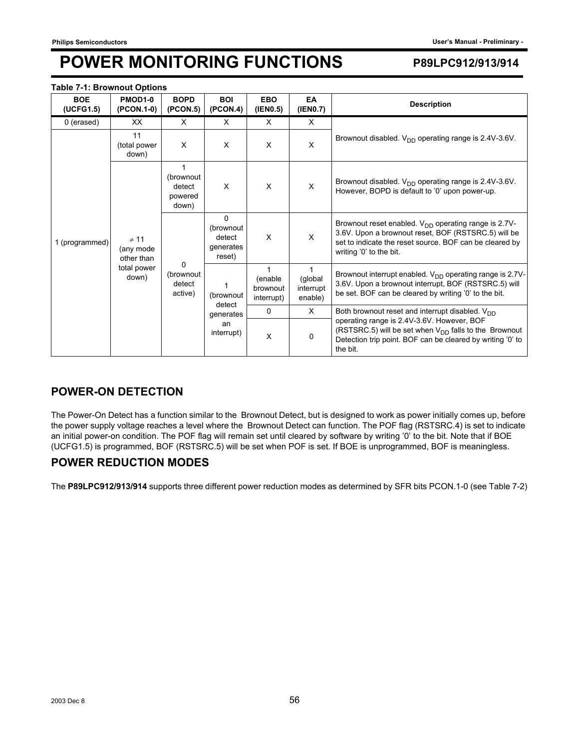**Table 7-1: Brownout Options**

| BOE (UCFG1.5) | PMOD1-0 (PCON.1-0) | BOPD (PCON.5) | BOI (PCON.4) | EBO (IEN0.5) | EA (IEN0.7) | Description |
|---|---|---|---|---|---|---|
| 0 (erased) | XX | X | X | X | X | Brownout disabled. $V_{DD}$ operating range is 2.4V-3.6V. |
| 1 (programmed) | 11 (total power down) | X | X | X | X | Brownout disabled. $V_{DD}$ operating range is 2.4V-3.6V. |
| | ≠ 11 (any mode other than total power down) | 1 (brownout detect powered down) | X | X | X | Brownout disabled. $V_{DD}$ operating range is 2.4V-3.6V. However, BOPD is default to '0' upon power-up. |
| | | 0 (brownout detect active) | 0 (brownout detect generates reset) | X | X | Brownout reset enabled. $V_{DD}$ operating range is 2.7V-3.6V. Upon a brownout reset, BOF (RSTSRC.5) will be set to indicate the reset source. BOF can be cleared by writing '0' to the bit. |
| | | | 1 (brownout detect generates an interrupt) | 1 (enable brownout interrupt) | 1 (global interrupt enable) | Brownout interrupt enabled. $V_{DD}$ operating range is 2.7V-3.6V. Upon a brownout interrupt, BOF (RSTSRC.5) will be set. BOF can be cleared by writing '0' to the bit. |
| | | | | 0 | X | Both brownout reset and interrupt disabled. $V_{DD}$ operating range is 2.4V-3.6V. However, BOF (RSTSRC.5) will be set when $V_{DD}$ falls to the Brownout Detection trip point. BOF can be cleared by writing '0' to the bit. |
| | | | | X | 0 | |

## POWER-ON DETECTION

The Power-On Detect has a function similar to the Brownout Detect, but is designed to work as power initially comes up, before the power supply voltage reaches a level where the Brownout Detect can function. The POF flag (RSTSRC.4) is set to indicate an initial power-on condition. The POF flag will remain set until cleared by software by writing '0' to the bit. Note that if BOE (UCFG1.5) is programmed, BOF (RSTSRC.5) will be set when POF is set. If BOE is unprogrammed, BOF is meaningless.

## POWER REDUCTION MODES

The **P89LPC912/913/914** supports three different power reduction modes as determined by SFR bits PCON.1-0 (see Table 7-2)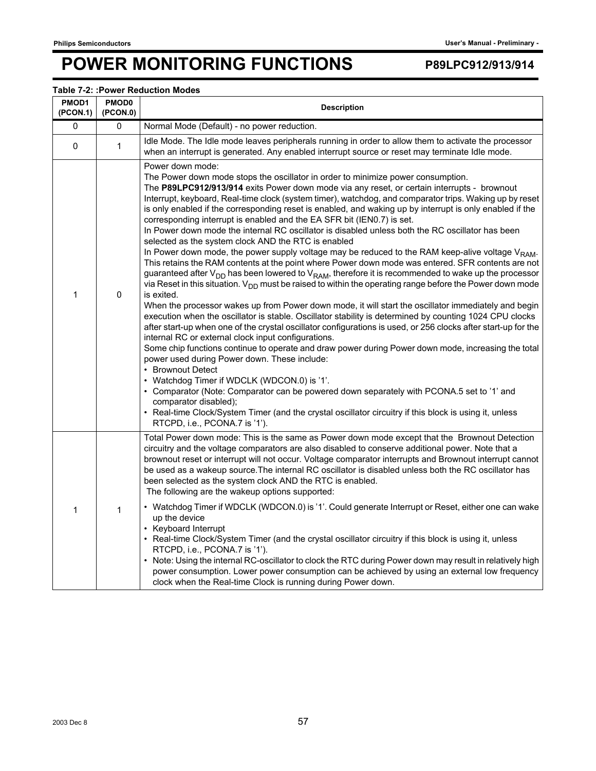**Table 7-2: :Power Reduction Modes**

| PMOD1 (PCON.1) | PMOD0 (PCON.0) | Description |
|---|---|---|
| 0 | 0 | Normal Mode (Default) - no power reduction. |
| 0 | 1 | Idle Mode. The Idle mode leaves peripherals running in order to allow them to activate the processor when an interrupt is generated. Any enabled interrupt source or reset may terminate Idle mode. |
| 1 | 0 | Power down mode:<br>The Power down mode stops the oscillator in order to minimize power consumption.<br>The **P89LPC912/913/914** exits Power down mode via any reset, or certain interrupts - brownout Interrupt, keyboard, Real-time clock (system timer), watchdog, and comparator trips. Waking up by reset is only enabled if the corresponding reset is enabled, and waking up by interrupt is only enabled if the corresponding interrupt is enabled and the EA SFR bit (IEN0.7) is set.<br>In Power down mode the internal RC oscillator is disabled unless both the RC oscillator has been selected as the system clock AND the RTC is enabled<br>In Power down mode, the power supply voltage may be reduced to the RAM keep-alive voltage $V_{RAM}$. This retains the RAM contents at the point where Power down mode was entered. SFR contents are not guaranteed after $V_{DD}$ has been lowered to $V_{RAM}$, therefore it is recommended to wake up the processor via Reset in this situation. $V_{DD}$ must be raised to within the operating range before the Power down mode is exited.<br>When the processor wakes up from Power down mode, it will start the oscillator immediately and begin execution when the oscillator is stable. Oscillator stability is determined by counting 1024 CPU clocks after start-up when one of the crystal oscillator configurations is used, or 256 clocks after start-up for the internal RC or external clock input configurations.<br>Some chip functions continue to operate and draw power during Power down mode, increasing the total power used during Power down. These include:<br>• Brownout Detect<br>• Watchdog Timer if WDCLK (WDCON.0) is '1'.<br>• Comparator (Note: Comparator can be powered down separately with PCONA.5 set to '1' and comparator disabled);<br>• Real-time Clock/System Timer (and the crystal oscillator circuitry if this block is using it, unless RTCPD, i.e., PCONA.7 is '1'). |
| 1 | 1 | Total Power down mode: This is the same as Power down mode except that the Brownout Detection circuitry and the voltage comparators are also disabled to conserve additional power. Note that a brownout reset or interrupt will not occur. Voltage comparator interrupts and Brownout interrupt cannot be used as a wakeup source.The internal RC oscillator is disabled unless both the RC oscillator has been selected as the system clock AND the RTC is enabled.<br>The following are the wakeup options supported:<br>• Watchdog Timer if WDCLK (WDCON.0) is '1'. Could generate Interrupt or Reset, either one can wake up the device<br>• Keyboard Interrupt<br>• Real-time Clock/System Timer (and the crystal oscillator circuitry if this block is using it, unless RTCPD, i.e., PCONA.7 is '1').<br>• Note: Using the internal RC-oscillator to clock the RTC during Power down may result in relatively high power consumption. Lower power consumption can be achieved by using an external low frequency clock when the Real-time Clock is running during Power down. |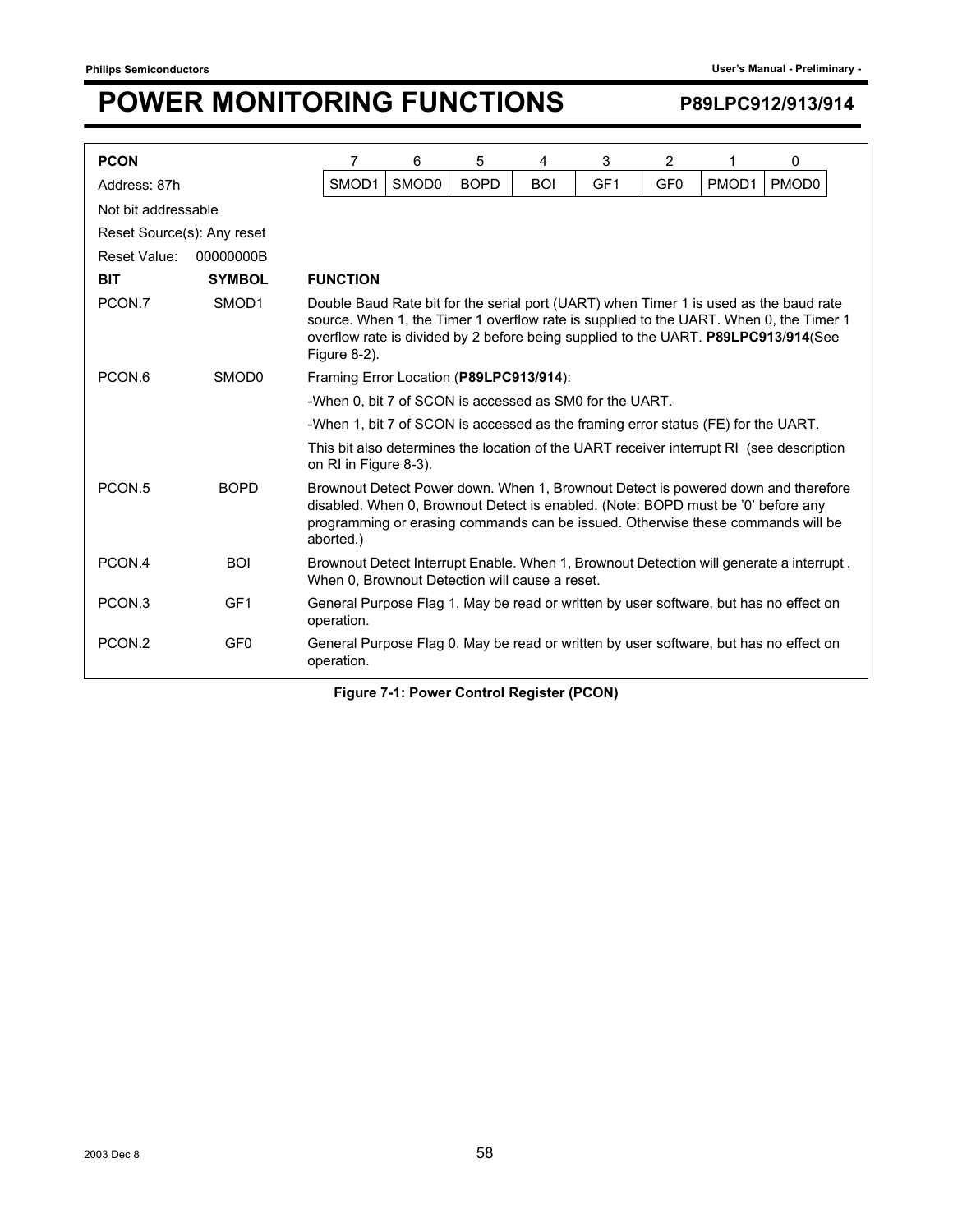# POWER MONITORING FUNCTIONS

**PCON**

Address: 87h

Not bit addressable

Reset Source(s): Any reset

Reset Value: 00000000B

| 7 | 6 | 5 | 4 | 3 | 2 | 1 | 0 |
|---|---|---|---|---|---|---|---|
| SMOD1 | SMOD0 | BOPD | BOI | GF1 | GF0 | PMOD1 | PMOD0 |

| BIT | SYMBOL | FUNCTION |
|---|---|---|
| PCON.7 | SMOD1 | Double Baud Rate bit for the serial port (UART) when Timer 1 is used as the baud rate source. When 1, the Timer 1 overflow rate is supplied to the UART. When 0, the Timer 1 overflow rate is divided by 2 before being supplied to the UART. **P89LPC913/914**(See Figure 8-2). |
| PCON.6 | SMOD0 | Framing Error Location (**P89LPC913/914**):<br>-When 0, bit 7 of SCON is accessed as SM0 for the UART.<br>-When 1, bit 7 of SCON is accessed as the framing error status (FE) for the UART.<br>This bit also determines the location of the UART receiver interrupt RI (see description on RI in Figure 8-3). |
| PCON.5 | BOPD | Brownout Detect Power down. When 1, Brownout Detect is powered down and therefore disabled. When 0, Brownout Detect is enabled. (Note: BOPD must be '0' before any programming or erasing commands can be issued. Otherwise these commands will be aborted.) |
| PCON.4 | BOI | Brownout Detect Interrupt Enable. When 1, Brownout Detection will generate a interrupt . When 0, Brownout Detection will cause a reset. |
| PCON.3 | GF1 | General Purpose Flag 1. May be read or written by user software, but has no effect on operation. |
| PCON.2 | GF0 | General Purpose Flag 0. May be read or written by user software, but has no effect on operation. |

**Figure 7-1: Power Control Register (PCON)**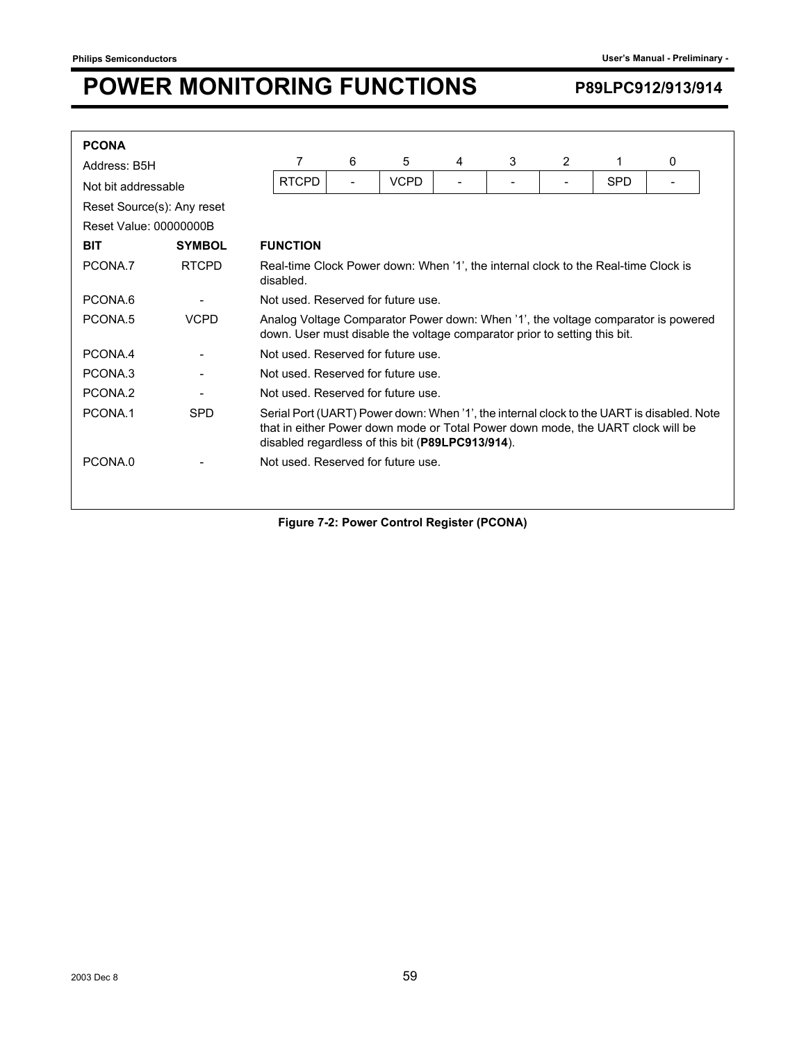**PCONA**

Address: B5H

Not bit addressable

Reset Source(s): Any reset

Reset Value: 00000000B

| 7 | 6 | 5 | 4 | 3 | 2 | 1 | 0 |
|---|---|---|---|---|---|---|---|
| RTCPD | - | VCPD | - | - | - | SPD | - |

| BIT | SYMBOL | FUNCTION |
|---|---|---|
| PCONA.7 | RTCPD | Real-time Clock Power down: When '1', the internal clock to the Real-time Clock is disabled. |
| PCONA.6 | - | Not used. Reserved for future use. |
| PCONA.5 | VCPD | Analog Voltage Comparator Power down: When '1', the voltage comparator is powered down. User must disable the voltage comparator prior to setting this bit. |
| PCONA.4 | - | Not used. Reserved for future use. |
| PCONA.3 | - | Not used. Reserved for future use. |
| PCONA.2 | - | Not used. Reserved for future use. |
| PCONA.1 | SPD | Serial Port (UART) Power down: When '1', the internal clock to the UART is disabled. Note that in either Power down mode or Total Power down mode, the UART clock will be disabled regardless of this bit (**P89LPC913/914**). |
| PCONA.0 | - | Not used. Reserved for future use. |

**Figure 7-2: Power Control Register (PCONA)**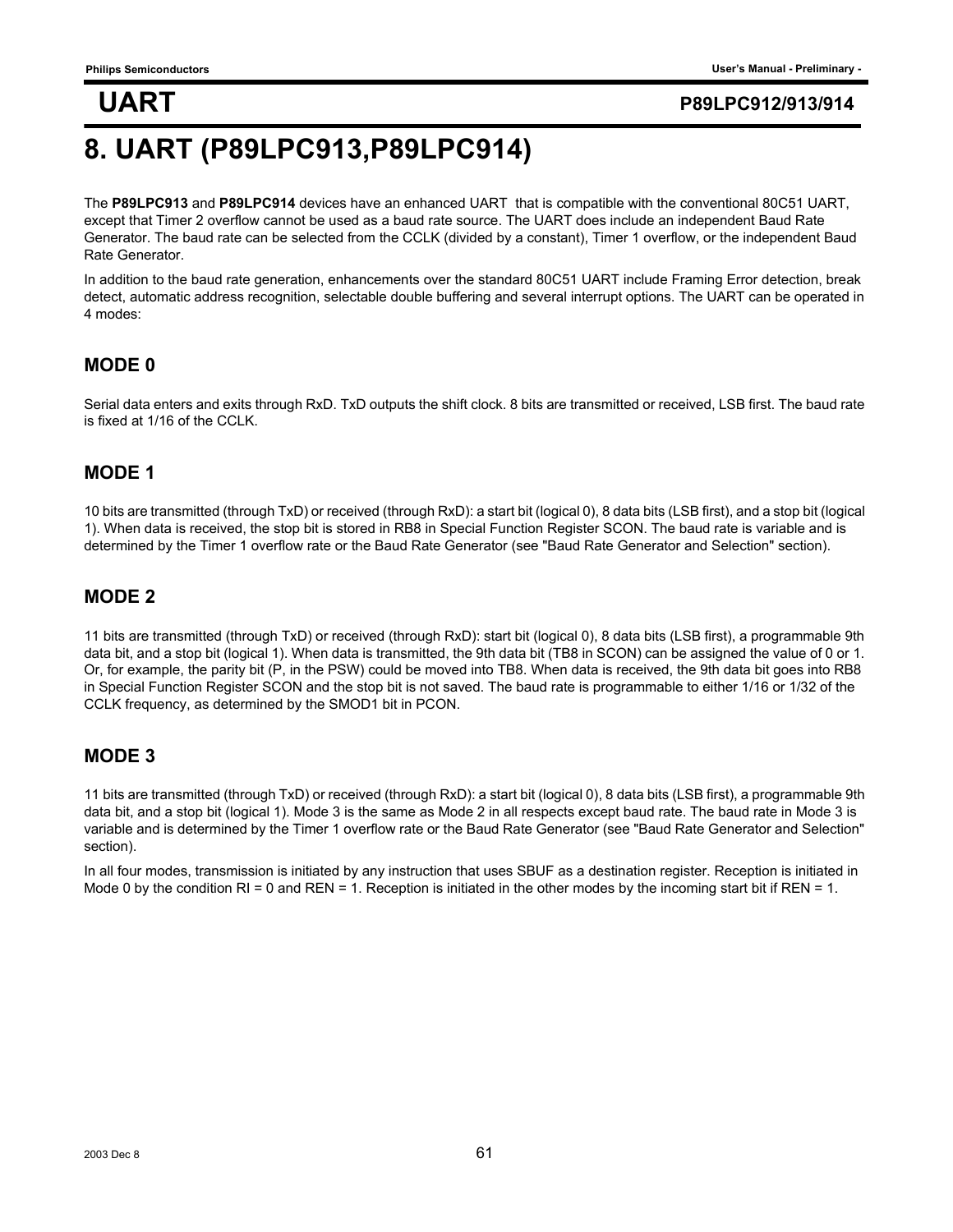# 8. UART (P89LPC913,P89LPC914)

The **P89LPC913** and **P89LPC914** devices have an enhanced UART that is compatible with the conventional 80C51 UART, except that Timer 2 overflow cannot be used as a baud rate source. The UART does include an independent Baud Rate Generator. The baud rate can be selected from the CCLK (divided by a constant), Timer 1 overflow, or the independent Baud Rate Generator.

In addition to the baud rate generation, enhancements over the standard 80C51 UART include Framing Error detection, break detect, automatic address recognition, selectable double buffering and several interrupt options. The UART can be operated in 4 modes:

## MODE 0

Serial data enters and exits through RxD. TxD outputs the shift clock. 8 bits are transmitted or received, LSB first. The baud rate is fixed at 1/16 of the CCLK.

## MODE 1

10 bits are transmitted (through TxD) or received (through RxD): a start bit (logical 0), 8 data bits (LSB first), and a stop bit (logical 1). When data is received, the stop bit is stored in RB8 in Special Function Register SCON. The baud rate is variable and is determined by the Timer 1 overflow rate or the Baud Rate Generator (see "Baud Rate Generator and Selection" section).

## MODE 2

11 bits are transmitted (through TxD) or received (through RxD): start bit (logical 0), 8 data bits (LSB first), a programmable 9th data bit, and a stop bit (logical 1). When data is transmitted, the 9th data bit (TB8 in SCON) can be assigned the value of 0 or 1. Or, for example, the parity bit (P, in the PSW) could be moved into TB8. When data is received, the 9th data bit goes into RB8 in Special Function Register SCON and the stop bit is not saved. The baud rate is programmable to either 1/16 or 1/32 of the CCLK frequency, as determined by the SMOD1 bit in PCON.

## MODE 3

11 bits are transmitted (through TxD) or received (through RxD): a start bit (logical 0), 8 data bits (LSB first), a programmable 9th data bit, and a stop bit (logical 1). Mode 3 is the same as Mode 2 in all respects except baud rate. The baud rate in Mode 3 is variable and is determined by the Timer 1 overflow rate or the Baud Rate Generator (see "Baud Rate Generator and Selection" section).

In all four modes, transmission is initiated by any instruction that uses SBUF as a destination register. Reception is initiated in Mode 0 by the condition RI = 0 and REN = 1. Reception is initiated in the other modes by the incoming start bit if REN = 1.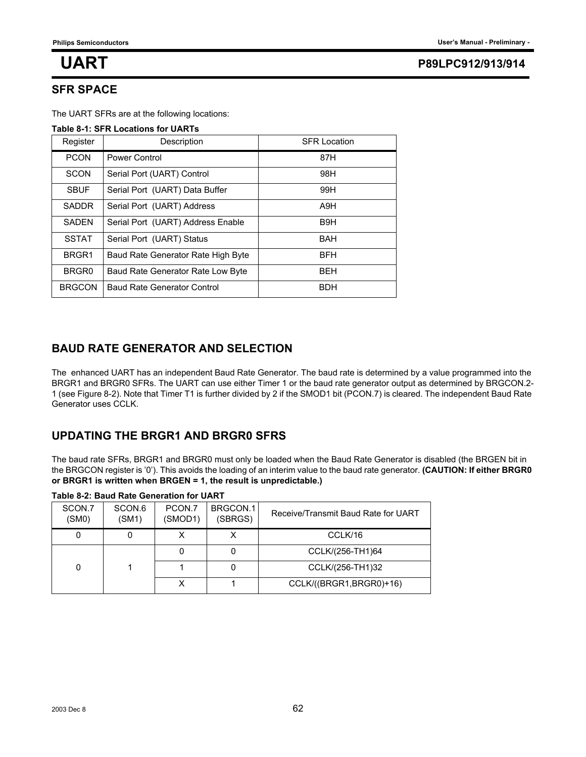# UART

## SFR SPACE

The UART SFRs are at the following locations:

**Table 8-1: SFR Locations for UARTs**

| Register | Description | SFR Location |
|---|---|---|
| PCON | Power Control | 87H |
| SCON | Serial Port (UART) Control | 98H |
| SBUF | Serial Port (UART) Data Buffer | 99H |
| SADDR | Serial Port (UART) Address | A9H |
| SADEN | Serial Port (UART) Address Enable | B9H |
| SSTAT | Serial Port (UART) Status | BAH |
| BRGR1 | Baud Rate Generator Rate High Byte | BFH |
| BRGR0 | Baud Rate Generator Rate Low Byte | BEH |
| BRGCON | Baud Rate Generator Control | BDH |

## BAUD RATE GENERATOR AND SELECTION

The enhanced UART has an independent Baud Rate Generator. The baud rate is determined by a value programmed into the BRGR1 and BRGR0 SFRs. The UART can use either Timer 1 or the baud rate generator output as determined by BRGCON.2-1 (see Figure 8-2). Note that Timer T1 is further divided by 2 if the SMOD1 bit (PCON.7) is cleared. The independent Baud Rate Generator uses CCLK.

## UPDATING THE BRGR1 AND BRGR0 SFRS

The baud rate SFRs, BRGR1 and BRGR0 must only be loaded when the Baud Rate Generator is disabled (the BRGEN bit in the BRGCON register is '0'). This avoids the loading of an interim value to the baud rate generator. **(CAUTION: If either BRGR0 or BRGR1 is written when BRGEN = 1, the result is unpredictable.)**

**Table 8-2: Baud Rate Generation for UART**

| SCON.7 (SM0) | SCON.6 (SM1) | PCON.7 (SMOD1) | BRGCON.1 (SBRGS) | Receive/Transmit Baud Rate for UART |
|---|---|---|---|---|
| 0 | 0 | X | X | CCLK/16 |
| 0 | 1 | 0 | 0 | CCLK/(256-TH1)64 |
| | | 1 | 0 | CCLK/(256-TH1)32 |
| | | X | 1 | CCLK/((BRGR1,BRGR0)+16) |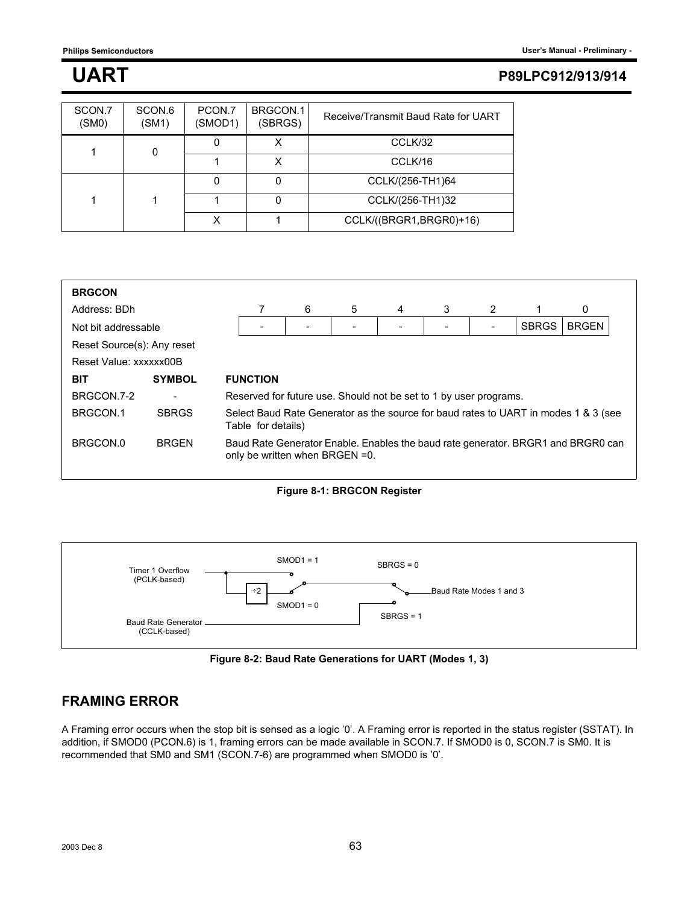| SCON.7 (SM0) | SCON.6 (SM1) | PCON.7 (SMOD1) | BRGCON.1 (SBRGS) | Receive/Transmit Baud Rate for UART |
|---|---|---|---|---|
| 1 | 0 | 0 | X | CCLK/32 |
| | | 1 | X | CCLK/16 |
| 1 | 1 | 0 | 0 | CCLK/(256-TH1)64 |
| | | 1 | 0 | CCLK/(256-TH1)32 |
| | | X | 1 | CCLK/((BRGR1,BRGR0)+16) |

**BRGCON**

Address: BDh

Not bit addressable

Reset Source(s): Any reset

Reset Value: xxxxxx00B

| 7 | 6 | 5 | 4 | 3 | 2 | 1 | 0 |
|---|---|---|---|---|---|---|---|
| - | - | - | - | - | - | SBRGS | BRGEN |

| BIT | SYMBOL | FUNCTION |
|---|---|---|
| BRGCON.7-2 | - | Reserved for future use. Should not be set to 1 by user programs. |
| BRGCON.1 | SBRGS | Select Baud Rate Generator as the source for baud rates to UART in modes 1 & 3 (see Table for details) |
| BRGCON.0 | BRGEN | Baud Rate Generator Enable. Enables the baud rate generator. BRGR1 and BRGR0 can only be written when BRGEN =0. |

**Figure 8-1: BRGCON Register**

Timer 1 Overflow (PCLK-based) — SMOD1 = 1 / ÷2 — SMOD1 = 0 — SBRGS = 0 / SBRGS = 1 — Baud Rate Modes 1 and 3

Baud Rate Generator (CCLK-based)

**Figure 8-2: Baud Rate Generations for UART (Modes 1, 3)**

## FRAMING ERROR

A Framing error occurs when the stop bit is sensed as a logic '0'. A Framing error is reported in the status register (SSTAT). In addition, if SMOD0 (PCON.6) is 1, framing errors can be made available in SCON.7. If SMOD0 is 0, SCON.7 is SM0. It is recommended that SM0 and SM1 (SCON.7-6) are programmed when SMOD0 is '0'.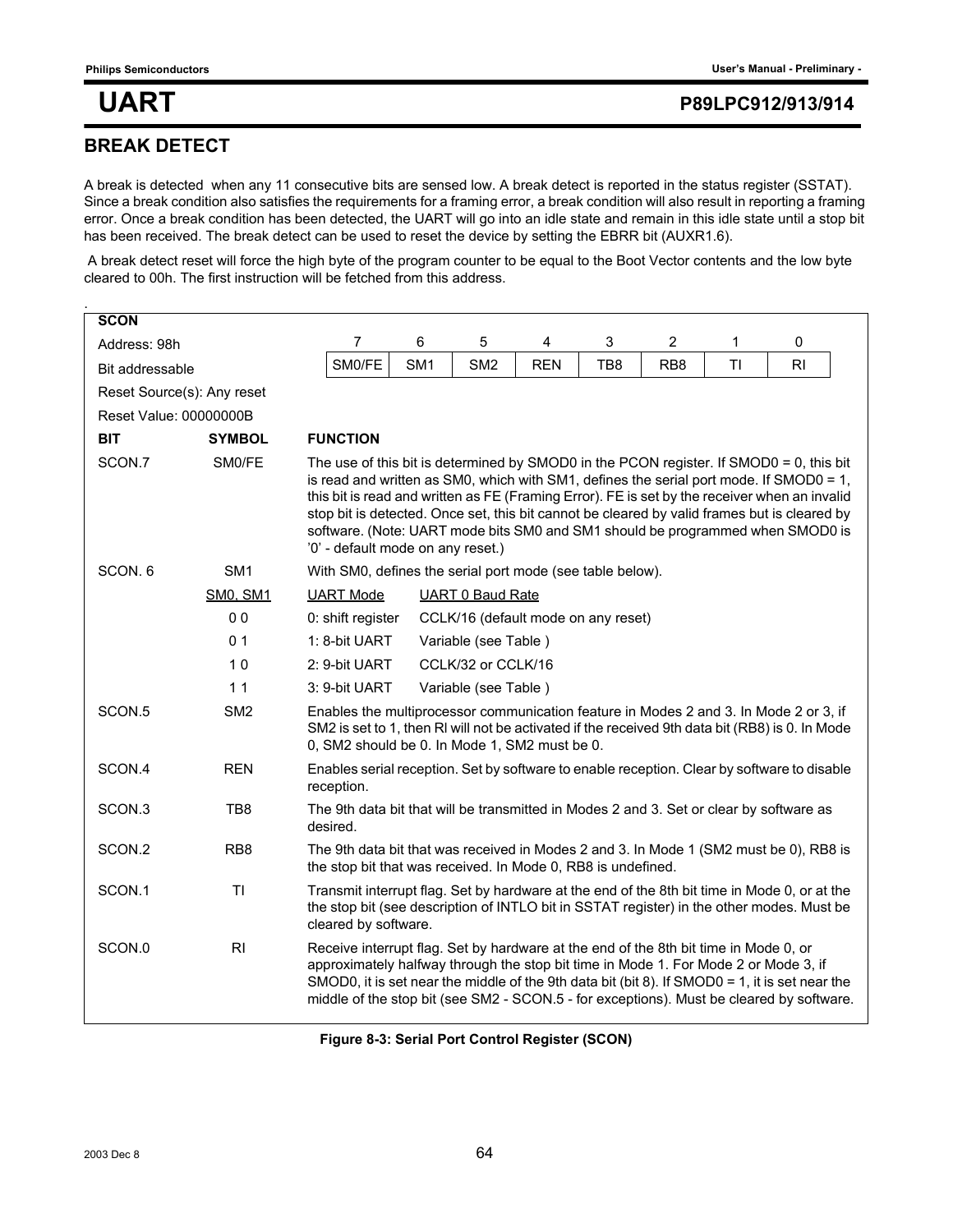## BREAK DETECT

A break is detected when any 11 consecutive bits are sensed low. A break detect is reported in the status register (SSTAT). Since a break condition also satisfies the requirements for a framing error, a break condition will also result in reporting a framing error. Once a break condition has been detected, the UART will go into an idle state and remain in this idle state until a stop bit has been received. The break detect can be used to reset the device by setting the EBRR bit (AUXR1.6).

A break detect reset will force the high byte of the program counter to be equal to the Boot Vector contents and the low byte cleared to 00h. The first instruction will be fetched from this address.

**SCON**

Address: 98h

Bit addressable

Reset Source(s): Any reset

Reset Value: 00000000B

| 7 | 6 | 5 | 4 | 3 | 2 | 1 | 0 |
|---|---|---|---|---|---|---|---|
| SM0/FE | SM1 | SM2 | REN | TB8 | RB8 | TI | RI |

| BIT | SYMBOL | FUNCTION | |
|---|---|---|---|
| SCON.7 | SM0/FE | The use of this bit is determined by SMOD0 in the PCON register. If SMOD0 = 0, this bit is read and written as SM0, which with SM1, defines the serial port mode. If SMOD0 = 1, this bit is read and written as FE (Framing Error). FE is set by the receiver when an invalid stop bit is detected. Once set, this bit cannot be cleared by valid frames but is cleared by software. (Note: UART mode bits SM0 and SM1 should be programmed when SMOD0 is '0' - default mode on any reset.) | |
| SCON. 6 | SM1 | With SM0, defines the serial port mode (see table below). | |
| | SM0, SM1 | UART Mode | UART 0 Baud Rate |
| | 0 0 | 0: shift register | CCLK/16 (default mode on any reset) |
| | 0 1 | 1: 8-bit UART | Variable (see Table ) |
| | 1 0 | 2: 9-bit UART | CCLK/32 or CCLK/16 |
| | 1 1 | 3: 9-bit UART | Variable (see Table ) |
| SCON.5 | SM2 | Enables the multiprocessor communication feature in Modes 2 and 3. In Mode 2 or 3, if SM2 is set to 1, then RI will not be activated if the received 9th data bit (RB8) is 0. In Mode 0, SM2 should be 0. In Mode 1, SM2 must be 0. | |
| SCON.4 | REN | Enables serial reception. Set by software to enable reception. Clear by software to disable reception. | |
| SCON.3 | TB8 | The 9th data bit that will be transmitted in Modes 2 and 3. Set or clear by software as desired. | |
| SCON.2 | RB8 | The 9th data bit that was received in Modes 2 and 3. In Mode 1 (SM2 must be 0), RB8 is the stop bit that was received. In Mode 0, RB8 is undefined. | |
| SCON.1 | TI | Transmit interrupt flag. Set by hardware at the end of the 8th bit time in Mode 0, or at the the stop bit (see description of INTLO bit in SSTAT register) in the other modes. Must be cleared by software. | |
| SCON.0 | RI | Receive interrupt flag. Set by hardware at the end of the 8th bit time in Mode 0, or approximately halfway through the stop bit time in Mode 1. For Mode 2 or Mode 3, if SMOD0, it is set near the middle of the 9th data bit (bit 8). If SMOD0 = 1, it is set near the middle of the stop bit (see SM2 - SCON.5 - for exceptions). Must be cleared by software. | |

**Figure 8-3: Serial Port Control Register (SCON)**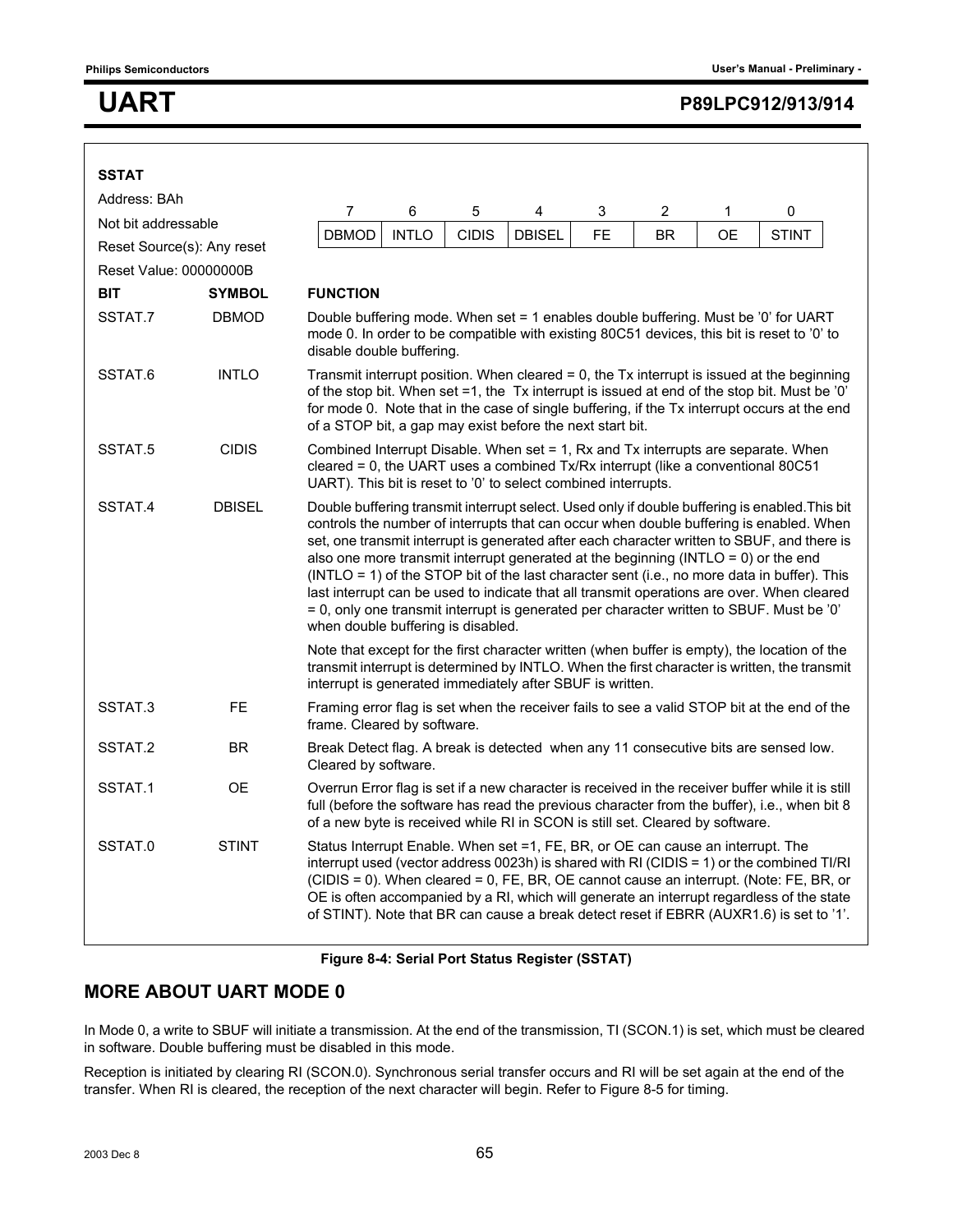**SSTAT**

Address: BAh

Not bit addressable

Reset Source(s): Any reset

Reset Value: 00000000B

| 7 | 6 | 5 | 4 | 3 | 2 | 1 | 0 |
|---|---|---|---|---|---|---|---|
| DBMOD | INTLO | CIDIS | DBISEL | FE | BR | OE | STINT |

| BIT | SYMBOL | FUNCTION |
|---|---|---|
| SSTAT.7 | DBMOD | Double buffering mode. When set = 1 enables double buffering. Must be '0' for UART mode 0. In order to be compatible with existing 80C51 devices, this bit is reset to '0' to disable double buffering. |
| SSTAT.6 | INTLO | Transmit interrupt position. When cleared = 0, the Tx interrupt is issued at the beginning of the stop bit. When set =1, the Tx interrupt is issued at end of the stop bit. Must be '0' for mode 0. Note that in the case of single buffering, if the Tx interrupt occurs at the end of a STOP bit, a gap may exist before the next start bit. |
| SSTAT.5 | CIDIS | Combined Interrupt Disable. When set = 1, Rx and Tx interrupts are separate. When cleared = 0, the UART uses a combined Tx/Rx interrupt (like a conventional 80C51 UART). This bit is reset to '0' to select combined interrupts. |
| SSTAT.4 | DBISEL | Double buffering transmit interrupt select. Used only if double buffering is enabled. This bit controls the number of interrupts that can occur when double buffering is enabled. When set, one transmit interrupt is generated after each character written to SBUF, and there is also one more transmit interrupt generated at the beginning (INTLO = 0) or the end (INTLO = 1) of the STOP bit of the last character sent (i.e., no more data in buffer). This last interrupt can be used to indicate that all transmit operations are over. When cleared = 0, only one transmit interrupt is generated per character written to SBUF. Must be '0' when double buffering is disabled. <br><br> Note that except for the first character written (when buffer is empty), the location of the transmit interrupt is determined by INTLO. When the first character is written, the transmit interrupt is generated immediately after SBUF is written. |
| SSTAT.3 | FE | Framing error flag is set when the receiver fails to see a valid STOP bit at the end of the frame. Cleared by software. |
| SSTAT.2 | BR | Break Detect flag. A break is detected when any 11 consecutive bits are sensed low. Cleared by software. |
| SSTAT.1 | OE | Overrun Error flag is set if a new character is received in the receiver buffer while it is still full (before the software has read the previous character from the buffer), i.e., when bit 8 of a new byte is received while RI in SCON is still set. Cleared by software. |
| SSTAT.0 | STINT | Status Interrupt Enable. When set =1, FE, BR, or OE can cause an interrupt. The interrupt used (vector address 0023h) is shared with RI (CIDIS = 1) or the combined TI/RI (CIDIS = 0). When cleared = 0, FE, BR, OE cannot cause an interrupt. (Note: FE, BR, or OE is often accompanied by a RI, which will generate an interrupt regardless of the state of STINT). Note that BR can cause a break detect reset if EBRR (AUXR1.6) is set to '1'. |

**Figure 8-4: Serial Port Status Register (SSTAT)**

## MORE ABOUT UART MODE 0

In Mode 0, a write to SBUF will initiate a transmission. At the end of the transmission, TI (SCON.1) is set, which must be cleared in software. Double buffering must be disabled in this mode.

Reception is initiated by clearing RI (SCON.0). Synchronous serial transfer occurs and RI will be set again at the end of the transfer. When RI is cleared, the reception of the next character will begin. Refer to Figure 8-5 for timing.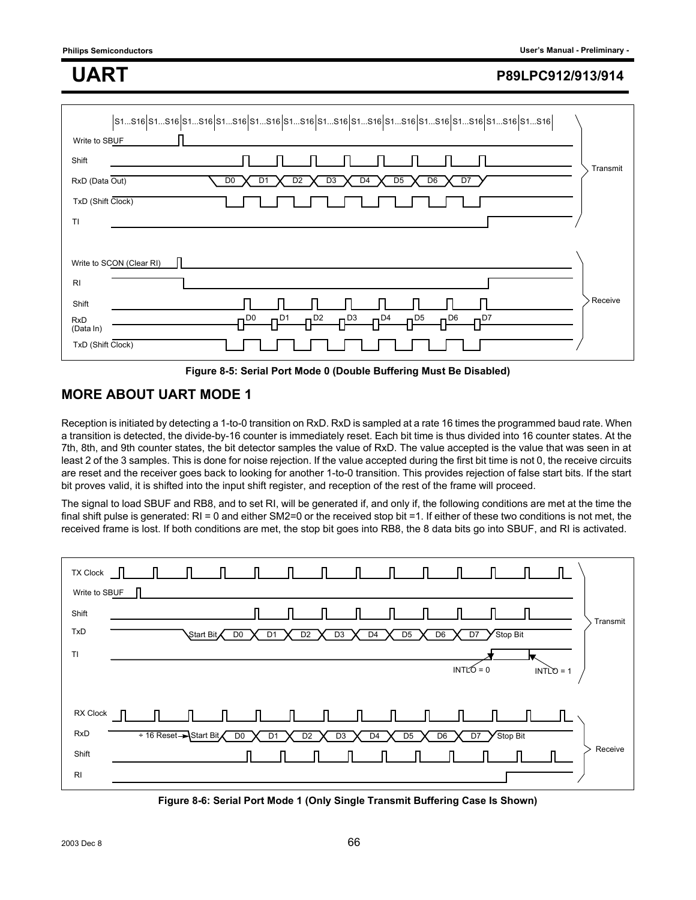Figure 8-5: Serial Port Mode 0 (Double Buffering Must Be Disabled)

## MORE ABOUT UART MODE 1

Reception is initiated by detecting a 1-to-0 transition on RxD. RxD is sampled at a rate 16 times the programmed baud rate. When a transition is detected, the divide-by-16 counter is immediately reset. Each bit time is thus divided into 16 counter states. At the 7th, 8th, and 9th counter states, the bit detector samples the value of RxD. The value accepted is the value that was seen in at least 2 of the 3 samples. This is done for noise rejection. If the value accepted during the first bit time is not 0, the receive circuits are reset and the receiver goes back to looking for another 1-to-0 transition. This provides rejection of false start bits. If the start bit proves valid, it is shifted into the input shift register, and reception of the rest of the frame will proceed.

The signal to load SBUF and RB8, and to set RI, will be generated if, and only if, the following conditions are met at the time the final shift pulse is generated: RI = 0 and either SM2=0 or the received stop bit =1. If either of these two conditions is not met, the received frame is lost. If both conditions are met, the stop bit goes into RB8, the 8 data bits go into SBUF, and RI is activated.

Figure 8-6: Serial Port Mode 1 (Only Single Transmit Buffering Case Is Shown)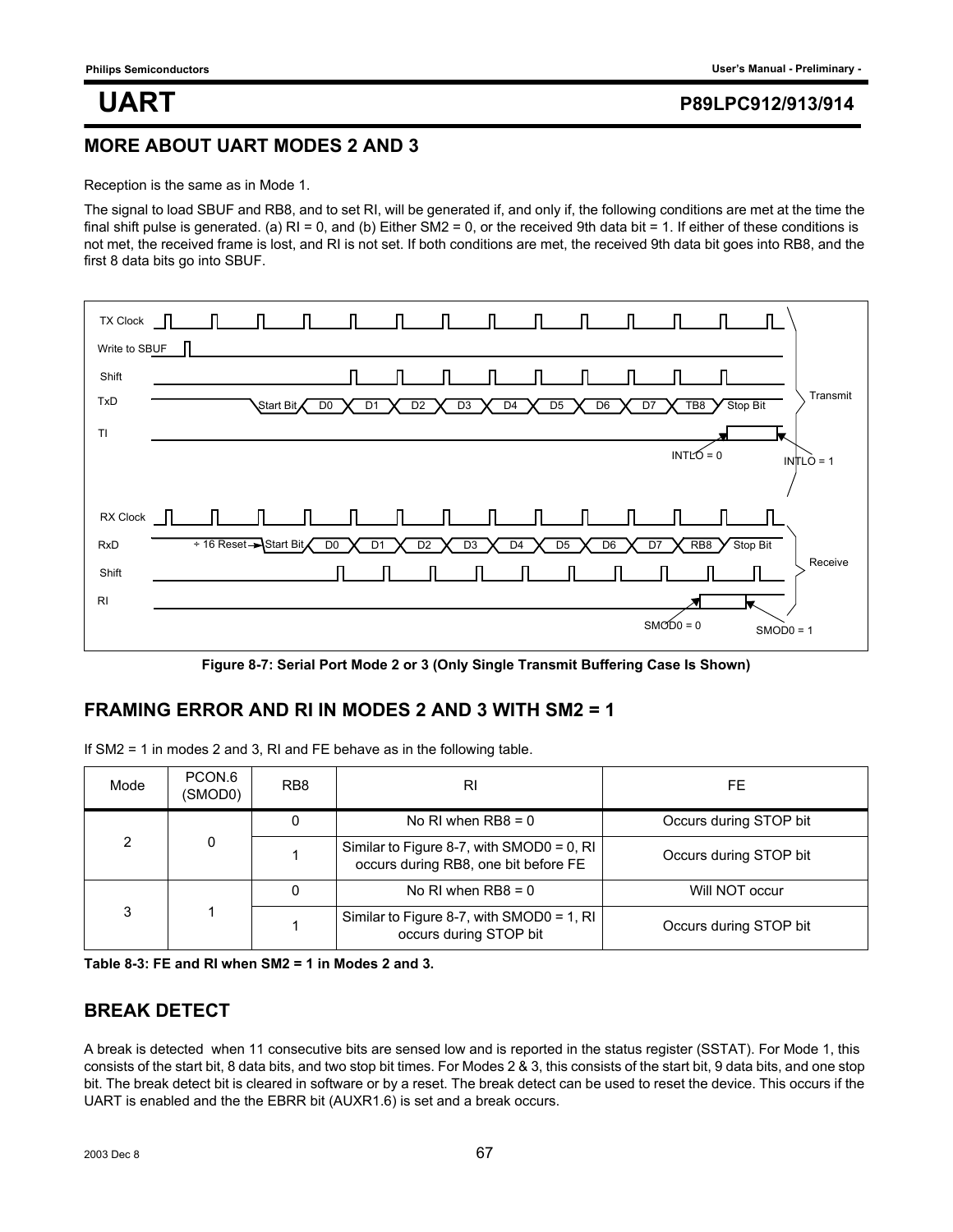## MORE ABOUT UART MODES 2 AND 3

Reception is the same as in Mode 1.

The signal to load SBUF and RB8, and to set RI, will be generated if, and only if, the following conditions are met at the time the final shift pulse is generated. (a) RI = 0, and (b) Either SM2 = 0, or the received 9th data bit = 1. If either of these conditions is not met, the received frame is lost, and RI is not set. If both conditions are met, the received 9th data bit goes into RB8, and the first 8 data bits go into SBUF.

**Figure 8-7: Serial Port Mode 2 or 3 (Only Single Transmit Buffering Case Is Shown)**

## FRAMING ERROR AND RI IN MODES 2 AND 3 WITH SM2 = 1

If SM2 = 1 in modes 2 and 3, RI and FE behave as in the following table.

| Mode | PCON.6 (SMOD0) | RB8 | RI | FE |
|---|---|---|---|---|
| 2 | 0 | 0 | No RI when RB8 = 0 | Occurs during STOP bit |
| | | 1 | Similar to Figure 8-7, with SMOD0 = 0, RI occurs during RB8, one bit before FE | Occurs during STOP bit |
| 3 | 1 | 0 | No RI when RB8 = 0 | Will NOT occur |
| | | 1 | Similar to Figure 8-7, with SMOD0 = 1, RI occurs during STOP bit | Occurs during STOP bit |

**Table 8-3: FE and RI when SM2 = 1 in Modes 2 and 3.**

## BREAK DETECT

A break is detected when 11 consecutive bits are sensed low and is reported in the status register (SSTAT). For Mode 1, this consists of the start bit, 8 data bits, and two stop bit times. For Modes 2 & 3, this consists of the start bit, 9 data bits, and one stop bit. The break detect bit is cleared in software or by a reset. The break detect can be used to reset the device. This occurs if the UART is enabled and the the EBRR bit (AUXR1.6) is set and a break occurs.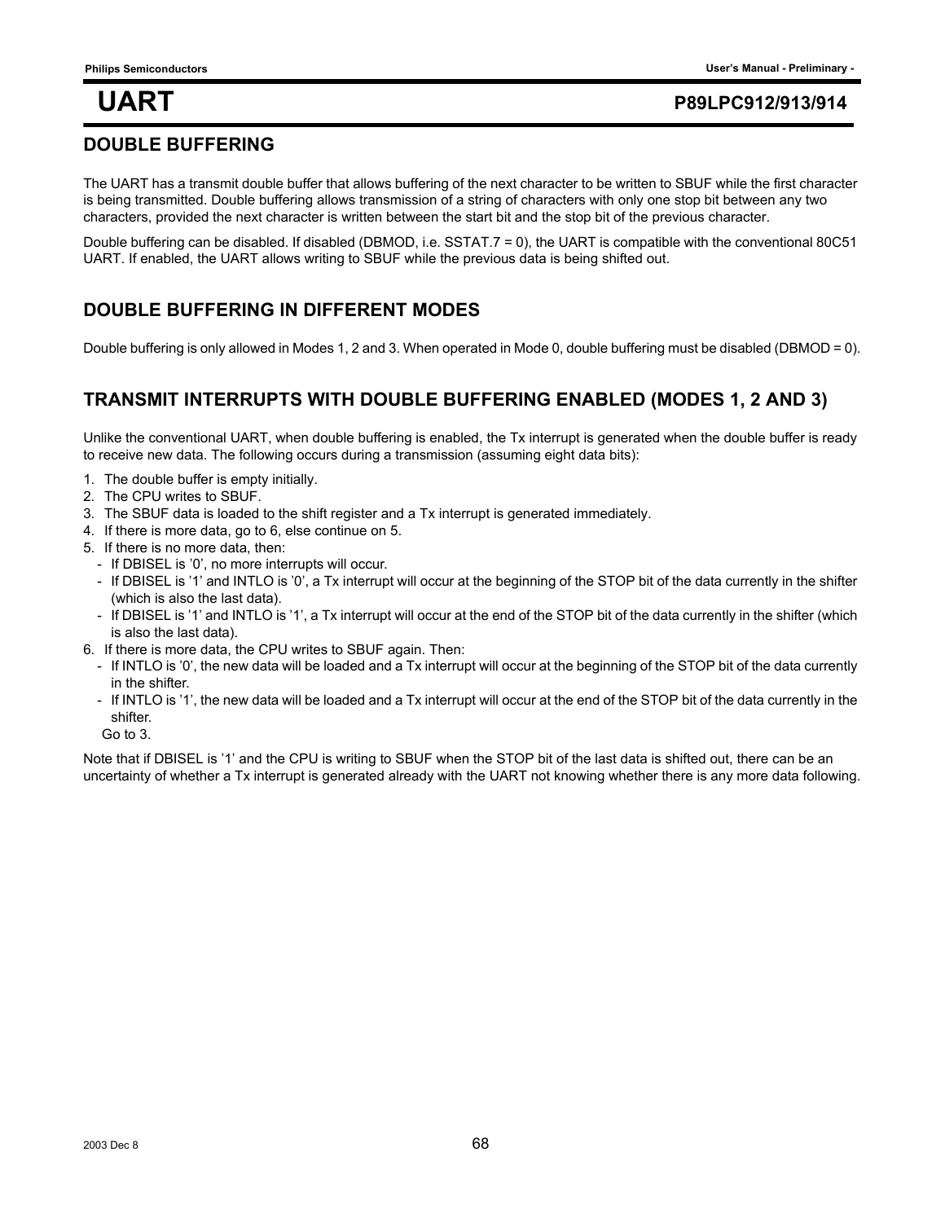## DOUBLE BUFFERING

The UART has a transmit double buffer that allows buffering of the next character to be written to SBUF while the first character is being transmitted. Double buffering allows transmission of a string of characters with only one stop bit between any two characters, provided the next character is written between the start bit and the stop bit of the previous character.

Double buffering can be disabled. If disabled (DBMOD, i.e. SSTAT.7 = 0), the UART is compatible with the conventional 80C51 UART. If enabled, the UART allows writing to SBUF while the previous data is being shifted out.

## DOUBLE BUFFERING IN DIFFERENT MODES

Double buffering is only allowed in Modes 1, 2 and 3. When operated in Mode 0, double buffering must be disabled (DBMOD = 0).

## TRANSMIT INTERRUPTS WITH DOUBLE BUFFERING ENABLED (MODES 1, 2 AND 3)

Unlike the conventional UART, when double buffering is enabled, the Tx interrupt is generated when the double buffer is ready to receive new data. The following occurs during a transmission (assuming eight data bits):

1. The double buffer is empty initially.
2. The CPU writes to SBUF.
3. The SBUF data is loaded to the shift register and a Tx interrupt is generated immediately.
4. If there is more data, go to 6, else continue on 5.
5. If there is no more data, then:
   - If DBISEL is '0', no more interrupts will occur.
   - If DBISEL is '1' and INTLO is '0', a Tx interrupt will occur at the beginning of the STOP bit of the data currently in the shifter (which is also the last data).
   - If DBISEL is '1' and INTLO is '1', a Tx interrupt will occur at the end of the STOP bit of the data currently in the shifter (which is also the last data).
6. If there is more data, the CPU writes to SBUF again. Then:
   - If INTLO is '0', the new data will be loaded and a Tx interrupt will occur at the beginning of the STOP bit of the data currently in the shifter.
   - If INTLO is '1', the new data will be loaded and a Tx interrupt will occur at the end of the STOP bit of the data currently in the shifter.

   Go to 3.

Note that if DBISEL is '1' and the CPU is writing to SBUF when the STOP bit of the last data is shifted out, there can be an uncertainty of whether a Tx interrupt is generated already with the UART not knowing whether there is any more data following.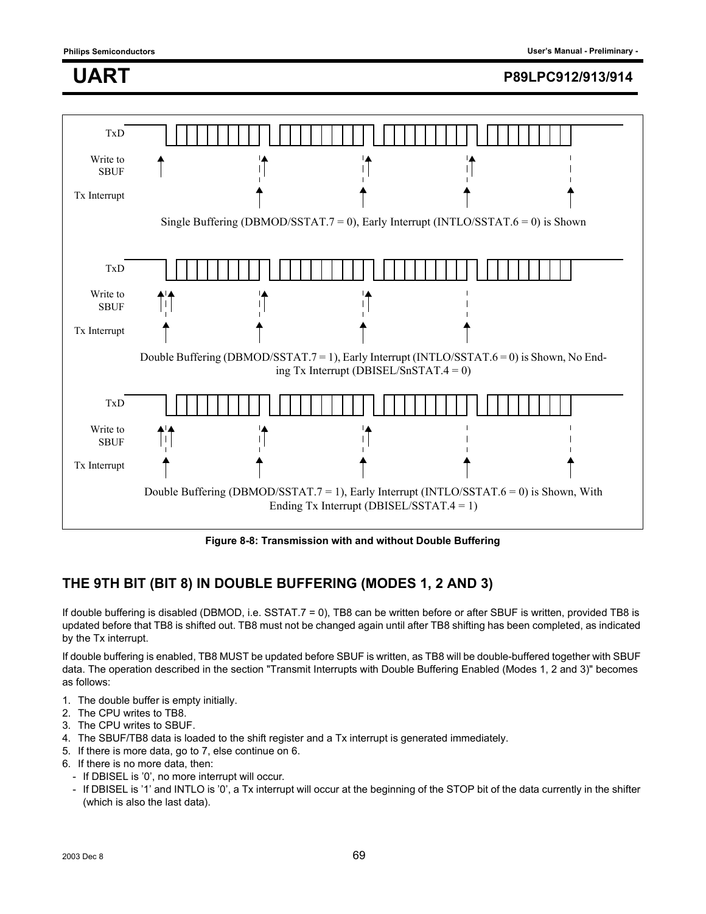TxD

Write to SBUF

Tx Interrupt

Single Buffering (DBMOD/SSTAT.7 = 0), Early Interrupt (INTLO/SSTAT.6 = 0) is Shown

TxD

Write to SBUF

Tx Interrupt

Double Buffering (DBMOD/SSTAT.7 = 1), Early Interrupt (INTLO/SSTAT.6 = 0) is Shown, No Ending Tx Interrupt (DBISEL/SnSTAT.4 = 0)

TxD

Write to SBUF

Tx Interrupt

Double Buffering (DBMOD/SSTAT.7 = 1), Early Interrupt (INTLO/SSTAT.6 = 0) is Shown, With Ending Tx Interrupt (DBISEL/SSTAT.4 = 1)

**Figure 8-8: Transmission with and without Double Buffering**

## THE 9TH BIT (BIT 8) IN DOUBLE BUFFERING (MODES 1, 2 AND 3)

If double buffering is disabled (DBMOD, i.e. SSTAT.7 = 0), TB8 can be written before or after SBUF is written, provided TB8 is updated before that TB8 is shifted out. TB8 must not be changed again until after TB8 shifting has been completed, as indicated by the Tx interrupt.

If double buffering is enabled, TB8 MUST be updated before SBUF is written, as TB8 will be double-buffered together with SBUF data. The operation described in the section "Transmit Interrupts with Double Buffering Enabled (Modes 1, 2 and 3)" becomes as follows:

1. The double buffer is empty initially.
2. The CPU writes to TB8.
3. The CPU writes to SBUF.
4. The SBUF/TB8 data is loaded to the shift register and a Tx interrupt is generated immediately.
5. If there is more data, go to 7, else continue on 6.
6. If there is no more data, then:
   - If DBISEL is '0', no more interrupt will occur.
   - If DBISEL is '1' and INTLO is '0', a Tx interrupt will occur at the beginning of the STOP bit of the data currently in the shifter (which is also the last data).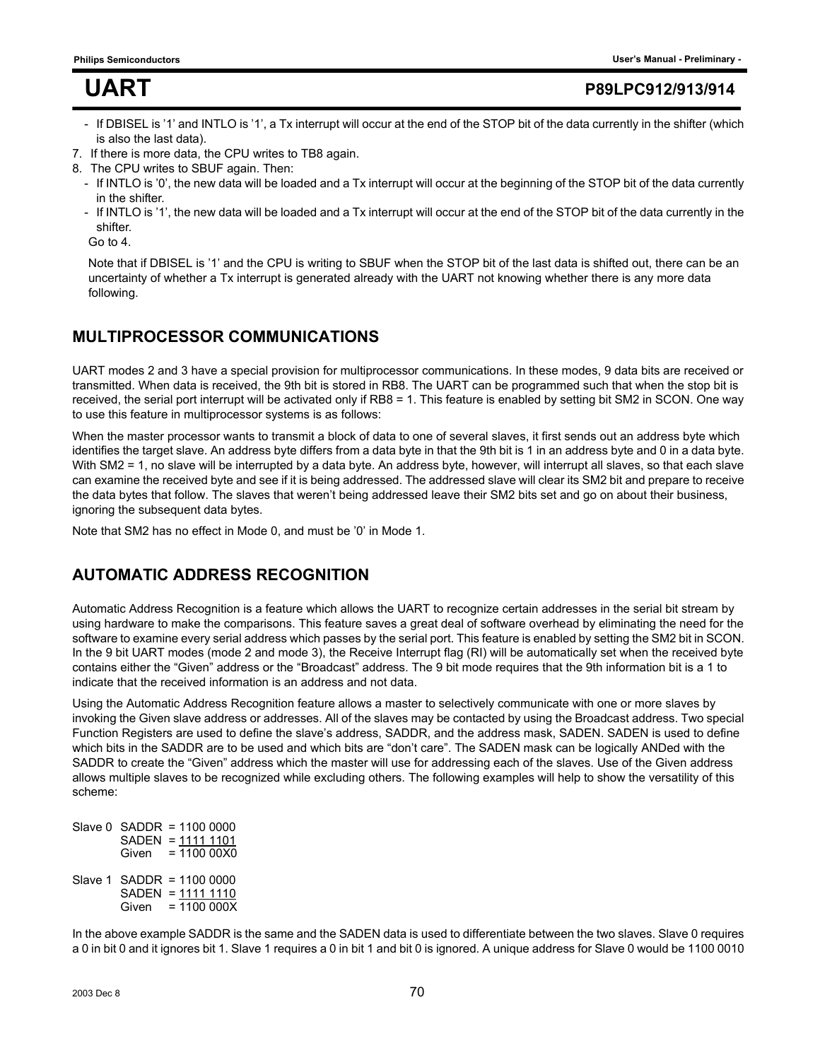- If DBISEL is '1' and INTLO is '1', a Tx interrupt will occur at the end of the STOP bit of the data currently in the shifter (which is also the last data).

7. If there is more data, the CPU writes to TB8 again.
8. The CPU writes to SBUF again. Then:
   - If INTLO is '0', the new data will be loaded and a Tx interrupt will occur at the beginning of the STOP bit of the data currently in the shifter.
   - If INTLO is '1', the new data will be loaded and a Tx interrupt will occur at the end of the STOP bit of the data currently in the shifter.

   Go to 4.

   Note that if DBISEL is '1' and the CPU is writing to SBUF when the STOP bit of the last data is shifted out, there can be an uncertainty of whether a Tx interrupt is generated already with the UART not knowing whether there is any more data following.

## MULTIPROCESSOR COMMUNICATIONS

UART modes 2 and 3 have a special provision for multiprocessor communications. In these modes, 9 data bits are received or transmitted. When data is received, the 9th bit is stored in RB8. The UART can be programmed such that when the stop bit is received, the serial port interrupt will be activated only if RB8 = 1. This feature is enabled by setting bit SM2 in SCON. One way to use this feature in multiprocessor systems is as follows:

When the master processor wants to transmit a block of data to one of several slaves, it first sends out an address byte which identifies the target slave. An address byte differs from a data byte in that the 9th bit is 1 in an address byte and 0 in a data byte. With SM2 = 1, no slave will be interrupted by a data byte. An address byte, however, will interrupt all slaves, so that each slave can examine the received byte and see if it is being addressed. The addressed slave will clear its SM2 bit and prepare to receive the data bytes that follow. The slaves that weren't being addressed leave their SM2 bits set and go on about their business, ignoring the subsequent data bytes.

Note that SM2 has no effect in Mode 0, and must be '0' in Mode 1.

## AUTOMATIC ADDRESS RECOGNITION

Automatic Address Recognition is a feature which allows the UART to recognize certain addresses in the serial bit stream by using hardware to make the comparisons. This feature saves a great deal of software overhead by eliminating the need for the software to examine every serial address which passes by the serial port. This feature is enabled by setting the SM2 bit in SCON. In the 9 bit UART modes (mode 2 and mode 3), the Receive Interrupt flag (RI) will be automatically set when the received byte contains either the "Given" address or the "Broadcast" address. The 9 bit mode requires that the 9th information bit is a 1 to indicate that the received information is an address and not data.

Using the Automatic Address Recognition feature allows a master to selectively communicate with one or more slaves by invoking the Given slave address or addresses. All of the slaves may be contacted by using the Broadcast address. Two special Function Registers are used to define the slave's address, SADDR, and the address mask, SADEN. SADEN is used to define which bits in the SADDR are to be used and which bits are "don't care". The SADEN mask can be logically ANDed with the SADDR to create the "Given" address which the master will use for addressing each of the slaves. Use of the Given address allows multiple slaves to be recognized while excluding others. The following examples will help to show the versatility of this scheme:

```
Slave 0  SADDR  = 1100 0000
         SADEN  = 1111 1101
         Given  = 1100 00X0

Slave 1  SADDR  = 1100 0000
         SADEN  = 1111 1110
         Given  = 1100 000X
```

In the above example SADDR is the same and the SADEN data is used to differentiate between the two slaves. Slave 0 requires a 0 in bit 0 and it ignores bit 1. Slave 1 requires a 0 in bit 1 and bit 0 is ignored. A unique address for Slave 0 would be 1100 0010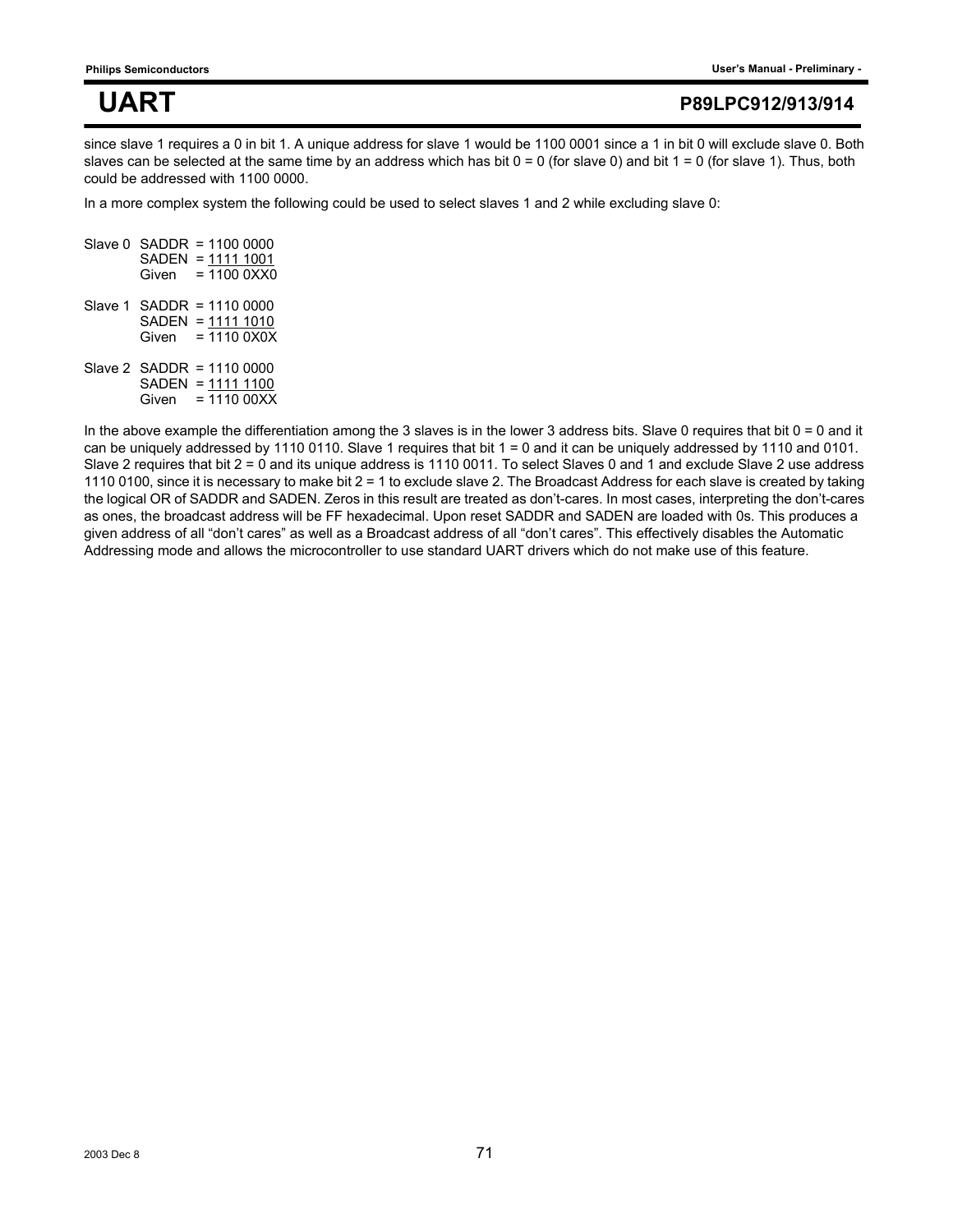since slave 1 requires a 0 in bit 1. A unique address for slave 1 would be 1100 0001 since a 1 in bit 0 will exclude slave 0. Both slaves can be selected at the same time by an address which has bit 0 = 0 (for slave 0) and bit 1 = 0 (for slave 1). Thus, both could be addressed with 1100 0000.

In a more complex system the following could be used to select slaves 1 and 2 while excluding slave 0:

```
Slave 0  SADDR  = 1100 0000
         SADEN  = 1111 1001
         Given  = 1100 0XX0

Slave 1  SADDR  = 1110 0000
         SADEN  = 1111 1010
         Given  = 1110 0X0X

Slave 2  SADDR  = 1110 0000
         SADEN  = 1111 1100
         Given  = 1110 00XX
```

In the above example the differentiation among the 3 slaves is in the lower 3 address bits. Slave 0 requires that bit 0 = 0 and it can be uniquely addressed by 1110 0110. Slave 1 requires that bit 1 = 0 and it can be uniquely addressed by 1110 and 0101. Slave 2 requires that bit 2 = 0 and its unique address is 1110 0011. To select Slaves 0 and 1 and exclude Slave 2 use address 1110 0100, since it is necessary to make bit 2 = 1 to exclude slave 2. The Broadcast Address for each slave is created by taking the logical OR of SADDR and SADEN. Zeros in this result are treated as don't-cares. In most cases, interpreting the don't-cares as ones, the broadcast address will be FF hexadecimal. Upon reset SADDR and SADEN are loaded with 0s. This produces a given address of all "don't cares" as well as a Broadcast address of all "don't cares". This effectively disables the Automatic Addressing mode and allows the microcontroller to use standard UART drivers which do not make use of this feature.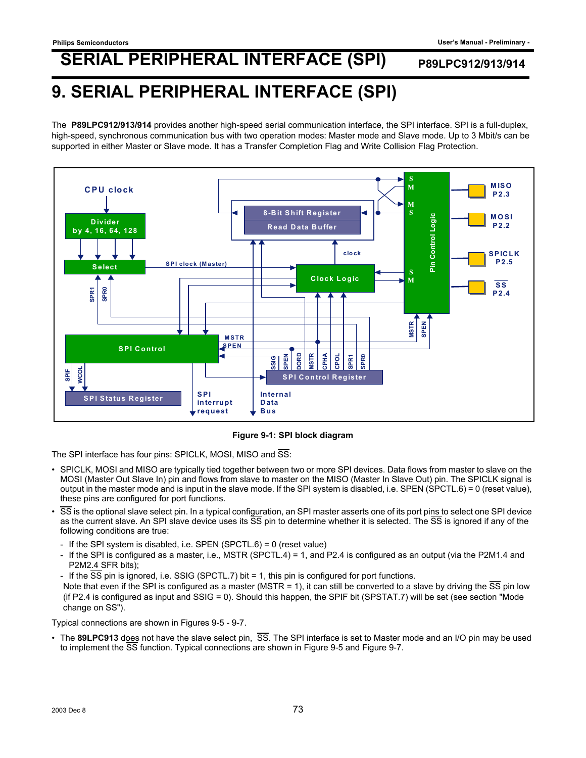# 9. SERIAL PERIPHERAL INTERFACE (SPI)

The **P89LPC912/913/914** provides another high-speed serial communication interface, the SPI interface. SPI is a full-duplex, high-speed, synchronous communication bus with two operation modes: Master mode and Slave mode. Up to 3 Mbit/s can be supported in either Master or Slave mode. It has a Transfer Completion Flag and Write Collision Flag Protection.

**Figure 9-1: SPI block diagram**

The SPI interface has four pins: SPICLK, MOSI, MISO and $\overline{SS}$:

- SPICLK, MOSI and MISO are typically tied together between two or more SPI devices. Data flows from master to slave on the MOSI (Master Out Slave In) pin and flows from slave to master on the MISO (Master In Slave Out) pin. The SPICLK signal is output in the master mode and is input in the slave mode. If the SPI system is disabled, i.e. SPEN (SPCTL.6) = 0 (reset value), these pins are configured for port functions.
- $\overline{SS}$ is the optional slave select pin. In a typical configuration, an SPI master asserts one of its port pins to select one SPI device as the current slave. An SPI slave device uses its $\overline{SS}$ pin to determine whether it is selected. The $\overline{SS}$ is ignored if any of the following conditions are true:
  - If the SPI system is disabled, i.e. SPEN (SPCTL.6) = 0 (reset value)
  - If the SPI is configured as a master, i.e., MSTR (SPCTL.4) = 1, and P2.4 is configured as an output (via the P2M1.4 and P2M2.4 SFR bits);
  - If the $\overline{SS}$ pin is ignored, i.e. SSIG (SPCTL.7) bit = 1, this pin is configured for port functions.

  Note that even if the SPI is configured as a master (MSTR = 1), it can still be converted to a slave by driving the $\overline{SS}$ pin low (if P2.4 is configured as input and SSIG = 0). Should this happen, the SPIF bit (SPSTAT.7) will be set (see section "Mode change on SS").

Typical connections are shown in Figures 9-5 - 9-7.

- The **89LPC913** does not have the slave select pin, $\overline{SS}$. The SPI interface is set to Master mode and an I/O pin may be used to implement the $\overline{SS}$ function. Typical connections are shown in Figure 9-5 and Figure 9-7.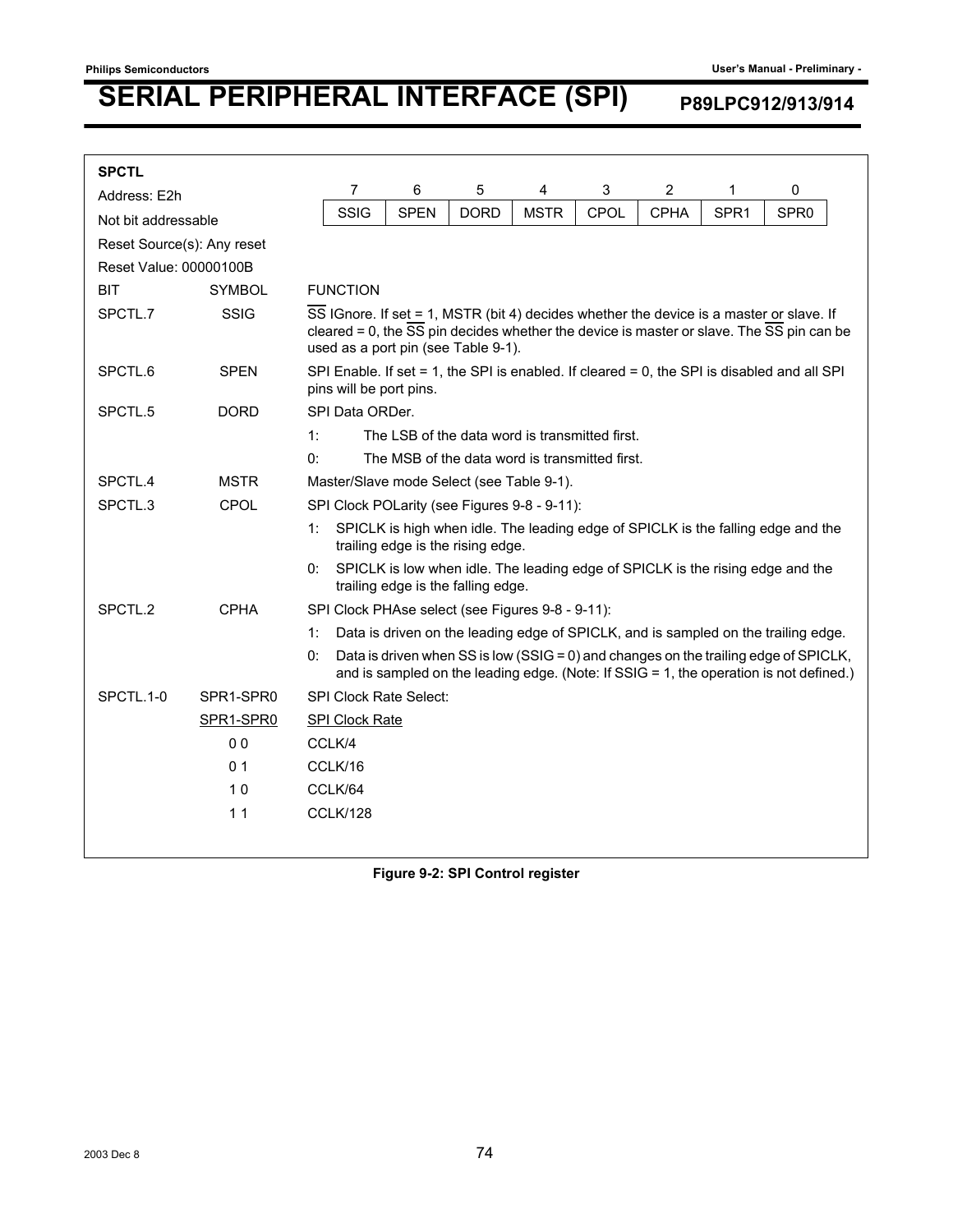**SPCTL**

Address: E2h

Not bit addressable

Reset Source(s): Any reset

Reset Value: 00000100B

| 7 | 6 | 5 | 4 | 3 | 2 | 1 | 0 |
|---|---|---|---|---|---|---|---|
| SSIG | SPEN | DORD | MSTR | CPOL | CPHA | SPR1 | SPR0 |

| BIT | SYMBOL | FUNCTION |
|---|---|---|
| SPCTL.7 | SSIG | $\overline{SS}$ IGnore. If set = 1, MSTR (bit 4) decides whether the device is a master or slave. If cleared = 0, the $\overline{SS}$ pin decides whether the device is master or slave. The $\overline{SS}$ pin can be used as a port pin (see Table 9-1). |
| SPCTL.6 | SPEN | SPI Enable. If set = 1, the SPI is enabled. If cleared = 0, the SPI is disabled and all SPI pins will be port pins. |
| SPCTL.5 | DORD | SPI Data ORDer.<br>1: The LSB of the data word is transmitted first.<br>0: The MSB of the data word is transmitted first. |
| SPCTL.4 | MSTR | Master/Slave mode Select (see Table 9-1). |
| SPCTL.3 | CPOL | SPI Clock POLarity (see Figures 9-8 - 9-11):<br>1: SPICLK is high when idle. The leading edge of SPICLK is the falling edge and the trailing edge is the rising edge.<br>0: SPICLK is low when idle. The leading edge of SPICLK is the rising edge and the trailing edge is the falling edge. |
| SPCTL.2 | CPHA | SPI Clock PHAse select (see Figures 9-8 - 9-11):<br>1: Data is driven on the leading edge of SPICLK, and is sampled on the trailing edge.<br>0: Data is driven when SS is low (SSIG = 0) and changes on the trailing edge of SPICLK, and is sampled on the leading edge. (Note: If SSIG = 1, the operation is not defined.) |
| SPCTL.1-0 | SPR1-SPR0 | SPI Clock Rate Select: |
| | SPR1-SPR0 | SPI Clock Rate |
| | 0 0 | CCLK/4 |
| | 0 1 | CCLK/16 |
| | 1 0 | CCLK/64 |
| | 1 1 | CCLK/128 |

**Figure 9-2: SPI Control register**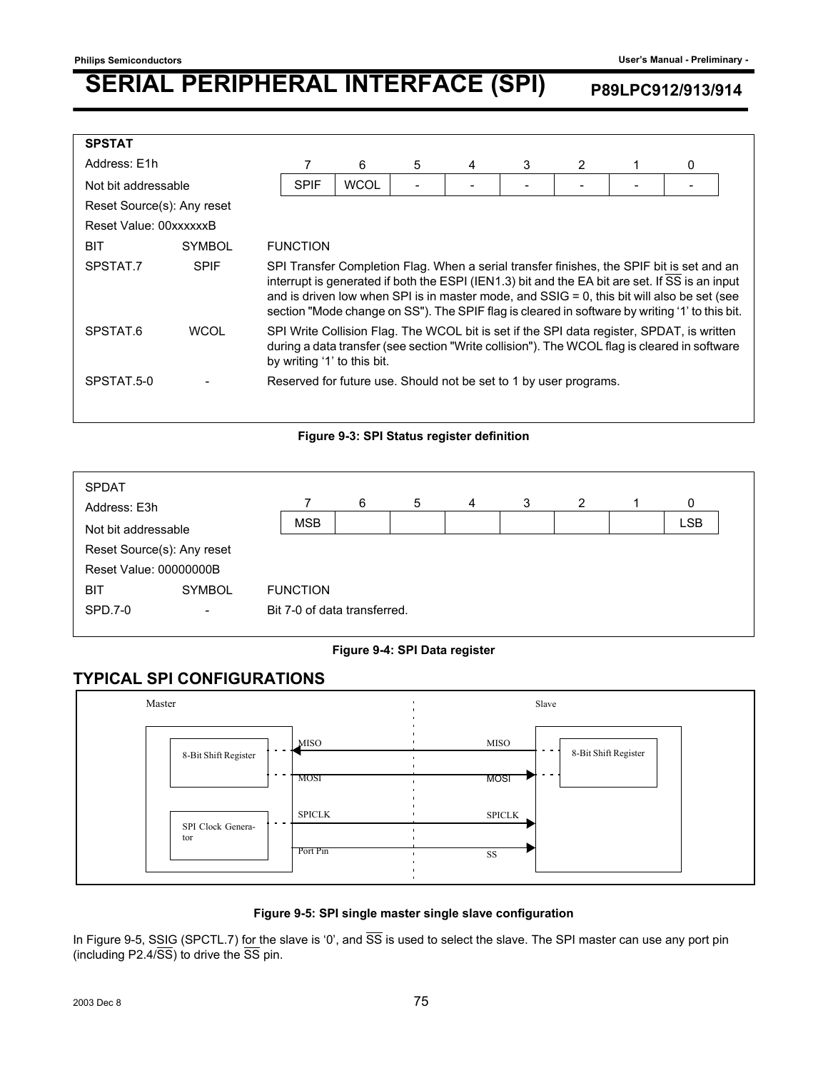# SERIAL PERIPHERAL INTERFACE (SPI)

**SPSTAT**

Address: E1h

Not bit addressable

Reset Source(s): Any reset

Reset Value: 00xxxxxxB

| 7 | 6 | 5 | 4 | 3 | 2 | 1 | 0 |
|---|---|---|---|---|---|---|---|
| SPIF | WCOL | - | - | - | - | - | - |

| BIT | SYMBOL | FUNCTION |
|---|---|---|
| SPSTAT.7 | SPIF | SPI Transfer Completion Flag. When a serial transfer finishes, the SPIF bit is set and an interrupt is generated if both the ESPI (IEN1.3) bit and the EA bit are set. If $\overline{SS}$ is an input and is driven low when SPI is in master mode, and SSIG = 0, this bit will also be set (see section "Mode change on SS"). The SPIF flag is cleared in software by writing '1' to this bit. |
| SPSTAT.6 | WCOL | SPI Write Collision Flag. The WCOL bit is set if the SPI data register, SPDAT, is written during a data transfer (see section "Write collision"). The WCOL flag is cleared in software by writing '1' to this bit. |
| SPSTAT.5-0 | - | Reserved for future use. Should not be set to 1 by user programs. |

**Figure 9-3: SPI Status register definition**

SPDAT

Address: E3h

Not bit addressable

Reset Source(s): Any reset

Reset Value: 00000000B

| 7 | 6 | 5 | 4 | 3 | 2 | 1 | 0 |
|---|---|---|---|---|---|---|---|
| MSB | | | | | | | LSB |

| BIT | SYMBOL | FUNCTION |
|---|---|---|
| SPD.7-0 | - | Bit 7-0 of data transferred. |

**Figure 9-4: SPI Data register**

## TYPICAL SPI CONFIGURATIONS

**Figure 9-5: SPI single master single slave configuration**

In Figure 9-5, SSIG (SPCTL.7) for the slave is '0', and $\overline{SS}$ is used to select the slave. The SPI master can use any port pin (including P2.4/$\overline{SS}$) to drive the $\overline{SS}$ pin.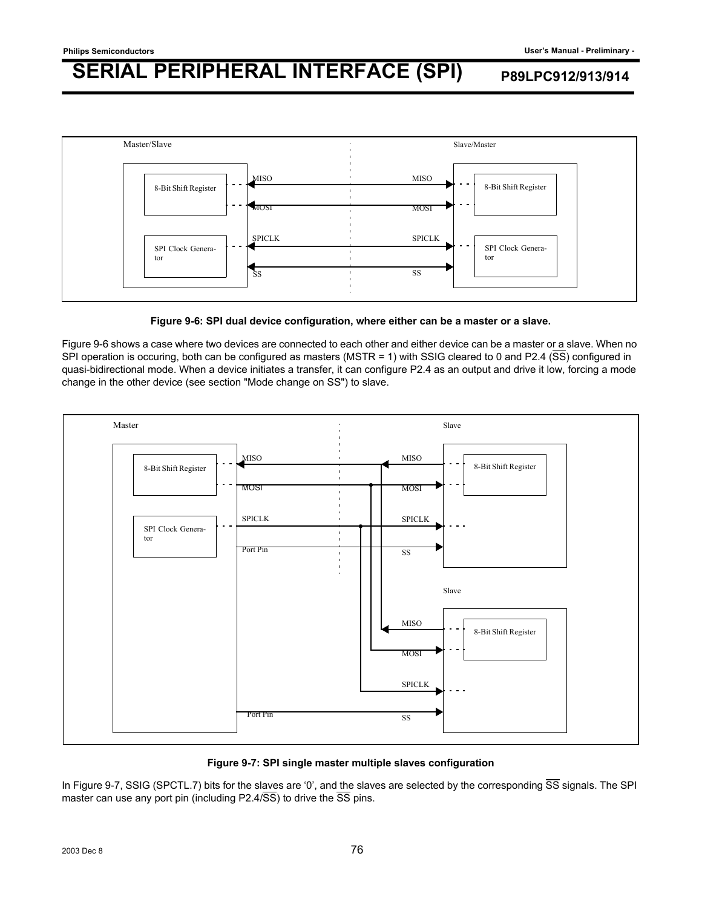Figure 9-6: SPI dual device configuration, where either can be a master or a slave.

Figure 9-6 shows a case where two devices are connected to each other and either device can be a master or a slave. When no SPI operation is occuring, both can be configured as masters (MSTR = 1) with SSIG cleared to 0 and P2.4 ($\overline{SS}$) configured in quasi-bidirectional mode. When a device initiates a transfer, it can configure P2.4 as an output and drive it low, forcing a mode change in the other device (see section "Mode change on SS") to slave.

Figure 9-7: SPI single master multiple slaves configuration

In Figure 9-7, SSIG (SPCTL.7) bits for the slaves are ‘0’, and the slaves are selected by the corresponding $\overline{SS}$ signals. The SPI master can use any port pin (including P2.4/$\overline{SS}$) to drive the $\overline{SS}$ pins.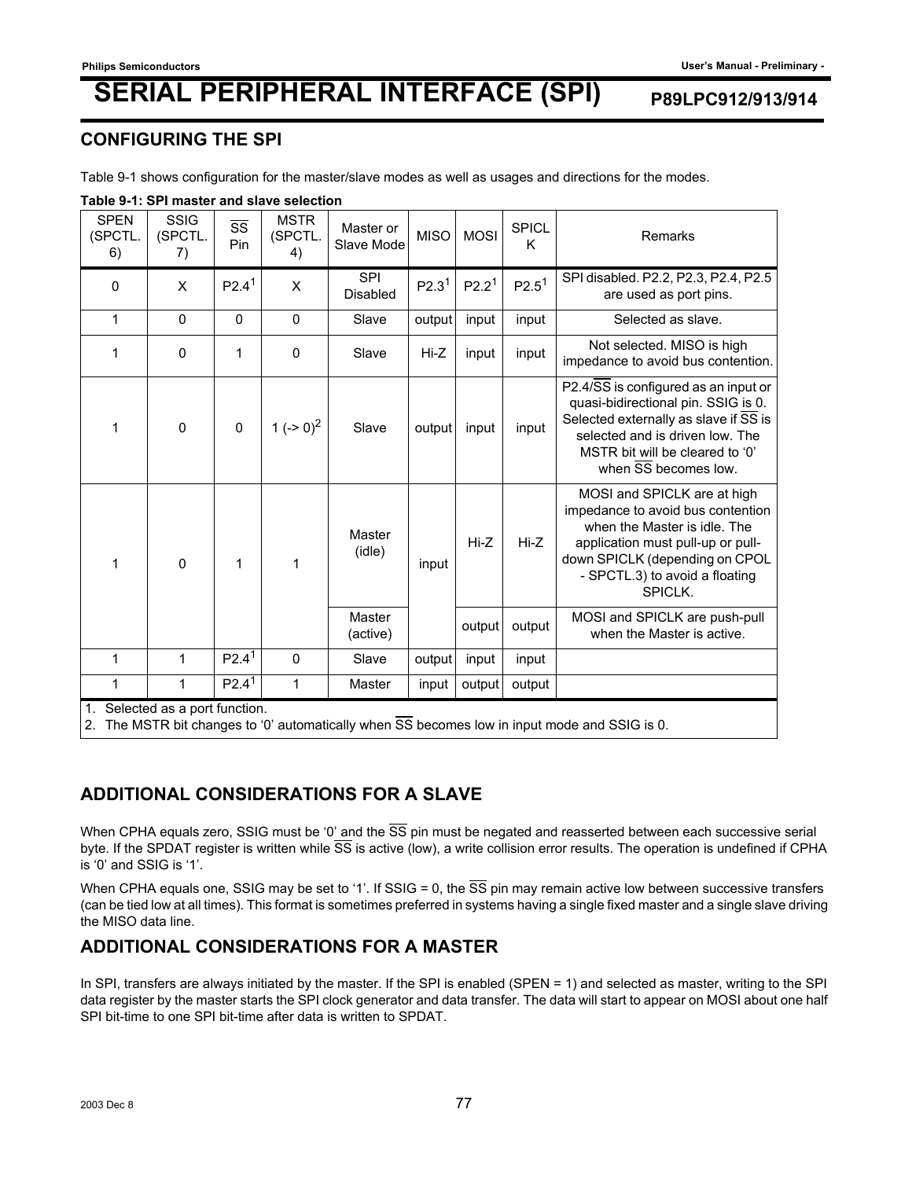## CONFIGURING THE SPI

Table 9-1 shows configuration for the master/slave modes as well as usages and directions for the modes.

**Table 9-1: SPI master and slave selection**

| SPEN (SPCTL.6) | SSIG (SPCTL.7) | SS Pin | MSTR (SPCTL.4) | Master or Slave Mode | MISO | MOSI | SPICLK | Remarks |
|---|---|---|---|---|---|---|---|---|
| 0 | X | P2.4[1] | X | SPI Disabled | P2.3[1] | P2.2[1] | P2.5[1] | SPI disabled. P2.2, P2.3, P2.4, P2.5 are used as port pins. |
| 1 | 0 | 0 | 0 | Slave | output | input | input | Selected as slave. |
| 1 | 0 | 1 | 0 | Slave | Hi-Z | input | input | Not selected. MISO is high impedance to avoid bus contention. |
| 1 | 0 | 0 | 1 (-> 0)[2] | Slave | output | input | input | P2.4/SS is configured as an input or quasi-bidirectional pin. SSIG is 0. Selected externally as slave if SS is selected and is driven low. The MSTR bit will be cleared to '0' when SS becomes low. |
| 1 | 0 | 1 | 1 | Master (idle) | input | Hi-Z | Hi-Z | MOSI and SPICLK are at high impedance to avoid bus contention when the Master is idle. The application must pull-up or pull-down SPICLK (depending on CPOL - SPCTL.3) to avoid a floating SPICLK. |
| | | | | Master (active) | | output | output | MOSI and SPICLK are push-pull when the Master is active. |
| 1 | 1 | P2.4[1] | 0 | Slave | output | input | input | |
| 1 | 1 | P2.4[1] | 1 | Master | input | output | output | |

1. Selected as a port function.
2. The MSTR bit changes to '0' automatically when SS becomes low in input mode and SSIG is 0.

## ADDITIONAL CONSIDERATIONS FOR A SLAVE

When CPHA equals zero, SSIG must be '0' and the SS pin must be negated and reasserted between each successive serial byte. If the SPDAT register is written while SS is active (low), a write collision error results. The operation is undefined if CPHA is '0' and SSIG is '1'.

When CPHA equals one, SSIG may be set to '1'. If SSIG = 0, the SS pin may remain active low between successive transfers (can be tied low at all times). This format is sometimes preferred in systems having a single fixed master and a single slave driving the MISO data line.

## ADDITIONAL CONSIDERATIONS FOR A MASTER

In SPI, transfers are always initiated by the master. If the SPI is enabled (SPEN = 1) and selected as master, writing to the SPI data register by the master starts the SPI clock generator and data transfer. The data will start to appear on MOSI about one half SPI bit-time to one SPI bit-time after data is written to SPDAT.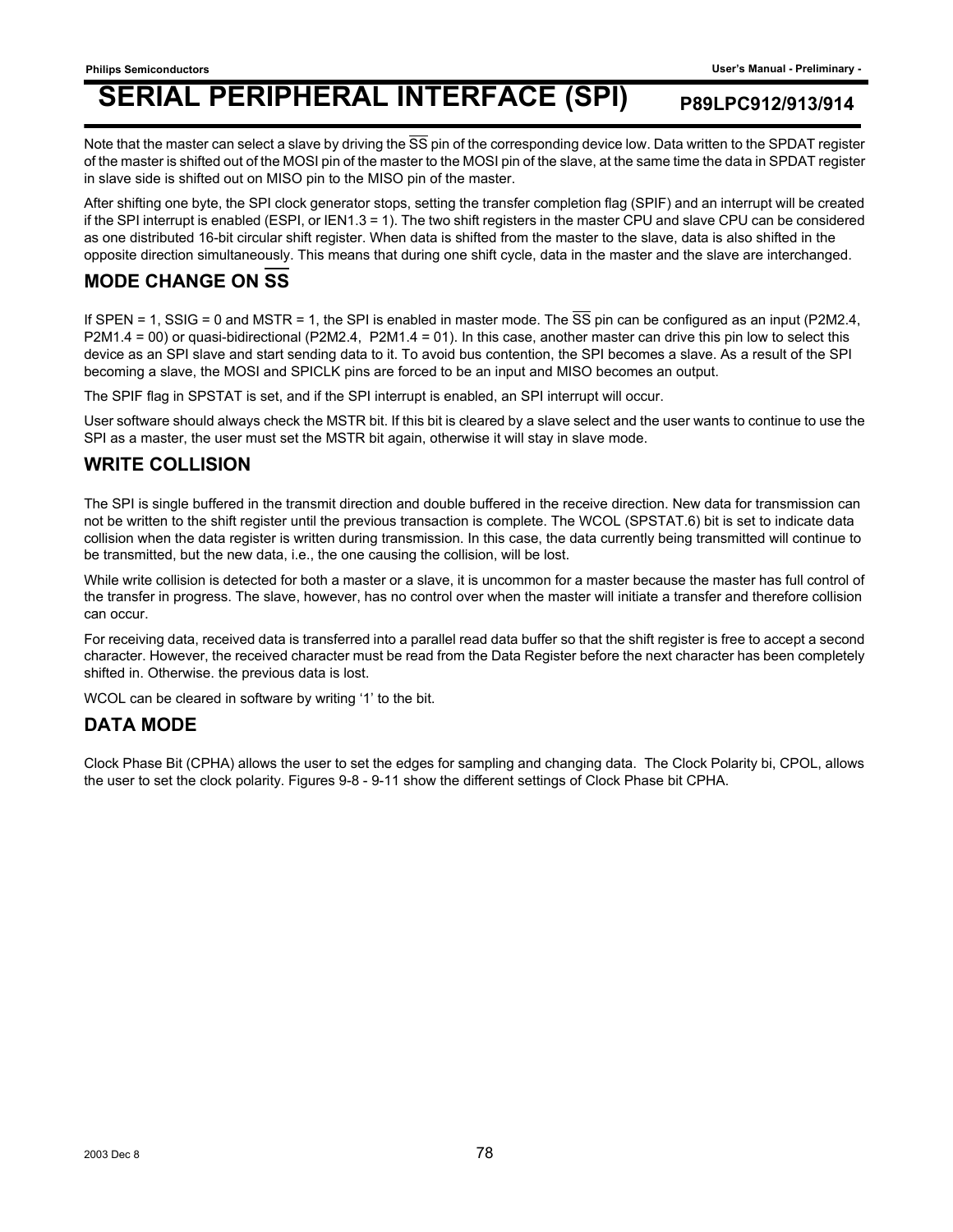Note that the master can select a slave by driving the $\overline{SS}$ pin of the corresponding device low. Data written to the SPDAT register of the master is shifted out of the MOSI pin of the master to the MOSI pin of the slave, at the same time the data in SPDAT register in slave side is shifted out on MISO pin to the MISO pin of the master.

After shifting one byte, the SPI clock generator stops, setting the transfer completion flag (SPIF) and an interrupt will be created if the SPI interrupt is enabled (ESPI, or IEN1.3 = 1). The two shift registers in the master CPU and slave CPU can be considered as one distributed 16-bit circular shift register. When data is shifted from the master to the slave, data is also shifted in the opposite direction simultaneously. This means that during one shift cycle, data in the master and the slave are interchanged.

## MODE CHANGE ON $\overline{SS}$

If SPEN = 1, SSIG = 0 and MSTR = 1, the SPI is enabled in master mode. The $\overline{SS}$ pin can be configured as an input (P2M2.4, P2M1.4 = 00) or quasi-bidirectional (P2M2.4,  P2M1.4 = 01). In this case, another master can drive this pin low to select this device as an SPI slave and start sending data to it. To avoid bus contention, the SPI becomes a slave. As a result of the SPI becoming a slave, the MOSI and SPICLK pins are forced to be an input and MISO becomes an output.

The SPIF flag in SPSTAT is set, and if the SPI interrupt is enabled, an SPI interrupt will occur.

User software should always check the MSTR bit. If this bit is cleared by a slave select and the user wants to continue to use the SPI as a master, the user must set the MSTR bit again, otherwise it will stay in slave mode.

## WRITE COLLISION

The SPI is single buffered in the transmit direction and double buffered in the receive direction. New data for transmission can not be written to the shift register until the previous transaction is complete. The WCOL (SPSTAT.6) bit is set to indicate data collision when the data register is written during transmission. In this case, the data currently being transmitted will continue to be transmitted, but the new data, i.e., the one causing the collision, will be lost.

While write collision is detected for both a master or a slave, it is uncommon for a master because the master has full control of the transfer in progress. The slave, however, has no control over when the master will initiate a transfer and therefore collision can occur.

For receiving data, received data is transferred into a parallel read data buffer so that the shift register is free to accept a second character. However, the received character must be read from the Data Register before the next character has been completely shifted in. Otherwise. the previous data is lost.

WCOL can be cleared in software by writing '1' to the bit.

## DATA MODE

Clock Phase Bit (CPHA) allows the user to set the edges for sampling and changing data.  The Clock Polarity bi, CPOL, allows the user to set the clock polarity. Figures 9-8 - 9-11 show the different settings of Clock Phase bit CPHA.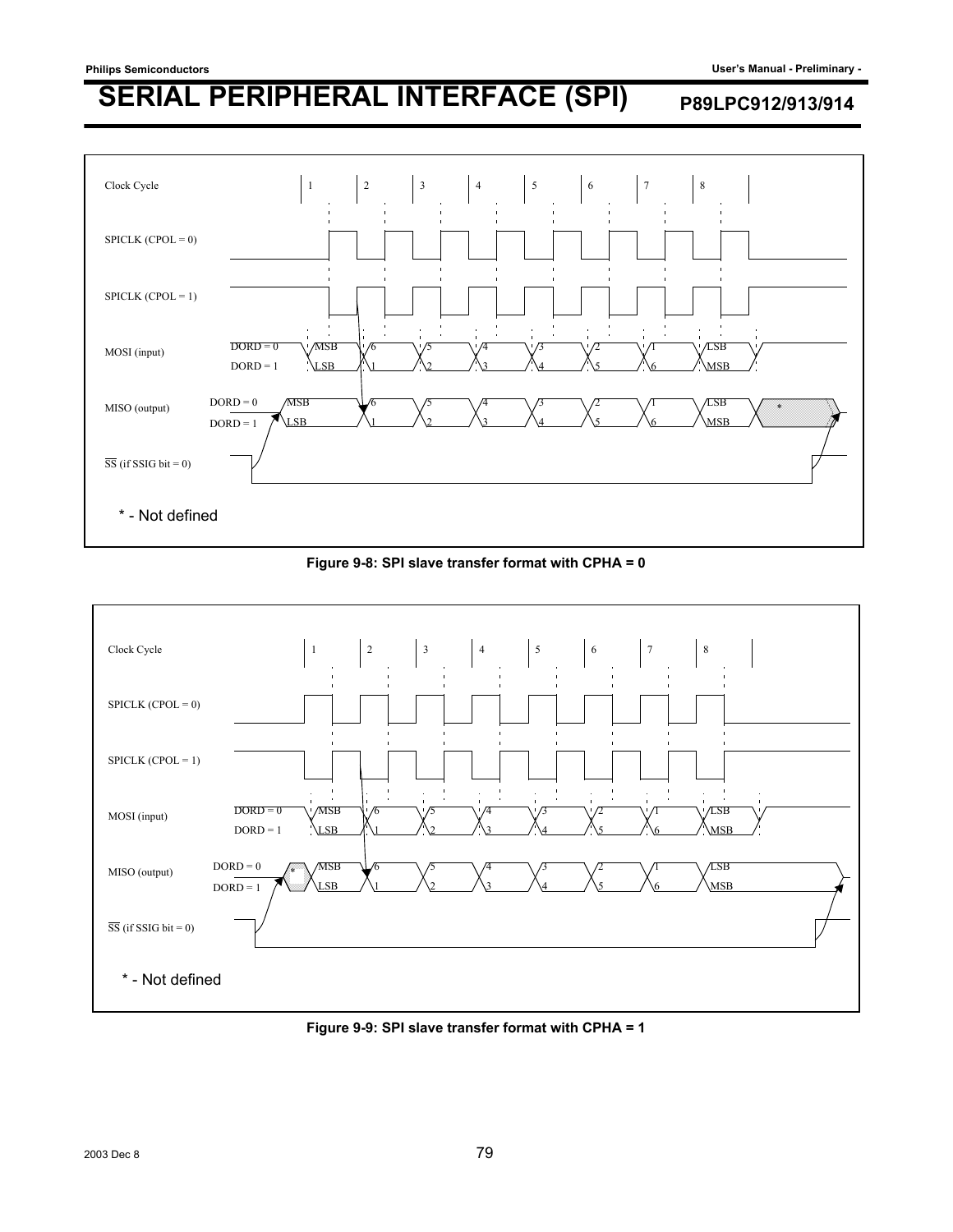Clock Cycle 1 2 3 4 5 6 7 8

SPICLK (CPOL = 0)

SPICLK (CPOL = 1)

MOSI (input) DORD = 0 MSB 6 5 4 3 2 1 LSB
DORD = 1 LSB 1 2 3 4 5 6 MSB

MISO (output) DORD = 0 MSB 6 5 4 3 2 1 LSB *
DORD = 1 LSB 1 2 3 4 5 6 MSB

SS (if SSIG bit = 0)

\* - Not defined

**Figure 9-8: SPI slave transfer format with CPHA = 0**

Clock Cycle 1 2 3 4 5 6 7 8

SPICLK (CPOL = 0)

SPICLK (CPOL = 1)

MOSI (input) DORD = 0 MSB 6 5 4 3 2 1 LSB
DORD = 1 LSB 1 2 3 4 5 6 MSB

MISO (output) DORD = 0 * MSB 6 5 4 3 2 1 LSB
DORD = 1 LSB 1 2 3 4 5 6 MSB

SS (if SSIG bit = 0)

\* - Not defined

**Figure 9-9: SPI slave transfer format with CPHA = 1**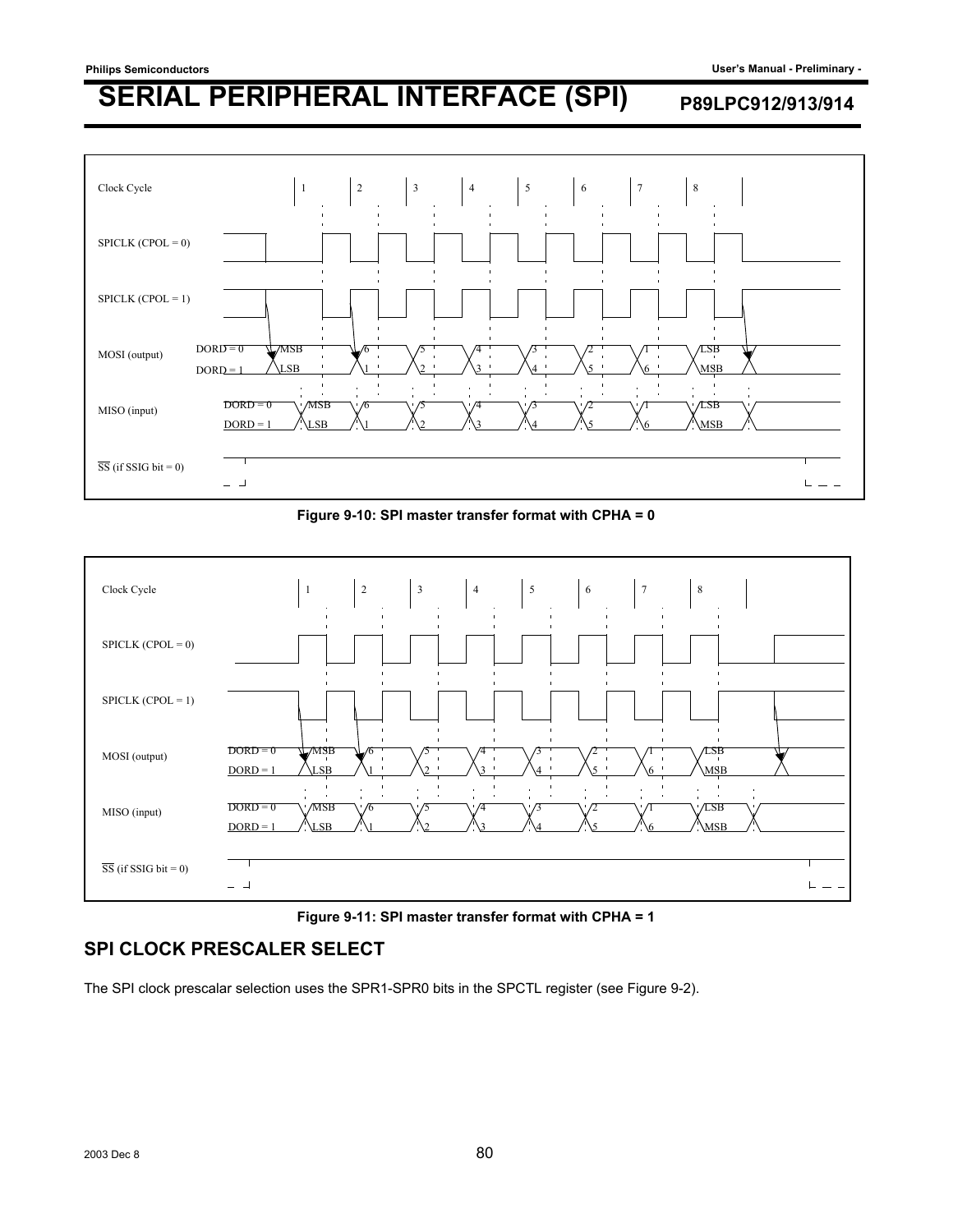# SERIAL PERIPHERAL INTERFACE (SPI)

Clock Cycle 1 2 3 4 5 6 7 8

SPICLK (CPOL = 0)

SPICLK (CPOL = 1)

MOSI (output) DORD = 0 MSB 6 5 4 3 2 1 LSB
DORD = 1 LSB 1 2 3 4 5 6 MSB

MISO (input) DORD = 0 MSB 6 5 4 3 2 1 LSB
DORD = 1 LSB 1 2 3 4 5 6 MSB

$\overline{SS}$ (if SSIG bit = 0)

**Figure 9-10: SPI master transfer format with CPHA = 0**

Clock Cycle 1 2 3 4 5 6 7 8

SPICLK (CPOL = 0)

SPICLK (CPOL = 1)

MOSI (output) DORD = 0 MSB 6 5 4 3 2 1 LSB
DORD = 1 LSB 1 2 3 4 5 6 MSB

MISO (input) DORD = 0 MSB 6 5 4 3 2 1 LSB
DORD = 1 LSB 1 2 3 4 5 6 MSB

$\overline{SS}$ (if SSIG bit = 0)

**Figure 9-11: SPI master transfer format with CPHA = 1**

## SPI CLOCK PRESCALER SELECT

The SPI clock prescalar selection uses the SPR1-SPR0 bits in the SPCTL register (see Figure 9-2).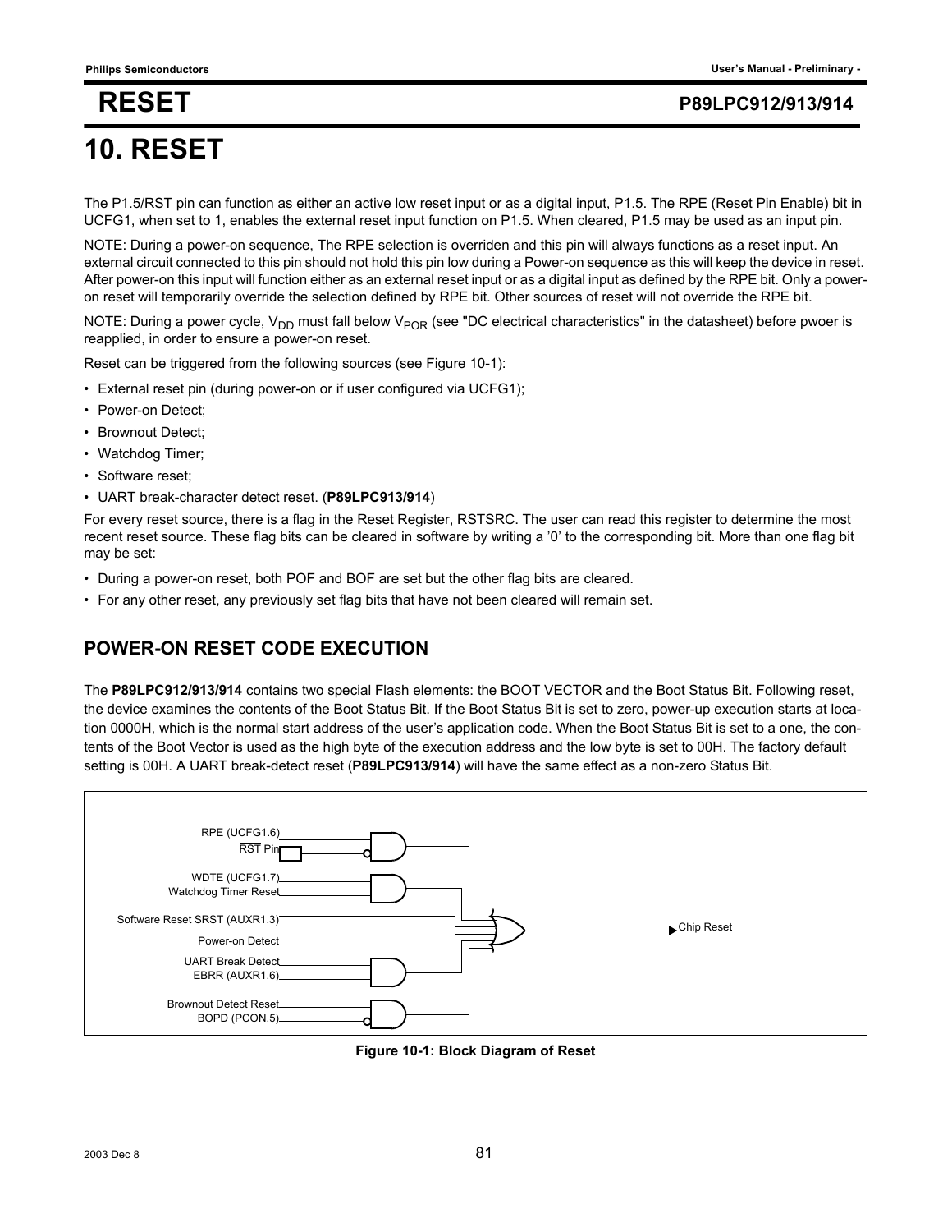# 10. RESET

The P1.5/RST pin can function as either an active low reset input or as a digital input, P1.5. The RPE (Reset Pin Enable) bit in UCFG1, when set to 1, enables the external reset input function on P1.5. When cleared, P1.5 may be used as an input pin.

NOTE: During a power-on sequence, The RPE selection is overriden and this pin will always functions as a reset input. An external circuit connected to this pin should not hold this pin low during a Power-on sequence as this will keep the device in reset. After power-on this input will function either as an external reset input or as a digital input as defined by the RPE bit. Only a power-on reset will temporarily override the selection defined by RPE bit. Other sources of reset will not override the RPE bit.

NOTE: During a power cycle, $V_{DD}$ must fall below $V_{POR}$ (see "DC electrical characteristics" in the datasheet) before pwoer is reapplied, in order to ensure a power-on reset.

Reset can be triggered from the following sources (see Figure 10-1):

- External reset pin (during power-on or if user configured via UCFG1);
- Power-on Detect;
- Brownout Detect;
- Watchdog Timer;
- Software reset;
- UART break-character detect reset. (**P89LPC913/914**)

For every reset source, there is a flag in the Reset Register, RSTSRC. The user can read this register to determine the most recent reset source. These flag bits can be cleared in software by writing a '0' to the corresponding bit. More than one flag bit may be set:

- During a power-on reset, both POF and BOF are set but the other flag bits are cleared.
- For any other reset, any previously set flag bits that have not been cleared will remain set.

## POWER-ON RESET CODE EXECUTION

The **P89LPC912/913/914** contains two special Flash elements: the BOOT VECTOR and the Boot Status Bit. Following reset, the device examines the contents of the Boot Status Bit. If the Boot Status Bit is set to zero, power-up execution starts at location 0000H, which is the normal start address of the user's application code. When the Boot Status Bit is set to a one, the contents of the Boot Vector is used as the high byte of the execution address and the low byte is set to 00H. The factory default setting is 00H. A UART break-detect reset (**P89LPC913/914**) will have the same effect as a non-zero Status Bit.

RPE (UCFG1.6)
RST Pin
WDTE (UCFG1.7)
Watchdog Timer Reset
Software Reset SRST (AUXR1.3)
Power-on Detect
UART Break Detect
EBRR (AUXR1.6)
Brownout Detect Reset
BOPD (PCON.5)
Chip Reset

**Figure 10-1: Block Diagram of Reset**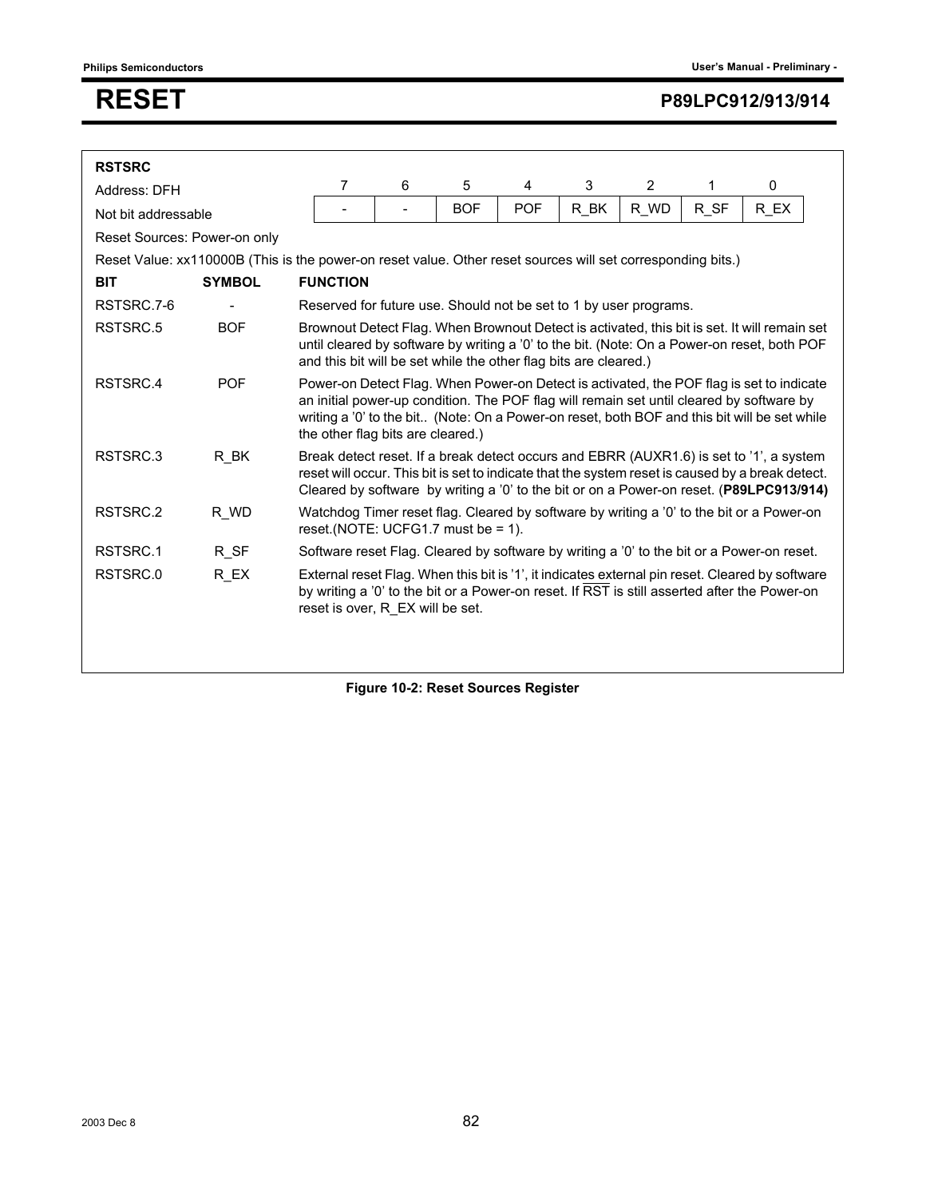**RSTSRC**

Address: DFH

Not bit addressable

| 7 | 6 | 5 | 4 | 3 | 2 | 1 | 0 |
|---|---|---|---|---|---|---|---|
| - | - | BOF | POF | R_BK | R_WD | R_SF | R_EX |

Reset Sources: Power-on only

Reset Value: xx110000B (This is the power-on reset value. Other reset sources will set corresponding bits.)

| BIT | SYMBOL | FUNCTION |
|---|---|---|
| RSTSRC.7-6 | - | Reserved for future use. Should not be set to 1 by user programs. |
| RSTSRC.5 | BOF | Brownout Detect Flag. When Brownout Detect is activated, this bit is set. It will remain set until cleared by software by writing a '0' to the bit. (Note: On a Power-on reset, both POF and this bit will be set while the other flag bits are cleared.) |
| RSTSRC.4 | POF | Power-on Detect Flag. When Power-on Detect is activated, the POF flag is set to indicate an initial power-up condition. The POF flag will remain set until cleared by software by writing a '0' to the bit.. (Note: On a Power-on reset, both BOF and this bit will be set while the other flag bits are cleared.) |
| RSTSRC.3 | R_BK | Break detect reset. If a break detect occurs and EBRR (AUXR1.6) is set to '1', a system reset will occur. This bit is set to indicate that the system reset is caused by a break detect. Cleared by software by writing a '0' to the bit or on a Power-on reset. (**P89LPC913/914)** |
| RSTSRC.2 | R_WD | Watchdog Timer reset flag. Cleared by software by writing a '0' to the bit or a Power-on reset.(NOTE: UCFG1.7 must be = 1). |
| RSTSRC.1 | R_SF | Software reset Flag. Cleared by software by writing a '0' to the bit or a Power-on reset. |
| RSTSRC.0 | R_EX | External reset Flag. When this bit is '1', it indicates external pin reset. Cleared by software by writing a '0' to the bit or a Power-on reset. If $\overline{RST}$ is still asserted after the Power-on reset is over, R_EX will be set. |

**Figure 10-2: Reset Sources Register**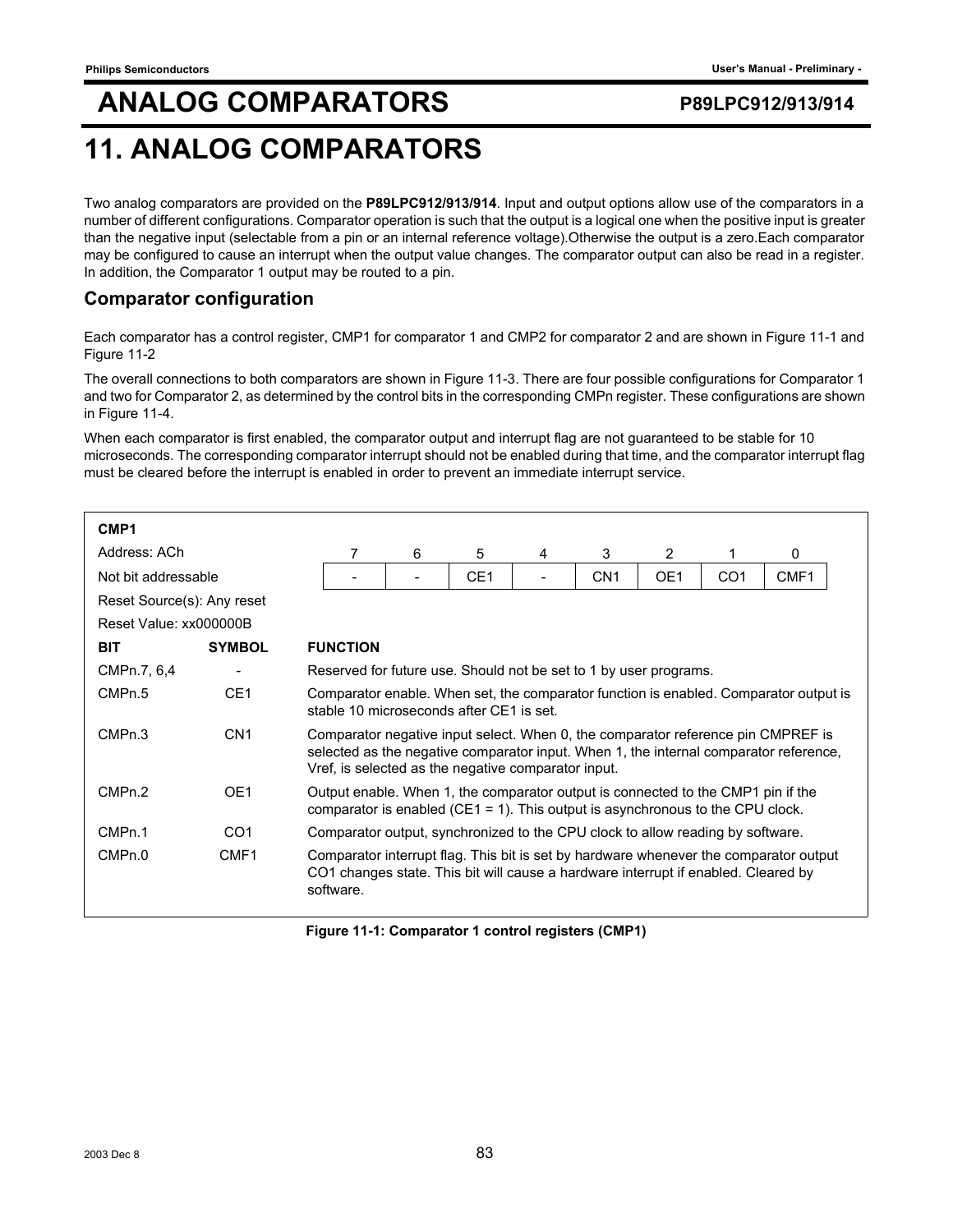# ANALOG COMPARATORS

P89LPC912/913/914

# 11. ANALOG COMPARATORS

Two analog comparators are provided on the **P89LPC912/913/914**. Input and output options allow use of the comparators in a number of different configurations. Comparator operation is such that the output is a logical one when the positive input is greater than the negative input (selectable from a pin or an internal reference voltage).Otherwise the output is a zero.Each comparator may be configured to cause an interrupt when the output value changes. The comparator output can also be read in a register. In addition, the Comparator 1 output may be routed to a pin.

## Comparator configuration

Each comparator has a control register, CMP1 for comparator 1 and CMP2 for comparator 2 and are shown in Figure 11-1 and Figure 11-2

The overall connections to both comparators are shown in Figure 11-3. There are four possible configurations for Comparator 1 and two for Comparator 2, as determined by the control bits in the corresponding CMPn register. These configurations are shown in Figure 11-4.

When each comparator is first enabled, the comparator output and interrupt flag are not guaranteed to be stable for 10 microseconds. The corresponding comparator interrupt should not be enabled during that time, and the comparator interrupt flag must be cleared before the interrupt is enabled in order to prevent an immediate interrupt service.

**CMP1**

Address: ACh

Not bit addressable

Reset Source(s): Any reset

Reset Value: xx000000B

| 7 | 6 | 5 | 4 | 3 | 2 | 1 | 0 |
|---|---|---|---|---|---|---|---|
| - | - | CE1 | - | CN1 | OE1 | CO1 | CMF1 |

| BIT | SYMBOL | FUNCTION |
|---|---|---|
| CMPn.7, 6,4 | - | Reserved for future use. Should not be set to 1 by user programs. |
| CMPn.5 | CE1 | Comparator enable. When set, the comparator function is enabled. Comparator output is stable 10 microseconds after CE1 is set. |
| CMPn.3 | CN1 | Comparator negative input select. When 0, the comparator reference pin CMPREF is selected as the negative comparator input. When 1, the internal comparator reference, Vref, is selected as the negative comparator input. |
| CMPn.2 | OE1 | Output enable. When 1, the comparator output is connected to the CMP1 pin if the comparator is enabled (CE1 = 1). This output is asynchronous to the CPU clock. |
| CMPn.1 | CO1 | Comparator output, synchronized to the CPU clock to allow reading by software. |
| CMPn.0 | CMF1 | Comparator interrupt flag. This bit is set by hardware whenever the comparator output CO1 changes state. This bit will cause a hardware interrupt if enabled. Cleared by software. |

**Figure 11-1: Comparator 1 control registers (CMP1)**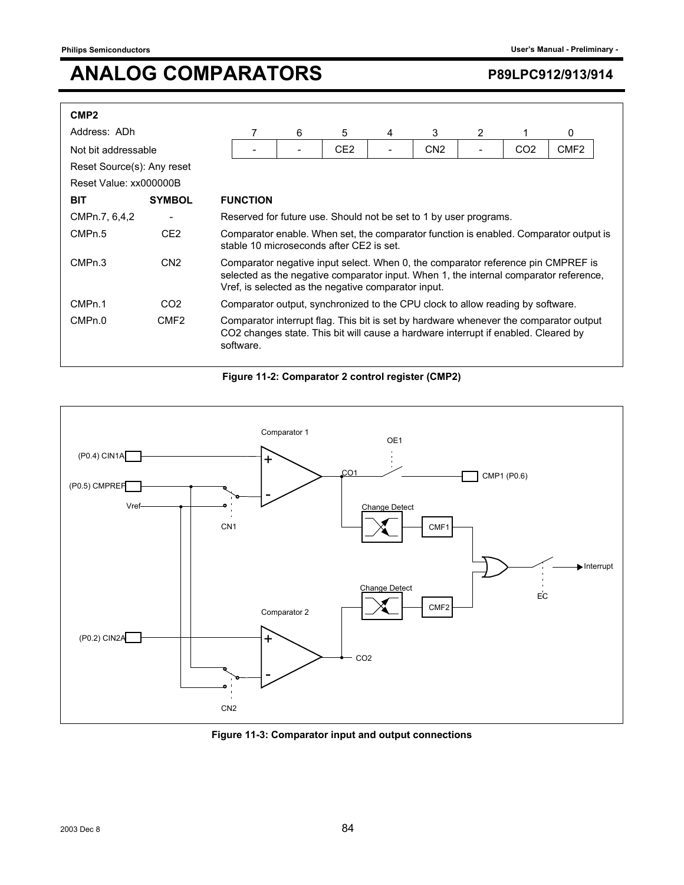**CMP2**

Address: ADh

Not bit addressable

Reset Source(s): Any reset

Reset Value: xx000000B

| 7 | 6 | 5 | 4 | 3 | 2 | 1 | 0 |
|---|---|---|---|---|---|---|---|
| - | - | CE2 | - | CN2 | - | CO2 | CMF2 |

| BIT | SYMBOL | FUNCTION |
|---|---|---|
| CMPn.7, 6,4,2 | - | Reserved for future use. Should not be set to 1 by user programs. |
| CMPn.5 | CE2 | Comparator enable. When set, the comparator function is enabled. Comparator output is stable 10 microseconds after CE2 is set. |
| CMPn.3 | CN2 | Comparator negative input select. When 0, the comparator reference pin CMPREF is selected as the negative comparator input. When 1, the internal comparator reference, Vref, is selected as the negative comparator input. |
| CMPn.1 | CO2 | Comparator output, synchronized to the CPU clock to allow reading by software. |
| CMPn.0 | CMF2 | Comparator interrupt flag. This bit is set by hardware whenever the comparator output CO2 changes state. This bit will cause a hardware interrupt if enabled. Cleared by software. |

**Figure 11-2: Comparator 2 control register (CMP2)**

**Figure 11-3: Comparator input and output connections**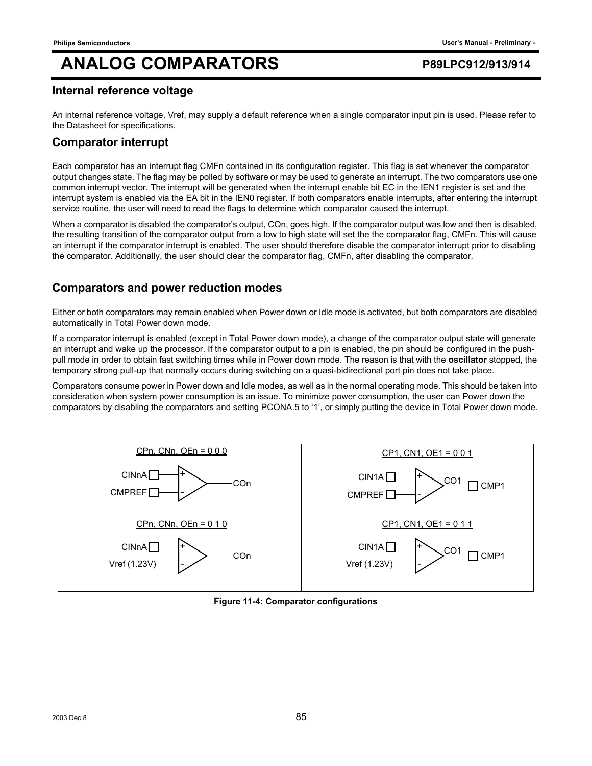## Internal reference voltage

An internal reference voltage, Vref, may supply a default reference when a single comparator input pin is used. Please refer to the Datasheet for specifications.

## Comparator interrupt

Each comparator has an interrupt flag CMFn contained in its configuration register. This flag is set whenever the comparator output changes state. The flag may be polled by software or may be used to generate an interrupt. The two comparators use one common interrupt vector. The interrupt will be generated when the interrupt enable bit EC in the IEN1 register is set and the interrupt system is enabled via the EA bit in the IEN0 register. If both comparators enable interrupts, after entering the interrupt service routine, the user will need to read the flags to determine which comparator caused the interrupt.

When a comparator is disabled the comparator's output, COn, goes high. If the comparator output was low and then is disabled, the resulting transition of the comparator output from a low to high state will set the the comparator flag, CMFn. This will cause an interrupt if the comparator interrupt is enabled. The user should therefore disable the comparator interrupt prior to disabling the comparator. Additionally, the user should clear the comparator flag, CMFn, after disabling the comparator.

## Comparators and power reduction modes

Either or both comparators may remain enabled when Power down or Idle mode is activated, but both comparators are disabled automatically in Total Power down mode.

If a comparator interrupt is enabled (except in Total Power down mode), a change of the comparator output state will generate an interrupt and wake up the processor. If the comparator output to a pin is enabled, the pin should be configured in the push-pull mode in order to obtain fast switching times while in Power down mode. The reason is that with the **oscillator** stopped, the temporary strong pull-up that normally occurs during switching on a quasi-bidirectional port pin does not take place.

Comparators consume power in Power down and Idle modes, as well as in the normal operating mode. This should be taken into consideration when system power consumption is an issue. To minimize power consumption, the user can Power down the comparators by disabling the comparators and setting PCONA.5 to '1', or simply putting the device in Total Power down mode.

| CPn, CNn, OEn = 0 0 0 | CP1, CN1, OE1 = 0 0 1 |
|---|---|
| CINnA → +, CMPREF → -, output COn | CIN1A → +, CMPREF → -, output CO1 → CMP1 |
| **CPn, CNn, OEn = 0 1 0** | **CP1, CN1, OE1 = 0 1 1** |
| CINnA → +, Vref (1.23V) → -, output COn | CIN1A → +, Vref (1.23V) → -, output CO1 → CMP1 |

**Figure 11-4: Comparator configurations**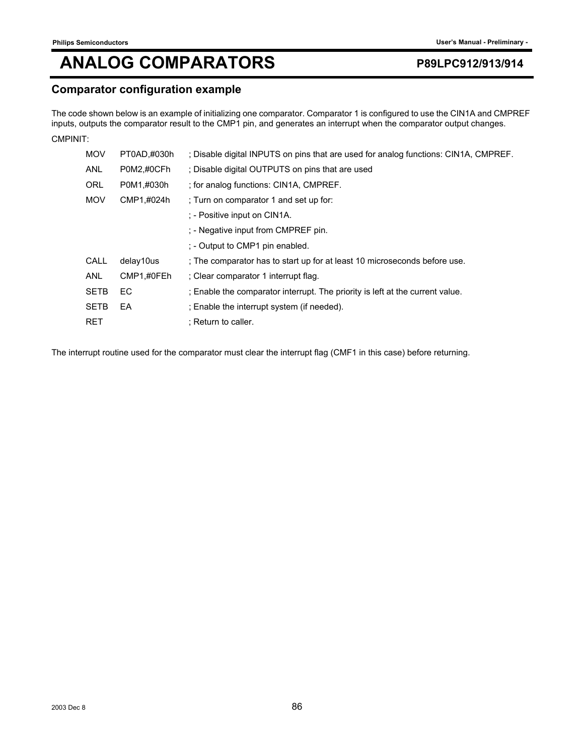## Comparator configuration example

The code shown below is an example of initializing one comparator. Comparator 1 is configured to use the CIN1A and CMPREF inputs, outputs the comparator result to the CMP1 pin, and generates an interrupt when the comparator output changes.

```
CMPINIT:
    MOV   PT0AD,#030h   ; Disable digital INPUTS on pins that are used for analog functions: CIN1A, CMPREF.
    ANL   P0M2,#0CFh    ; Disable digital OUTPUTS on pins that are used
    ORL   P0M1,#030h    ; for analog functions: CIN1A, CMPREF.
    MOV   CMP1,#024h    ; Turn on comparator 1 and set up for:
                        ; - Positive input on CIN1A.
                        ; - Negative input from CMPREF pin.
                        ; - Output to CMP1 pin enabled.
    CALL  delay10us     ; The comparator has to start up for at least 10 microseconds before use.
    ANL   CMP1,#0FEh    ; Clear comparator 1 interrupt flag.
    SETB  EC            ; Enable the comparator interrupt. The priority is left at the current value.
    SETB  EA            ; Enable the interrupt system (if needed).
    RET                 ; Return to caller.
```

The interrupt routine used for the comparator must clear the interrupt flag (CMF1 in this case) before returning.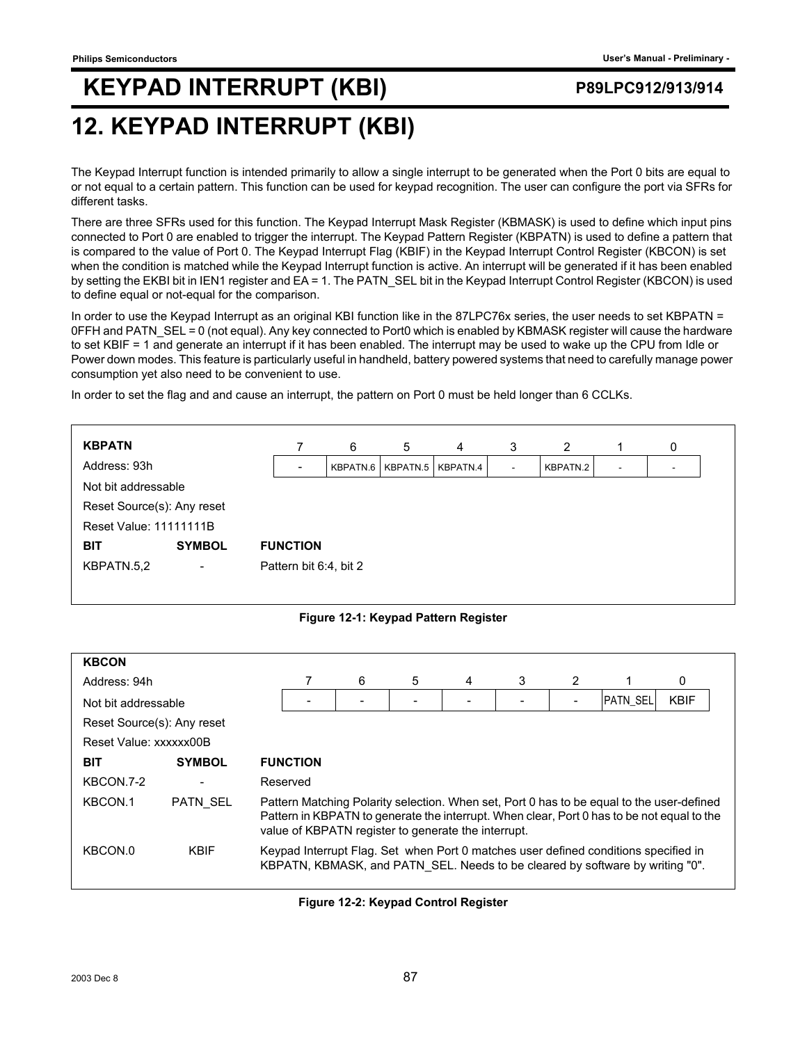# KEYPAD INTERRUPT (KBI)

# 12. KEYPAD INTERRUPT (KBI)

The Keypad Interrupt function is intended primarily to allow a single interrupt to be generated when the Port 0 bits are equal to or not equal to a certain pattern. This function can be used for keypad recognition. The user can configure the port via SFRs for different tasks.

There are three SFRs used for this function. The Keypad Interrupt Mask Register (KBMASK) is used to define which input pins connected to Port 0 are enabled to trigger the interrupt. The Keypad Pattern Register (KBPATN) is used to define a pattern that is compared to the value of Port 0. The Keypad Interrupt Flag (KBIF) in the Keypad Interrupt Control Register (KBCON) is set when the condition is matched while the Keypad Interrupt function is active. An interrupt will be generated if it has been enabled by setting the EKBI bit in IEN1 register and EA = 1. The PATN_SEL bit in the Keypad Interrupt Control Register (KBCON) is used to define equal or not-equal for the comparison.

In order to use the Keypad Interrupt as an original KBI function like in the 87LPC76x series, the user needs to set KBPATN = 0FFH and PATN_SEL = 0 (not equal). Any key connected to Port0 which is enabled by KBMASK register will cause the hardware to set KBIF = 1 and generate an interrupt if it has been enabled. The interrupt may be used to wake up the CPU from Idle or Power down modes. This feature is particularly useful in handheld, battery powered systems that need to carefully manage power consumption yet also need to be convenient to use.

In order to set the flag and and cause an interrupt, the pattern on Port 0 must be held longer than 6 CCLKs.

**KBPATN**
Address: 93h
Not bit addressable
Reset Source(s): Any reset
Reset Value: 11111111B

| 7 | 6 | 5 | 4 | 3 | 2 | 1 | 0 |
|---|---|---|---|---|---|---|---|
| - | KBPATN.6 | KBPATN.5 | KBPATN.4 | - | KBPATN.2 | - | - |

| BIT | SYMBOL | FUNCTION |
|---|---|---|
| KBPATN.5,2 | - | Pattern bit 6:4, bit 2 |

**Figure 12-1: Keypad Pattern Register**

**KBCON**
Address: 94h
Not bit addressable
Reset Source(s): Any reset
Reset Value: xxxxxx00B

| 7 | 6 | 5 | 4 | 3 | 2 | 1 | 0 |
|---|---|---|---|---|---|---|---|
| - | - | - | - | - | - | PATN_SEL | KBIF |

| BIT | SYMBOL | FUNCTION |
|---|---|---|
| KBCON.7-2 | - | Reserved |
| KBCON.1 | PATN_SEL | Pattern Matching Polarity selection. When set, Port 0 has to be equal to the user-defined Pattern in KBPATN to generate the interrupt. When clear, Port 0 has to be not equal to the value of KBPATN register to generate the interrupt. |
| KBCON.0 | KBIF | Keypad Interrupt Flag. Set when Port 0 matches user defined conditions specified in KBPATN, KBMASK, and PATN_SEL. Needs to be cleared by software by writing "0". |

**Figure 12-2: Keypad Control Register**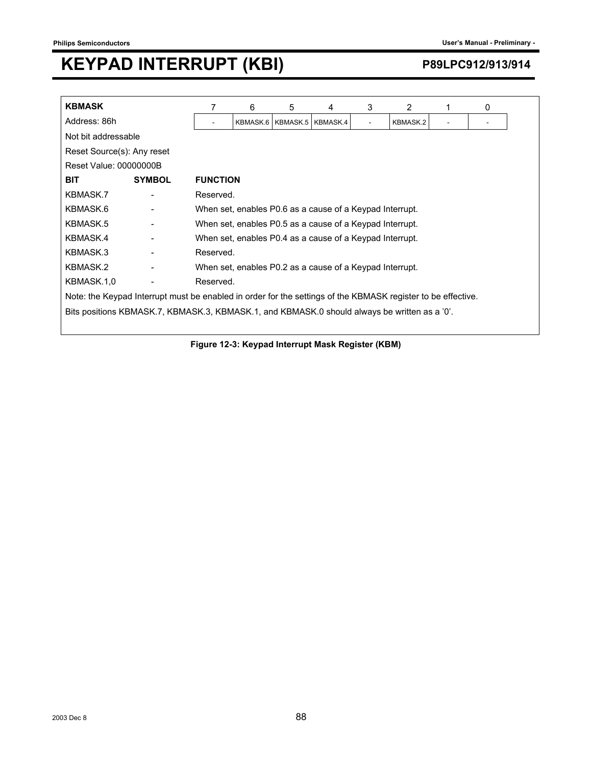| KBMASK | 7 | 6 | 5 | 4 | 3 | 2 | 1 | 0 |
|---|---|---|---|---|---|---|---|---|
| Address: 86h | - | KBMASK.6 | KBMASK.5 | KBMASK.4 | - | KBMASK.2 | - | - |

Not bit addressable

Reset Source(s): Any reset

Reset Value: 00000000B

| BIT | SYMBOL | FUNCTION |
|---|---|---|
| KBMASK.7 | - | Reserved. |
| KBMASK.6 | - | When set, enables P0.6 as a cause of a Keypad Interrupt. |
| KBMASK.5 | - | When set, enables P0.5 as a cause of a Keypad Interrupt. |
| KBMASK.4 | - | When set, enables P0.4 as a cause of a Keypad Interrupt. |
| KBMASK.3 | - | Reserved. |
| KBMASK.2 | - | When set, enables P0.2 as a cause of a Keypad Interrupt. |
| KBMASK.1,0 | - | Reserved. |

Note: the Keypad Interrupt must be enabled in order for the settings of the KBMASK register to be effective.

Bits positions KBMASK.7, KBMASK.3, KBMASK.1, and KBMASK.0 should always be written as a '0'.

**Figure 12-3: Keypad Interrupt Mask Register (KBM)**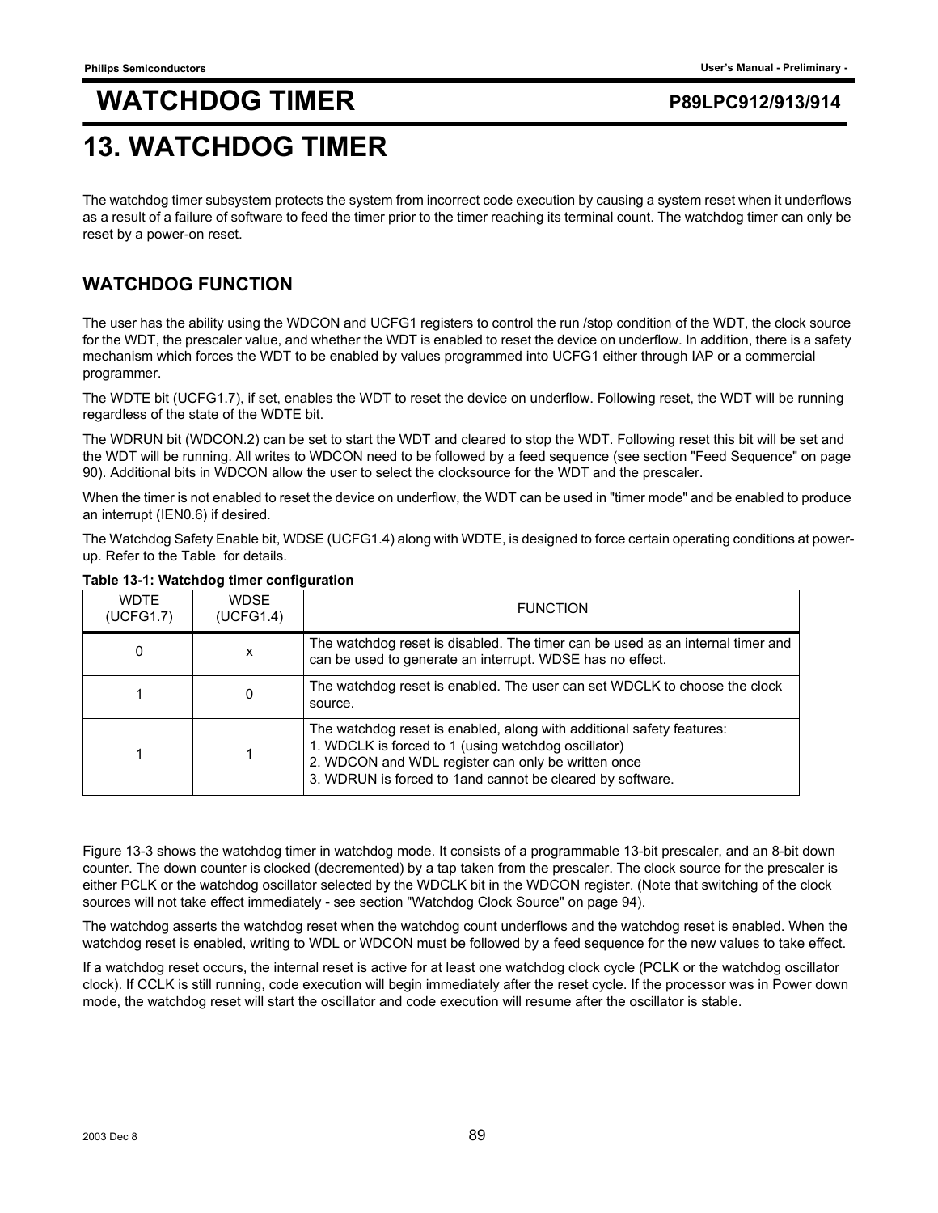# 13. WATCHDOG TIMER

The watchdog timer subsystem protects the system from incorrect code execution by causing a system reset when it underflows as a result of a failure of software to feed the timer prior to the timer reaching its terminal count. The watchdog timer can only be reset by a power-on reset.

## WATCHDOG FUNCTION

The user has the ability using the WDCON and UCFG1 registers to control the run /stop condition of the WDT, the clock source for the WDT, the prescaler value, and whether the WDT is enabled to reset the device on underflow. In addition, there is a safety mechanism which forces the WDT to be enabled by values programmed into UCFG1 either through IAP or a commercial programmer.

The WDTE bit (UCFG1.7), if set, enables the WDT to reset the device on underflow. Following reset, the WDT will be running regardless of the state of the WDTE bit.

The WDRUN bit (WDCON.2) can be set to start the WDT and cleared to stop the WDT. Following reset this bit will be set and the WDT will be running. All writes to WDCON need to be followed by a feed sequence (see section "Feed Sequence" on page 90). Additional bits in WDCON allow the user to select the clocksource for the WDT and the prescaler.

When the timer is not enabled to reset the device on underflow, the WDT can be used in "timer mode" and be enabled to produce an interrupt (IEN0.6) if desired.

The Watchdog Safety Enable bit, WDSE (UCFG1.4) along with WDTE, is designed to force certain operating conditions at power-up. Refer to the Table for details.

**Table 13-1: Watchdog timer configuration**

| WDTE (UCFG1.7) | WDSE (UCFG1.4) | FUNCTION |
|---|---|---|
| 0 | x | The watchdog reset is disabled. The timer can be used as an internal timer and can be used to generate an interrupt. WDSE has no effect. |
| 1 | 0 | The watchdog reset is enabled. The user can set WDCLK to choose the clock source. |
| 1 | 1 | The watchdog reset is enabled, along with additional safety features:<br>1. WDCLK is forced to 1 (using watchdog oscillator)<br>2. WDCON and WDL register can only be written once<br>3. WDRUN is forced to 1and cannot be cleared by software. |

Figure 13-3 shows the watchdog timer in watchdog mode. It consists of a programmable 13-bit prescaler, and an 8-bit down counter. The down counter is clocked (decremented) by a tap taken from the prescaler. The clock source for the prescaler is either PCLK or the watchdog oscillator selected by the WDCLK bit in the WDCON register. (Note that switching of the clock sources will not take effect immediately - see section "Watchdog Clock Source" on page 94).

The watchdog asserts the watchdog reset when the watchdog count underflows and the watchdog reset is enabled. When the watchdog reset is enabled, writing to WDL or WDCON must be followed by a feed sequence for the new values to take effect.

If a watchdog reset occurs, the internal reset is active for at least one watchdog clock cycle (PCLK or the watchdog oscillator clock). If CCLK is still running, code execution will begin immediately after the reset cycle. If the processor was in Power down mode, the watchdog reset will start the oscillator and code execution will resume after the oscillator is stable.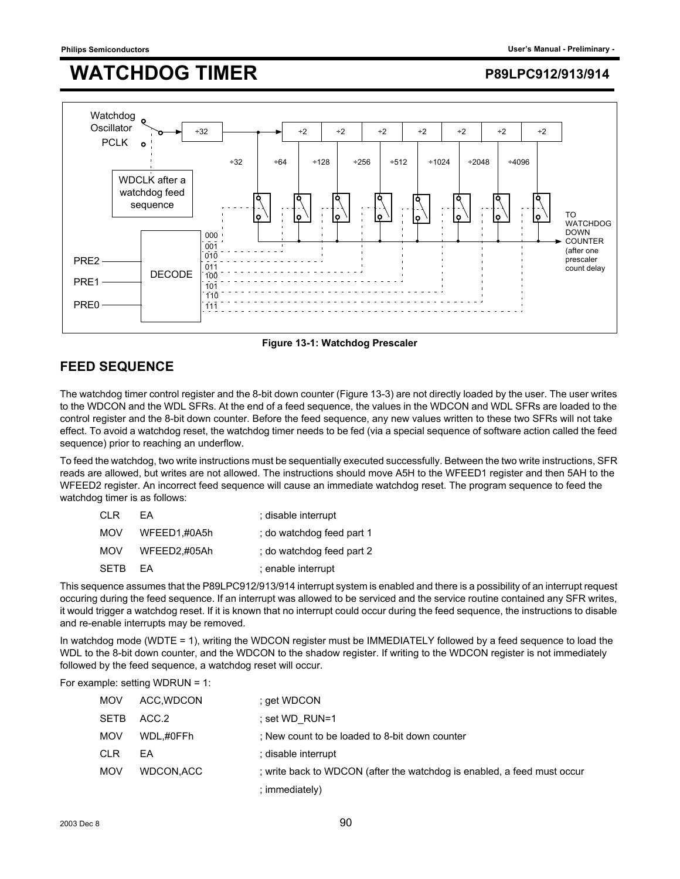Figure 13-1: Watchdog Prescaler

## FEED SEQUENCE

The watchdog timer control register and the 8-bit down counter (Figure 13-3) are not directly loaded by the user. The user writes to the WDCON and the WDL SFRs. At the end of a feed sequence, the values in the WDCON and WDL SFRs are loaded to the control register and the 8-bit down counter. Before the feed sequence, any new values written to these two SFRs will not take effect. To avoid a watchdog reset, the watchdog timer needs to be fed (via a special sequence of software action called the feed sequence) prior to reaching an underflow.

To feed the watchdog, two write instructions must be sequentially executed successfully. Between the two write instructions, SFR reads are allowed, but writes are not allowed. The instructions should move A5H to the WFEED1 register and then 5AH to the WFEED2 register. An incorrect feed sequence will cause an immediate watchdog reset. The program sequence to feed the watchdog timer is as follows:

```
CLR   EA              ; disable interrupt
MOV   WFEED1,#0A5h    ; do watchdog feed part 1
MOV   WFEED2,#05Ah    ; do watchdog feed part 2
SETB  EA              ; enable interrupt
```

This sequence assumes that the P89LPC912/913/914 interrupt system is enabled and there is a possibility of an interrupt request occuring during the feed sequence. If an interrupt was allowed to be serviced and the service routine contained any SFR writes, it would trigger a watchdog reset. If it is known that no interrupt could occur during the feed sequence, the instructions to disable and re-enable interrupts may be removed.

In watchdog mode (WDTE = 1), writing the WDCON register must be IMMEDIATELY followed by a feed sequence to load the WDL to the 8-bit down counter, and the WDCON to the shadow register. If writing to the WDCON register is not immediately followed by the feed sequence, a watchdog reset will occur.

For example: setting WDRUN = 1:

```
MOV   ACC,WDCON       ; get WDCON
SETB  ACC.2           ; set WD_RUN=1
MOV   WDL,#0FFh       ; New count to be loaded to 8-bit down counter
CLR   EA              ; disable interrupt
MOV   WDCON,ACC       ; write back to WDCON (after the watchdog is enabled, a feed must occur
                      ; immediately)
```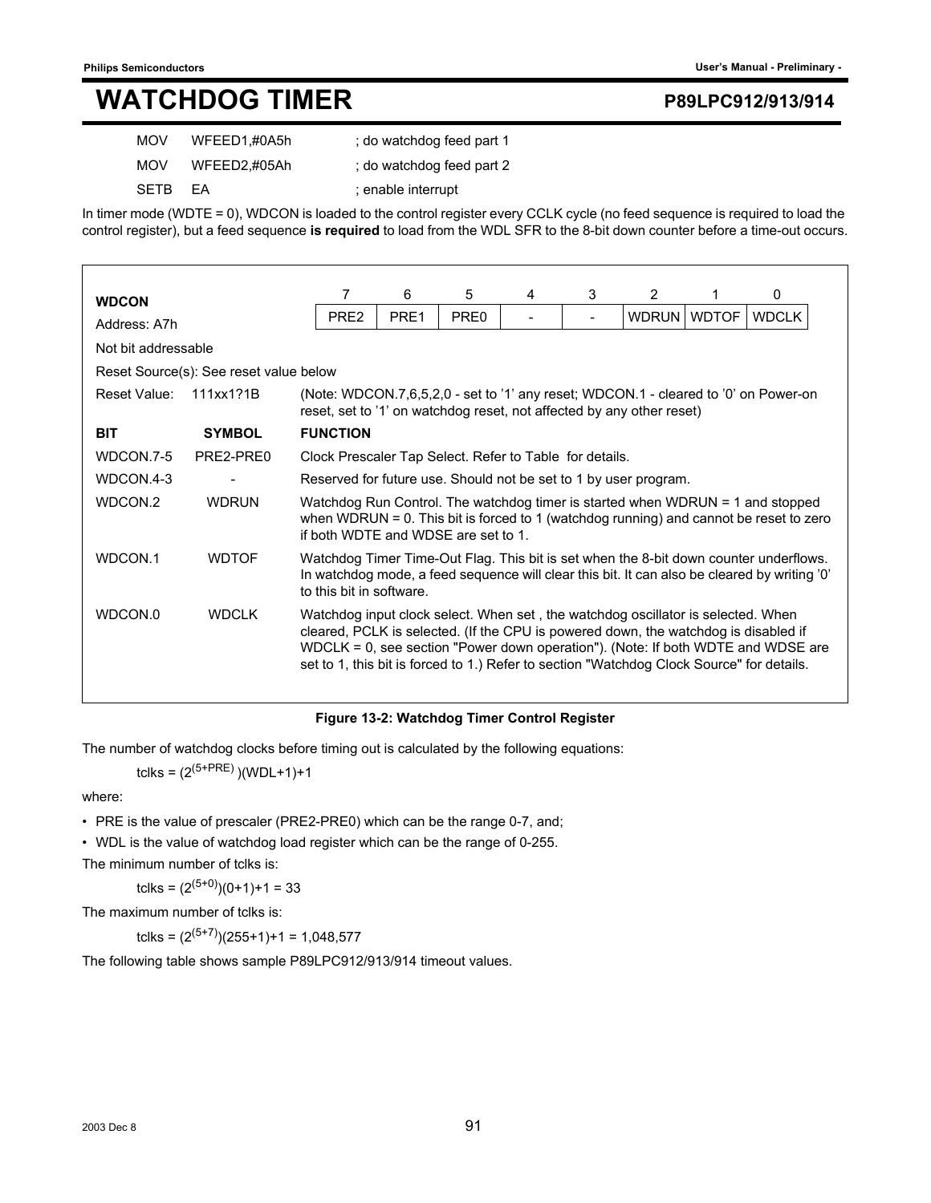```
MOV   WFEED1,#0A5h    ; do watchdog feed part 1
MOV   WFEED2,#05Ah    ; do watchdog feed part 2
SETB  EA              ; enable interrupt
```

In timer mode (WDTE = 0), WDCON is loaded to the control register every CCLK cycle (no feed sequence is required to load the control register), but a feed sequence **is required** to load from the WDL SFR to the 8-bit down counter before a time-out occurs.

**WDCON**

Address: A7h

| 7 | 6 | 5 | 4 | 3 | 2 | 1 | 0 |
|---|---|---|---|---|---|---|---|
| PRE2 | PRE1 | PRE0 | - | - | WDRUN | WDTOF | WDCLK |

Not bit addressable

Reset Source(s): See reset value below

Reset Value: 111xx1?1B (Note: WDCON.7,6,5,2,0 - set to '1' any reset; WDCON.1 - cleared to '0' on Power-on reset, set to '1' on watchdog reset, not affected by any other reset)

| BIT | SYMBOL | FUNCTION |
|---|---|---|
| WDCON.7-5 | PRE2-PRE0 | Clock Prescaler Tap Select. Refer to Table for details. |
| WDCON.4-3 | - | Reserved for future use. Should not be set to 1 by user program. |
| WDCON.2 | WDRUN | Watchdog Run Control. The watchdog timer is started when WDRUN = 1 and stopped when WDRUN = 0. This bit is forced to 1 (watchdog running) and cannot be reset to zero if both WDTE and WDSE are set to 1. |
| WDCON.1 | WDTOF | Watchdog Timer Time-Out Flag. This bit is set when the 8-bit down counter underflows. In watchdog mode, a feed sequence will clear this bit. It can also be cleared by writing '0' to this bit in software. |
| WDCON.0 | WDCLK | Watchdog input clock select. When set , the watchdog oscillator is selected. When cleared, PCLK is selected. (If the CPU is powered down, the watchdog is disabled if WDCLK = 0, see section "Power down operation"). (Note: If both WDTE and WDSE are set to 1, this bit is forced to 1.) Refer to section "Watchdog Clock Source" for details. |

**Figure 13-2: Watchdog Timer Control Register**

The number of watchdog clocks before timing out is calculated by the following equations:

$$tclks = (2^{(5+PRE)})(WDL+1)+1$$

where:

- PRE is the value of prescaler (PRE2-PRE0) which can be the range 0-7, and;
- WDL is the value of watchdog load register which can be the range of 0-255.

The minimum number of tclks is:

$$tclks = (2^{(5+0)})(0+1)+1 = 33$$

The maximum number of tclks is:

$$tclks = (2^{(5+7)})(255+1)+1 = 1,048,577$$

The following table shows sample P89LPC912/913/914 timeout values.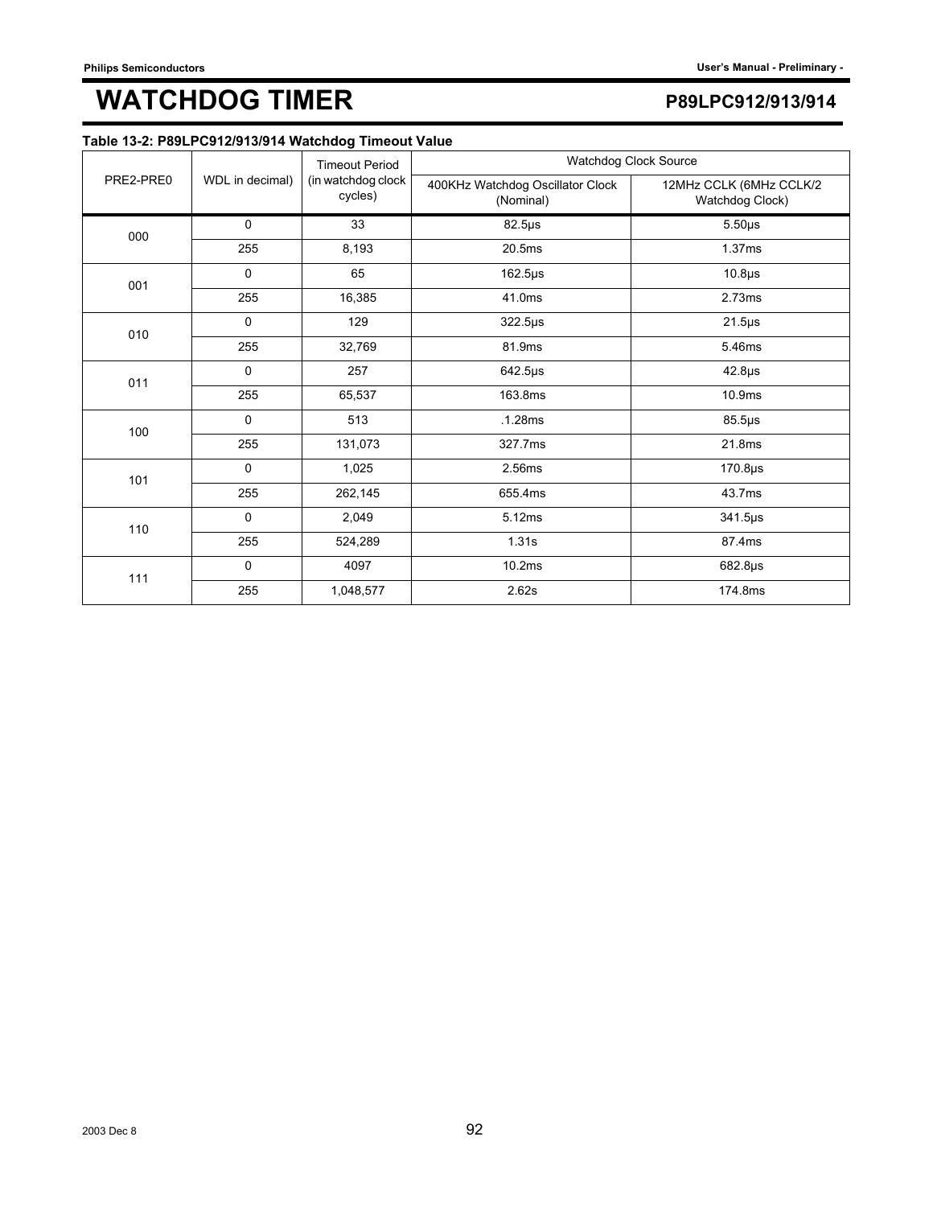# WATCHDOG TIMER

**Table 13-2: P89LPC912/913/914 Watchdog Timeout Value**

| PRE2-PRE0 | WDL in decimal) | Timeout Period (in watchdog clock cycles) | Watchdog Clock Source | |
|---|---|---|---|---|
| | | | 400KHz Watchdog Oscillator Clock (Nominal) | 12MHz CCLK (6MHz CCLK/2 Watchdog Clock) |
| 000 | 0 | 33 | 82.5µs | 5.50µs |
| | 255 | 8,193 | 20.5ms | 1.37ms |
| 001 | 0 | 65 | 162.5µs | 10.8µs |
| | 255 | 16,385 | 41.0ms | 2.73ms |
| 010 | 0 | 129 | 322.5µs | 21.5µs |
| | 255 | 32,769 | 81.9ms | 5.46ms |
| 011 | 0 | 257 | 642.5µs | 42.8µs |
| | 255 | 65,537 | 163.8ms | 10.9ms |
| 100 | 0 | 513 | .1.28ms | 85.5µs |
| | 255 | 131,073 | 327.7ms | 21.8ms |
| 101 | 0 | 1,025 | 2.56ms | 170.8µs |
| | 255 | 262,145 | 655.4ms | 43.7ms |
| 110 | 0 | 2,049 | 5.12ms | 341.5µs |
| | 255 | 524,289 | 1.31s | 87.4ms |
| 111 | 0 | 4097 | 10.2ms | 682.8µs |
| | 255 | 1,048,577 | 2.62s | 174.8ms |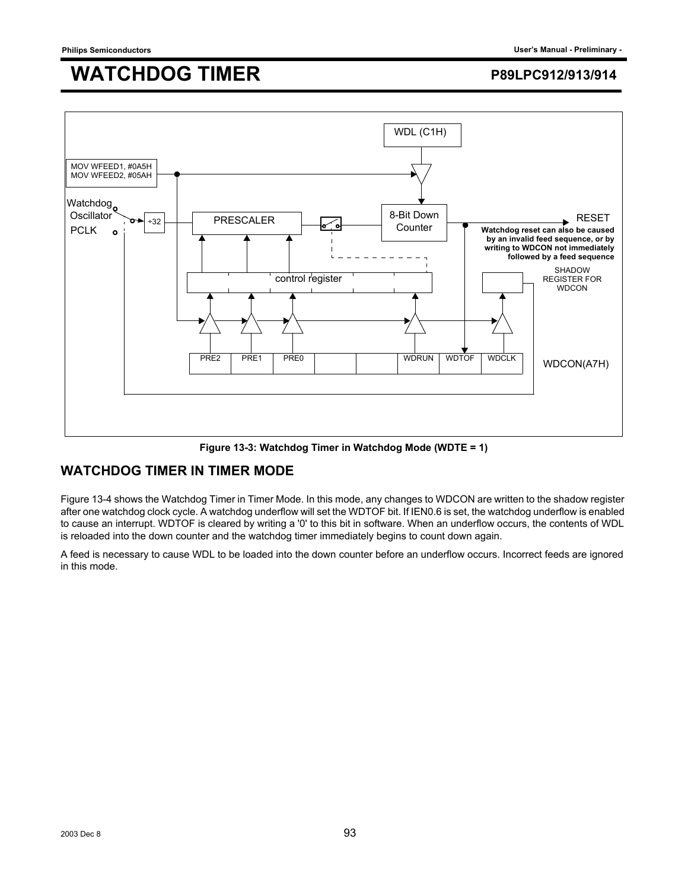## Figure 13-3: Watchdog Timer in Watchdog Mode (WDTE = 1)

## WATCHDOG TIMER IN TIMER MODE

Figure 13-4 shows the Watchdog Timer in Timer Mode. In this mode, any changes to WDCON are written to the shadow register after one watchdog clock cycle. A watchdog underflow will set the WDTOF bit. If IEN0.6 is set, the watchdog underflow is enabled to cause an interrupt. WDTOF is cleared by writing a '0' to this bit in software. When an underflow occurs, the contents of WDL is reloaded into the down counter and the watchdog timer immediately begins to count down again.

A feed is necessary to cause WDL to be loaded into the down counter before an underflow occurs. Incorrect feeds are ignored in this mode.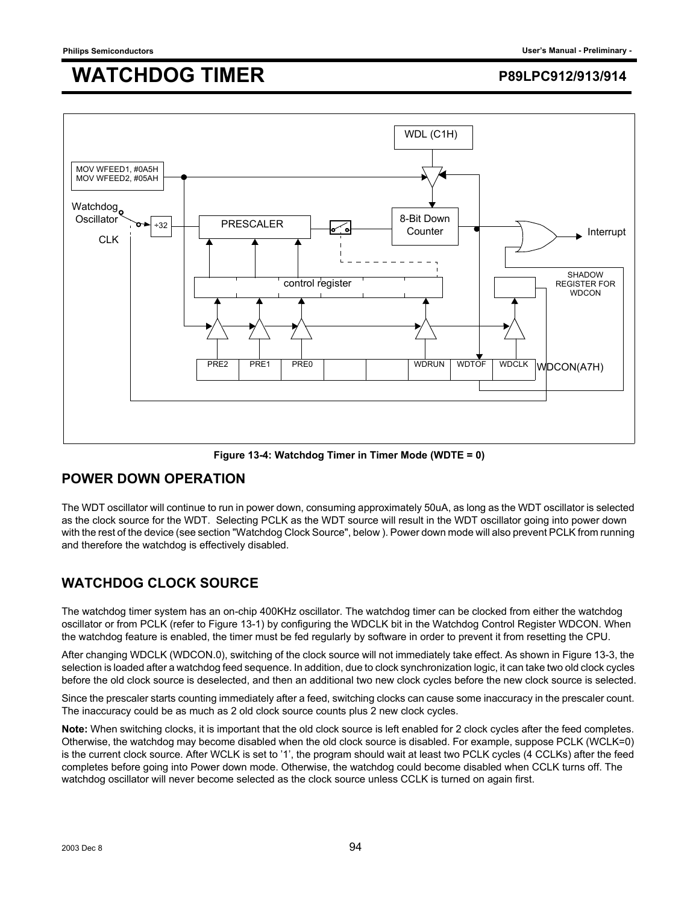Figure 13-4: Watchdog Timer in Timer Mode (WDTE = 0)

## POWER DOWN OPERATION

The WDT oscillator will continue to run in power down, consuming approximately 50uA, as long as the WDT oscillator is selected as the clock source for the WDT. Selecting PCLK as the WDT source will result in the WDT oscillator going into power down with the rest of the device (see section "Watchdog Clock Source", below ). Power down mode will also prevent PCLK from running and therefore the watchdog is effectively disabled.

## WATCHDOG CLOCK SOURCE

The watchdog timer system has an on-chip 400KHz oscillator. The watchdog timer can be clocked from either the watchdog oscillator or from PCLK (refer to Figure 13-1) by configuring the WDCLK bit in the Watchdog Control Register WDCON. When the watchdog feature is enabled, the timer must be fed regularly by software in order to prevent it from resetting the CPU.

After changing WDCLK (WDCON.0), switching of the clock source will not immediately take effect. As shown in Figure 13-3, the selection is loaded after a watchdog feed sequence. In addition, due to clock synchronization logic, it can take two old clock cycles before the old clock source is deselected, and then an additional two new clock cycles before the new clock source is selected.

Since the prescaler starts counting immediately after a feed, switching clocks can cause some inaccuracy in the prescaler count. The inaccuracy could be as much as 2 old clock source counts plus 2 new clock cycles.

**Note:** When switching clocks, it is important that the old clock source is left enabled for 2 clock cycles after the feed completes. Otherwise, the watchdog may become disabled when the old clock source is disabled. For example, suppose PCLK (WCLK=0) is the current clock source. After WCLK is set to '1', the program should wait at least two PCLK cycles (4 CCLKs) after the feed completes before going into Power down mode. Otherwise, the watchdog could become disabled when CCLK turns off. The watchdog oscillator will never become selected as the clock source unless CCLK is turned on again first.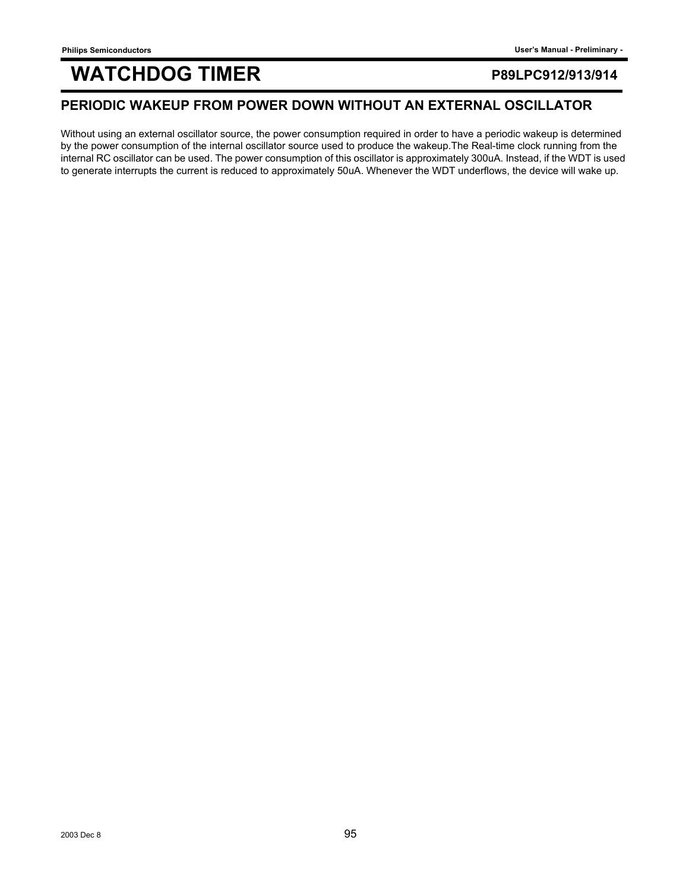# WATCHDOG TIMER

## PERIODIC WAKEUP FROM POWER DOWN WITHOUT AN EXTERNAL OSCILLATOR

Without using an external oscillator source, the power consumption required in order to have a periodic wakeup is determined by the power consumption of the internal oscillator source used to produce the wakeup.The Real-time clock running from the internal RC oscillator can be used. The power consumption of this oscillator is approximately 300uA. Instead, if the WDT is used to generate interrupts the current is reduced to approximately 50uA. Whenever the WDT underflows, the device will wake up.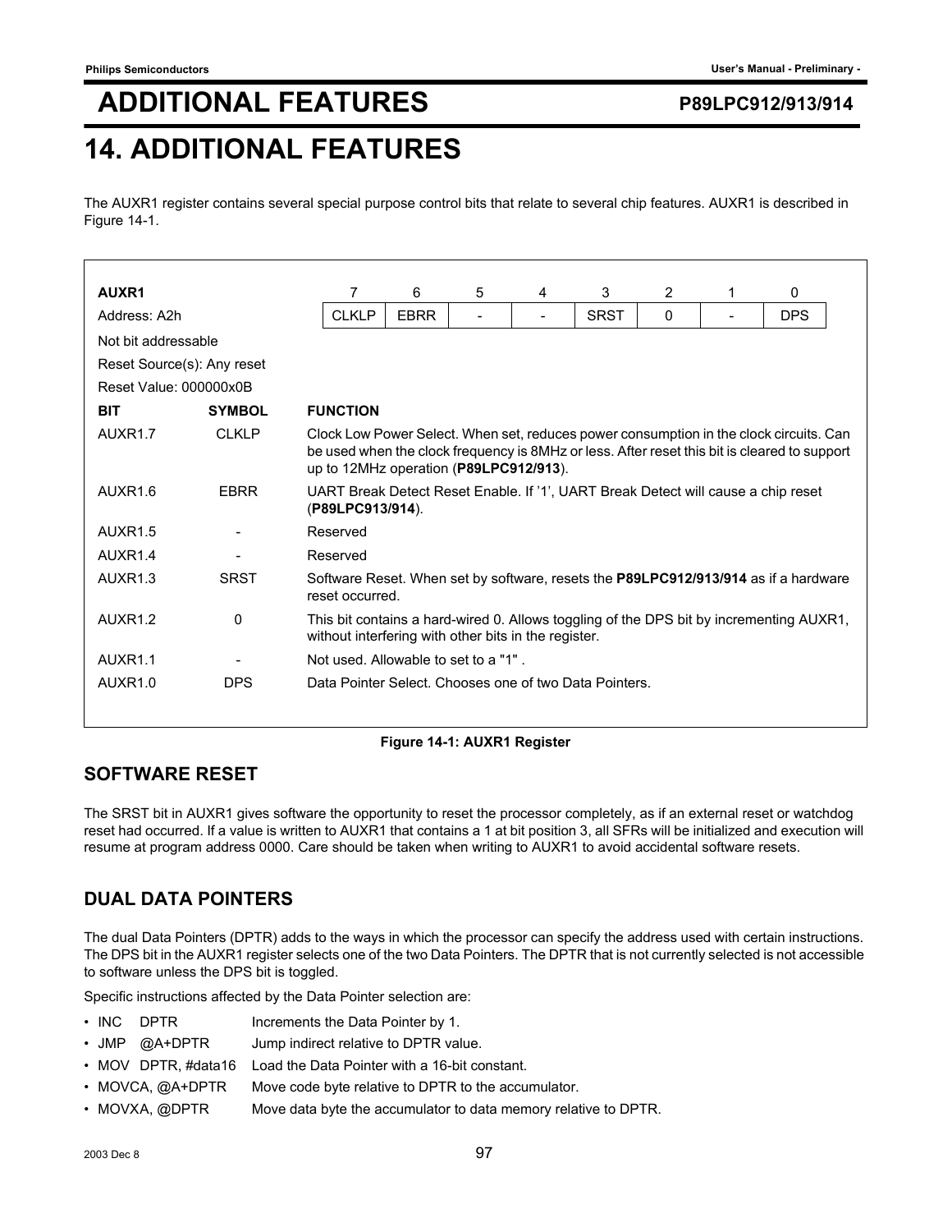# 14. ADDITIONAL FEATURES

The AUXR1 register contains several special purpose control bits that relate to several chip features. AUXR1 is described in Figure 14-1.

**AUXR1**

Address: A2h

Not bit addressable

Reset Source(s): Any reset

Reset Value: 000000x0B

| 7 | 6 | 5 | 4 | 3 | 2 | 1 | 0 |
|---|---|---|---|---|---|---|---|
| CLKLP | EBRR | - | - | SRST | 0 | - | DPS |

| BIT | SYMBOL | FUNCTION |
|---|---|---|
| AUXR1.7 | CLKLP | Clock Low Power Select. When set, reduces power consumption in the clock circuits. Can be used when the clock frequency is 8MHz or less. After reset this bit is cleared to support up to 12MHz operation (**P89LPC912/913**). |
| AUXR1.6 | EBRR | UART Break Detect Reset Enable. If '1', UART Break Detect will cause a chip reset (**P89LPC913/914**). |
| AUXR1.5 | - | Reserved |
| AUXR1.4 | - | Reserved |
| AUXR1.3 | SRST | Software Reset. When set by software, resets the **P89LPC912/913/914** as if a hardware reset occurred. |
| AUXR1.2 | 0 | This bit contains a hard-wired 0. Allows toggling of the DPS bit by incrementing AUXR1, without interfering with other bits in the register. |
| AUXR1.1 | - | Not used. Allowable to set to a "1" . |
| AUXR1.0 | DPS | Data Pointer Select. Chooses one of two Data Pointers. |

**Figure 14-1: AUXR1 Register**

## SOFTWARE RESET

The SRST bit in AUXR1 gives software the opportunity to reset the processor completely, as if an external reset or watchdog reset had occurred. If a value is written to AUXR1 that contains a 1 at bit position 3, all SFRs will be initialized and execution will resume at program address 0000. Care should be taken when writing to AUXR1 to avoid accidental software resets.

## DUAL DATA POINTERS

The dual Data Pointers (DPTR) adds to the ways in which the processor can specify the address used with certain instructions. The DPS bit in the AUXR1 register selects one of the two Data Pointers. The DPTR that is not currently selected is not accessible to software unless the DPS bit is toggled.

Specific instructions affected by the Data Pointer selection are:

- INC DPTR — Increments the Data Pointer by 1.
- JMP @A+DPTR — Jump indirect relative to DPTR value.
- MOV DPTR, #data16 — Load the Data Pointer with a 16-bit constant.
- MOVCA, @A+DPTR — Move code byte relative to DPTR to the accumulator.
- MOVXA, @DPTR — Move data byte the accumulator to data memory relative to DPTR.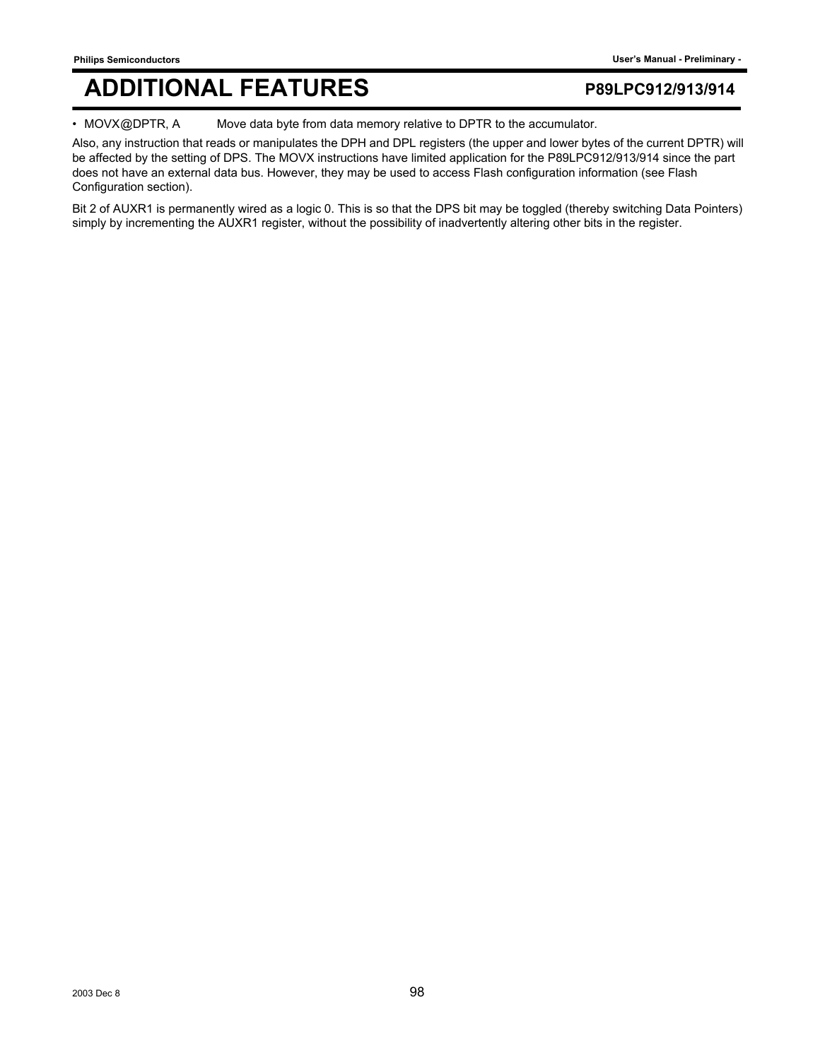- MOVX@DPTR, A     Move data byte from data memory relative to DPTR to the accumulator.

Also, any instruction that reads or manipulates the DPH and DPL registers (the upper and lower bytes of the current DPTR) will be affected by the setting of DPS. The MOVX instructions have limited application for the P89LPC912/913/914 since the part does not have an external data bus. However, they may be used to access Flash configuration information (see Flash Configuration section).

Bit 2 of AUXR1 is permanently wired as a logic 0. This is so that the DPS bit may be toggled (thereby switching Data Pointers) simply by incrementing the AUXR1 register, without the possibility of inadvertently altering other bits in the register.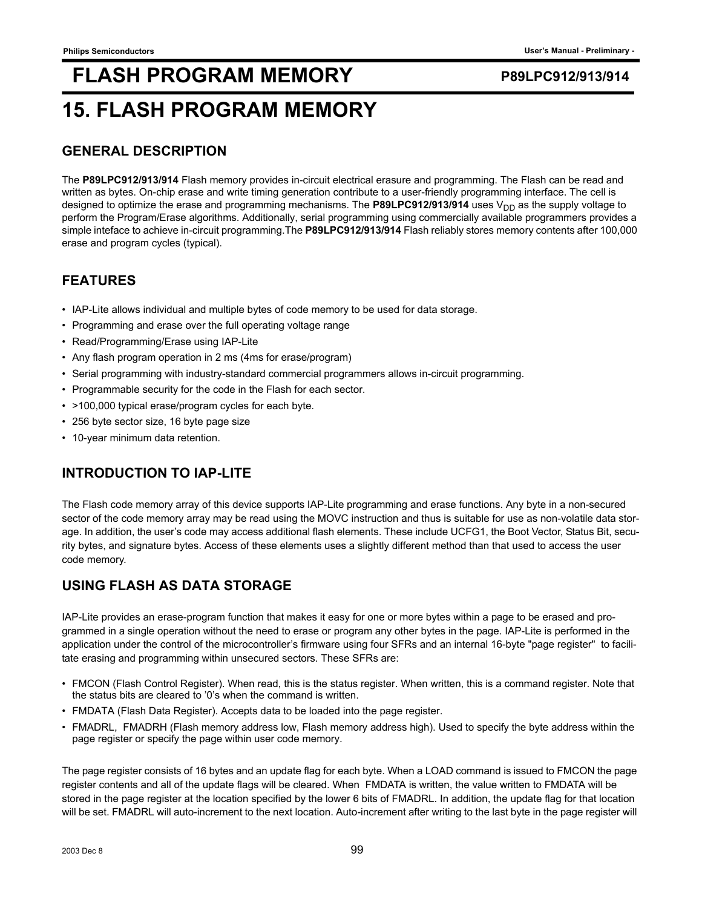# 15. FLASH PROGRAM MEMORY

## GENERAL DESCRIPTION

The **P89LPC912/913/914** Flash memory provides in-circuit electrical erasure and programming. The Flash can be read and written as bytes. On-chip erase and write timing generation contribute to a user-friendly programming interface. The cell is designed to optimize the erase and programming mechanisms. The **P89LPC912/913/914** uses $V_{DD}$ as the supply voltage to perform the Program/Erase algorithms. Additionally, serial programming using commercially available programmers provides a simple inteface to achieve in-circuit programming.The **P89LPC912/913/914** Flash reliably stores memory contents after 100,000 erase and program cycles (typical).

## FEATURES

- IAP-Lite allows individual and multiple bytes of code memory to be used for data storage.
- Programming and erase over the full operating voltage range
- Read/Programming/Erase using IAP-Lite
- Any flash program operation in 2 ms (4ms for erase/program)
- Serial programming with industry-standard commercial programmers allows in-circuit programming.
- Programmable security for the code in the Flash for each sector.
- >100,000 typical erase/program cycles for each byte.
- 256 byte sector size, 16 byte page size
- 10-year minimum data retention.

## INTRODUCTION TO IAP-LITE

The Flash code memory array of this device supports IAP-Lite programming and erase functions. Any byte in a non-secured sector of the code memory array may be read using the MOVC instruction and thus is suitable for use as non-volatile data storage. In addition, the user's code may access additional flash elements. These include UCFG1, the Boot Vector, Status Bit, security bytes, and signature bytes. Access of these elements uses a slightly different method than that used to access the user code memory.

## USING FLASH AS DATA STORAGE

IAP-Lite provides an erase-program function that makes it easy for one or more bytes within a page to be erased and programmed in a single operation without the need to erase or program any other bytes in the page. IAP-Lite is performed in the application under the control of the microcontroller's firmware using four SFRs and an internal 16-byte "page register" to facilitate erasing and programming within unsecured sectors. These SFRs are:

- FMCON (Flash Control Register). When read, this is the status register. When written, this is a command register. Note that the status bits are cleared to '0's when the command is written.
- FMDATA (Flash Data Register). Accepts data to be loaded into the page register.
- FMADRL, FMADRH (Flash memory address low, Flash memory address high). Used to specify the byte address within the page register or specify the page within user code memory.

The page register consists of 16 bytes and an update flag for each byte. When a LOAD command is issued to FMCON the page register contents and all of the update flags will be cleared. When FMDATA is written, the value written to FMDATA will be stored in the page register at the location specified by the lower 6 bits of FMADRL. In addition, the update flag for that location will be set. FMADRL will auto-increment to the next location. Auto-increment after writing to the last byte in the page register will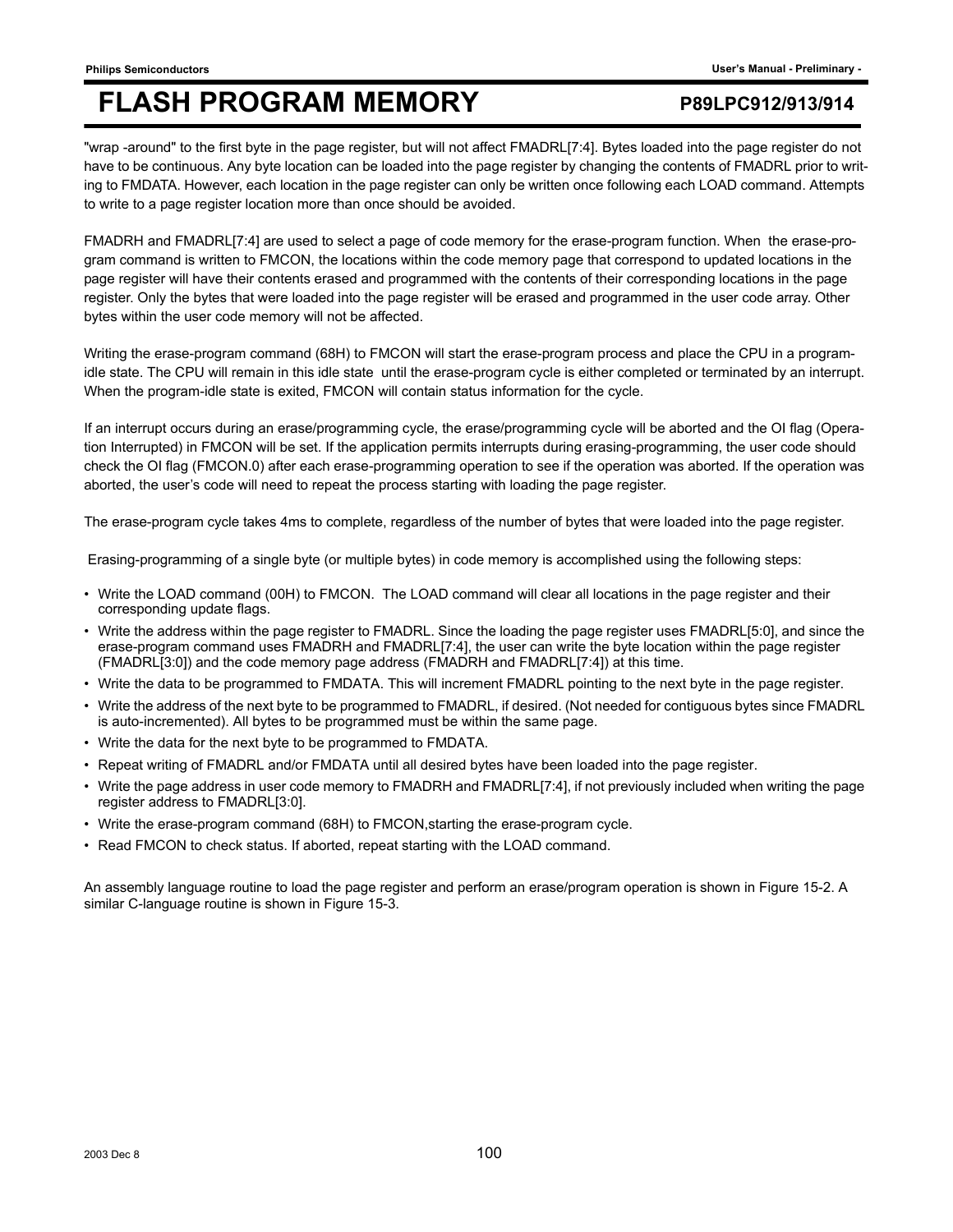"wrap -around" to the first byte in the page register, but will not affect FMADRL[7:4]. Bytes loaded into the page register do not have to be continuous. Any byte location can be loaded into the page register by changing the contents of FMADRL prior to writing to FMDATA. However, each location in the page register can only be written once following each LOAD command. Attempts to write to a page register location more than once should be avoided.

FMADRH and FMADRL[7:4] are used to select a page of code memory for the erase-program function. When the erase-program command is written to FMCON, the locations within the code memory page that correspond to updated locations in the page register will have their contents erased and programmed with the contents of their corresponding locations in the page register. Only the bytes that were loaded into the page register will be erased and programmed in the user code array. Other bytes within the user code memory will not be affected.

Writing the erase-program command (68H) to FMCON will start the erase-program process and place the CPU in a program-idle state. The CPU will remain in this idle state until the erase-program cycle is either completed or terminated by an interrupt. When the program-idle state is exited, FMCON will contain status information for the cycle.

If an interrupt occurs during an erase/programming cycle, the erase/programming cycle will be aborted and the OI flag (Operation Interrupted) in FMCON will be set. If the application permits interrupts during erasing-programming, the user code should check the OI flag (FMCON.0) after each erase-programming operation to see if the operation was aborted. If the operation was aborted, the user's code will need to repeat the process starting with loading the page register.

The erase-program cycle takes 4ms to complete, regardless of the number of bytes that were loaded into the page register.

Erasing-programming of a single byte (or multiple bytes) in code memory is accomplished using the following steps:

- Write the LOAD command (00H) to FMCON. The LOAD command will clear all locations in the page register and their corresponding update flags.
- Write the address within the page register to FMADRL. Since the loading the page register uses FMADRL[5:0], and since the erase-program command uses FMADRH and FMADRL[7:4], the user can write the byte location within the page register (FMADRL[3:0]) and the code memory page address (FMADRH and FMADRL[7:4]) at this time.
- Write the data to be programmed to FMDATA. This will increment FMADRL pointing to the next byte in the page register.
- Write the address of the next byte to be programmed to FMADRL, if desired. (Not needed for contiguous bytes since FMADRL is auto-incremented). All bytes to be programmed must be within the same page.
- Write the data for the next byte to be programmed to FMDATA.
- Repeat writing of FMADRL and/or FMDATA until all desired bytes have been loaded into the page register.
- Write the page address in user code memory to FMADRH and FMADRL[7:4], if not previously included when writing the page register address to FMADRL[3:0].
- Write the erase-program command (68H) to FMCON,starting the erase-program cycle.
- Read FMCON to check status. If aborted, repeat starting with the LOAD command.

An assembly language routine to load the page register and perform an erase/program operation is shown in Figure 15-2. A similar C-language routine is shown in Figure 15-3.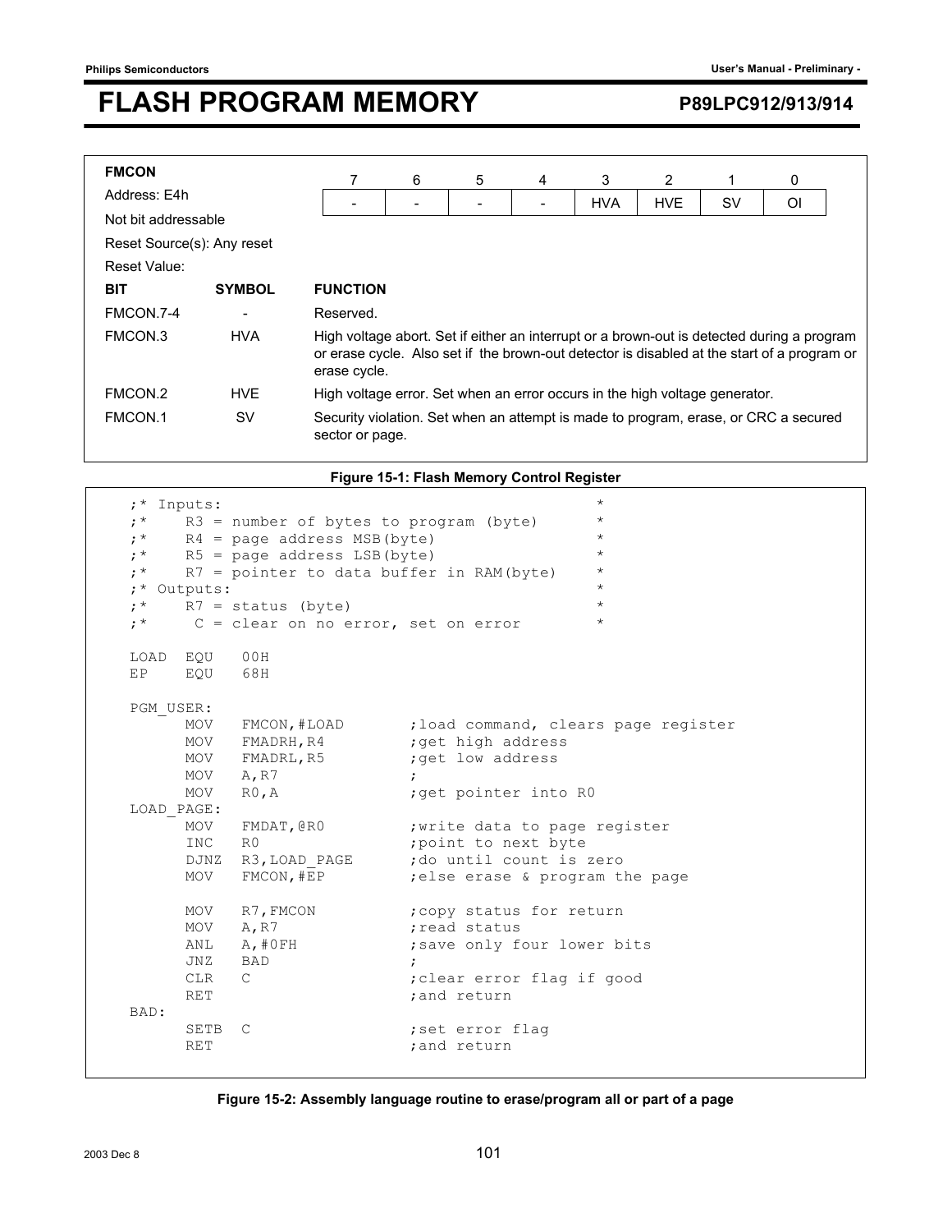# FLASH PROGRAM MEMORY

**FMCON**

Address: E4h

Not bit addressable

Reset Source(s): Any reset

Reset Value:

| 7 | 6 | 5 | 4 | 3 | 2 | 1 | 0 |
|---|---|---|---|---|---|---|---|
| - | - | - | - | HVA | HVE | SV | OI |

| BIT | SYMBOL | FUNCTION |
|---|---|---|
| FMCON.7-4 | - | Reserved. |
| FMCON.3 | HVA | High voltage abort. Set if either an interrupt or a brown-out is detected during a program or erase cycle. Also set if the brown-out detector is disabled at the start of a program or erase cycle. |
| FMCON.2 | HVE | High voltage error. Set when an error occurs in the high voltage generator. |
| FMCON.1 | SV | Security violation. Set when an attempt is made to program, erase, or CRC a secured sector or page. |

**Figure 15-1: Flash Memory Control Register**

```
;* Inputs:                                        *
;*    R3 = number of bytes to program (byte)      *
;*    R4 = page address MSB(byte)                 *
;*    R5 = page address LSB(byte)                 *
;*    R7 = pointer to data buffer in RAM(byte)    *
;* Outputs:                                       *
;*    R7 = status (byte)                          *
;*     C = clear on no error, set on error        *

LOAD  EQU   00H
EP    EQU   68H

PGM_USER:
      MOV   FMCON,#LOAD        ;load command, clears page register
      MOV   FMADRH,R4          ;get high address
      MOV   FMADRL,R5          ;get low address
      MOV   A,R7               ;
      MOV   R0,A               ;get pointer into R0
LOAD_PAGE:
      MOV   FMDAT,@R0          ;write data to page register
      INC   R0                 ;point to next byte
      DJNZ  R3,LOAD_PAGE       ;do until count is zero
      MOV   FMCON,#EP          ;else erase & program the page

      MOV   R7,FMCON           ;copy status for return
      MOV   A,R7               ;read status
      ANL   A,#0FH             ;save only four lower bits
      JNZ   BAD                ;
      CLR   C                  ;clear error flag if good
      RET                      ;and return
BAD:
      SETB  C                  ;set error flag
      RET                      ;and return
```

**Figure 15-2: Assembly language routine to erase/program all or part of a page**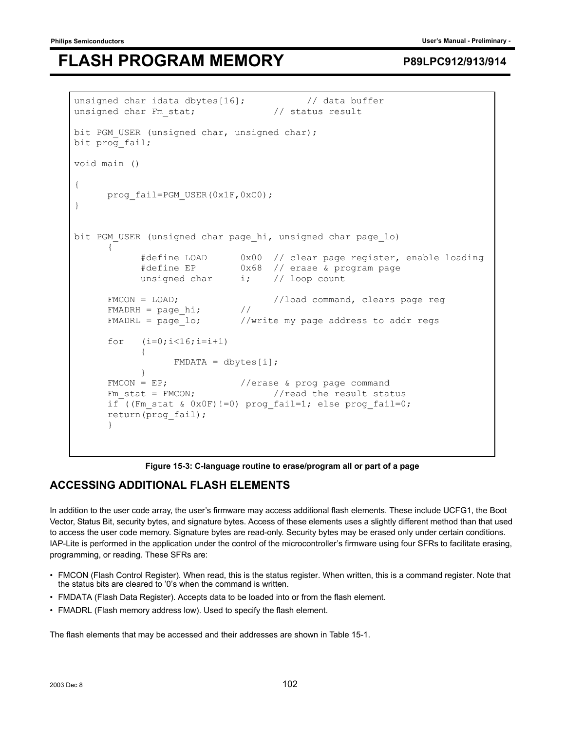```
unsigned char idata dbytes[16];           // data buffer
unsigned char Fm_stat;              // status result

bit PGM_USER (unsigned char, unsigned char);
bit prog_fail;

void main ()

{
      prog_fail=PGM_USER(0x1F,0xC0);
}


bit PGM_USER (unsigned char page_hi, unsigned char page_lo)
      {
            #define LOAD      0x00  // clear page register, enable loading
            #define EP        0x68  // erase & program page
            unsigned char     i;    // loop count

      FMCON = LOAD;                 //load command, clears page reg
      FMADRH = page_hi;       //
      FMADRL = page_lo;       //write my page address to addr regs

      for   (i=0;i<16;i=i+1)
            {
                  FMDATA = dbytes[i];
            }
      FMCON = EP;             //erase & prog page command
      Fm_stat = FMCON;              //read the result status
      if ((Fm_stat & 0x0F)!=0) prog_fail=1; else prog_fail=0;
      return(prog_fail);
      }
```

**Figure 15-3: C-language routine to erase/program all or part of a page**

## ACCESSING ADDITIONAL FLASH ELEMENTS

In addition to the user code array, the user's firmware may access additional flash elements. These include UCFG1, the Boot Vector, Status Bit, security bytes, and signature bytes. Access of these elements uses a slightly different method than that used to access the user code memory. Signature bytes are read-only. Security bytes may be erased only under certain conditions. IAP-Lite is performed in the application under the control of the microcontroller's firmware using four SFRs to facilitate erasing, programming, or reading. These SFRs are:

- FMCON (Flash Control Register). When read, this is the status register. When written, this is a command register. Note that the status bits are cleared to '0's when the command is written.
- FMDATA (Flash Data Register). Accepts data to be loaded into or from the flash element.
- FMADRL (Flash memory address low). Used to specify the flash element.

The flash elements that may be accessed and their addresses are shown in Table 15-1.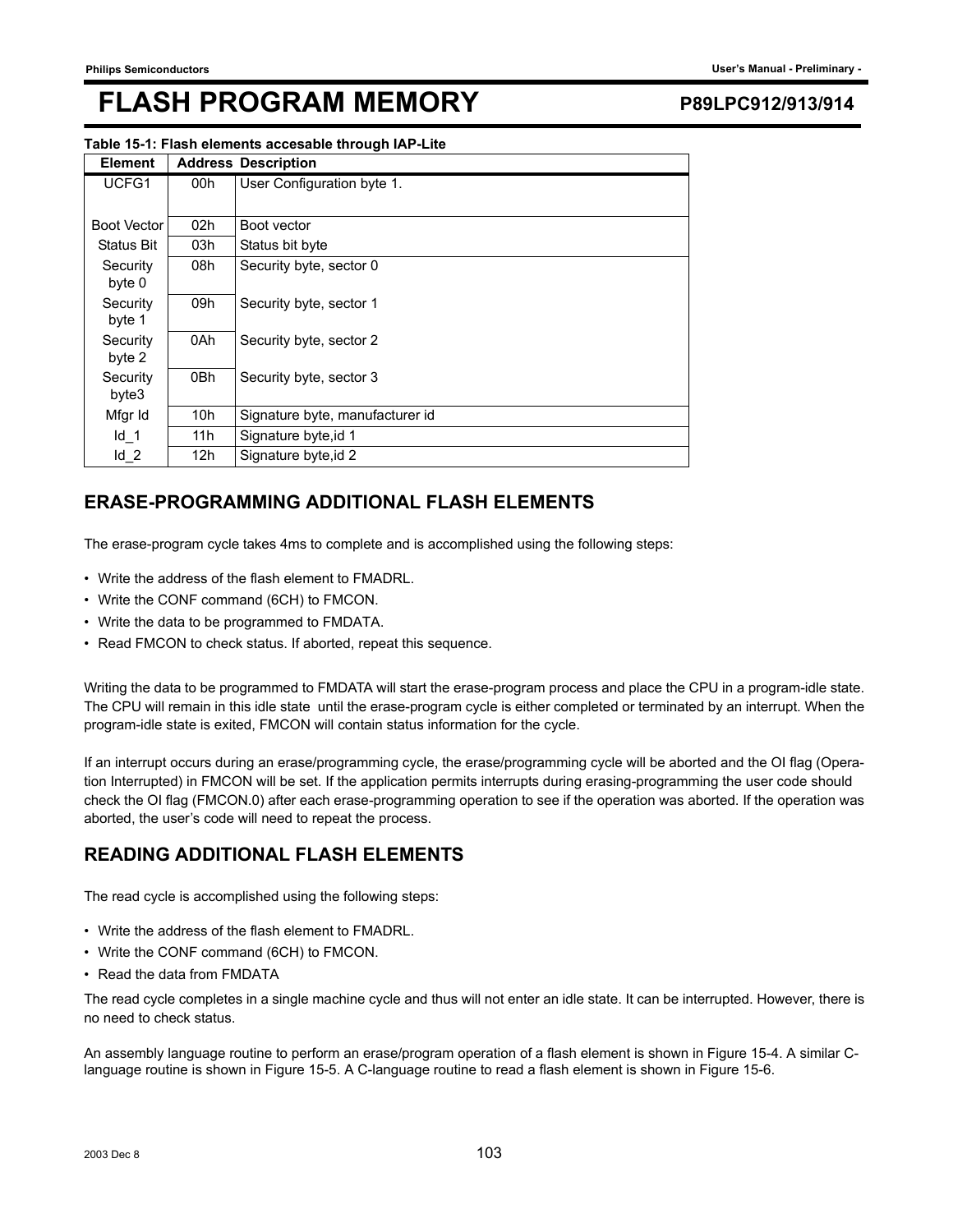**Table 15-1: Flash elements accesable through IAP-Lite**

| Element | Address | Description |
|---|---|---|
| UCFG1 | 00h | User Configuration byte 1. |
| Boot Vector | 02h | Boot vector |
| Status Bit | 03h | Status bit byte |
| Security byte 0 | 08h | Security byte, sector 0 |
| Security byte 1 | 09h | Security byte, sector 1 |
| Security byte 2 | 0Ah | Security byte, sector 2 |
| Security byte3 | 0Bh | Security byte, sector 3 |
| Mfgr Id | 10h | Signature byte, manufacturer id |
| Id_1 | 11h | Signature byte,id 1 |
| Id_2 | 12h | Signature byte,id 2 |

## ERASE-PROGRAMMING ADDITIONAL FLASH ELEMENTS

The erase-program cycle takes 4ms to complete and is accomplished using the following steps:

- Write the address of the flash element to FMADRL.
- Write the CONF command (6CH) to FMCON.
- Write the data to be programmed to FMDATA.
- Read FMCON to check status. If aborted, repeat this sequence.

Writing the data to be programmed to FMDATA will start the erase-program process and place the CPU in a program-idle state. The CPU will remain in this idle state until the erase-program cycle is either completed or terminated by an interrupt. When the program-idle state is exited, FMCON will contain status information for the cycle.

If an interrupt occurs during an erase/programming cycle, the erase/programming cycle will be aborted and the OI flag (Operation Interrupted) in FMCON will be set. If the application permits interrupts during erasing-programming the user code should check the OI flag (FMCON.0) after each erase-programming operation to see if the operation was aborted. If the operation was aborted, the user's code will need to repeat the process.

## READING ADDITIONAL FLASH ELEMENTS

The read cycle is accomplished using the following steps:

- Write the address of the flash element to FMADRL.
- Write the CONF command (6CH) to FMCON.
- Read the data from FMDATA

The read cycle completes in a single machine cycle and thus will not enter an idle state. It can be interrupted. However, there is no need to check status.

An assembly language routine to perform an erase/program operation of a flash element is shown in Figure 15-4. A similar C-language routine is shown in Figure 15-5. A C-language routine to read a flash element is shown in Figure 15-6.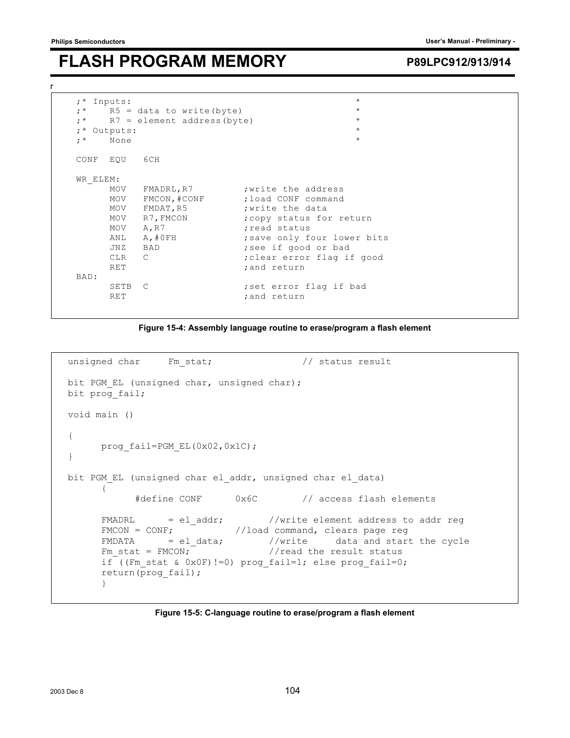```
;* Inputs:                                            *
;*    R5 = data to write(byte)                        *
;*    R7 = element address(byte)                      *
;* Outputs:                                           *
;*    None                                            *

CONF  EQU   6CH

WR_ELEM:
      MOV   FMADRL,R7          ;write the address
      MOV   FMCON,#CONF        ;load CONF command
      MOV   FMDAT,R5           ;write the data
      MOV   R7,FMCON           ;copy status for return
      MOV   A,R7               ;read status
      ANL   A,#0FH             ;save only four lower bits
      JNZ   BAD                ;see if good or bad
      CLR   C                  ;clear error flag if good
      RET                      ;and return
BAD:
      SETB  C                  ;set error flag if bad
      RET                      ;and return
```

**Figure 15-4: Assembly language routine to erase/program a flash element**

```
unsigned char     Fm_stat;                 // status result

bit PGM_EL (unsigned char, unsigned char);
bit prog_fail;

void main ()

{
      prog_fail=PGM_EL(0x02,0x1C);
}

bit PGM_EL (unsigned char el_addr, unsigned char el_data)
      {
            #define CONF      0x6C        // access flash elements

      FMADRL      = el_addr;         //write element address to addr reg
      FMCON = CONF;            //load command, clears page reg
      FMDATA      = el_data;         //write     data and start the cycle
      Fm_stat = FMCON;               //read the result status
      if ((Fm_stat & 0x0F)!=0) prog_fail=1; else prog_fail=0;
      return(prog_fail);
      }
```

**Figure 15-5: C-language routine to erase/program a flash element**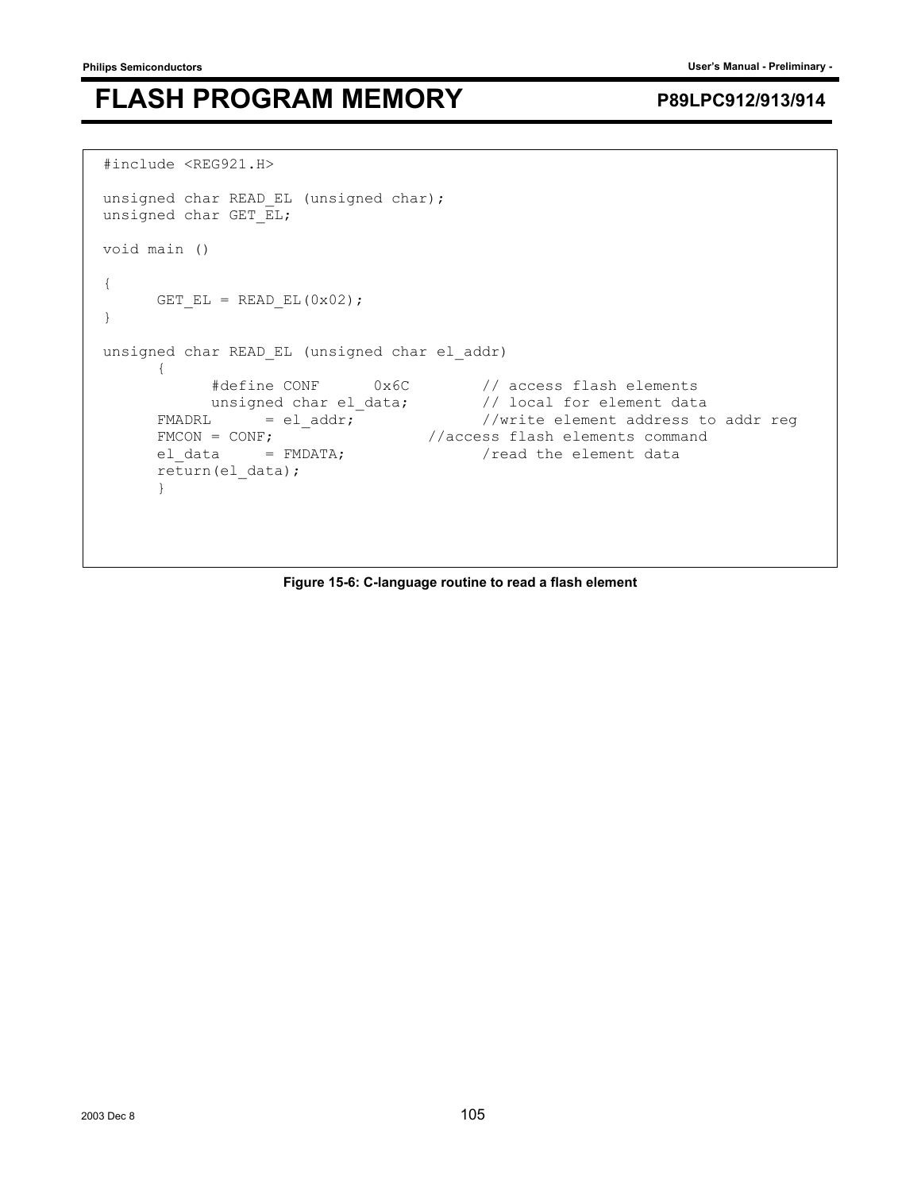```
#include <REG921.H>

unsigned char READ_EL (unsigned char);
unsigned char GET_EL;

void main ()

{
      GET_EL = READ_EL(0x02);
}

unsigned char READ_EL (unsigned char el_addr)
      {
            #define CONF      0x6C        // access flash elements
            unsigned char el_data;        // local for element data
      FMADRL      = el_addr;              //write element address to addr reg
      FMCON = CONF;                 //access flash elements command
      el_data     = FMDATA;               /read the element data
      return(el_data);
      }
```

**Figure 15-6: C-language routine to read a flash element**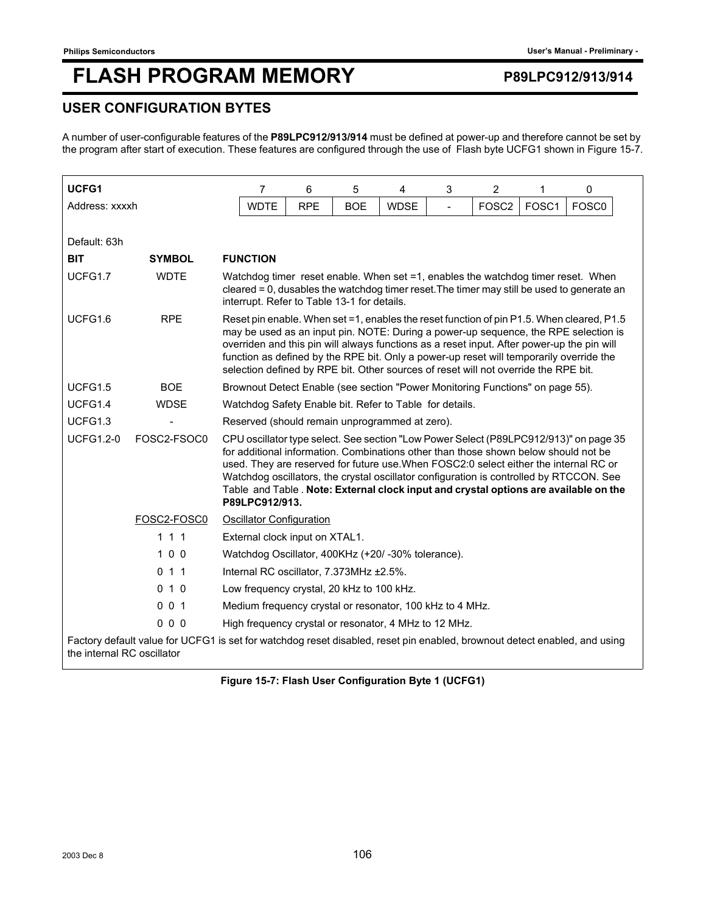# FLASH PROGRAM MEMORY

## USER CONFIGURATION BYTES

A number of user-configurable features of the **P89LPC912/913/914** must be defined at power-up and therefore cannot be set by the program after start of execution. These features are configured through the use of Flash byte UCFG1 shown in Figure 15-7.

**UCFG1**

Address: xxxxh

| 7 | 6 | 5 | 4 | 3 | 2 | 1 | 0 |
|---|---|---|---|---|---|---|---|
| WDTE | RPE | BOE | WDSE | - | FOSC2 | FOSC1 | FOSC0 |

Default: 63h

| BIT | SYMBOL | FUNCTION |
|---|---|---|
| UCFG1.7 | WDTE | Watchdog timer reset enable. When set =1, enables the watchdog timer reset. When cleared = 0, dusables the watchdog timer reset.The timer may still be used to generate an interrupt. Refer to Table 13-1 for details. |
| UCFG1.6 | RPE | Reset pin enable. When set =1, enables the reset function of pin P1.5. When cleared, P1.5 may be used as an input pin. NOTE: During a power-up sequence, the RPE selection is overriden and this pin will always functions as a reset input. After power-up the pin will function as defined by the RPE bit. Only a power-up reset will temporarily override the selection defined by RPE bit. Other sources of reset will not override the RPE bit. |
| UCFG1.5 | BOE | Brownout Detect Enable (see section "Power Monitoring Functions" on page 55). |
| UCFG1.4 | WDSE | Watchdog Safety Enable bit. Refer to Table for details. |
| UCFG1.3 | - | Reserved (should remain unprogrammed at zero). |
| UCFG1.2-0 | FOSC2-FSOC0 | CPU oscillator type select. See section "Low Power Select (P89LPC912/913)" on page 35 for additional information. Combinations other than those shown below should not be used. They are reserved for future use.When FOSC2:0 select either the internal RC or Watchdog oscillators, the crystal oscillator configuration is controlled by RTCCON. See Table and Table . **Note: External clock input and crystal options are available on the P89LPC912/913.** |
| | FOSC2-FOSC0 | Oscillator Configuration |
| | 1 1 1 | External clock input on XTAL1. |
| | 1 0 0 | Watchdog Oscillator, 400KHz (+20/ -30% tolerance). |
| | 0 1 1 | Internal RC oscillator, 7.373MHz ±2.5%. |
| | 0 1 0 | Low frequency crystal, 20 kHz to 100 kHz. |
| | 0 0 1 | Medium frequency crystal or resonator, 100 kHz to 4 MHz. |
| | 0 0 0 | High frequency crystal or resonator, 4 MHz to 12 MHz. |

Factory default value for UCFG1 is set for watchdog reset disabled, reset pin enabled, brownout detect enabled, and using the internal RC oscillator

**Figure 15-7: Flash User Configuration Byte 1 (UCFG1)**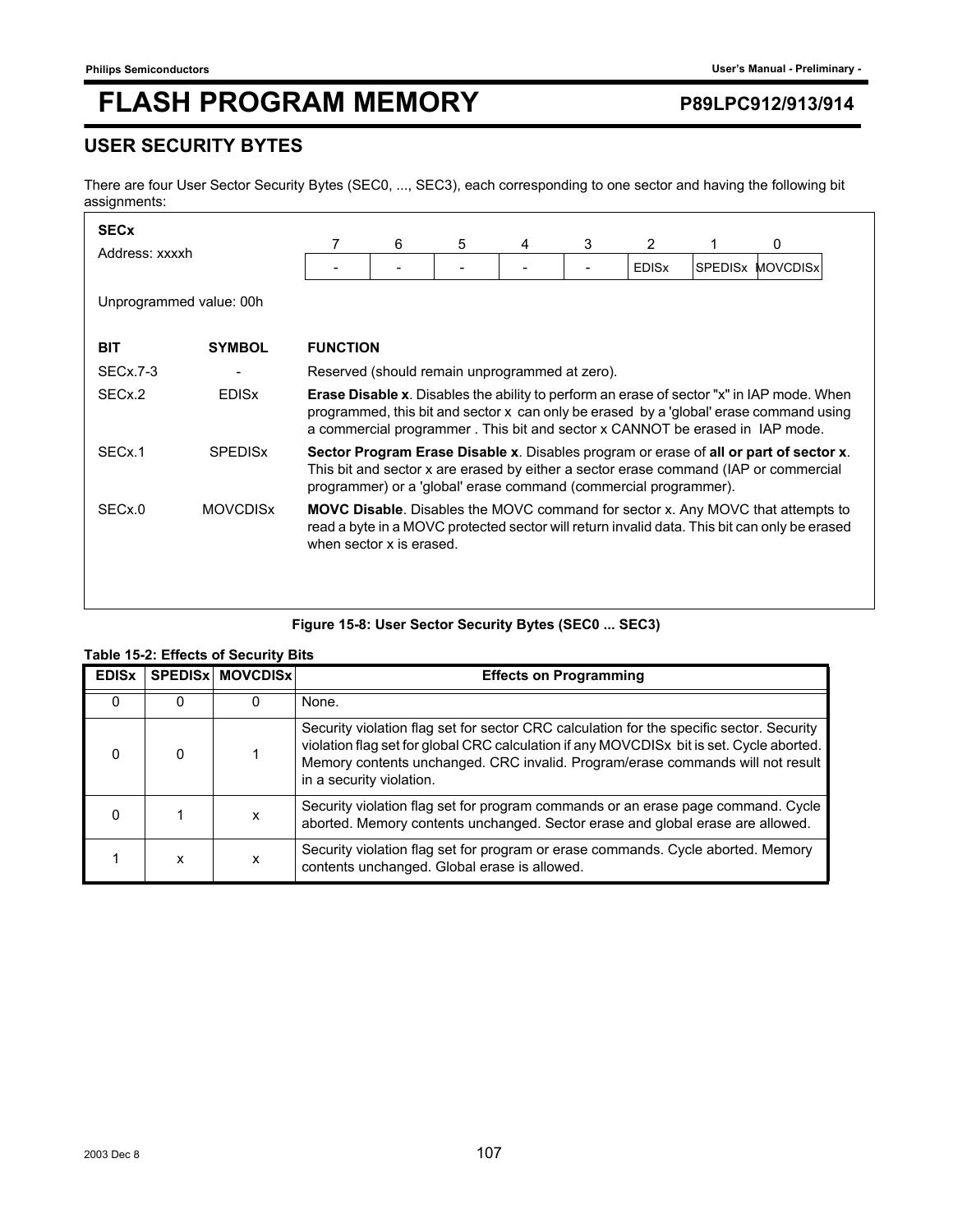# FLASH PROGRAM MEMORY

## USER SECURITY BYTES

There are four User Sector Security Bytes (SEC0, ..., SEC3), each corresponding to one sector and having the following bit assignments:

**SECx**

Address: xxxxh

| 7 | 6 | 5 | 4 | 3 | 2 | 1 | 0 |
|---|---|---|---|---|---|---|---|
| - | - | - | - | - | EDISx | SPEDISx | MOVCDISx |

Unprogrammed value: 00h

| BIT | SYMBOL | FUNCTION |
|---|---|---|
| SECx.7-3 | - | Reserved (should remain unprogrammed at zero). |
| SECx.2 | EDISx | **Erase Disable x**. Disables the ability to perform an erase of sector "x" in IAP mode. When programmed, this bit and sector x can only be erased by a 'global' erase command using a commercial programmer . This bit and sector x CANNOT be erased in IAP mode. |
| SECx.1 | SPEDISx | **Sector Program Erase Disable x**. Disables program or erase of **all or part of sector x**. This bit and sector x are erased by either a sector erase command (IAP or commercial programmer) or a 'global' erase command (commercial programmer). |
| SECx.0 | MOVCDISx | **MOVC Disable**. Disables the MOVC command for sector x. Any MOVC that attempts to read a byte in a MOVC protected sector will return invalid data. This bit can only be erased when sector x is erased. |

**Figure 15-8: User Sector Security Bytes (SEC0 ... SEC3)**

**Table 15-2: Effects of Security Bits**

| EDISx | SPEDISx | MOVCDISx | Effects on Programming |
|---|---|---|---|
| 0 | 0 | 0 | None. |
| 0 | 0 | 1 | Security violation flag set for sector CRC calculation for the specific sector. Security violation flag set for global CRC calculation if any MOVCDISx bit is set. Cycle aborted. Memory contents unchanged. CRC invalid. Program/erase commands will not result in a security violation. |
| 0 | 1 | x | Security violation flag set for program commands or an erase page command. Cycle aborted. Memory contents unchanged. Sector erase and global erase are allowed. |
| 1 | x | x | Security violation flag set for program or erase commands. Cycle aborted. Memory contents unchanged. Global erase is allowed. |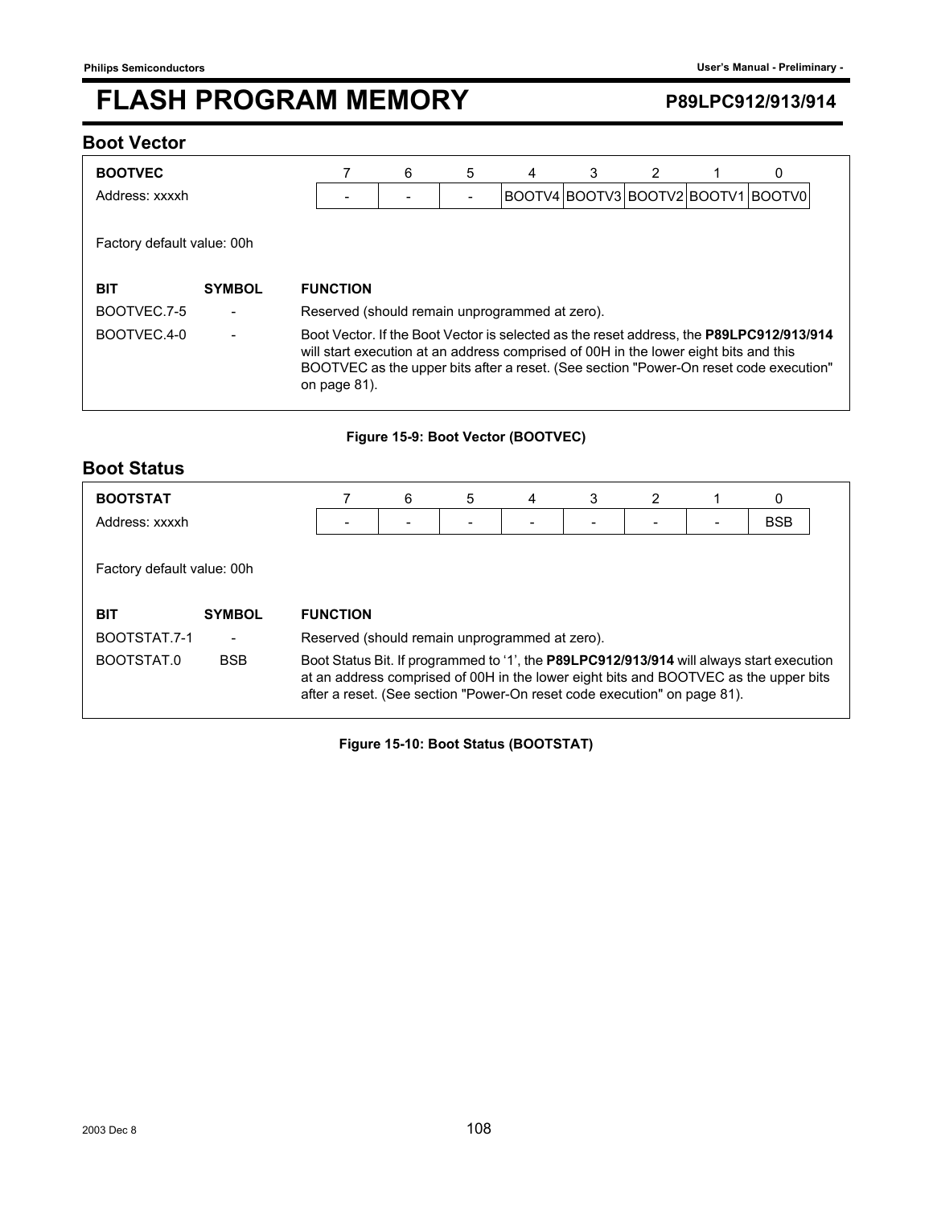## Boot Vector

| BOOTVEC | 7 | 6 | 5 | 4 | 3 | 2 | 1 | 0 |
|---|---|---|---|---|---|---|---|---|
| Address: xxxxh | - | - | - | BOOTV4 | BOOTV3 | BOOTV2 | BOOTV1 | BOOTV0 |

Factory default value: 00h

| BIT | SYMBOL | FUNCTION |
|---|---|---|
| BOOTVEC.7-5 | - | Reserved (should remain unprogrammed at zero). |
| BOOTVEC.4-0 | - | Boot Vector. If the Boot Vector is selected as the reset address, the **P89LPC912/913/914** will start execution at an address comprised of 00H in the lower eight bits and this BOOTVEC as the upper bits after a reset. (See section "Power-On reset code execution" on page 81). |

**Figure 15-9: Boot Vector (BOOTVEC)**

## Boot Status

| BOOTSTAT | 7 | 6 | 5 | 4 | 3 | 2 | 1 | 0 |
|---|---|---|---|---|---|---|---|---|
| Address: xxxxh | - | - | - | - | - | - | - | BSB |

Factory default value: 00h

| BIT | SYMBOL | FUNCTION |
|---|---|---|
| BOOTSTAT.7-1 | - | Reserved (should remain unprogrammed at zero). |
| BOOTSTAT.0 | BSB | Boot Status Bit. If programmed to '1', the **P89LPC912/913/914** will always start execution at an address comprised of 00H in the lower eight bits and BOOTVEC as the upper bits after a reset. (See section "Power-On reset code execution" on page 81). |

**Figure 15-10: Boot Status (BOOTSTAT)**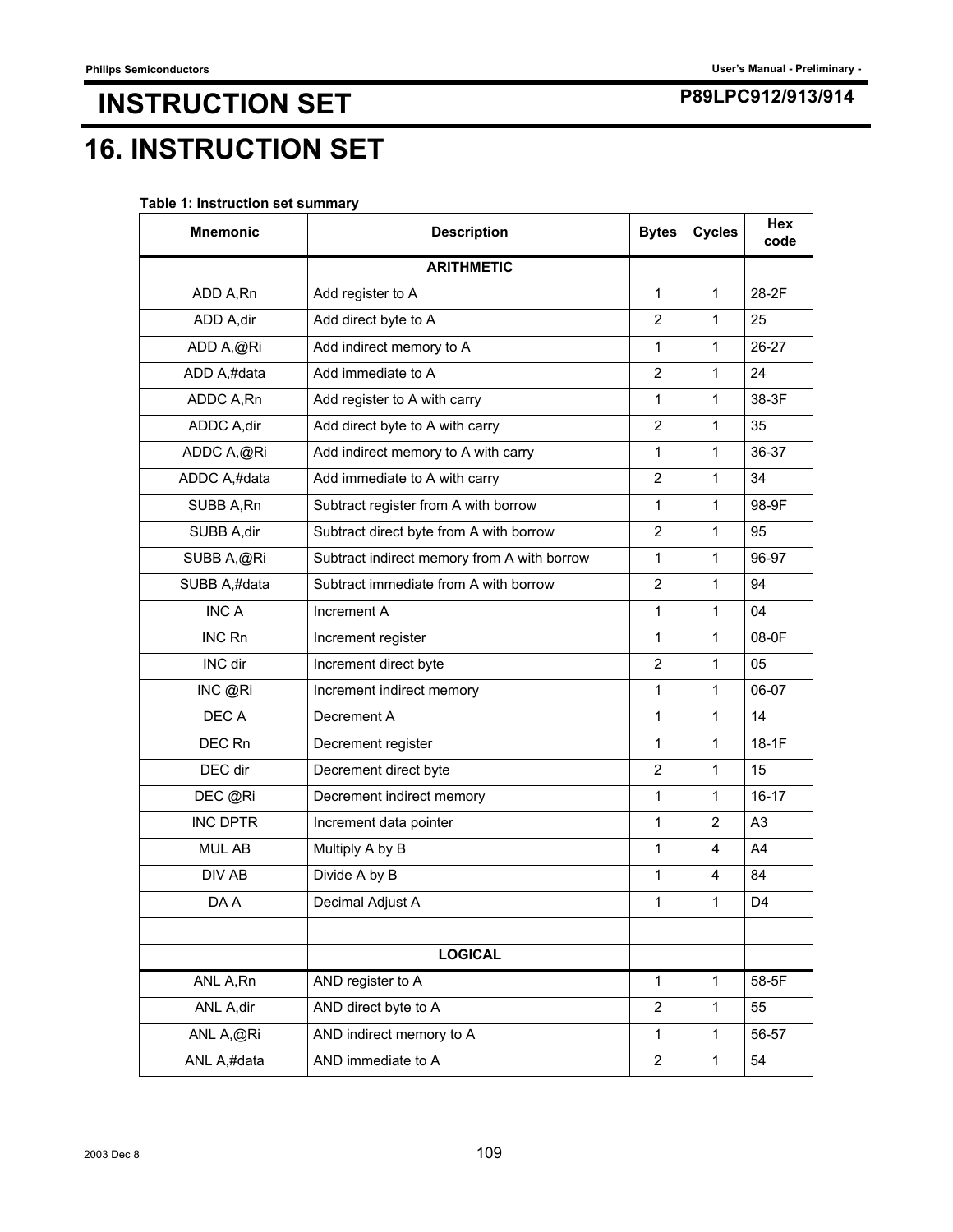# 16. INSTRUCTION SET

**Table 1: Instruction set summary**

| Mnemonic | Description | Bytes | Cycles | Hex code |
|---|---|---|---|---|
| | **ARITHMETIC** | | | |
| ADD A,Rn | Add register to A | 1 | 1 | 28-2F |
| ADD A,dir | Add direct byte to A | 2 | 1 | 25 |
| ADD A,@Ri | Add indirect memory to A | 1 | 1 | 26-27 |
| ADD A,#data | Add immediate to A | 2 | 1 | 24 |
| ADDC A,Rn | Add register to A with carry | 1 | 1 | 38-3F |
| ADDC A,dir | Add direct byte to A with carry | 2 | 1 | 35 |
| ADDC A,@Ri | Add indirect memory to A with carry | 1 | 1 | 36-37 |
| ADDC A,#data | Add immediate to A with carry | 2 | 1 | 34 |
| SUBB A,Rn | Subtract register from A with borrow | 1 | 1 | 98-9F |
| SUBB A,dir | Subtract direct byte from A with borrow | 2 | 1 | 95 |
| SUBB A,@Ri | Subtract indirect memory from A with borrow | 1 | 1 | 96-97 |
| SUBB A,#data | Subtract immediate from A with borrow | 2 | 1 | 94 |
| INC A | Increment A | 1 | 1 | 04 |
| INC Rn | Increment register | 1 | 1 | 08-0F |
| INC dir | Increment direct byte | 2 | 1 | 05 |
| INC @Ri | Increment indirect memory | 1 | 1 | 06-07 |
| DEC A | Decrement A | 1 | 1 | 14 |
| DEC Rn | Decrement register | 1 | 1 | 18-1F |
| DEC dir | Decrement direct byte | 2 | 1 | 15 |
| DEC @Ri | Decrement indirect memory | 1 | 1 | 16-17 |
| INC DPTR | Increment data pointer | 1 | 2 | A3 |
| MUL AB | Multiply A by B | 1 | 4 | A4 |
| DIV AB | Divide A by B | 1 | 4 | 84 |
| DA A | Decimal Adjust A | 1 | 1 | D4 |
| | | | | |
| | **LOGICAL** | | | |
| ANL A,Rn | AND register to A | 1 | 1 | 58-5F |
| ANL A,dir | AND direct byte to A | 2 | 1 | 55 |
| ANL A,@Ri | AND indirect memory to A | 1 | 1 | 56-57 |
| ANL A,#data | AND immediate to A | 2 | 1 | 54 |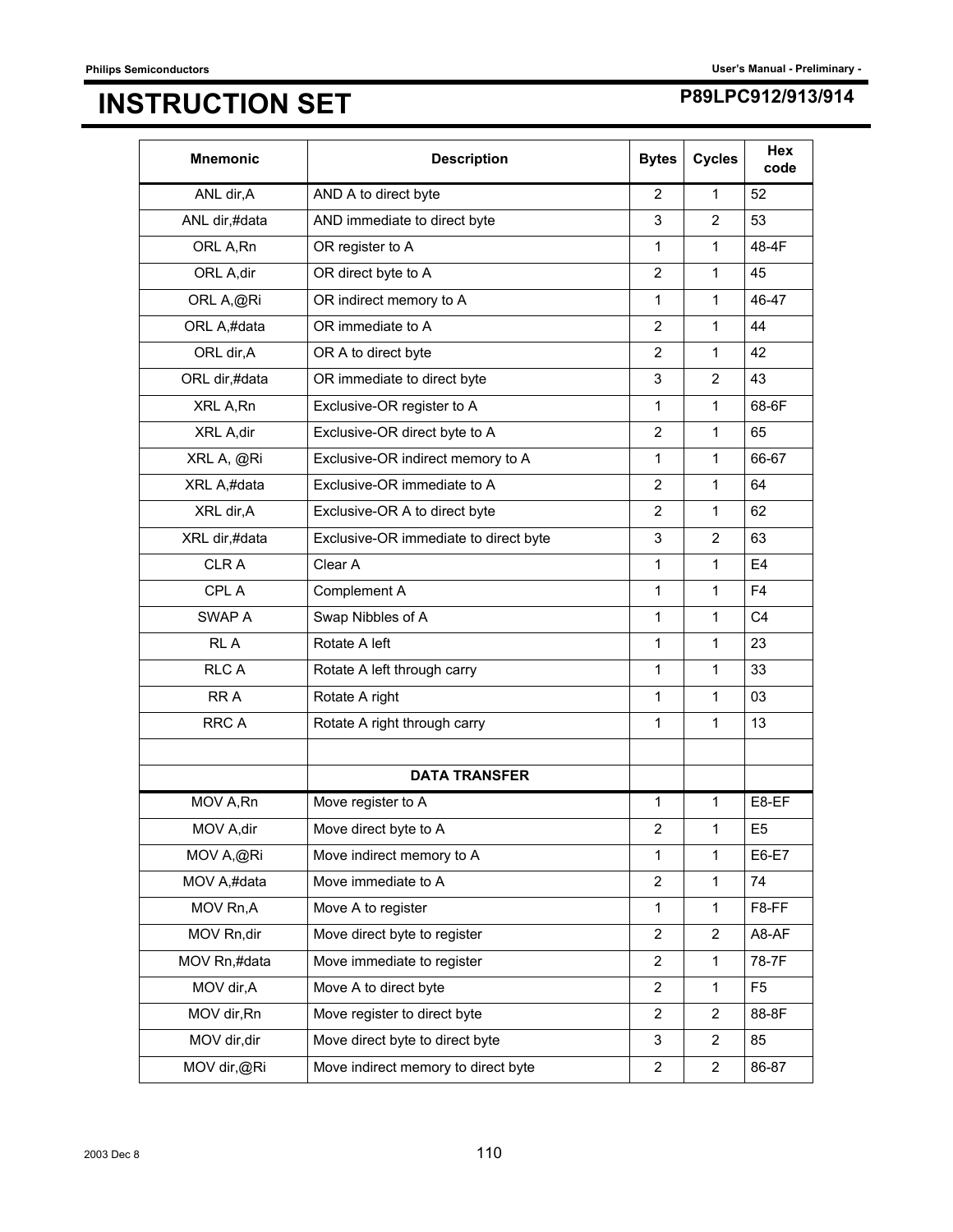# INSTRUCTION SET

| Mnemonic | Description | Bytes | Cycles | Hex code |
|---|---|---|---|---|
| ANL dir,A | AND A to direct byte | 2 | 1 | 52 |
| ANL dir,#data | AND immediate to direct byte | 3 | 2 | 53 |
| ORL A,Rn | OR register to A | 1 | 1 | 48-4F |
| ORL A,dir | OR direct byte to A | 2 | 1 | 45 |
| ORL A,@Ri | OR indirect memory to A | 1 | 1 | 46-47 |
| ORL A,#data | OR immediate to A | 2 | 1 | 44 |
| ORL dir,A | OR A to direct byte | 2 | 1 | 42 |
| ORL dir,#data | OR immediate to direct byte | 3 | 2 | 43 |
| XRL A,Rn | Exclusive-OR register to A | 1 | 1 | 68-6F |
| XRL A,dir | Exclusive-OR direct byte to A | 2 | 1 | 65 |
| XRL A, @Ri | Exclusive-OR indirect memory to A | 1 | 1 | 66-67 |
| XRL A,#data | Exclusive-OR immediate to A | 2 | 1 | 64 |
| XRL dir,A | Exclusive-OR A to direct byte | 2 | 1 | 62 |
| XRL dir,#data | Exclusive-OR immediate to direct byte | 3 | 2 | 63 |
| CLR A | Clear A | 1 | 1 | E4 |
| CPL A | Complement A | 1 | 1 | F4 |
| SWAP A | Swap Nibbles of A | 1 | 1 | C4 |
| RL A | Rotate A left | 1 | 1 | 23 |
| RLC A | Rotate A left through carry | 1 | 1 | 33 |
| RR A | Rotate A right | 1 | 1 | 03 |
| RRC A | Rotate A right through carry | 1 | 1 | 13 |
| | | | | |
| | **DATA TRANSFER** | | | |
| MOV A,Rn | Move register to A | 1 | 1 | E8-EF |
| MOV A,dir | Move direct byte to A | 2 | 1 | E5 |
| MOV A,@Ri | Move indirect memory to A | 1 | 1 | E6-E7 |
| MOV A,#data | Move immediate to A | 2 | 1 | 74 |
| MOV Rn,A | Move A to register | 1 | 1 | F8-FF |
| MOV Rn,dir | Move direct byte to register | 2 | 2 | A8-AF |
| MOV Rn,#data | Move immediate to register | 2 | 1 | 78-7F |
| MOV dir,A | Move A to direct byte | 2 | 1 | F5 |
| MOV dir,Rn | Move register to direct byte | 2 | 2 | 88-8F |
| MOV dir,dir | Move direct byte to direct byte | 3 | 2 | 85 |
| MOV dir,@Ri | Move indirect memory to direct byte | 2 | 2 | 86-87 |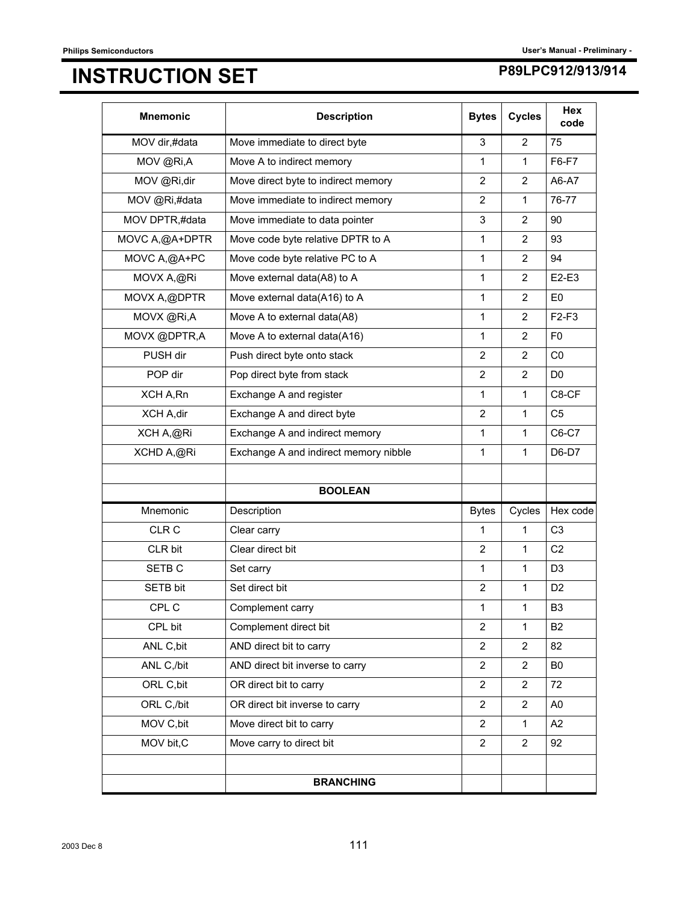# INSTRUCTION SET

| Mnemonic | Description | Bytes | Cycles | Hex code |
|---|---|---|---|---|
| MOV dir,#data | Move immediate to direct byte | 3 | 2 | 75 |
| MOV @Ri,A | Move A to indirect memory | 1 | 1 | F6-F7 |
| MOV @Ri,dir | Move direct byte to indirect memory | 2 | 2 | A6-A7 |
| MOV @Ri,#data | Move immediate to indirect memory | 2 | 1 | 76-77 |
| MOV DPTR,#data | Move immediate to data pointer | 3 | 2 | 90 |
| MOVC A,@A+DPTR | Move code byte relative DPTR to A | 1 | 2 | 93 |
| MOVC A,@A+PC | Move code byte relative PC to A | 1 | 2 | 94 |
| MOVX A,@Ri | Move external data(A8) to A | 1 | 2 | E2-E3 |
| MOVX A,@DPTR | Move external data(A16) to A | 1 | 2 | E0 |
| MOVX @Ri,A | Move A to external data(A8) | 1 | 2 | F2-F3 |
| MOVX @DPTR,A | Move A to external data(A16) | 1 | 2 | F0 |
| PUSH dir | Push direct byte onto stack | 2 | 2 | C0 |
| POP dir | Pop direct byte from stack | 2 | 2 | D0 |
| XCH A,Rn | Exchange A and register | 1 | 1 | C8-CF |
| XCH A,dir | Exchange A and direct byte | 2 | 1 | C5 |
| XCH A,@Ri | Exchange A and indirect memory | 1 | 1 | C6-C7 |
| XCHD A,@Ri | Exchange A and indirect memory nibble | 1 | 1 | D6-D7 |
| | | | | |
| | **BOOLEAN** | | | |
| Mnemonic | Description | Bytes | Cycles | Hex code |
| CLR C | Clear carry | 1 | 1 | C3 |
| CLR bit | Clear direct bit | 2 | 1 | C2 |
| SETB C | Set carry | 1 | 1 | D3 |
| SETB bit | Set direct bit | 2 | 1 | D2 |
| CPL C | Complement carry | 1 | 1 | B3 |
| CPL bit | Complement direct bit | 2 | 1 | B2 |
| ANL C,bit | AND direct bit to carry | 2 | 2 | 82 |
| ANL C,/bit | AND direct bit inverse to carry | 2 | 2 | B0 |
| ORL C,bit | OR direct bit to carry | 2 | 2 | 72 |
| ORL C,/bit | OR direct bit inverse to carry | 2 | 2 | A0 |
| MOV C,bit | Move direct bit to carry | 2 | 1 | A2 |
| MOV bit,C | Move carry to direct bit | 2 | 2 | 92 |
| | | | | |
| | **BRANCHING** | | | |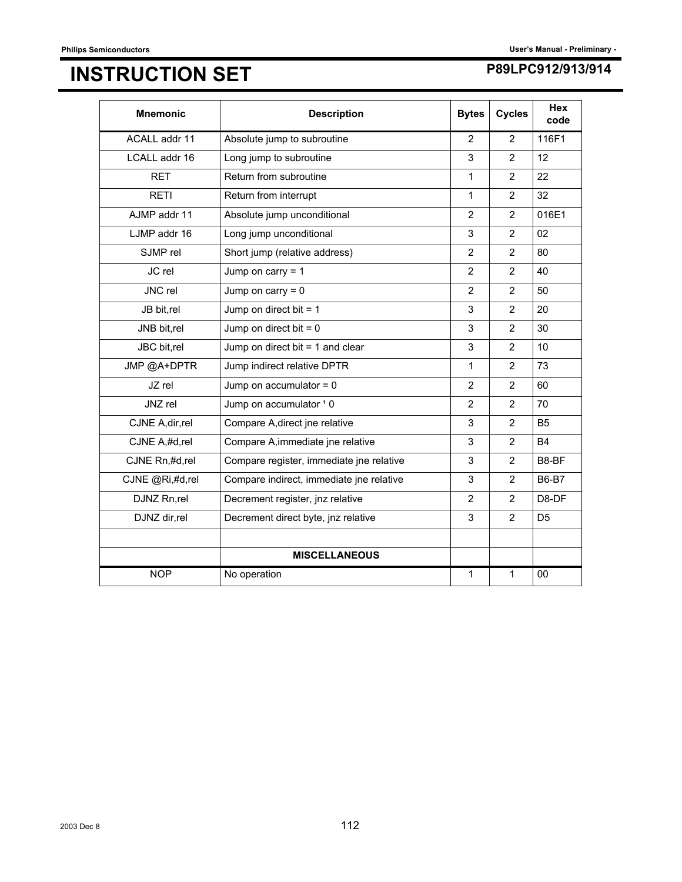# INSTRUCTION SET

| Mnemonic | Description | Bytes | Cycles | Hex code |
|---|---|---|---|---|
| ACALL addr 11 | Absolute jump to subroutine | 2 | 2 | 116F1 |
| LCALL addr 16 | Long jump to subroutine | 3 | 2 | 12 |
| RET | Return from subroutine | 1 | 2 | 22 |
| RETI | Return from interrupt | 1 | 2 | 32 |
| AJMP addr 11 | Absolute jump unconditional | 2 | 2 | 016E1 |
| LJMP addr 16 | Long jump unconditional | 3 | 2 | 02 |
| SJMP rel | Short jump (relative address) | 2 | 2 | 80 |
| JC rel | Jump on carry = 1 | 2 | 2 | 40 |
| JNC rel | Jump on carry = 0 | 2 | 2 | 50 |
| JB bit,rel | Jump on direct bit = 1 | 3 | 2 | 20 |
| JNB bit,rel | Jump on direct bit = 0 | 3 | 2 | 30 |
| JBC bit,rel | Jump on direct bit = 1 and clear | 3 | 2 | 10 |
| JMP @A+DPTR | Jump indirect relative DPTR | 1 | 2 | 73 |
| JZ rel | Jump on accumulator = 0 | 2 | 2 | 60 |
| JNZ rel | Jump on accumulator ¹ 0 | 2 | 2 | 70 |
| CJNE A,dir,rel | Compare A,direct jne relative | 3 | 2 | B5 |
| CJNE A,#d,rel | Compare A,immediate jne relative | 3 | 2 | B4 |
| CJNE Rn,#d,rel | Compare register, immediate jne relative | 3 | 2 | B8-BF |
| CJNE @Ri,#d,rel | Compare indirect, immediate jne relative | 3 | 2 | B6-B7 |
| DJNZ Rn,rel | Decrement register, jnz relative | 2 | 2 | D8-DF |
| DJNZ dir,rel | Decrement direct byte, jnz relative | 3 | 2 | D5 |
| | | | | |
| | **MISCELLANEOUS** | | | |
| NOP | No operation | 1 | 1 | 00 |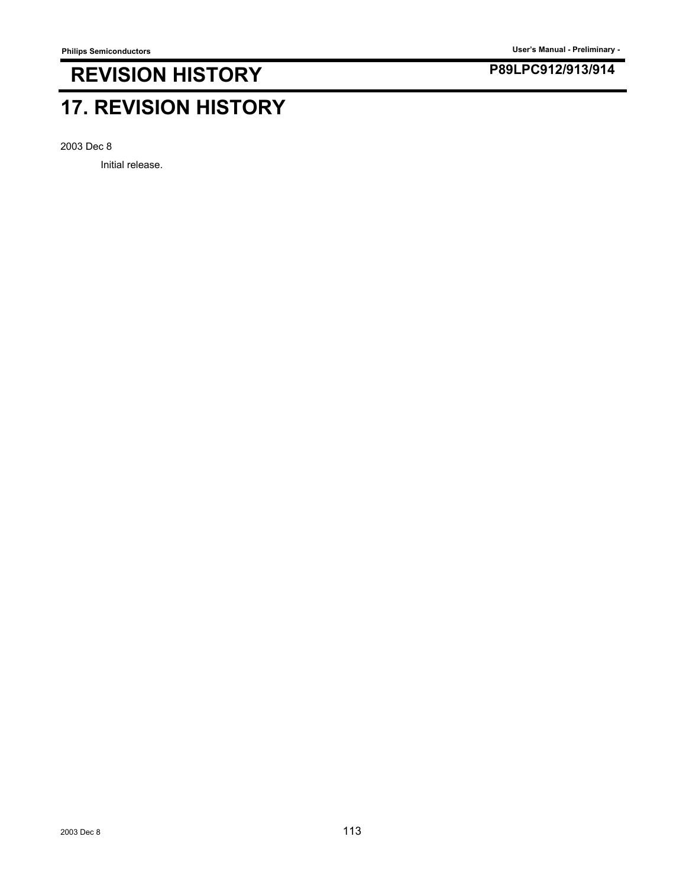# 17. REVISION HISTORY

2003 Dec 8

Initial release.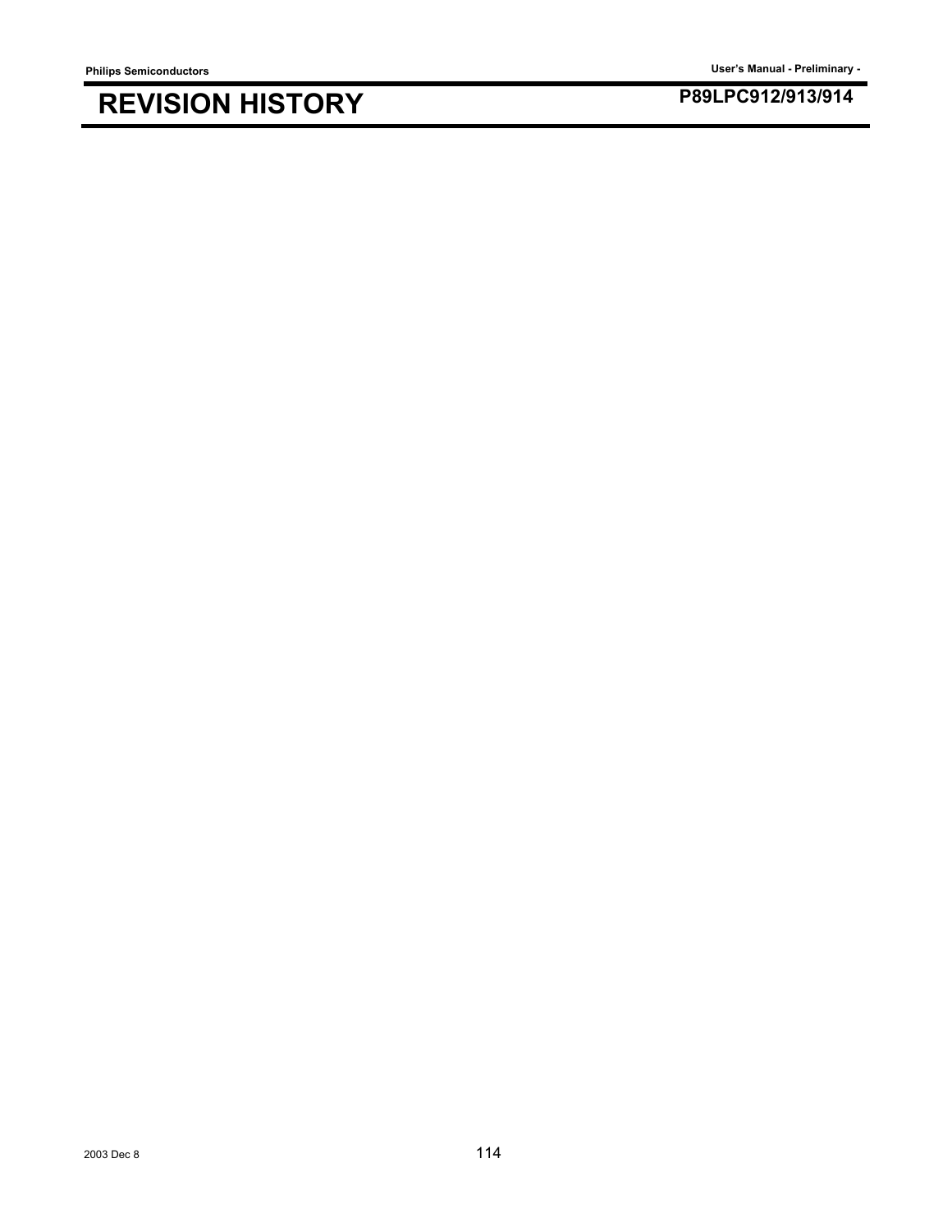# REVISION HISTORY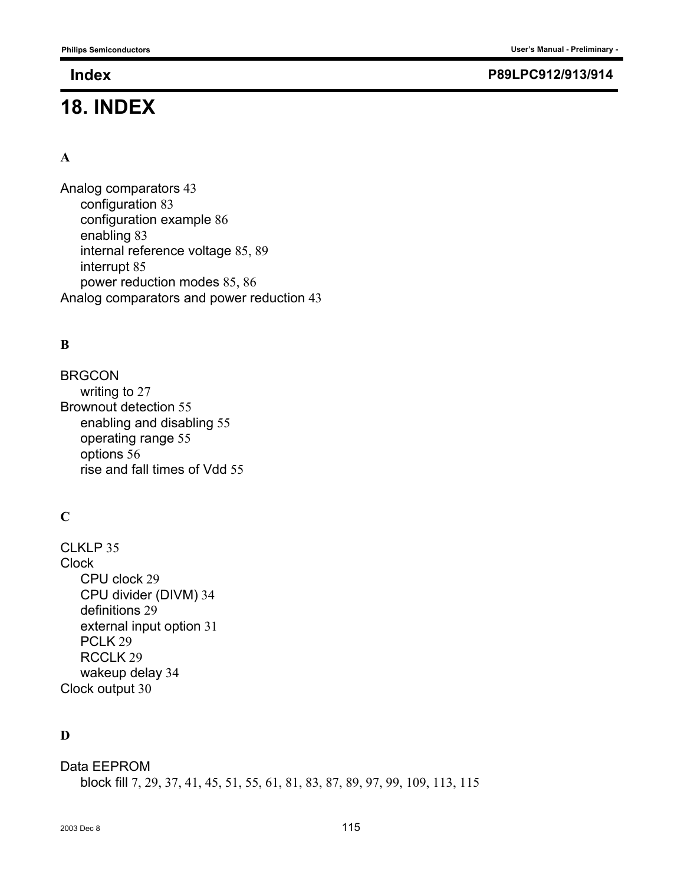# 18. INDEX

### A

Analog comparators 43
- configuration 83
- configuration example 86
- enabling 83
- internal reference voltage 85, 89
- interrupt 85
- power reduction modes 85, 86

Analog comparators and power reduction 43

### B

BRGCON
- writing to 27

Brownout detection 55
- enabling and disabling 55
- operating range 55
- options 56
- rise and fall times of Vdd 55

### C

CLKLP 35

Clock
- CPU clock 29
- CPU divider (DIVM) 34
- definitions 29
- external input option 31
- PCLK 29
- RCCLK 29
- wakeup delay 34

Clock output 30

### D

Data EEPROM
- block fill 7, 29, 37, 41, 45, 51, 55, 61, 81, 83, 87, 89, 97, 99, 109, 113, 115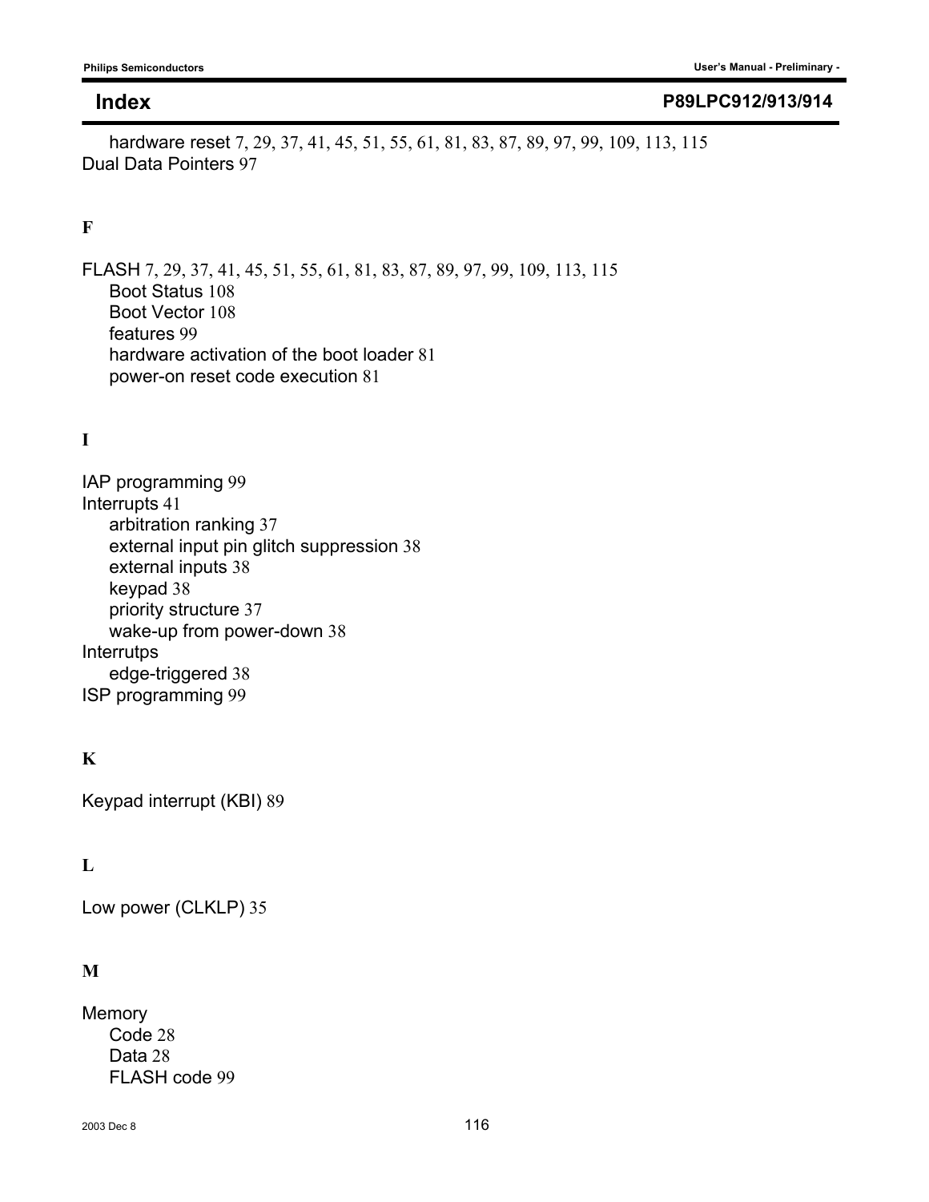## Index

- hardware reset 7, 29, 37, 41, 45, 51, 55, 61, 81, 83, 87, 89, 97, 99, 109, 113, 115

Dual Data Pointers 97

**F**

FLASH 7, 29, 37, 41, 45, 51, 55, 61, 81, 83, 87, 89, 97, 99, 109, 113, 115

- Boot Status 108
- Boot Vector 108
- features 99
- hardware activation of the boot loader 81
- power-on reset code execution 81

**I**

IAP programming 99

Interrupts 41

- arbitration ranking 37
- external input pin glitch suppression 38
- external inputs 38
- keypad 38
- priority structure 37
- wake-up from power-down 38

Interrutps

- edge-triggered 38

ISP programming 99

**K**

Keypad interrupt (KBI) 89

**L**

Low power (CLKLP) 35

**M**

Memory

- Code 28
- Data 28
- FLASH code 99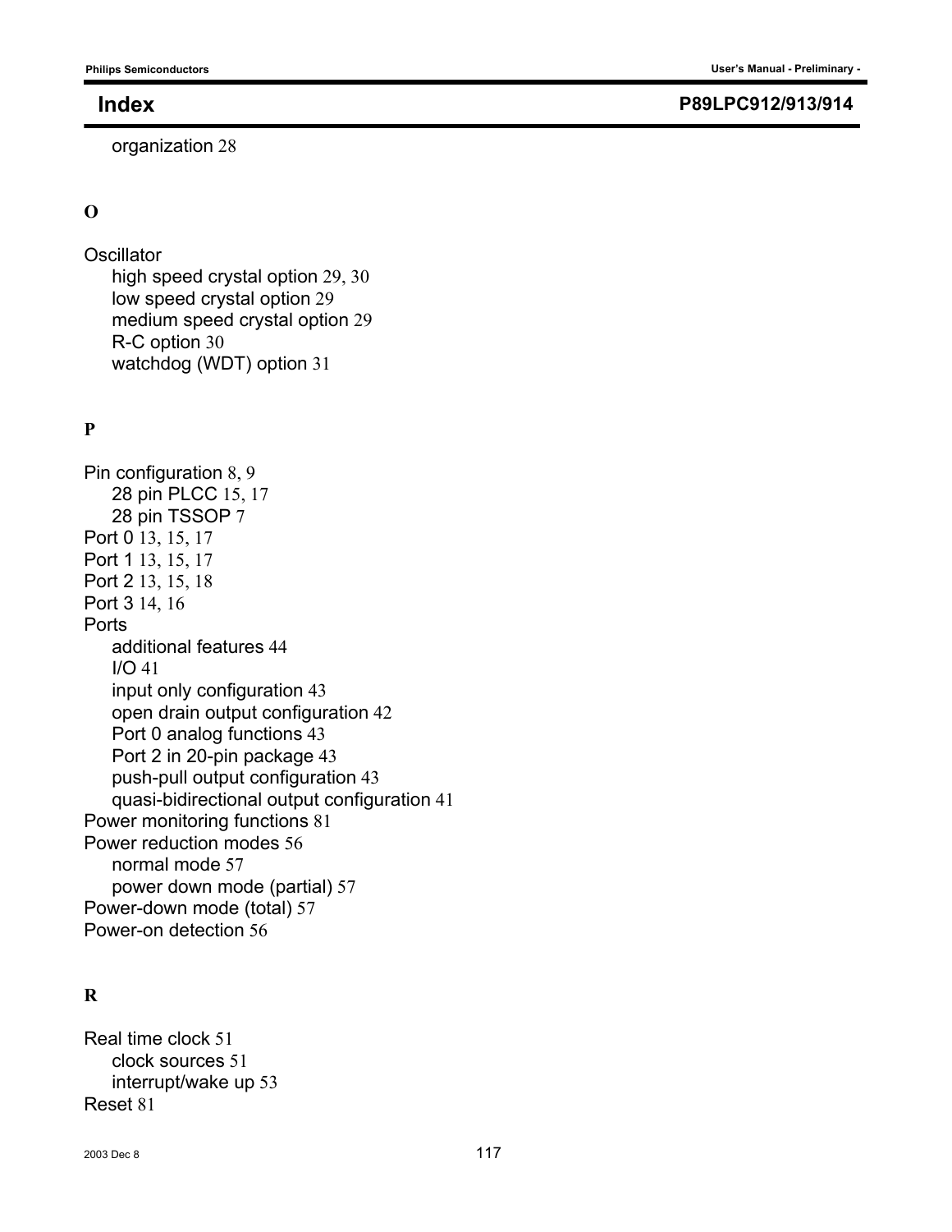organization 28

## O

Oscillator
- high speed crystal option 29, 30
- low speed crystal option 29
- medium speed crystal option 29
- R-C option 30
- watchdog (WDT) option 31

## P

Pin configuration 8, 9
- 28 pin PLCC 15, 17
- 28 pin TSSOP 7

Port 0 13, 15, 17
Port 1 13, 15, 17
Port 2 13, 15, 18
Port 3 14, 16
Ports
- additional features 44
- I/O 41
- input only configuration 43
- open drain output configuration 42
- Port 0 analog functions 43
- Port 2 in 20-pin package 43
- push-pull output configuration 43
- quasi-bidirectional output configuration 41

Power monitoring functions 81
Power reduction modes 56
- normal mode 57
- power down mode (partial) 57

Power-down mode (total) 57
Power-on detection 56

## R

Real time clock 51
- clock sources 51
- interrupt/wake up 53

Reset 81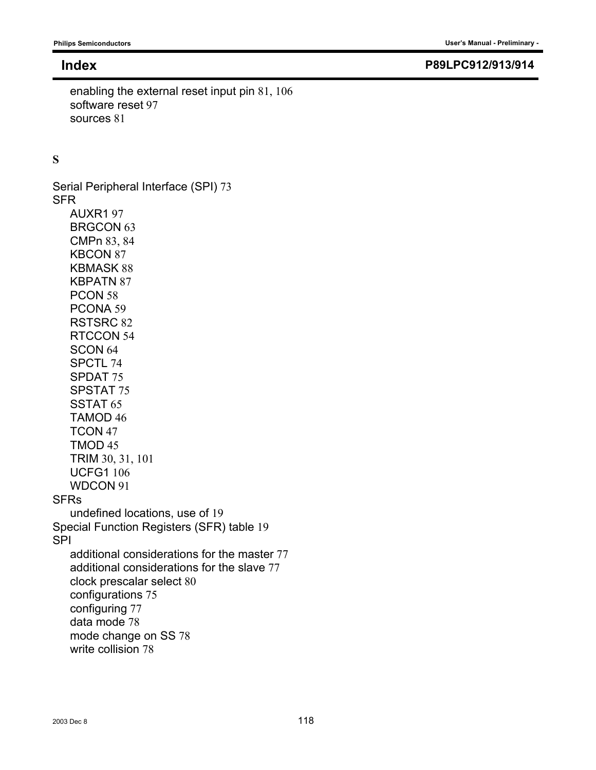enabling the external reset input pin 81, 106
software reset 97
sources 81

## S

Serial Peripheral Interface (SPI) 73

SFR

- AUXR1 97
- BRGCON 63
- CMPn 83, 84
- KBCON 87
- KBMASK 88
- KBPATN 87
- PCON 58
- PCONA 59
- RSTSRC 82
- RTCCON 54
- SCON 64
- SPCTL 74
- SPDAT 75
- SPSTAT 75
- SSTAT 65
- TAMOD 46
- TCON 47
- TMOD 45
- TRIM 30, 31, 101
- UCFG1 106
- WDCON 91

SFRs

- undefined locations, use of 19

Special Function Registers (SFR) table 19

SPI

- additional considerations for the master 77
- additional considerations for the slave 77
- clock prescalar select 80
- configurations 75
- configuring 77
- data mode 78
- mode change on SS 78
- write collision 78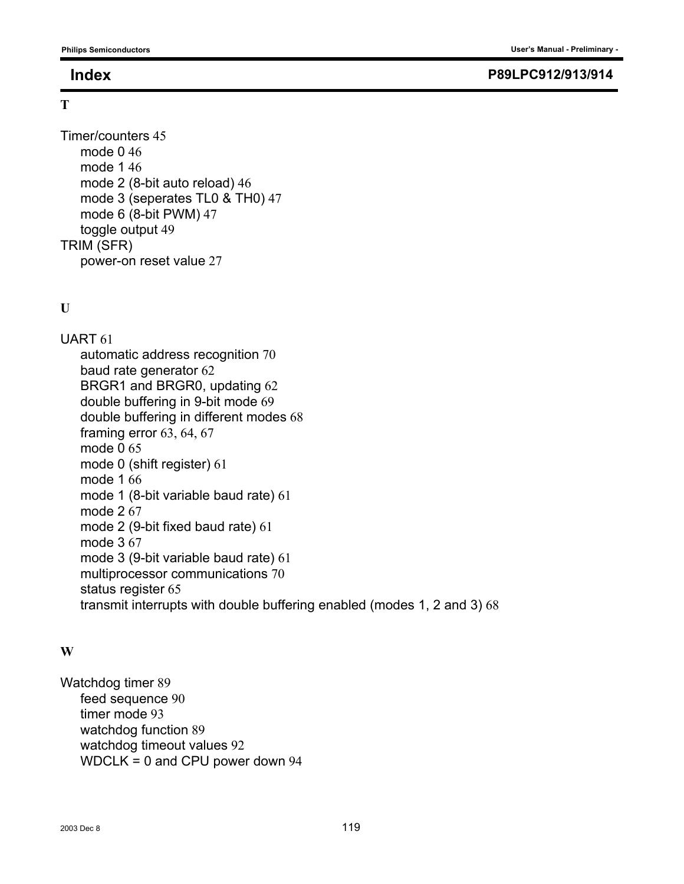# Index

## T

Timer/counters 45
- mode 0 46
- mode 1 46
- mode 2 (8-bit auto reload) 46
- mode 3 (seperates TL0 & TH0) 47
- mode 6 (8-bit PWM) 47
- toggle output 49

TRIM (SFR)
- power-on reset value 27

## U

UART 61
- automatic address recognition 70
- baud rate generator 62
- BRGR1 and BRGR0, updating 62
- double buffering in 9-bit mode 69
- double buffering in different modes 68
- framing error 63, 64, 67
- mode 0 65
- mode 0 (shift register) 61
- mode 1 66
- mode 1 (8-bit variable baud rate) 61
- mode 2 67
- mode 2 (9-bit fixed baud rate) 61
- mode 3 67
- mode 3 (9-bit variable baud rate) 61
- multiprocessor communications 70
- status register 65
- transmit interrupts with double buffering enabled (modes 1, 2 and 3) 68

## W

Watchdog timer 89
- feed sequence 90
- timer mode 93
- watchdog function 89
- watchdog timeout values 92
- WDCLK = 0 and CPU power down 94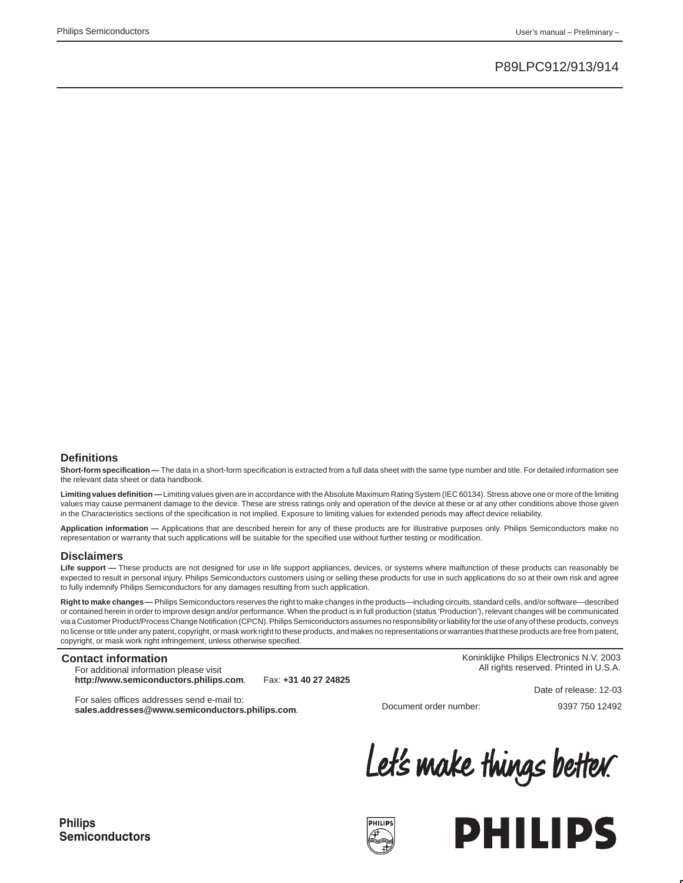## Definitions

**Short-form specification —** The data in a short-form specification is extracted from a full data sheet with the same type number and title. For detailed information see the relevant data sheet or data handbook.

**Limiting values definition —** Limiting values given are in accordance with the Absolute Maximum Rating System (IEC 60134). Stress above one or more of the limiting values may cause permanent damage to the device. These are stress ratings only and operation of the device at these or at any other conditions above those given in the Characteristics sections of the specification is not implied. Exposure to limiting values for extended periods may affect device reliability.

**Application information —** Applications that are described herein for any of these products are for illustrative purposes only. Philips Semiconductors make no representation or warranty that such applications will be suitable for the specified use without further testing or modification.

## Disclaimers

**Life support —** These products are not designed for use in life support appliances, devices, or systems where malfunction of these products can reasonably be expected to result in personal injury. Philips Semiconductors customers using or selling these products for use in such applications do so at their own risk and agree to fully indemnify Philips Semiconductors for any damages resulting from such application.

**Right to make changes —** Philips Semiconductors reserves the right to make changes in the products—including circuits, standard cells, and/or software—described or contained herein in order to improve design and/or performance. When the product is in full production (status 'Production'), relevant changes will be communicated via a Customer Product/Process Change Notification (CPCN). Philips Semiconductors assumes no responsibility or liability for the use of any of these products, conveys no license or title under any patent, copyright, or mask work right to these products, and makes no representations or warranties that these products are free from patent, copyright, or mask work right infringement, unless otherwise specified.

## Contact information

For additional information please visit
**http://www.semiconductors.philips.com**. Fax: **+31 40 27 24825**

For sales offices addresses send e-mail to:
**sales.addresses@www.semiconductors.philips.com**.

Koninklijke Philips Electronics N.V. 2003
All rights reserved. Printed in U.S.A.

Date of release: 12-03

Document order number: 9397 750 12492

Let's make things better.

**Philips Semiconductors**

PHILIPS